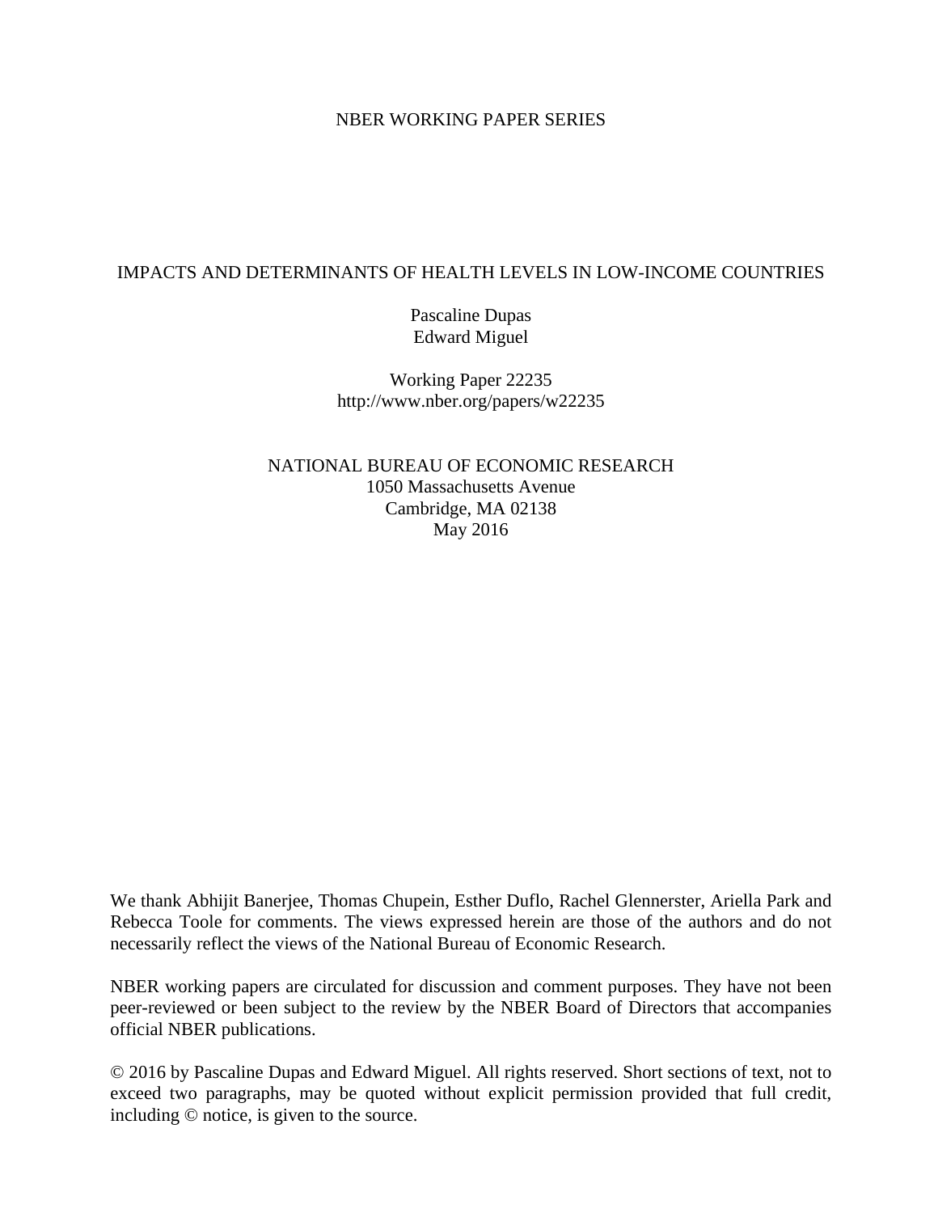NBER WORKING PAPER SERIES

# IMPACTS AND DETERMINANTS OF HEALTH LEVELS IN LOW-INCOME COUNTRIES

Pascaline Dupas
Edward Miguel

Working Paper 22235
http://www.nber.org/papers/w22235

NATIONAL BUREAU OF ECONOMIC RESEARCH
1050 Massachusetts Avenue
Cambridge, MA 02138
May 2016

We thank Abhijit Banerjee, Thomas Chupein, Esther Duflo, Rachel Glennerster, Ariella Park and Rebecca Toole for comments. The views expressed herein are those of the authors and do not necessarily reflect the views of the National Bureau of Economic Research.

NBER working papers are circulated for discussion and comment purposes. They have not been peer-reviewed or been subject to the review by the NBER Board of Directors that accompanies official NBER publications.

© 2016 by Pascaline Dupas and Edward Miguel. All rights reserved. Short sections of text, not to exceed two paragraphs, may be quoted without explicit permission provided that full credit, including © notice, is given to the source.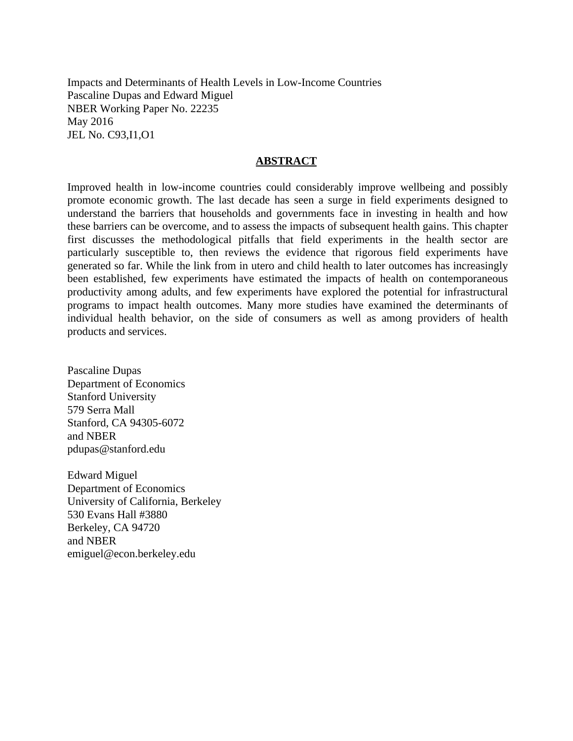Impacts and Determinants of Health Levels in Low-Income Countries
Pascaline Dupas and Edward Miguel
NBER Working Paper No. 22235
May 2016
JEL No. C93,I1,O1

## ABSTRACT

Improved health in low-income countries could considerably improve wellbeing and possibly promote economic growth. The last decade has seen a surge in field experiments designed to understand the barriers that households and governments face in investing in health and how these barriers can be overcome, and to assess the impacts of subsequent health gains. This chapter first discusses the methodological pitfalls that field experiments in the health sector are particularly susceptible to, then reviews the evidence that rigorous field experiments have generated so far. While the link from in utero and child health to later outcomes has increasingly been established, few experiments have estimated the impacts of health on contemporaneous productivity among adults, and few experiments have explored the potential for infrastructural programs to impact health outcomes. Many more studies have examined the determinants of individual health behavior, on the side of consumers as well as among providers of health products and services.

Pascaline Dupas
Department of Economics
Stanford University
579 Serra Mall
Stanford, CA 94305-6072
and NBER
pdupas@stanford.edu

Edward Miguel
Department of Economics
University of California, Berkeley
530 Evans Hall #3880
Berkeley, CA 94720
and NBER
emiguel@econ.berkeley.edu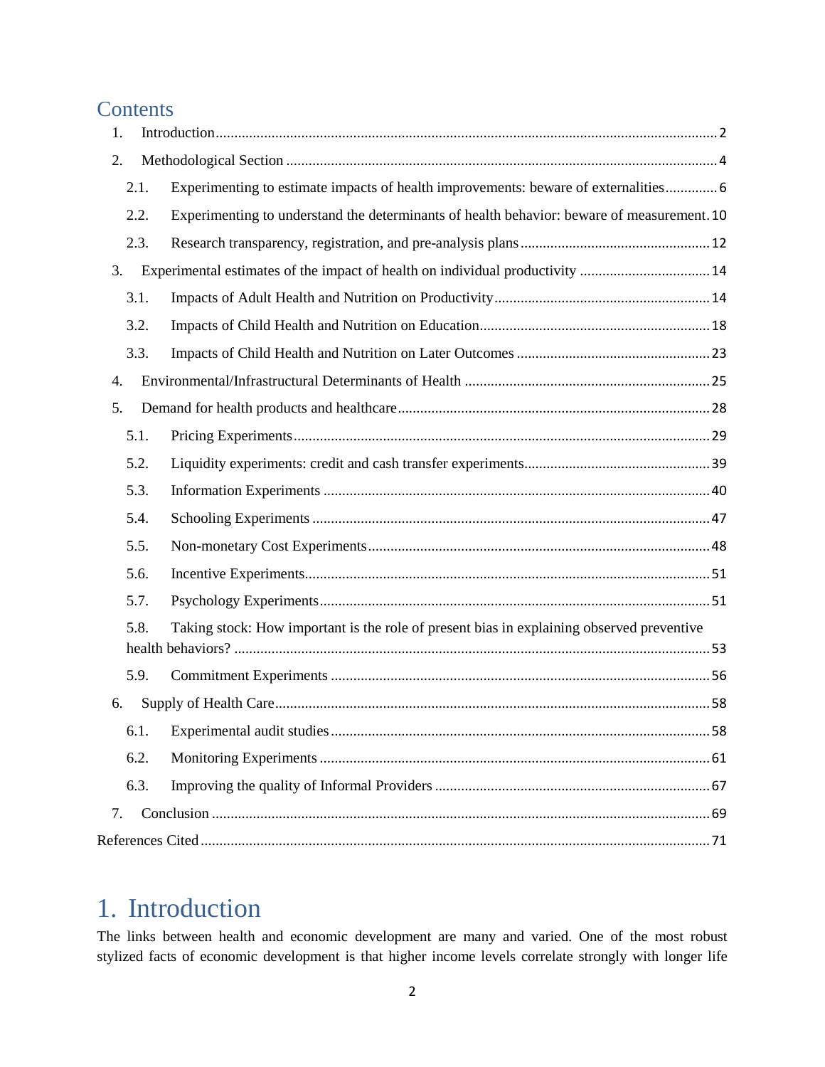# Contents

1. Introduction ..... 2
2. Methodological Section ..... 4
   - 2.1. Experimenting to estimate impacts of health improvements: beware of externalities ..... 6
   - 2.2. Experimenting to understand the determinants of health behavior: beware of measurement. 10
   - 2.3. Research transparency, registration, and pre-analysis plans ..... 12
3. Experimental estimates of the impact of health on individual productivity ..... 14
   - 3.1. Impacts of Adult Health and Nutrition on Productivity ..... 14
   - 3.2. Impacts of Child Health and Nutrition on Education ..... 18
   - 3.3. Impacts of Child Health and Nutrition on Later Outcomes ..... 23
4. Environmental/Infrastructural Determinants of Health ..... 25
5. Demand for health products and healthcare ..... 28
   - 5.1. Pricing Experiments ..... 29
   - 5.2. Liquidity experiments: credit and cash transfer experiments ..... 39
   - 5.3. Information Experiments ..... 40
   - 5.4. Schooling Experiments ..... 47
   - 5.5. Non-monetary Cost Experiments ..... 48
   - 5.6. Incentive Experiments ..... 51
   - 5.7. Psychology Experiments ..... 51
   - 5.8. Taking stock: How important is the role of present bias in explaining observed preventive health behaviors? ..... 53
   - 5.9. Commitment Experiments ..... 56
6. Supply of Health Care ..... 58
   - 6.1. Experimental audit studies ..... 58
   - 6.2. Monitoring Experiments ..... 61
   - 6.3. Improving the quality of Informal Providers ..... 67
7. Conclusion ..... 69

References Cited ..... 71

# 1. Introduction

The links between health and economic development are many and varied. One of the most robust stylized facts of economic development is that higher income levels correlate strongly with longer life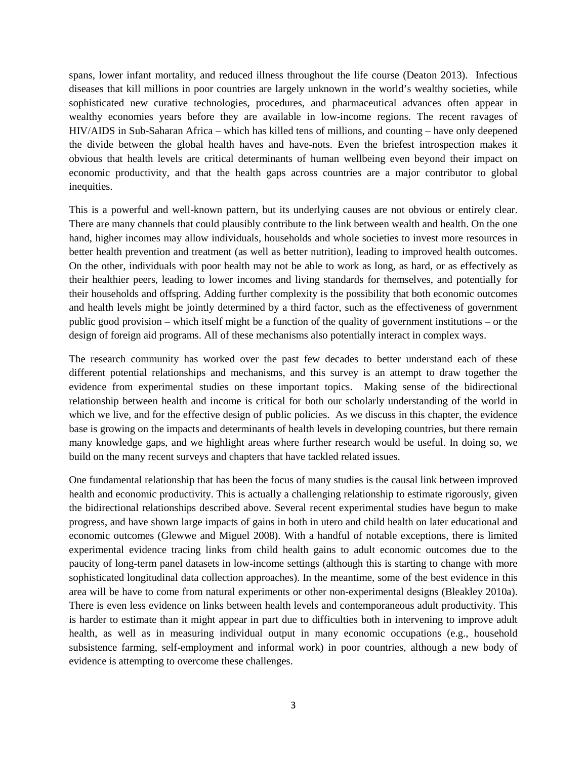spans, lower infant mortality, and reduced illness throughout the life course (Deaton 2013). Infectious diseases that kill millions in poor countries are largely unknown in the world's wealthy societies, while sophisticated new curative technologies, procedures, and pharmaceutical advances often appear in wealthy economies years before they are available in low-income regions. The recent ravages of HIV/AIDS in Sub-Saharan Africa – which has killed tens of millions, and counting – have only deepened the divide between the global health haves and have-nots. Even the briefest introspection makes it obvious that health levels are critical determinants of human wellbeing even beyond their impact on economic productivity, and that the health gaps across countries are a major contributor to global inequities.

This is a powerful and well-known pattern, but its underlying causes are not obvious or entirely clear. There are many channels that could plausibly contribute to the link between wealth and health. On the one hand, higher incomes may allow individuals, households and whole societies to invest more resources in better health prevention and treatment (as well as better nutrition), leading to improved health outcomes. On the other, individuals with poor health may not be able to work as long, as hard, or as effectively as their healthier peers, leading to lower incomes and living standards for themselves, and potentially for their households and offspring. Adding further complexity is the possibility that both economic outcomes and health levels might be jointly determined by a third factor, such as the effectiveness of government public good provision – which itself might be a function of the quality of government institutions – or the design of foreign aid programs. All of these mechanisms also potentially interact in complex ways.

The research community has worked over the past few decades to better understand each of these different potential relationships and mechanisms, and this survey is an attempt to draw together the evidence from experimental studies on these important topics. Making sense of the bidirectional relationship between health and income is critical for both our scholarly understanding of the world in which we live, and for the effective design of public policies. As we discuss in this chapter, the evidence base is growing on the impacts and determinants of health levels in developing countries, but there remain many knowledge gaps, and we highlight areas where further research would be useful. In doing so, we build on the many recent surveys and chapters that have tackled related issues.

One fundamental relationship that has been the focus of many studies is the causal link between improved health and economic productivity. This is actually a challenging relationship to estimate rigorously, given the bidirectional relationships described above. Several recent experimental studies have begun to make progress, and have shown large impacts of gains in both in utero and child health on later educational and economic outcomes (Glewwe and Miguel 2008). With a handful of notable exceptions, there is limited experimental evidence tracing links from child health gains to adult economic outcomes due to the paucity of long-term panel datasets in low-income settings (although this is starting to change with more sophisticated longitudinal data collection approaches). In the meantime, some of the best evidence in this area will be have to come from natural experiments or other non-experimental designs (Bleakley 2010a). There is even less evidence on links between health levels and contemporaneous adult productivity. This is harder to estimate than it might appear in part due to difficulties both in intervening to improve adult health, as well as in measuring individual output in many economic occupations (e.g., household subsistence farming, self-employment and informal work) in poor countries, although a new body of evidence is attempting to overcome these challenges.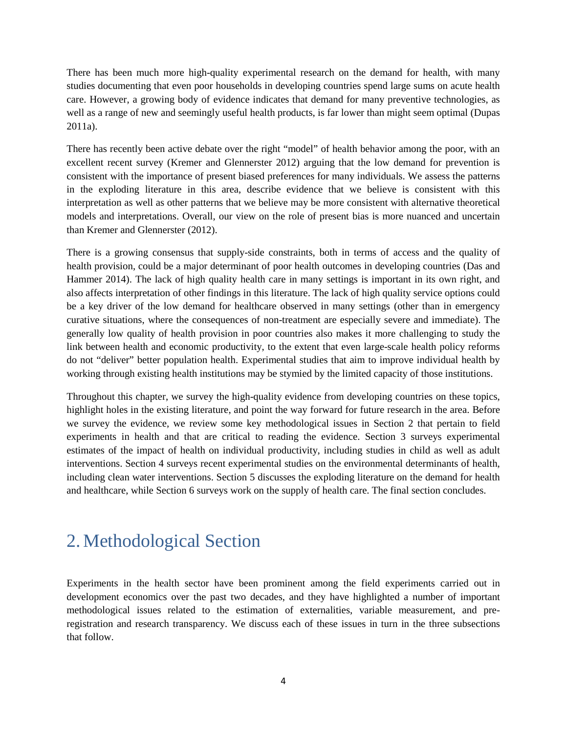There has been much more high-quality experimental research on the demand for health, with many studies documenting that even poor households in developing countries spend large sums on acute health care. However, a growing body of evidence indicates that demand for many preventive technologies, as well as a range of new and seemingly useful health products, is far lower than might seem optimal (Dupas 2011a).

There has recently been active debate over the right "model" of health behavior among the poor, with an excellent recent survey (Kremer and Glennerster 2012) arguing that the low demand for prevention is consistent with the importance of present biased preferences for many individuals. We assess the patterns in the exploding literature in this area, describe evidence that we believe is consistent with this interpretation as well as other patterns that we believe may be more consistent with alternative theoretical models and interpretations. Overall, our view on the role of present bias is more nuanced and uncertain than Kremer and Glennerster (2012).

There is a growing consensus that supply-side constraints, both in terms of access and the quality of health provision, could be a major determinant of poor health outcomes in developing countries (Das and Hammer 2014). The lack of high quality health care in many settings is important in its own right, and also affects interpretation of other findings in this literature. The lack of high quality service options could be a key driver of the low demand for healthcare observed in many settings (other than in emergency curative situations, where the consequences of non-treatment are especially severe and immediate). The generally low quality of health provision in poor countries also makes it more challenging to study the link between health and economic productivity, to the extent that even large-scale health policy reforms do not "deliver" better population health. Experimental studies that aim to improve individual health by working through existing health institutions may be stymied by the limited capacity of those institutions.

Throughout this chapter, we survey the high-quality evidence from developing countries on these topics, highlight holes in the existing literature, and point the way forward for future research in the area. Before we survey the evidence, we review some key methodological issues in Section 2 that pertain to field experiments in health and that are critical to reading the evidence. Section 3 surveys experimental estimates of the impact of health on individual productivity, including studies in child as well as adult interventions. Section 4 surveys recent experimental studies on the environmental determinants of health, including clean water interventions. Section 5 discusses the exploding literature on the demand for health and healthcare, while Section 6 surveys work on the supply of health care. The final section concludes.

# 2. Methodological Section

Experiments in the health sector have been prominent among the field experiments carried out in development economics over the past two decades, and they have highlighted a number of important methodological issues related to the estimation of externalities, variable measurement, and pre-registration and research transparency. We discuss each of these issues in turn in the three subsections that follow.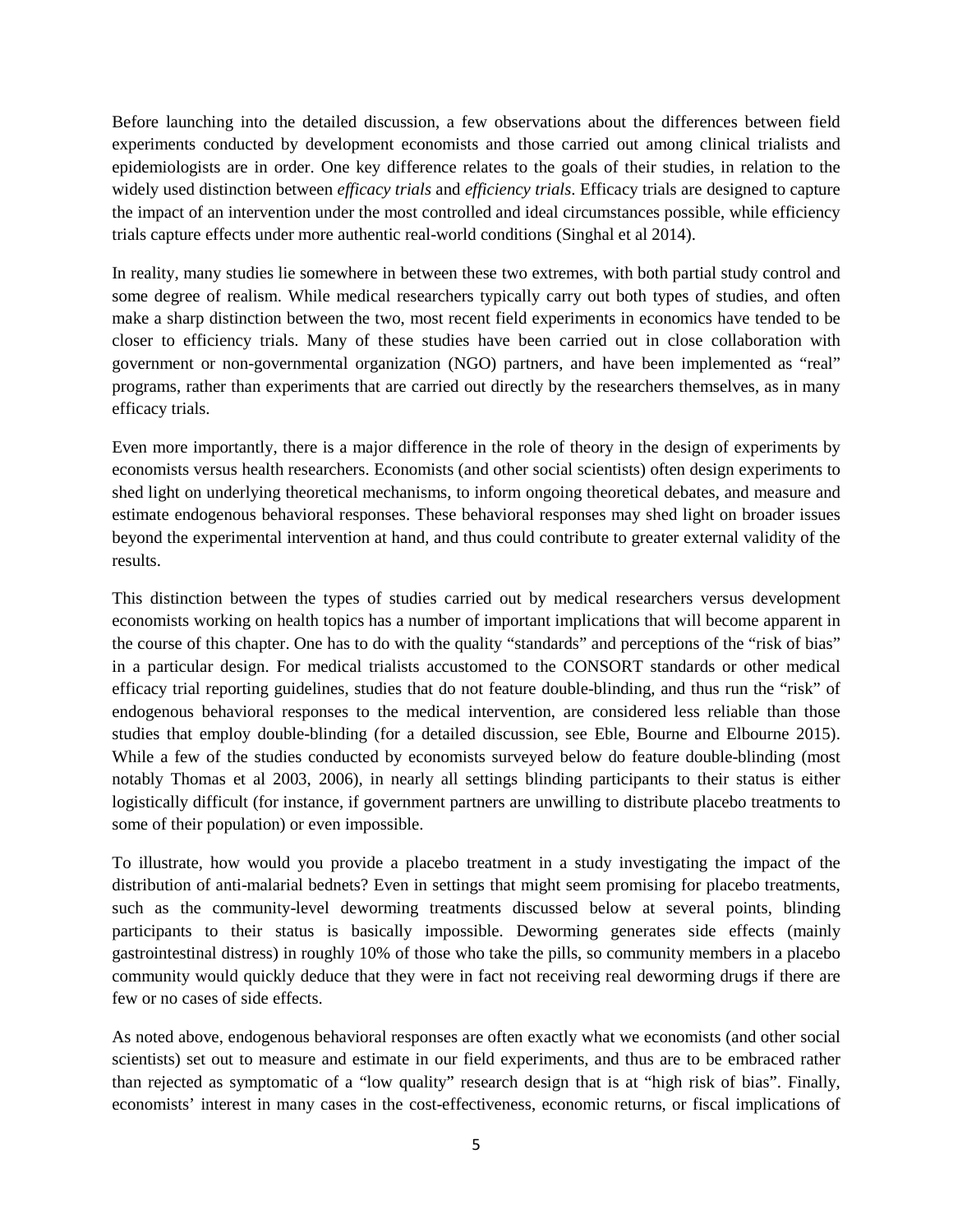Before launching into the detailed discussion, a few observations about the differences between field experiments conducted by development economists and those carried out among clinical trialists and epidemiologists are in order. One key difference relates to the goals of their studies, in relation to the widely used distinction between *efficacy trials* and *efficiency trials*. Efficacy trials are designed to capture the impact of an intervention under the most controlled and ideal circumstances possible, while efficiency trials capture effects under more authentic real-world conditions (Singhal et al 2014).

In reality, many studies lie somewhere in between these two extremes, with both partial study control and some degree of realism. While medical researchers typically carry out both types of studies, and often make a sharp distinction between the two, most recent field experiments in economics have tended to be closer to efficiency trials. Many of these studies have been carried out in close collaboration with government or non-governmental organization (NGO) partners, and have been implemented as "real" programs, rather than experiments that are carried out directly by the researchers themselves, as in many efficacy trials.

Even more importantly, there is a major difference in the role of theory in the design of experiments by economists versus health researchers. Economists (and other social scientists) often design experiments to shed light on underlying theoretical mechanisms, to inform ongoing theoretical debates, and measure and estimate endogenous behavioral responses. These behavioral responses may shed light on broader issues beyond the experimental intervention at hand, and thus could contribute to greater external validity of the results.

This distinction between the types of studies carried out by medical researchers versus development economists working on health topics has a number of important implications that will become apparent in the course of this chapter. One has to do with the quality "standards" and perceptions of the "risk of bias" in a particular design. For medical trialists accustomed to the CONSORT standards or other medical efficacy trial reporting guidelines, studies that do not feature double-blinding, and thus run the "risk" of endogenous behavioral responses to the medical intervention, are considered less reliable than those studies that employ double-blinding (for a detailed discussion, see Eble, Bourne and Elbourne 2015). While a few of the studies conducted by economists surveyed below do feature double-blinding (most notably Thomas et al 2003, 2006), in nearly all settings blinding participants to their status is either logistically difficult (for instance, if government partners are unwilling to distribute placebo treatments to some of their population) or even impossible.

To illustrate, how would you provide a placebo treatment in a study investigating the impact of the distribution of anti-malarial bednets? Even in settings that might seem promising for placebo treatments, such as the community-level deworming treatments discussed below at several points, blinding participants to their status is basically impossible. Deworming generates side effects (mainly gastrointestinal distress) in roughly 10% of those who take the pills, so community members in a placebo community would quickly deduce that they were in fact not receiving real deworming drugs if there are few or no cases of side effects.

As noted above, endogenous behavioral responses are often exactly what we economists (and other social scientists) set out to measure and estimate in our field experiments, and thus are to be embraced rather than rejected as symptomatic of a "low quality" research design that is at "high risk of bias". Finally, economists' interest in many cases in the cost-effectiveness, economic returns, or fiscal implications of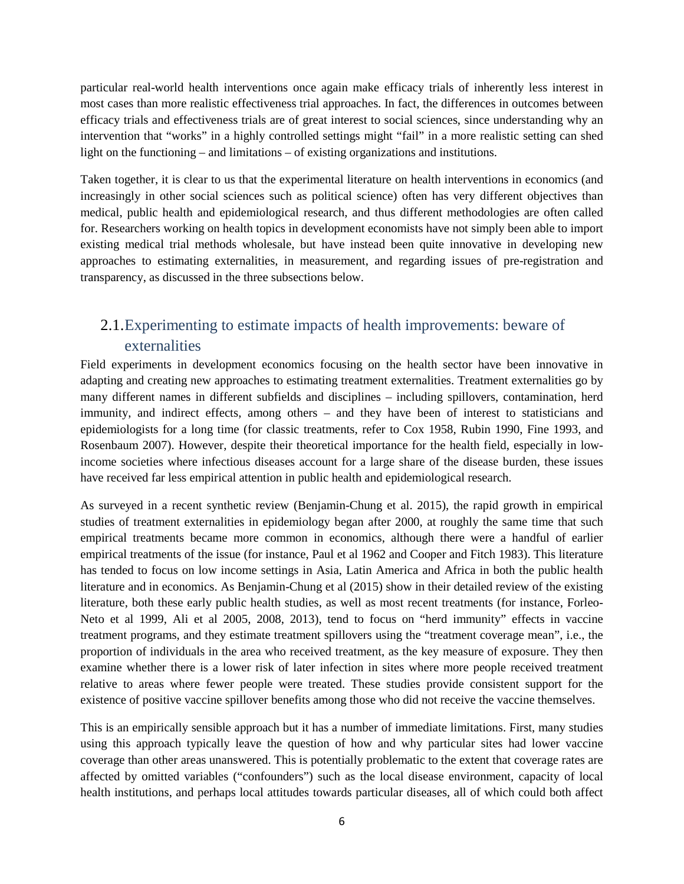particular real-world health interventions once again make efficacy trials of inherently less interest in most cases than more realistic effectiveness trial approaches. In fact, the differences in outcomes between efficacy trials and effectiveness trials are of great interest to social sciences, since understanding why an intervention that "works" in a highly controlled settings might "fail" in a more realistic setting can shed light on the functioning – and limitations – of existing organizations and institutions.

Taken together, it is clear to us that the experimental literature on health interventions in economics (and increasingly in other social sciences such as political science) often has very different objectives than medical, public health and epidemiological research, and thus different methodologies are often called for. Researchers working on health topics in development economists have not simply been able to import existing medical trial methods wholesale, but have instead been quite innovative in developing new approaches to estimating externalities, in measurement, and regarding issues of pre-registration and transparency, as discussed in the three subsections below.

## 2.1. Experimenting to estimate impacts of health improvements: beware of externalities

Field experiments in development economics focusing on the health sector have been innovative in adapting and creating new approaches to estimating treatment externalities. Treatment externalities go by many different names in different subfields and disciplines – including spillovers, contamination, herd immunity, and indirect effects, among others – and they have been of interest to statisticians and epidemiologists for a long time (for classic treatments, refer to Cox 1958, Rubin 1990, Fine 1993, and Rosenbaum 2007). However, despite their theoretical importance for the health field, especially in low-income societies where infectious diseases account for a large share of the disease burden, these issues have received far less empirical attention in public health and epidemiological research.

As surveyed in a recent synthetic review (Benjamin-Chung et al. 2015), the rapid growth in empirical studies of treatment externalities in epidemiology began after 2000, at roughly the same time that such empirical treatments became more common in economics, although there were a handful of earlier empirical treatments of the issue (for instance, Paul et al 1962 and Cooper and Fitch 1983). This literature has tended to focus on low income settings in Asia, Latin America and Africa in both the public health literature and in economics. As Benjamin-Chung et al (2015) show in their detailed review of the existing literature, both these early public health studies, as well as most recent treatments (for instance, Forleo-Neto et al 1999, Ali et al 2005, 2008, 2013), tend to focus on "herd immunity" effects in vaccine treatment programs, and they estimate treatment spillovers using the "treatment coverage mean", i.e., the proportion of individuals in the area who received treatment, as the key measure of exposure. They then examine whether there is a lower risk of later infection in sites where more people received treatment relative to areas where fewer people were treated. These studies provide consistent support for the existence of positive vaccine spillover benefits among those who did not receive the vaccine themselves.

This is an empirically sensible approach but it has a number of immediate limitations. First, many studies using this approach typically leave the question of how and why particular sites had lower vaccine coverage than other areas unanswered. This is potentially problematic to the extent that coverage rates are affected by omitted variables ("confounders") such as the local disease environment, capacity of local health institutions, and perhaps local attitudes towards particular diseases, all of which could both affect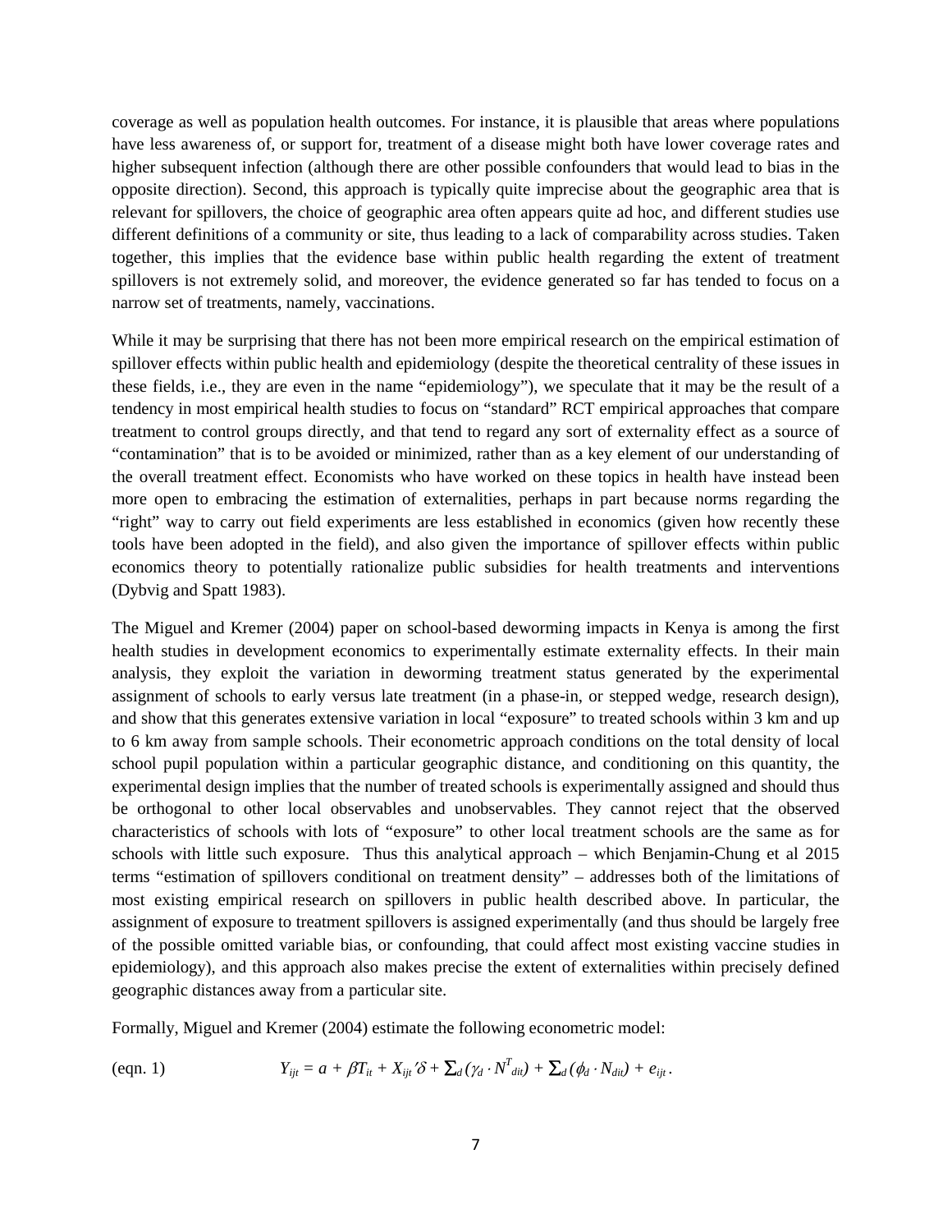coverage as well as population health outcomes. For instance, it is plausible that areas where populations have less awareness of, or support for, treatment of a disease might both have lower coverage rates and higher subsequent infection (although there are other possible confounders that would lead to bias in the opposite direction). Second, this approach is typically quite imprecise about the geographic area that is relevant for spillovers, the choice of geographic area often appears quite ad hoc, and different studies use different definitions of a community or site, thus leading to a lack of comparability across studies. Taken together, this implies that the evidence base within public health regarding the extent of treatment spillovers is not extremely solid, and moreover, the evidence generated so far has tended to focus on a narrow set of treatments, namely, vaccinations.

While it may be surprising that there has not been more empirical research on the empirical estimation of spillover effects within public health and epidemiology (despite the theoretical centrality of these issues in these fields, i.e., they are even in the name "epidemiology"), we speculate that it may be the result of a tendency in most empirical health studies to focus on "standard" RCT empirical approaches that compare treatment to control groups directly, and that tend to regard any sort of externality effect as a source of "contamination" that is to be avoided or minimized, rather than as a key element of our understanding of the overall treatment effect. Economists who have worked on these topics in health have instead been more open to embracing the estimation of externalities, perhaps in part because norms regarding the "right" way to carry out field experiments are less established in economics (given how recently these tools have been adopted in the field), and also given the importance of spillover effects within public economics theory to potentially rationalize public subsidies for health treatments and interventions (Dybvig and Spatt 1983).

The Miguel and Kremer (2004) paper on school-based deworming impacts in Kenya is among the first health studies in development economics to experimentally estimate externality effects. In their main analysis, they exploit the variation in deworming treatment status generated by the experimental assignment of schools to early versus late treatment (in a phase-in, or stepped wedge, research design), and show that this generates extensive variation in local "exposure" to treated schools within 3 km and up to 6 km away from sample schools. Their econometric approach conditions on the total density of local school pupil population within a particular geographic distance, and conditioning on this quantity, the experimental design implies that the number of treated schools is experimentally assigned and should thus be orthogonal to other local observables and unobservables. They cannot reject that the observed characteristics of schools with lots of "exposure" to other local treatment schools are the same as for schools with little such exposure. Thus this analytical approach – which Benjamin-Chung et al 2015 terms "estimation of spillovers conditional on treatment density" – addresses both of the limitations of most existing empirical research on spillovers in public health described above. In particular, the assignment of exposure to treatment spillovers is assigned experimentally (and thus should be largely free of the possible omitted variable bias, or confounding, that could affect most existing vaccine studies in epidemiology), and this approach also makes precise the extent of externalities within precisely defined geographic distances away from a particular site.

Formally, Miguel and Kremer (2004) estimate the following econometric model:

(eqn. 1)
$$Y_{ijt} = a + \beta T_{it} + X_{ijt}'\delta + \sum_d (\gamma_d \cdot N^T_{dit}) + \sum_d (\phi_d \cdot N_{dit}) + e_{ijt}.$$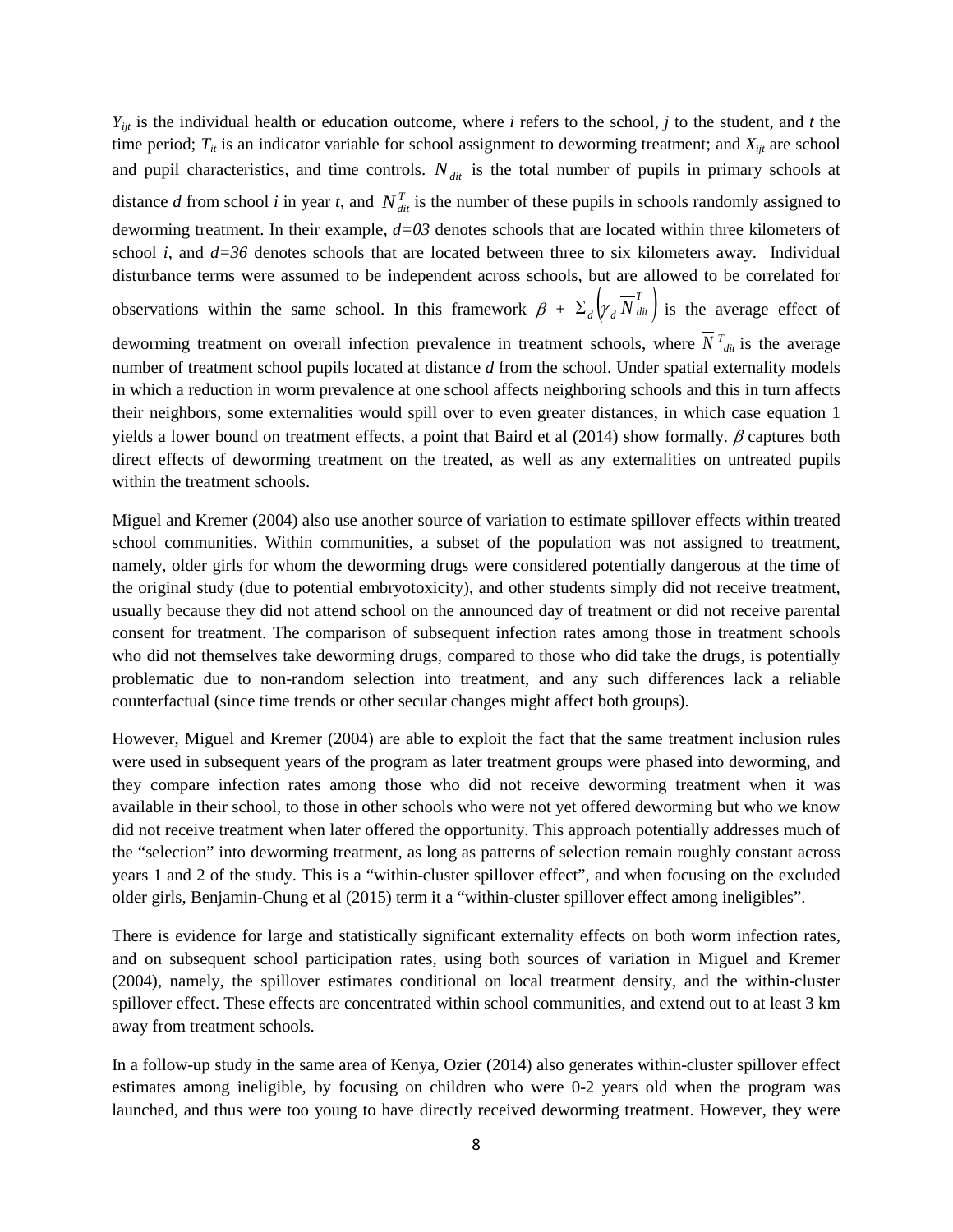$Y_{ijt}$ is the individual health or education outcome, where *i* refers to the school, *j* to the student, and *t* the time period; $T_{it}$ is an indicator variable for school assignment to deworming treatment; and $X_{ijt}$ are school and pupil characteristics, and time controls. $N_{dit}$ is the total number of pupils in primary schools at distance *d* from school *i* in year *t*, and $N^T_{dit}$ is the number of these pupils in schools randomly assigned to deworming treatment. In their example, *d=03* denotes schools that are located within three kilometers of school *i*, and *d=36* denotes schools that are located between three to six kilometers away. Individual disturbance terms were assumed to be independent across schools, but are allowed to be correlated for observations within the same school. In this framework $\beta + \Sigma_d \left( \gamma_d \overline{N}^T_{dit} \right)$ is the average effect of deworming treatment on overall infection prevalence in treatment schools, where $\overline{N}^T_{dit}$ is the average number of treatment school pupils located at distance *d* from the school. Under spatial externality models in which a reduction in worm prevalence at one school affects neighboring schools and this in turn affects their neighbors, some externalities would spill over to even greater distances, in which case equation 1 yields a lower bound on treatment effects, a point that Baird et al (2014) show formally. $\beta$ captures both direct effects of deworming treatment on the treated, as well as any externalities on untreated pupils within the treatment schools.

Miguel and Kremer (2004) also use another source of variation to estimate spillover effects within treated school communities. Within communities, a subset of the population was not assigned to treatment, namely, older girls for whom the deworming drugs were considered potentially dangerous at the time of the original study (due to potential embryotoxicity), and other students simply did not receive treatment, usually because they did not attend school on the announced day of treatment or did not receive parental consent for treatment. The comparison of subsequent infection rates among those in treatment schools who did not themselves take deworming drugs, compared to those who did take the drugs, is potentially problematic due to non-random selection into treatment, and any such differences lack a reliable counterfactual (since time trends or other secular changes might affect both groups).

However, Miguel and Kremer (2004) are able to exploit the fact that the same treatment inclusion rules were used in subsequent years of the program as later treatment groups were phased into deworming, and they compare infection rates among those who did not receive deworming treatment when it was available in their school, to those in other schools who were not yet offered deworming but who we know did not receive treatment when later offered the opportunity. This approach potentially addresses much of the "selection" into deworming treatment, as long as patterns of selection remain roughly constant across years 1 and 2 of the study. This is a "within-cluster spillover effect", and when focusing on the excluded older girls, Benjamin-Chung et al (2015) term it a "within-cluster spillover effect among ineligibles".

There is evidence for large and statistically significant externality effects on both worm infection rates, and on subsequent school participation rates, using both sources of variation in Miguel and Kremer (2004), namely, the spillover estimates conditional on local treatment density, and the within-cluster spillover effect. These effects are concentrated within school communities, and extend out to at least 3 km away from treatment schools.

In a follow-up study in the same area of Kenya, Ozier (2014) also generates within-cluster spillover effect estimates among ineligible, by focusing on children who were 0-2 years old when the program was launched, and thus were too young to have directly received deworming treatment. However, they were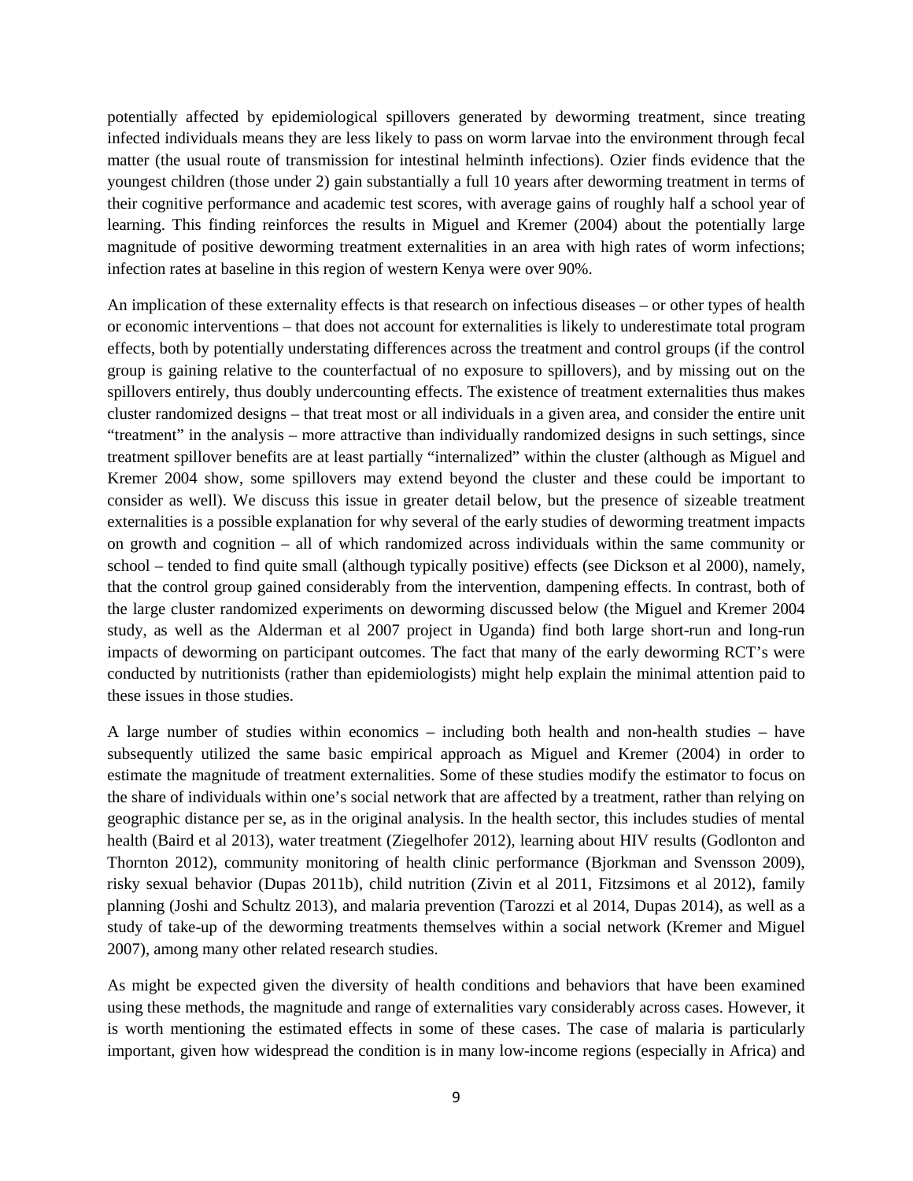potentially affected by epidemiological spillovers generated by deworming treatment, since treating infected individuals means they are less likely to pass on worm larvae into the environment through fecal matter (the usual route of transmission for intestinal helminth infections). Ozier finds evidence that the youngest children (those under 2) gain substantially a full 10 years after deworming treatment in terms of their cognitive performance and academic test scores, with average gains of roughly half a school year of learning. This finding reinforces the results in Miguel and Kremer (2004) about the potentially large magnitude of positive deworming treatment externalities in an area with high rates of worm infections; infection rates at baseline in this region of western Kenya were over 90%.

An implication of these externality effects is that research on infectious diseases – or other types of health or economic interventions – that does not account for externalities is likely to underestimate total program effects, both by potentially understating differences across the treatment and control groups (if the control group is gaining relative to the counterfactual of no exposure to spillovers), and by missing out on the spillovers entirely, thus doubly undercounting effects. The existence of treatment externalities thus makes cluster randomized designs – that treat most or all individuals in a given area, and consider the entire unit "treatment" in the analysis – more attractive than individually randomized designs in such settings, since treatment spillover benefits are at least partially "internalized" within the cluster (although as Miguel and Kremer 2004 show, some spillovers may extend beyond the cluster and these could be important to consider as well). We discuss this issue in greater detail below, but the presence of sizeable treatment externalities is a possible explanation for why several of the early studies of deworming treatment impacts on growth and cognition – all of which randomized across individuals within the same community or school – tended to find quite small (although typically positive) effects (see Dickson et al 2000), namely, that the control group gained considerably from the intervention, dampening effects. In contrast, both of the large cluster randomized experiments on deworming discussed below (the Miguel and Kremer 2004 study, as well as the Alderman et al 2007 project in Uganda) find both large short-run and long-run impacts of deworming on participant outcomes. The fact that many of the early deworming RCT's were conducted by nutritionists (rather than epidemiologists) might help explain the minimal attention paid to these issues in those studies.

A large number of studies within economics – including both health and non-health studies – have subsequently utilized the same basic empirical approach as Miguel and Kremer (2004) in order to estimate the magnitude of treatment externalities. Some of these studies modify the estimator to focus on the share of individuals within one's social network that are affected by a treatment, rather than relying on geographic distance per se, as in the original analysis. In the health sector, this includes studies of mental health (Baird et al 2013), water treatment (Ziegelhofer 2012), learning about HIV results (Godlonton and Thornton 2012), community monitoring of health clinic performance (Bjorkman and Svensson 2009), risky sexual behavior (Dupas 2011b), child nutrition (Zivin et al 2011, Fitzsimons et al 2012), family planning (Joshi and Schultz 2013), and malaria prevention (Tarozzi et al 2014, Dupas 2014), as well as a study of take-up of the deworming treatments themselves within a social network (Kremer and Miguel 2007), among many other related research studies.

As might be expected given the diversity of health conditions and behaviors that have been examined using these methods, the magnitude and range of externalities vary considerably across cases. However, it is worth mentioning the estimated effects in some of these cases. The case of malaria is particularly important, given how widespread the condition is in many low-income regions (especially in Africa) and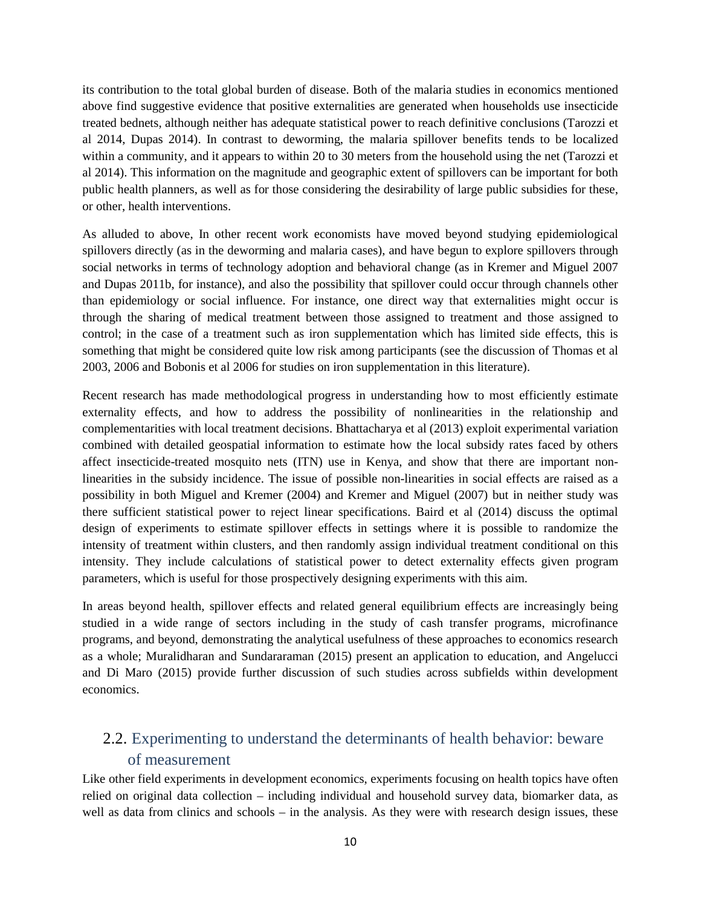its contribution to the total global burden of disease. Both of the malaria studies in economics mentioned above find suggestive evidence that positive externalities are generated when households use insecticide treated bednets, although neither has adequate statistical power to reach definitive conclusions (Tarozzi et al 2014, Dupas 2014). In contrast to deworming, the malaria spillover benefits tends to be localized within a community, and it appears to within 20 to 30 meters from the household using the net (Tarozzi et al 2014). This information on the magnitude and geographic extent of spillovers can be important for both public health planners, as well as for those considering the desirability of large public subsidies for these, or other, health interventions.

As alluded to above, In other recent work economists have moved beyond studying epidemiological spillovers directly (as in the deworming and malaria cases), and have begun to explore spillovers through social networks in terms of technology adoption and behavioral change (as in Kremer and Miguel 2007 and Dupas 2011b, for instance), and also the possibility that spillover could occur through channels other than epidemiology or social influence. For instance, one direct way that externalities might occur is through the sharing of medical treatment between those assigned to treatment and those assigned to control; in the case of a treatment such as iron supplementation which has limited side effects, this is something that might be considered quite low risk among participants (see the discussion of Thomas et al 2003, 2006 and Bobonis et al 2006 for studies on iron supplementation in this literature).

Recent research has made methodological progress in understanding how to most efficiently estimate externality effects, and how to address the possibility of nonlinearities in the relationship and complementarities with local treatment decisions. Bhattacharya et al (2013) exploit experimental variation combined with detailed geospatial information to estimate how the local subsidy rates faced by others affect insecticide-treated mosquito nets (ITN) use in Kenya, and show that there are important non-linearities in the subsidy incidence. The issue of possible non-linearities in social effects are raised as a possibility in both Miguel and Kremer (2004) and Kremer and Miguel (2007) but in neither study was there sufficient statistical power to reject linear specifications. Baird et al (2014) discuss the optimal design of experiments to estimate spillover effects in settings where it is possible to randomize the intensity of treatment within clusters, and then randomly assign individual treatment conditional on this intensity. They include calculations of statistical power to detect externality effects given program parameters, which is useful for those prospectively designing experiments with this aim.

In areas beyond health, spillover effects and related general equilibrium effects are increasingly being studied in a wide range of sectors including in the study of cash transfer programs, microfinance programs, and beyond, demonstrating the analytical usefulness of these approaches to economics research as a whole; Muralidharan and Sundararaman (2015) present an application to education, and Angelucci and Di Maro (2015) provide further discussion of such studies across subfields within development economics.

## 2.2. Experimenting to understand the determinants of health behavior: beware of measurement

Like other field experiments in development economics, experiments focusing on health topics have often relied on original data collection – including individual and household survey data, biomarker data, as well as data from clinics and schools – in the analysis. As they were with research design issues, these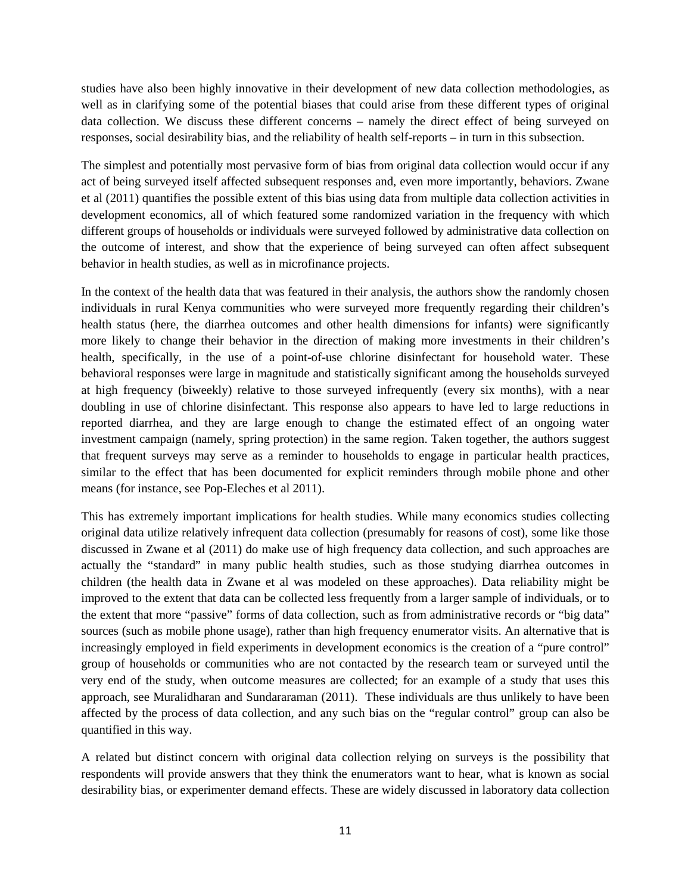studies have also been highly innovative in their development of new data collection methodologies, as well as in clarifying some of the potential biases that could arise from these different types of original data collection. We discuss these different concerns – namely the direct effect of being surveyed on responses, social desirability bias, and the reliability of health self-reports – in turn in this subsection.

The simplest and potentially most pervasive form of bias from original data collection would occur if any act of being surveyed itself affected subsequent responses and, even more importantly, behaviors. Zwane et al (2011) quantifies the possible extent of this bias using data from multiple data collection activities in development economics, all of which featured some randomized variation in the frequency with which different groups of households or individuals were surveyed followed by administrative data collection on the outcome of interest, and show that the experience of being surveyed can often affect subsequent behavior in health studies, as well as in microfinance projects.

In the context of the health data that was featured in their analysis, the authors show the randomly chosen individuals in rural Kenya communities who were surveyed more frequently regarding their children's health status (here, the diarrhea outcomes and other health dimensions for infants) were significantly more likely to change their behavior in the direction of making more investments in their children's health, specifically, in the use of a point-of-use chlorine disinfectant for household water. These behavioral responses were large in magnitude and statistically significant among the households surveyed at high frequency (biweekly) relative to those surveyed infrequently (every six months), with a near doubling in use of chlorine disinfectant. This response also appears to have led to large reductions in reported diarrhea, and they are large enough to change the estimated effect of an ongoing water investment campaign (namely, spring protection) in the same region. Taken together, the authors suggest that frequent surveys may serve as a reminder to households to engage in particular health practices, similar to the effect that has been documented for explicit reminders through mobile phone and other means (for instance, see Pop-Eleches et al 2011).

This has extremely important implications for health studies. While many economics studies collecting original data utilize relatively infrequent data collection (presumably for reasons of cost), some like those discussed in Zwane et al (2011) do make use of high frequency data collection, and such approaches are actually the "standard" in many public health studies, such as those studying diarrhea outcomes in children (the health data in Zwane et al was modeled on these approaches). Data reliability might be improved to the extent that data can be collected less frequently from a larger sample of individuals, or to the extent that more "passive" forms of data collection, such as from administrative records or "big data" sources (such as mobile phone usage), rather than high frequency enumerator visits. An alternative that is increasingly employed in field experiments in development economics is the creation of a "pure control" group of households or communities who are not contacted by the research team or surveyed until the very end of the study, when outcome measures are collected; for an example of a study that uses this approach, see Muralidharan and Sundararaman (2011). These individuals are thus unlikely to have been affected by the process of data collection, and any such bias on the "regular control" group can also be quantified in this way.

A related but distinct concern with original data collection relying on surveys is the possibility that respondents will provide answers that they think the enumerators want to hear, what is known as social desirability bias, or experimenter demand effects. These are widely discussed in laboratory data collection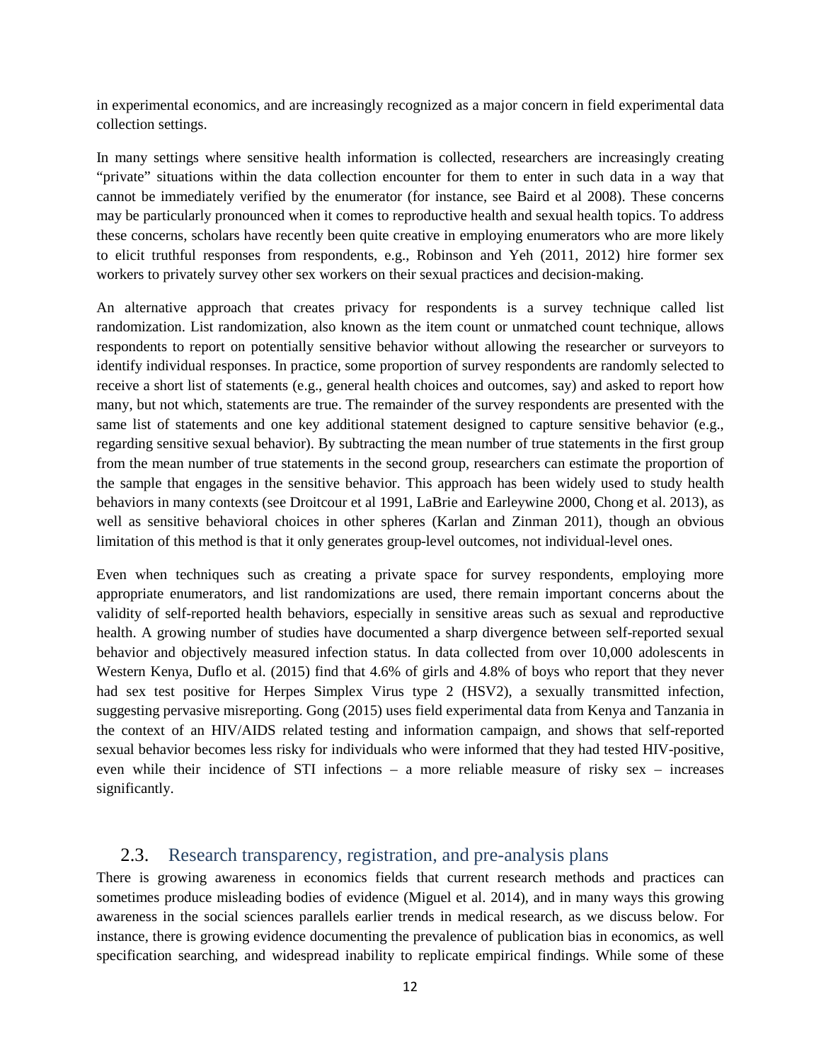in experimental economics, and are increasingly recognized as a major concern in field experimental data collection settings.

In many settings where sensitive health information is collected, researchers are increasingly creating "private" situations within the data collection encounter for them to enter in such data in a way that cannot be immediately verified by the enumerator (for instance, see Baird et al 2008). These concerns may be particularly pronounced when it comes to reproductive health and sexual health topics. To address these concerns, scholars have recently been quite creative in employing enumerators who are more likely to elicit truthful responses from respondents, e.g., Robinson and Yeh (2011, 2012) hire former sex workers to privately survey other sex workers on their sexual practices and decision-making.

An alternative approach that creates privacy for respondents is a survey technique called list randomization. List randomization, also known as the item count or unmatched count technique, allows respondents to report on potentially sensitive behavior without allowing the researcher or surveyors to identify individual responses. In practice, some proportion of survey respondents are randomly selected to receive a short list of statements (e.g., general health choices and outcomes, say) and asked to report how many, but not which, statements are true. The remainder of the survey respondents are presented with the same list of statements and one key additional statement designed to capture sensitive behavior (e.g., regarding sensitive sexual behavior). By subtracting the mean number of true statements in the first group from the mean number of true statements in the second group, researchers can estimate the proportion of the sample that engages in the sensitive behavior. This approach has been widely used to study health behaviors in many contexts (see Droitcour et al 1991, LaBrie and Earleywine 2000, Chong et al. 2013), as well as sensitive behavioral choices in other spheres (Karlan and Zinman 2011), though an obvious limitation of this method is that it only generates group-level outcomes, not individual-level ones.

Even when techniques such as creating a private space for survey respondents, employing more appropriate enumerators, and list randomizations are used, there remain important concerns about the validity of self-reported health behaviors, especially in sensitive areas such as sexual and reproductive health. A growing number of studies have documented a sharp divergence between self-reported sexual behavior and objectively measured infection status. In data collected from over 10,000 adolescents in Western Kenya, Duflo et al. (2015) find that 4.6% of girls and 4.8% of boys who report that they never had sex test positive for Herpes Simplex Virus type 2 (HSV2), a sexually transmitted infection, suggesting pervasive misreporting. Gong (2015) uses field experimental data from Kenya and Tanzania in the context of an HIV/AIDS related testing and information campaign, and shows that self-reported sexual behavior becomes less risky for individuals who were informed that they had tested HIV-positive, even while their incidence of STI infections – a more reliable measure of risky sex – increases significantly.

## 2.3. Research transparency, registration, and pre-analysis plans

There is growing awareness in economics fields that current research methods and practices can sometimes produce misleading bodies of evidence (Miguel et al. 2014), and in many ways this growing awareness in the social sciences parallels earlier trends in medical research, as we discuss below. For instance, there is growing evidence documenting the prevalence of publication bias in economics, as well specification searching, and widespread inability to replicate empirical findings. While some of these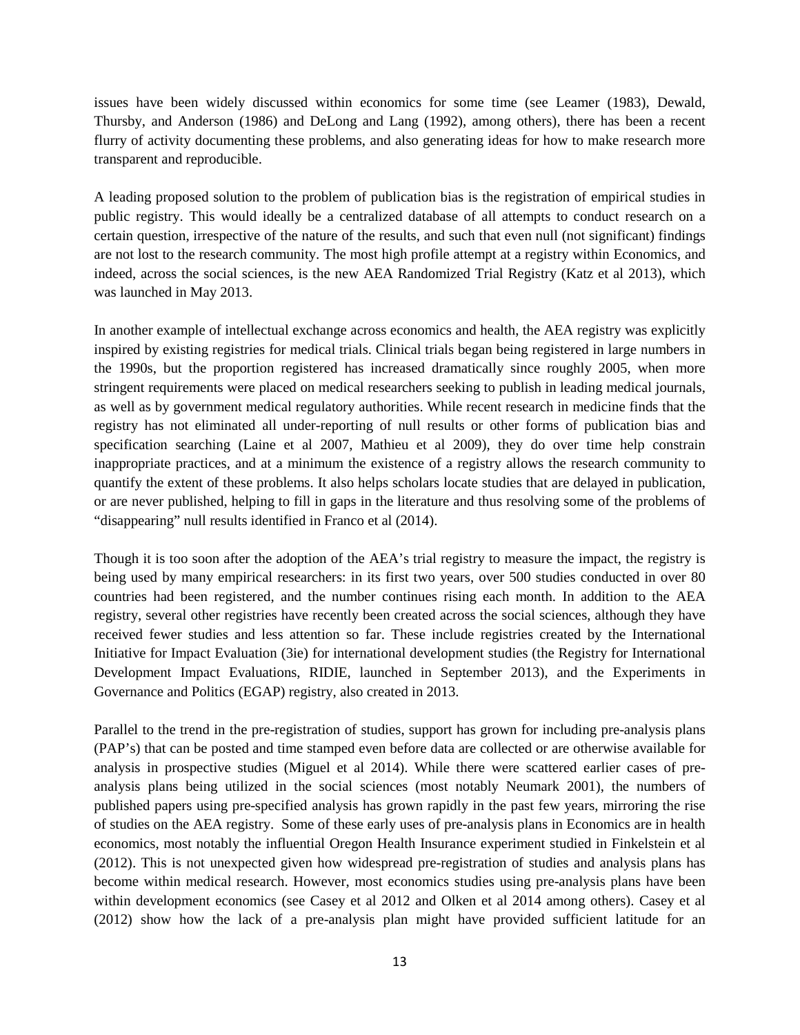issues have been widely discussed within economics for some time (see Leamer (1983), Dewald, Thursby, and Anderson (1986) and DeLong and Lang (1992), among others), there has been a recent flurry of activity documenting these problems, and also generating ideas for how to make research more transparent and reproducible.

A leading proposed solution to the problem of publication bias is the registration of empirical studies in public registry. This would ideally be a centralized database of all attempts to conduct research on a certain question, irrespective of the nature of the results, and such that even null (not significant) findings are not lost to the research community. The most high profile attempt at a registry within Economics, and indeed, across the social sciences, is the new AEA Randomized Trial Registry (Katz et al 2013), which was launched in May 2013.

In another example of intellectual exchange across economics and health, the AEA registry was explicitly inspired by existing registries for medical trials. Clinical trials began being registered in large numbers in the 1990s, but the proportion registered has increased dramatically since roughly 2005, when more stringent requirements were placed on medical researchers seeking to publish in leading medical journals, as well as by government medical regulatory authorities. While recent research in medicine finds that the registry has not eliminated all under-reporting of null results or other forms of publication bias and specification searching (Laine et al 2007, Mathieu et al 2009), they do over time help constrain inappropriate practices, and at a minimum the existence of a registry allows the research community to quantify the extent of these problems. It also helps scholars locate studies that are delayed in publication, or are never published, helping to fill in gaps in the literature and thus resolving some of the problems of "disappearing" null results identified in Franco et al (2014).

Though it is too soon after the adoption of the AEA's trial registry to measure the impact, the registry is being used by many empirical researchers: in its first two years, over 500 studies conducted in over 80 countries had been registered, and the number continues rising each month. In addition to the AEA registry, several other registries have recently been created across the social sciences, although they have received fewer studies and less attention so far. These include registries created by the International Initiative for Impact Evaluation (3ie) for international development studies (the Registry for International Development Impact Evaluations, RIDIE, launched in September 2013), and the Experiments in Governance and Politics (EGAP) registry, also created in 2013.

Parallel to the trend in the pre-registration of studies, support has grown for including pre-analysis plans (PAP's) that can be posted and time stamped even before data are collected or are otherwise available for analysis in prospective studies (Miguel et al 2014). While there were scattered earlier cases of pre-analysis plans being utilized in the social sciences (most notably Neumark 2001), the numbers of published papers using pre-specified analysis has grown rapidly in the past few years, mirroring the rise of studies on the AEA registry. Some of these early uses of pre-analysis plans in Economics are in health economics, most notably the influential Oregon Health Insurance experiment studied in Finkelstein et al (2012). This is not unexpected given how widespread pre-registration of studies and analysis plans has become within medical research. However, most economics studies using pre-analysis plans have been within development economics (see Casey et al 2012 and Olken et al 2014 among others). Casey et al (2012) show how the lack of a pre-analysis plan might have provided sufficient latitude for an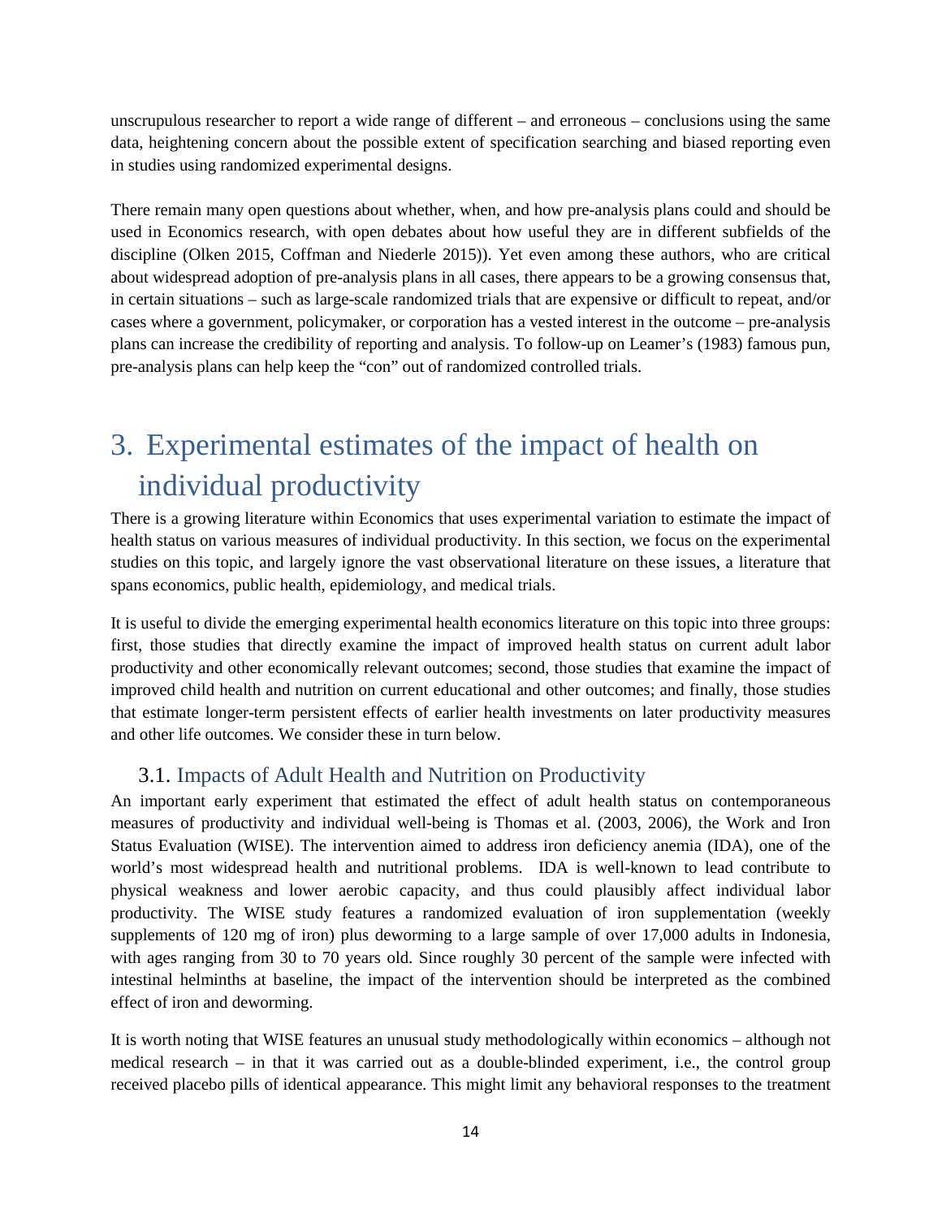unscrupulous researcher to report a wide range of different – and erroneous – conclusions using the same data, heightening concern about the possible extent of specification searching and biased reporting even in studies using randomized experimental designs.

There remain many open questions about whether, when, and how pre-analysis plans could and should be used in Economics research, with open debates about how useful they are in different subfields of the discipline (Olken 2015, Coffman and Niederle 2015)). Yet even among these authors, who are critical about widespread adoption of pre-analysis plans in all cases, there appears to be a growing consensus that, in certain situations – such as large-scale randomized trials that are expensive or difficult to repeat, and/or cases where a government, policymaker, or corporation has a vested interest in the outcome – pre-analysis plans can increase the credibility of reporting and analysis. To follow-up on Leamer's (1983) famous pun, pre-analysis plans can help keep the "con" out of randomized controlled trials.

# 3. Experimental estimates of the impact of health on individual productivity

There is a growing literature within Economics that uses experimental variation to estimate the impact of health status on various measures of individual productivity. In this section, we focus on the experimental studies on this topic, and largely ignore the vast observational literature on these issues, a literature that spans economics, public health, epidemiology, and medical trials.

It is useful to divide the emerging experimental health economics literature on this topic into three groups: first, those studies that directly examine the impact of improved health status on current adult labor productivity and other economically relevant outcomes; second, those studies that examine the impact of improved child health and nutrition on current educational and other outcomes; and finally, those studies that estimate longer-term persistent effects of earlier health investments on later productivity measures and other life outcomes. We consider these in turn below.

## 3.1. Impacts of Adult Health and Nutrition on Productivity

An important early experiment that estimated the effect of adult health status on contemporaneous measures of productivity and individual well-being is Thomas et al. (2003, 2006), the Work and Iron Status Evaluation (WISE). The intervention aimed to address iron deficiency anemia (IDA), one of the world's most widespread health and nutritional problems. IDA is well-known to lead contribute to physical weakness and lower aerobic capacity, and thus could plausibly affect individual labor productivity. The WISE study features a randomized evaluation of iron supplementation (weekly supplements of 120 mg of iron) plus deworming to a large sample of over 17,000 adults in Indonesia, with ages ranging from 30 to 70 years old. Since roughly 30 percent of the sample were infected with intestinal helminths at baseline, the impact of the intervention should be interpreted as the combined effect of iron and deworming.

It is worth noting that WISE features an unusual study methodologically within economics – although not medical research – in that it was carried out as a double-blinded experiment, i.e., the control group received placebo pills of identical appearance. This might limit any behavioral responses to the treatment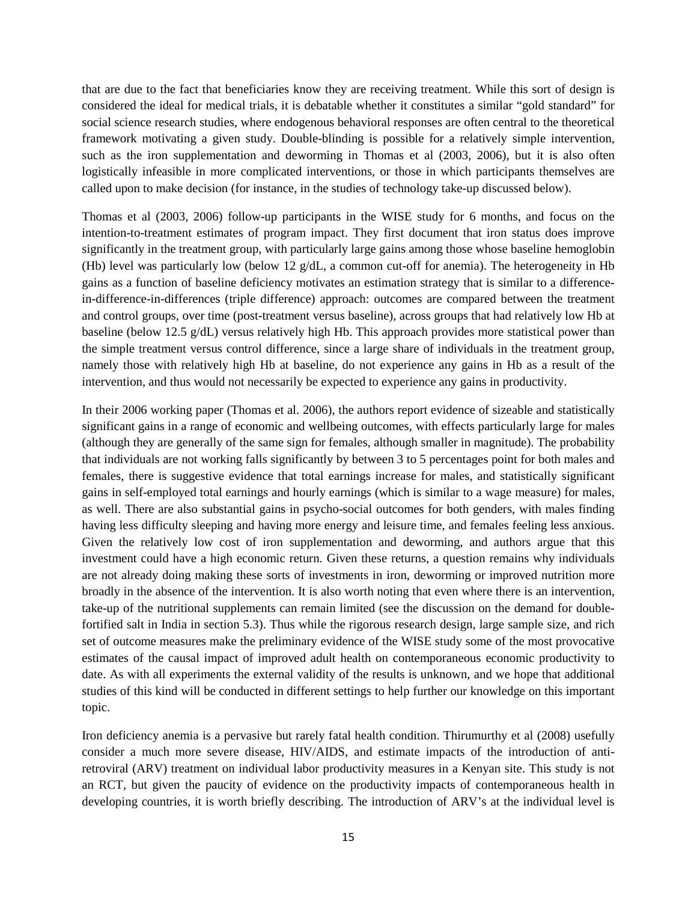that are due to the fact that beneficiaries know they are receiving treatment. While this sort of design is considered the ideal for medical trials, it is debatable whether it constitutes a similar "gold standard" for social science research studies, where endogenous behavioral responses are often central to the theoretical framework motivating a given study. Double-blinding is possible for a relatively simple intervention, such as the iron supplementation and deworming in Thomas et al (2003, 2006), but it is also often logistically infeasible in more complicated interventions, or those in which participants themselves are called upon to make decision (for instance, in the studies of technology take-up discussed below).

Thomas et al (2003, 2006) follow-up participants in the WISE study for 6 months, and focus on the intention-to-treatment estimates of program impact. They first document that iron status does improve significantly in the treatment group, with particularly large gains among those whose baseline hemoglobin (Hb) level was particularly low (below 12 g/dL, a common cut-off for anemia). The heterogeneity in Hb gains as a function of baseline deficiency motivates an estimation strategy that is similar to a difference-in-difference-in-differences (triple difference) approach: outcomes are compared between the treatment and control groups, over time (post-treatment versus baseline), across groups that had relatively low Hb at baseline (below 12.5 g/dL) versus relatively high Hb. This approach provides more statistical power than the simple treatment versus control difference, since a large share of individuals in the treatment group, namely those with relatively high Hb at baseline, do not experience any gains in Hb as a result of the intervention, and thus would not necessarily be expected to experience any gains in productivity.

In their 2006 working paper (Thomas et al. 2006), the authors report evidence of sizeable and statistically significant gains in a range of economic and wellbeing outcomes, with effects particularly large for males (although they are generally of the same sign for females, although smaller in magnitude). The probability that individuals are not working falls significantly by between 3 to 5 percentages point for both males and females, there is suggestive evidence that total earnings increase for males, and statistically significant gains in self-employed total earnings and hourly earnings (which is similar to a wage measure) for males, as well. There are also substantial gains in psycho-social outcomes for both genders, with males finding having less difficulty sleeping and having more energy and leisure time, and females feeling less anxious. Given the relatively low cost of iron supplementation and deworming, and authors argue that this investment could have a high economic return. Given these returns, a question remains why individuals are not already doing making these sorts of investments in iron, deworming or improved nutrition more broadly in the absence of the intervention. It is also worth noting that even where there is an intervention, take-up of the nutritional supplements can remain limited (see the discussion on the demand for double-fortified salt in India in section 5.3). Thus while the rigorous research design, large sample size, and rich set of outcome measures make the preliminary evidence of the WISE study some of the most provocative estimates of the causal impact of improved adult health on contemporaneous economic productivity to date. As with all experiments the external validity of the results is unknown, and we hope that additional studies of this kind will be conducted in different settings to help further our knowledge on this important topic.

Iron deficiency anemia is a pervasive but rarely fatal health condition. Thirumurthy et al (2008) usefully consider a much more severe disease, HIV/AIDS, and estimate impacts of the introduction of anti-retroviral (ARV) treatment on individual labor productivity measures in a Kenyan site. This study is not an RCT, but given the paucity of evidence on the productivity impacts of contemporaneous health in developing countries, it is worth briefly describing. The introduction of ARV's at the individual level is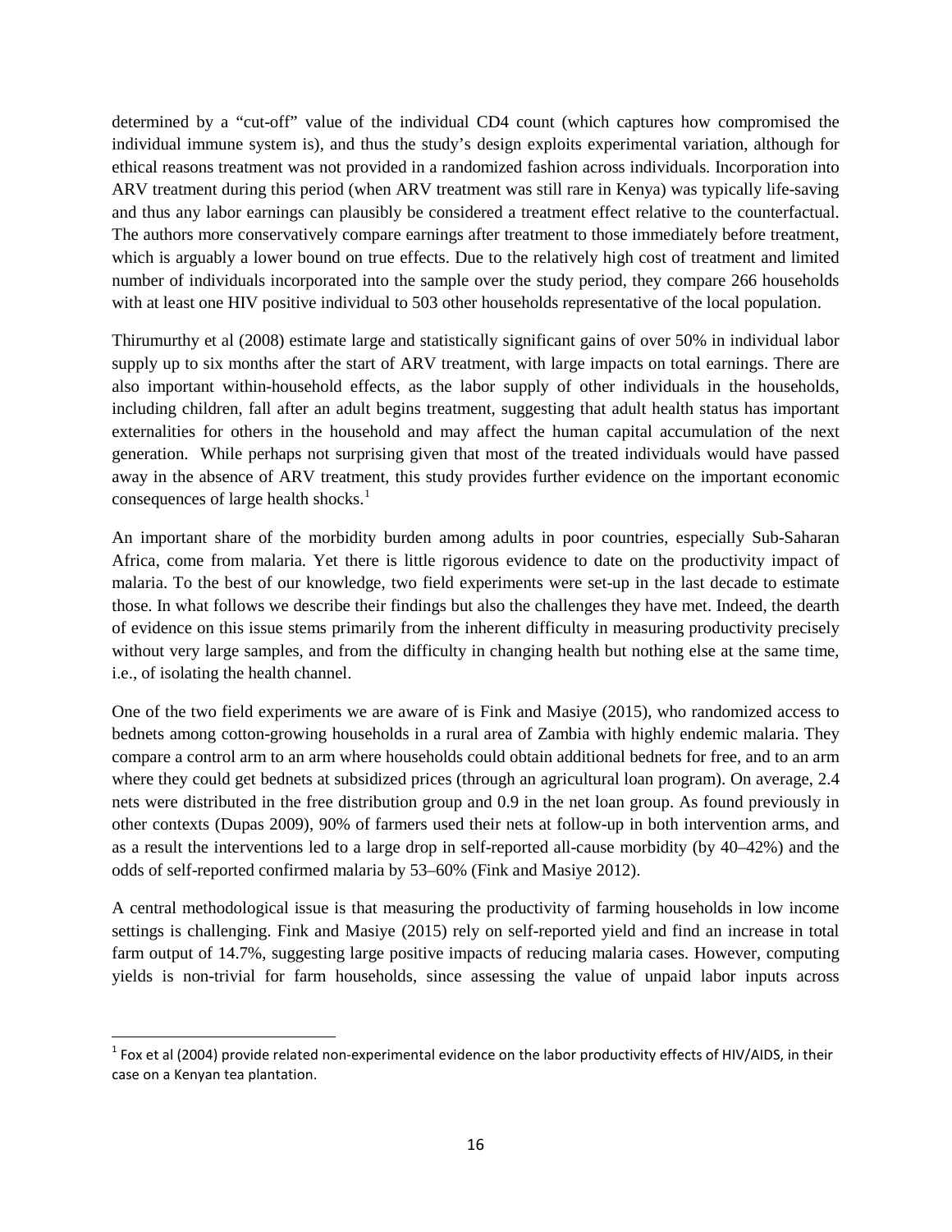determined by a "cut-off" value of the individual CD4 count (which captures how compromised the individual immune system is), and thus the study's design exploits experimental variation, although for ethical reasons treatment was not provided in a randomized fashion across individuals. Incorporation into ARV treatment during this period (when ARV treatment was still rare in Kenya) was typically life-saving and thus any labor earnings can plausibly be considered a treatment effect relative to the counterfactual. The authors more conservatively compare earnings after treatment to those immediately before treatment, which is arguably a lower bound on true effects. Due to the relatively high cost of treatment and limited number of individuals incorporated into the sample over the study period, they compare 266 households with at least one HIV positive individual to 503 other households representative of the local population.

Thirumurthy et al (2008) estimate large and statistically significant gains of over 50% in individual labor supply up to six months after the start of ARV treatment, with large impacts on total earnings. There are also important within-household effects, as the labor supply of other individuals in the households, including children, fall after an adult begins treatment, suggesting that adult health status has important externalities for others in the household and may affect the human capital accumulation of the next generation. While perhaps not surprising given that most of the treated individuals would have passed away in the absence of ARV treatment, this study provides further evidence on the important economic consequences of large health shocks.[1]

An important share of the morbidity burden among adults in poor countries, especially Sub-Saharan Africa, come from malaria. Yet there is little rigorous evidence to date on the productivity impact of malaria. To the best of our knowledge, two field experiments were set-up in the last decade to estimate those. In what follows we describe their findings but also the challenges they have met. Indeed, the dearth of evidence on this issue stems primarily from the inherent difficulty in measuring productivity precisely without very large samples, and from the difficulty in changing health but nothing else at the same time, i.e., of isolating the health channel.

One of the two field experiments we are aware of is Fink and Masiye (2015), who randomized access to bednets among cotton-growing households in a rural area of Zambia with highly endemic malaria. They compare a control arm to an arm where households could obtain additional bednets for free, and to an arm where they could get bednets at subsidized prices (through an agricultural loan program). On average, 2.4 nets were distributed in the free distribution group and 0.9 in the net loan group. As found previously in other contexts (Dupas 2009), 90% of farmers used their nets at follow-up in both intervention arms, and as a result the interventions led to a large drop in self-reported all-cause morbidity (by 40–42%) and the odds of self-reported confirmed malaria by 53–60% (Fink and Masiye 2012).

A central methodological issue is that measuring the productivity of farming households in low income settings is challenging. Fink and Masiye (2015) rely on self-reported yield and find an increase in total farm output of 14.7%, suggesting large positive impacts of reducing malaria cases. However, computing yields is non-trivial for farm households, since assessing the value of unpaid labor inputs across

[1] Fox et al (2004) provide related non-experimental evidence on the labor productivity effects of HIV/AIDS, in their case on a Kenyan tea plantation.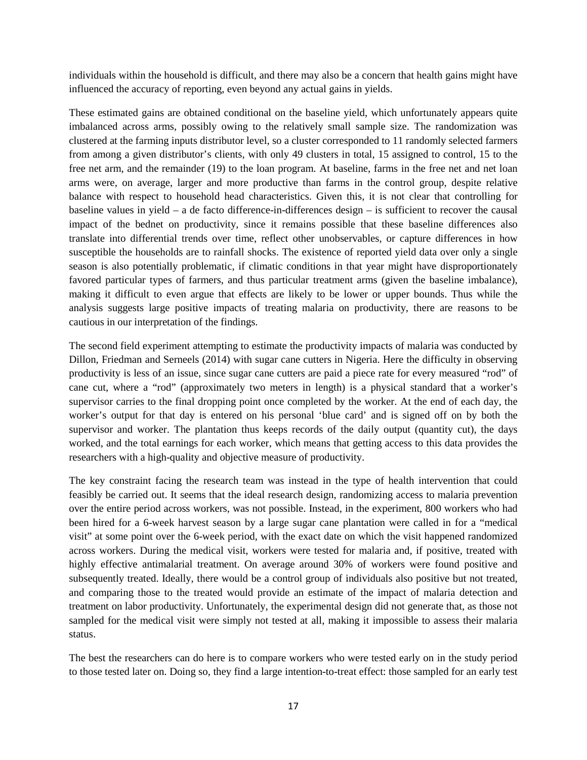individuals within the household is difficult, and there may also be a concern that health gains might have influenced the accuracy of reporting, even beyond any actual gains in yields.

These estimated gains are obtained conditional on the baseline yield, which unfortunately appears quite imbalanced across arms, possibly owing to the relatively small sample size. The randomization was clustered at the farming inputs distributor level, so a cluster corresponded to 11 randomly selected farmers from among a given distributor's clients, with only 49 clusters in total, 15 assigned to control, 15 to the free net arm, and the remainder (19) to the loan program. At baseline, farms in the free net and net loan arms were, on average, larger and more productive than farms in the control group, despite relative balance with respect to household head characteristics. Given this, it is not clear that controlling for baseline values in yield – a de facto difference-in-differences design – is sufficient to recover the causal impact of the bednet on productivity, since it remains possible that these baseline differences also translate into differential trends over time, reflect other unobservables, or capture differences in how susceptible the households are to rainfall shocks. The existence of reported yield data over only a single season is also potentially problematic, if climatic conditions in that year might have disproportionately favored particular types of farmers, and thus particular treatment arms (given the baseline imbalance), making it difficult to even argue that effects are likely to be lower or upper bounds. Thus while the analysis suggests large positive impacts of treating malaria on productivity, there are reasons to be cautious in our interpretation of the findings.

The second field experiment attempting to estimate the productivity impacts of malaria was conducted by Dillon, Friedman and Serneels (2014) with sugar cane cutters in Nigeria. Here the difficulty in observing productivity is less of an issue, since sugar cane cutters are paid a piece rate for every measured "rod" of cane cut, where a "rod" (approximately two meters in length) is a physical standard that a worker's supervisor carries to the final dropping point once completed by the worker. At the end of each day, the worker's output for that day is entered on his personal 'blue card' and is signed off on by both the supervisor and worker. The plantation thus keeps records of the daily output (quantity cut), the days worked, and the total earnings for each worker, which means that getting access to this data provides the researchers with a high-quality and objective measure of productivity.

The key constraint facing the research team was instead in the type of health intervention that could feasibly be carried out. It seems that the ideal research design, randomizing access to malaria prevention over the entire period across workers, was not possible. Instead, in the experiment, 800 workers who had been hired for a 6-week harvest season by a large sugar cane plantation were called in for a "medical visit" at some point over the 6-week period, with the exact date on which the visit happened randomized across workers. During the medical visit, workers were tested for malaria and, if positive, treated with highly effective antimalarial treatment. On average around 30% of workers were found positive and subsequently treated. Ideally, there would be a control group of individuals also positive but not treated, and comparing those to the treated would provide an estimate of the impact of malaria detection and treatment on labor productivity. Unfortunately, the experimental design did not generate that, as those not sampled for the medical visit were simply not tested at all, making it impossible to assess their malaria status.

The best the researchers can do here is to compare workers who were tested early on in the study period to those tested later on. Doing so, they find a large intention-to-treat effect: those sampled for an early test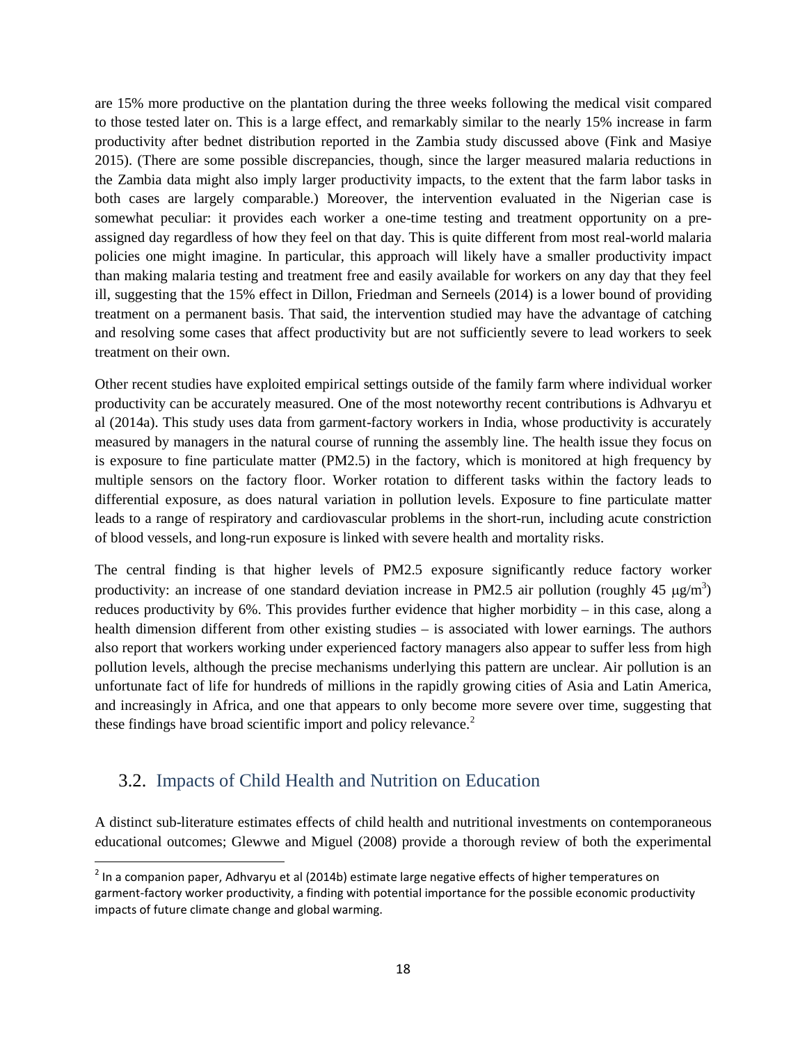are 15% more productive on the plantation during the three weeks following the medical visit compared to those tested later on. This is a large effect, and remarkably similar to the nearly 15% increase in farm productivity after bednet distribution reported in the Zambia study discussed above (Fink and Masiye 2015). (There are some possible discrepancies, though, since the larger measured malaria reductions in the Zambia data might also imply larger productivity impacts, to the extent that the farm labor tasks in both cases are largely comparable.) Moreover, the intervention evaluated in the Nigerian case is somewhat peculiar: it provides each worker a one-time testing and treatment opportunity on a pre-assigned day regardless of how they feel on that day. This is quite different from most real-world malaria policies one might imagine. In particular, this approach will likely have a smaller productivity impact than making malaria testing and treatment free and easily available for workers on any day that they feel ill, suggesting that the 15% effect in Dillon, Friedman and Serneels (2014) is a lower bound of providing treatment on a permanent basis. That said, the intervention studied may have the advantage of catching and resolving some cases that affect productivity but are not sufficiently severe to lead workers to seek treatment on their own.

Other recent studies have exploited empirical settings outside of the family farm where individual worker productivity can be accurately measured. One of the most noteworthy recent contributions is Adhvaryu et al (2014a). This study uses data from garment-factory workers in India, whose productivity is accurately measured by managers in the natural course of running the assembly line. The health issue they focus on is exposure to fine particulate matter (PM2.5) in the factory, which is monitored at high frequency by multiple sensors on the factory floor. Worker rotation to different tasks within the factory leads to differential exposure, as does natural variation in pollution levels. Exposure to fine particulate matter leads to a range of respiratory and cardiovascular problems in the short-run, including acute constriction of blood vessels, and long-run exposure is linked with severe health and mortality risks.

The central finding is that higher levels of PM2.5 exposure significantly reduce factory worker productivity: an increase of one standard deviation increase in PM2.5 air pollution (roughly 45 $\mu g/m^3$) reduces productivity by 6%. This provides further evidence that higher morbidity – in this case, along a health dimension different from other existing studies – is associated with lower earnings. The authors also report that workers working under experienced factory managers also appear to suffer less from high pollution levels, although the precise mechanisms underlying this pattern are unclear. Air pollution is an unfortunate fact of life for hundreds of millions in the rapidly growing cities of Asia and Latin America, and increasingly in Africa, and one that appears to only become more severe over time, suggesting that these findings have broad scientific import and policy relevance.[2]

## 3.2. Impacts of Child Health and Nutrition on Education

A distinct sub-literature estimates effects of child health and nutritional investments on contemporaneous educational outcomes; Glewwe and Miguel (2008) provide a thorough review of both the experimental

[2] In a companion paper, Adhvaryu et al (2014b) estimate large negative effects of higher temperatures on garment-factory worker productivity, a finding with potential importance for the possible economic productivity impacts of future climate change and global warming.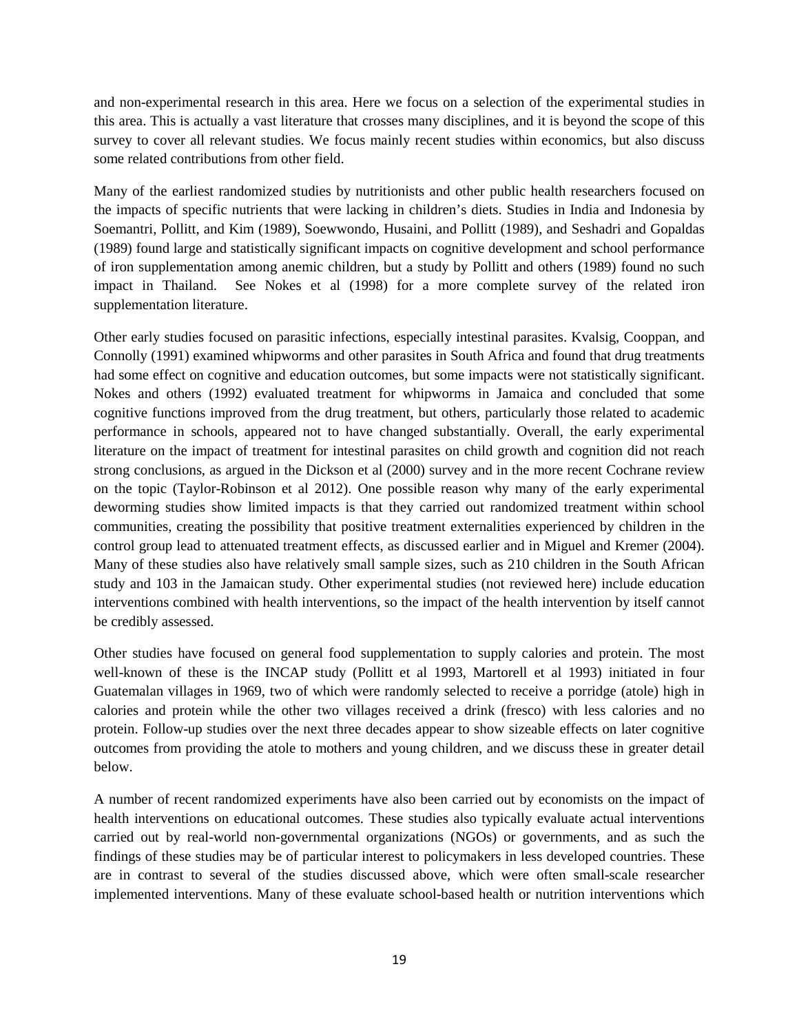and non-experimental research in this area. Here we focus on a selection of the experimental studies in this area. This is actually a vast literature that crosses many disciplines, and it is beyond the scope of this survey to cover all relevant studies. We focus mainly recent studies within economics, but also discuss some related contributions from other field.

Many of the earliest randomized studies by nutritionists and other public health researchers focused on the impacts of specific nutrients that were lacking in children's diets. Studies in India and Indonesia by Soemantri, Pollitt, and Kim (1989), Soewwondo, Husaini, and Pollitt (1989), and Seshadri and Gopaldas (1989) found large and statistically significant impacts on cognitive development and school performance of iron supplementation among anemic children, but a study by Pollitt and others (1989) found no such impact in Thailand. See Nokes et al (1998) for a more complete survey of the related iron supplementation literature.

Other early studies focused on parasitic infections, especially intestinal parasites. Kvalsig, Cooppan, and Connolly (1991) examined whipworms and other parasites in South Africa and found that drug treatments had some effect on cognitive and education outcomes, but some impacts were not statistically significant. Nokes and others (1992) evaluated treatment for whipworms in Jamaica and concluded that some cognitive functions improved from the drug treatment, but others, particularly those related to academic performance in schools, appeared not to have changed substantially. Overall, the early experimental literature on the impact of treatment for intestinal parasites on child growth and cognition did not reach strong conclusions, as argued in the Dickson et al (2000) survey and in the more recent Cochrane review on the topic (Taylor-Robinson et al 2012). One possible reason why many of the early experimental deworming studies show limited impacts is that they carried out randomized treatment within school communities, creating the possibility that positive treatment externalities experienced by children in the control group lead to attenuated treatment effects, as discussed earlier and in Miguel and Kremer (2004). Many of these studies also have relatively small sample sizes, such as 210 children in the South African study and 103 in the Jamaican study. Other experimental studies (not reviewed here) include education interventions combined with health interventions, so the impact of the health intervention by itself cannot be credibly assessed.

Other studies have focused on general food supplementation to supply calories and protein. The most well-known of these is the INCAP study (Pollitt et al 1993, Martorell et al 1993) initiated in four Guatemalan villages in 1969, two of which were randomly selected to receive a porridge (atole) high in calories and protein while the other two villages received a drink (fresco) with less calories and no protein. Follow-up studies over the next three decades appear to show sizeable effects on later cognitive outcomes from providing the atole to mothers and young children, and we discuss these in greater detail below.

A number of recent randomized experiments have also been carried out by economists on the impact of health interventions on educational outcomes. These studies also typically evaluate actual interventions carried out by real-world non-governmental organizations (NGOs) or governments, and as such the findings of these studies may be of particular interest to policymakers in less developed countries. These are in contrast to several of the studies discussed above, which were often small-scale researcher implemented interventions. Many of these evaluate school-based health or nutrition interventions which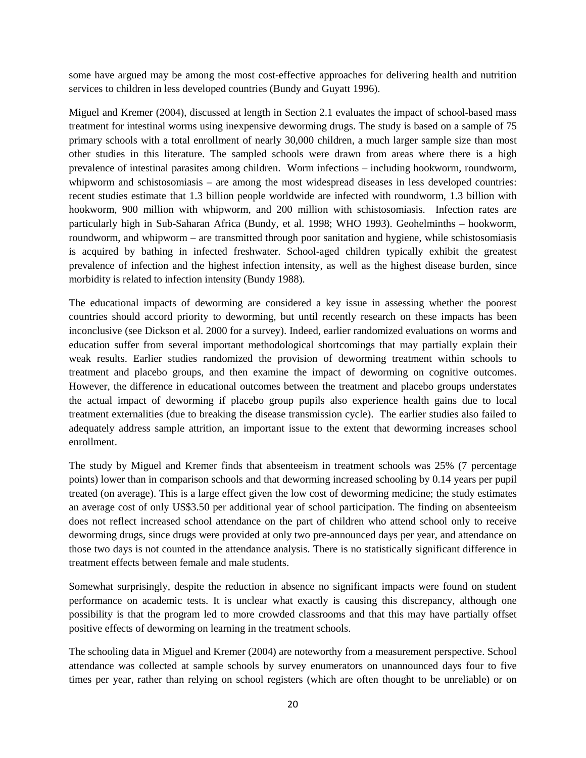some have argued may be among the most cost-effective approaches for delivering health and nutrition services to children in less developed countries (Bundy and Guyatt 1996).

Miguel and Kremer (2004), discussed at length in Section 2.1 evaluates the impact of school-based mass treatment for intestinal worms using inexpensive deworming drugs. The study is based on a sample of 75 primary schools with a total enrollment of nearly 30,000 children, a much larger sample size than most other studies in this literature. The sampled schools were drawn from areas where there is a high prevalence of intestinal parasites among children. Worm infections – including hookworm, roundworm, whipworm and schistosomiasis – are among the most widespread diseases in less developed countries: recent studies estimate that 1.3 billion people worldwide are infected with roundworm, 1.3 billion with hookworm, 900 million with whipworm, and 200 million with schistosomiasis. Infection rates are particularly high in Sub-Saharan Africa (Bundy, et al. 1998; WHO 1993). Geohelminths – hookworm, roundworm, and whipworm – are transmitted through poor sanitation and hygiene, while schistosomiasis is acquired by bathing in infected freshwater. School-aged children typically exhibit the greatest prevalence of infection and the highest infection intensity, as well as the highest disease burden, since morbidity is related to infection intensity (Bundy 1988).

The educational impacts of deworming are considered a key issue in assessing whether the poorest countries should accord priority to deworming, but until recently research on these impacts has been inconclusive (see Dickson et al. 2000 for a survey). Indeed, earlier randomized evaluations on worms and education suffer from several important methodological shortcomings that may partially explain their weak results. Earlier studies randomized the provision of deworming treatment within schools to treatment and placebo groups, and then examine the impact of deworming on cognitive outcomes. However, the difference in educational outcomes between the treatment and placebo groups understates the actual impact of deworming if placebo group pupils also experience health gains due to local treatment externalities (due to breaking the disease transmission cycle). The earlier studies also failed to adequately address sample attrition, an important issue to the extent that deworming increases school enrollment.

The study by Miguel and Kremer finds that absenteeism in treatment schools was 25% (7 percentage points) lower than in comparison schools and that deworming increased schooling by 0.14 years per pupil treated (on average). This is a large effect given the low cost of deworming medicine; the study estimates an average cost of only US$3.50 per additional year of school participation. The finding on absenteeism does not reflect increased school attendance on the part of children who attend school only to receive deworming drugs, since drugs were provided at only two pre-announced days per year, and attendance on those two days is not counted in the attendance analysis. There is no statistically significant difference in treatment effects between female and male students.

Somewhat surprisingly, despite the reduction in absence no significant impacts were found on student performance on academic tests. It is unclear what exactly is causing this discrepancy, although one possibility is that the program led to more crowded classrooms and that this may have partially offset positive effects of deworming on learning in the treatment schools.

The schooling data in Miguel and Kremer (2004) are noteworthy from a measurement perspective. School attendance was collected at sample schools by survey enumerators on unannounced days four to five times per year, rather than relying on school registers (which are often thought to be unreliable) or on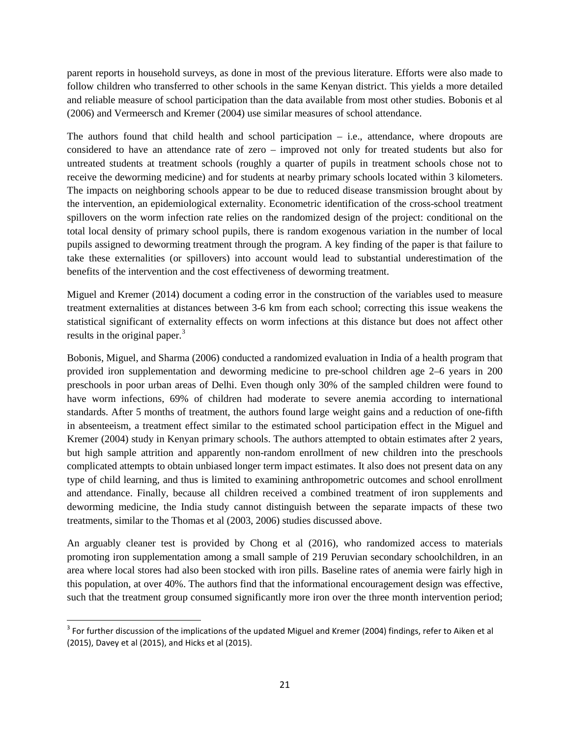parent reports in household surveys, as done in most of the previous literature. Efforts were also made to follow children who transferred to other schools in the same Kenyan district. This yields a more detailed and reliable measure of school participation than the data available from most other studies. Bobonis et al (2006) and Vermeersch and Kremer (2004) use similar measures of school attendance.

The authors found that child health and school participation – i.e., attendance, where dropouts are considered to have an attendance rate of zero – improved not only for treated students but also for untreated students at treatment schools (roughly a quarter of pupils in treatment schools chose not to receive the deworming medicine) and for students at nearby primary schools located within 3 kilometers. The impacts on neighboring schools appear to be due to reduced disease transmission brought about by the intervention, an epidemiological externality. Econometric identification of the cross-school treatment spillovers on the worm infection rate relies on the randomized design of the project: conditional on the total local density of primary school pupils, there is random exogenous variation in the number of local pupils assigned to deworming treatment through the program. A key finding of the paper is that failure to take these externalities (or spillovers) into account would lead to substantial underestimation of the benefits of the intervention and the cost effectiveness of deworming treatment.

Miguel and Kremer (2014) document a coding error in the construction of the variables used to measure treatment externalities at distances between 3-6 km from each school; correcting this issue weakens the statistical significant of externality effects on worm infections at this distance but does not affect other results in the original paper.[3]

Bobonis, Miguel, and Sharma (2006) conducted a randomized evaluation in India of a health program that provided iron supplementation and deworming medicine to pre-school children age 2–6 years in 200 preschools in poor urban areas of Delhi. Even though only 30% of the sampled children were found to have worm infections, 69% of children had moderate to severe anemia according to international standards. After 5 months of treatment, the authors found large weight gains and a reduction of one-fifth in absenteeism, a treatment effect similar to the estimated school participation effect in the Miguel and Kremer (2004) study in Kenyan primary schools. The authors attempted to obtain estimates after 2 years, but high sample attrition and apparently non-random enrollment of new children into the preschools complicated attempts to obtain unbiased longer term impact estimates. It also does not present data on any type of child learning, and thus is limited to examining anthropometric outcomes and school enrollment and attendance. Finally, because all children received a combined treatment of iron supplements and deworming medicine, the India study cannot distinguish between the separate impacts of these two treatments, similar to the Thomas et al (2003, 2006) studies discussed above.

An arguably cleaner test is provided by Chong et al (2016), who randomized access to materials promoting iron supplementation among a small sample of 219 Peruvian secondary schoolchildren, in an area where local stores had also been stocked with iron pills. Baseline rates of anemia were fairly high in this population, at over 40%. The authors find that the informational encouragement design was effective, such that the treatment group consumed significantly more iron over the three month intervention period;

[3] For further discussion of the implications of the updated Miguel and Kremer (2004) findings, refer to Aiken et al (2015), Davey et al (2015), and Hicks et al (2015).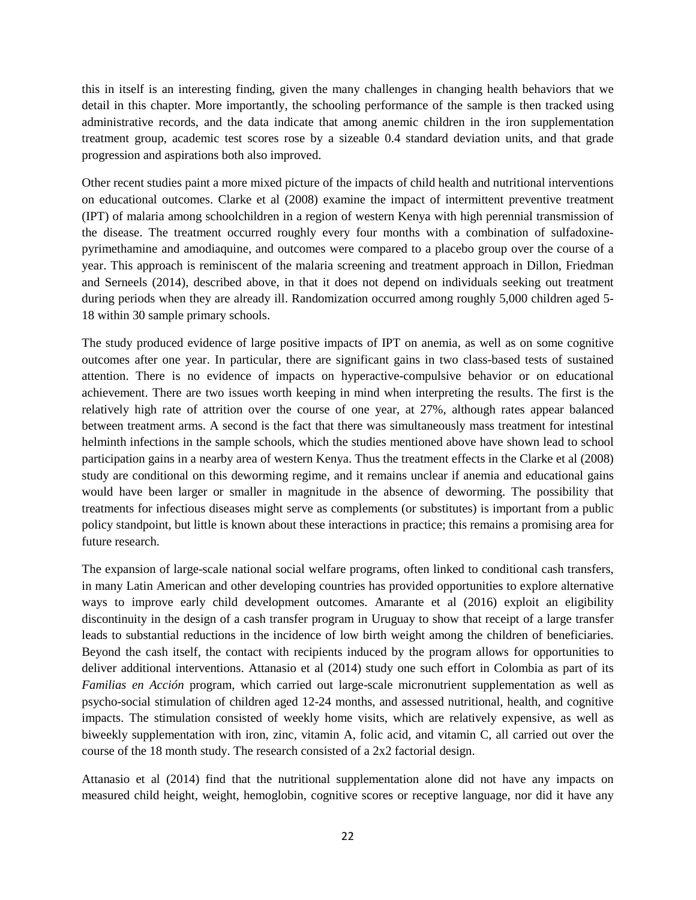this in itself is an interesting finding, given the many challenges in changing health behaviors that we detail in this chapter. More importantly, the schooling performance of the sample is then tracked using administrative records, and the data indicate that among anemic children in the iron supplementation treatment group, academic test scores rose by a sizeable 0.4 standard deviation units, and that grade progression and aspirations both also improved.

Other recent studies paint a more mixed picture of the impacts of child health and nutritional interventions on educational outcomes. Clarke et al (2008) examine the impact of intermittent preventive treatment (IPT) of malaria among schoolchildren in a region of western Kenya with high perennial transmission of the disease. The treatment occurred roughly every four months with a combination of sulfadoxine-pyrimethamine and amodiaquine, and outcomes were compared to a placebo group over the course of a year. This approach is reminiscent of the malaria screening and treatment approach in Dillon, Friedman and Serneels (2014), described above, in that it does not depend on individuals seeking out treatment during periods when they are already ill. Randomization occurred among roughly 5,000 children aged 5-18 within 30 sample primary schools.

The study produced evidence of large positive impacts of IPT on anemia, as well as on some cognitive outcomes after one year. In particular, there are significant gains in two class-based tests of sustained attention. There is no evidence of impacts on hyperactive-compulsive behavior or on educational achievement. There are two issues worth keeping in mind when interpreting the results. The first is the relatively high rate of attrition over the course of one year, at 27%, although rates appear balanced between treatment arms. A second is the fact that there was simultaneously mass treatment for intestinal helminth infections in the sample schools, which the studies mentioned above have shown lead to school participation gains in a nearby area of western Kenya. Thus the treatment effects in the Clarke et al (2008) study are conditional on this deworming regime, and it remains unclear if anemia and educational gains would have been larger or smaller in magnitude in the absence of deworming. The possibility that treatments for infectious diseases might serve as complements (or substitutes) is important from a public policy standpoint, but little is known about these interactions in practice; this remains a promising area for future research.

The expansion of large-scale national social welfare programs, often linked to conditional cash transfers, in many Latin American and other developing countries has provided opportunities to explore alternative ways to improve early child development outcomes. Amarante et al (2016) exploit an eligibility discontinuity in the design of a cash transfer program in Uruguay to show that receipt of a large transfer leads to substantial reductions in the incidence of low birth weight among the children of beneficiaries. Beyond the cash itself, the contact with recipients induced by the program allows for opportunities to deliver additional interventions. Attanasio et al (2014) study one such effort in Colombia as part of its *Familias en Acción* program, which carried out large-scale micronutrient supplementation as well as psycho-social stimulation of children aged 12-24 months, and assessed nutritional, health, and cognitive impacts. The stimulation consisted of weekly home visits, which are relatively expensive, as well as biweekly supplementation with iron, zinc, vitamin A, folic acid, and vitamin C, all carried out over the course of the 18 month study. The research consisted of a 2x2 factorial design.

Attanasio et al (2014) find that the nutritional supplementation alone did not have any impacts on measured child height, weight, hemoglobin, cognitive scores or receptive language, nor did it have any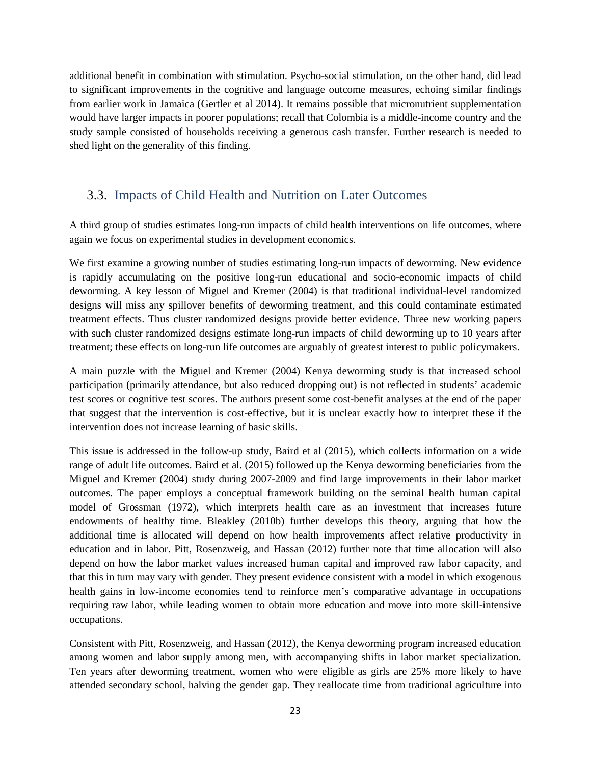additional benefit in combination with stimulation. Psycho-social stimulation, on the other hand, did lead to significant improvements in the cognitive and language outcome measures, echoing similar findings from earlier work in Jamaica (Gertler et al 2014). It remains possible that micronutrient supplementation would have larger impacts in poorer populations; recall that Colombia is a middle-income country and the study sample consisted of households receiving a generous cash transfer. Further research is needed to shed light on the generality of this finding.

## 3.3. Impacts of Child Health and Nutrition on Later Outcomes

A third group of studies estimates long-run impacts of child health interventions on life outcomes, where again we focus on experimental studies in development economics.

We first examine a growing number of studies estimating long-run impacts of deworming. New evidence is rapidly accumulating on the positive long-run educational and socio-economic impacts of child deworming. A key lesson of Miguel and Kremer (2004) is that traditional individual-level randomized designs will miss any spillover benefits of deworming treatment, and this could contaminate estimated treatment effects. Thus cluster randomized designs provide better evidence. Three new working papers with such cluster randomized designs estimate long-run impacts of child deworming up to 10 years after treatment; these effects on long-run life outcomes are arguably of greatest interest to public policymakers.

A main puzzle with the Miguel and Kremer (2004) Kenya deworming study is that increased school participation (primarily attendance, but also reduced dropping out) is not reflected in students' academic test scores or cognitive test scores. The authors present some cost-benefit analyses at the end of the paper that suggest that the intervention is cost-effective, but it is unclear exactly how to interpret these if the intervention does not increase learning of basic skills.

This issue is addressed in the follow-up study, Baird et al (2015), which collects information on a wide range of adult life outcomes. Baird et al. (2015) followed up the Kenya deworming beneficiaries from the Miguel and Kremer (2004) study during 2007-2009 and find large improvements in their labor market outcomes. The paper employs a conceptual framework building on the seminal health human capital model of Grossman (1972), which interprets health care as an investment that increases future endowments of healthy time. Bleakley (2010b) further develops this theory, arguing that how the additional time is allocated will depend on how health improvements affect relative productivity in education and in labor. Pitt, Rosenzweig, and Hassan (2012) further note that time allocation will also depend on how the labor market values increased human capital and improved raw labor capacity, and that this in turn may vary with gender. They present evidence consistent with a model in which exogenous health gains in low-income economies tend to reinforce men's comparative advantage in occupations requiring raw labor, while leading women to obtain more education and move into more skill-intensive occupations.

Consistent with Pitt, Rosenzweig, and Hassan (2012), the Kenya deworming program increased education among women and labor supply among men, with accompanying shifts in labor market specialization. Ten years after deworming treatment, women who were eligible as girls are 25% more likely to have attended secondary school, halving the gender gap. They reallocate time from traditional agriculture into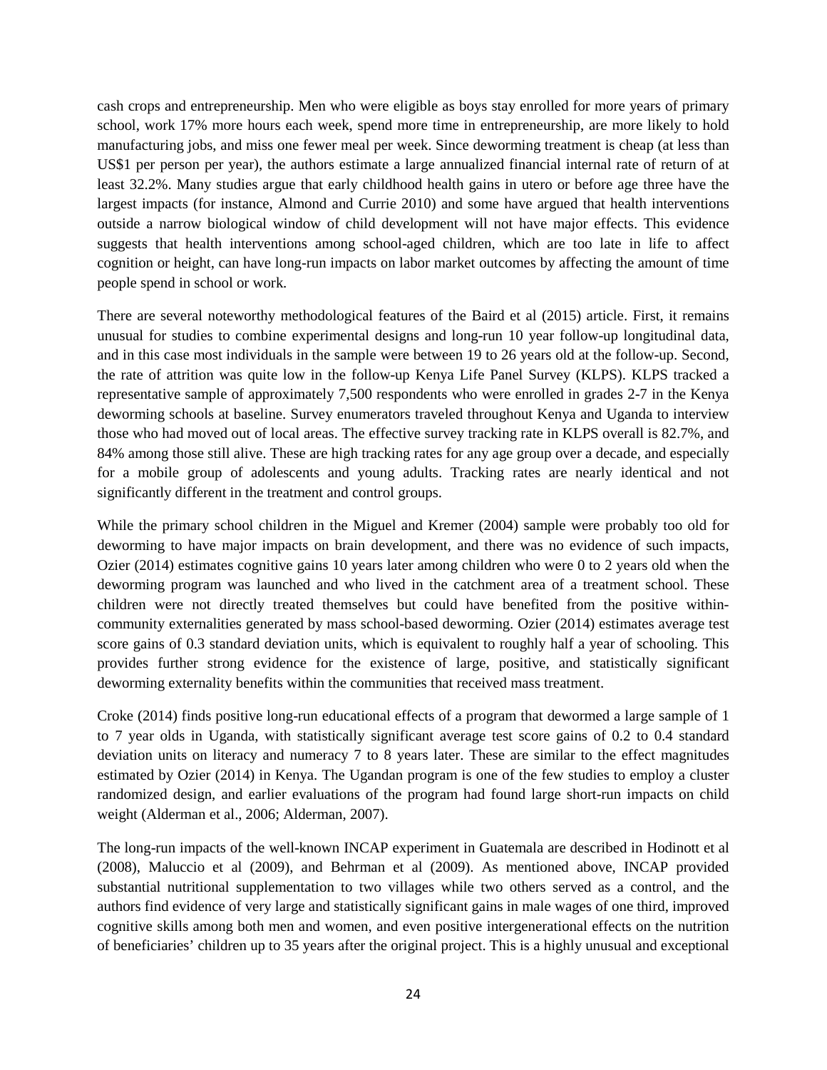cash crops and entrepreneurship. Men who were eligible as boys stay enrolled for more years of primary school, work 17% more hours each week, spend more time in entrepreneurship, are more likely to hold manufacturing jobs, and miss one fewer meal per week. Since deworming treatment is cheap (at less than US$1 per person per year), the authors estimate a large annualized financial internal rate of return of at least 32.2%. Many studies argue that early childhood health gains in utero or before age three have the largest impacts (for instance, Almond and Currie 2010) and some have argued that health interventions outside a narrow biological window of child development will not have major effects. This evidence suggests that health interventions among school-aged children, which are too late in life to affect cognition or height, can have long-run impacts on labor market outcomes by affecting the amount of time people spend in school or work.

There are several noteworthy methodological features of the Baird et al (2015) article. First, it remains unusual for studies to combine experimental designs and long-run 10 year follow-up longitudinal data, and in this case most individuals in the sample were between 19 to 26 years old at the follow-up. Second, the rate of attrition was quite low in the follow-up Kenya Life Panel Survey (KLPS). KLPS tracked a representative sample of approximately 7,500 respondents who were enrolled in grades 2-7 in the Kenya deworming schools at baseline. Survey enumerators traveled throughout Kenya and Uganda to interview those who had moved out of local areas. The effective survey tracking rate in KLPS overall is 82.7%, and 84% among those still alive. These are high tracking rates for any age group over a decade, and especially for a mobile group of adolescents and young adults. Tracking rates are nearly identical and not significantly different in the treatment and control groups.

While the primary school children in the Miguel and Kremer (2004) sample were probably too old for deworming to have major impacts on brain development, and there was no evidence of such impacts, Ozier (2014) estimates cognitive gains 10 years later among children who were 0 to 2 years old when the deworming program was launched and who lived in the catchment area of a treatment school. These children were not directly treated themselves but could have benefited from the positive within-community externalities generated by mass school-based deworming. Ozier (2014) estimates average test score gains of 0.3 standard deviation units, which is equivalent to roughly half a year of schooling. This provides further strong evidence for the existence of large, positive, and statistically significant deworming externality benefits within the communities that received mass treatment.

Croke (2014) finds positive long-run educational effects of a program that dewormed a large sample of 1 to 7 year olds in Uganda, with statistically significant average test score gains of 0.2 to 0.4 standard deviation units on literacy and numeracy 7 to 8 years later. These are similar to the effect magnitudes estimated by Ozier (2014) in Kenya. The Ugandan program is one of the few studies to employ a cluster randomized design, and earlier evaluations of the program had found large short-run impacts on child weight (Alderman et al., 2006; Alderman, 2007).

The long-run impacts of the well-known INCAP experiment in Guatemala are described in Hodinott et al (2008), Maluccio et al (2009), and Behrman et al (2009). As mentioned above, INCAP provided substantial nutritional supplementation to two villages while two others served as a control, and the authors find evidence of very large and statistically significant gains in male wages of one third, improved cognitive skills among both men and women, and even positive intergenerational effects on the nutrition of beneficiaries' children up to 35 years after the original project. This is a highly unusual and exceptional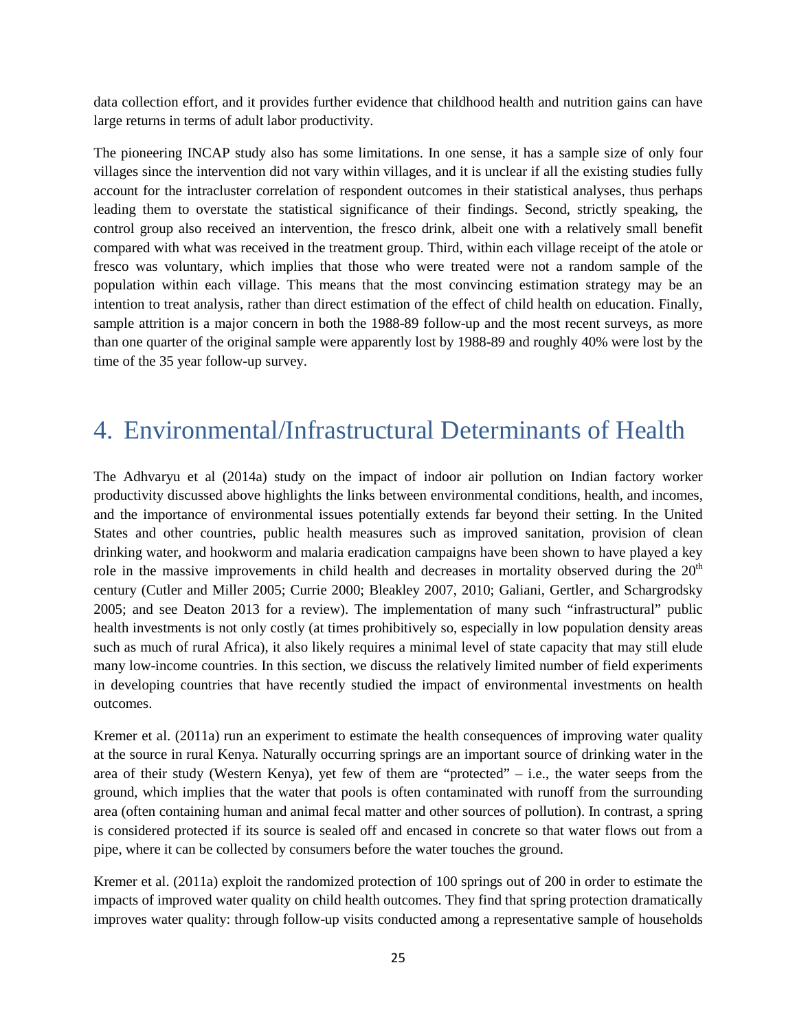data collection effort, and it provides further evidence that childhood health and nutrition gains can have large returns in terms of adult labor productivity.

The pioneering INCAP study also has some limitations. In one sense, it has a sample size of only four villages since the intervention did not vary within villages, and it is unclear if all the existing studies fully account for the intracluster correlation of respondent outcomes in their statistical analyses, thus perhaps leading them to overstate the statistical significance of their findings. Second, strictly speaking, the control group also received an intervention, the fresco drink, albeit one with a relatively small benefit compared with what was received in the treatment group. Third, within each village receipt of the atole or fresco was voluntary, which implies that those who were treated were not a random sample of the population within each village. This means that the most convincing estimation strategy may be an intention to treat analysis, rather than direct estimation of the effect of child health on education. Finally, sample attrition is a major concern in both the 1988-89 follow-up and the most recent surveys, as more than one quarter of the original sample were apparently lost by 1988-89 and roughly 40% were lost by the time of the 35 year follow-up survey.

# 4. Environmental/Infrastructural Determinants of Health

The Adhvaryu et al (2014a) study on the impact of indoor air pollution on Indian factory worker productivity discussed above highlights the links between environmental conditions, health, and incomes, and the importance of environmental issues potentially extends far beyond their setting. In the United States and other countries, public health measures such as improved sanitation, provision of clean drinking water, and hookworm and malaria eradication campaigns have been shown to have played a key role in the massive improvements in child health and decreases in mortality observed during the 20th century (Cutler and Miller 2005; Currie 2000; Bleakley 2007, 2010; Galiani, Gertler, and Schargrodsky 2005; and see Deaton 2013 for a review). The implementation of many such "infrastructural" public health investments is not only costly (at times prohibitively so, especially in low population density areas such as much of rural Africa), it also likely requires a minimal level of state capacity that may still elude many low-income countries. In this section, we discuss the relatively limited number of field experiments in developing countries that have recently studied the impact of environmental investments on health outcomes.

Kremer et al. (2011a) run an experiment to estimate the health consequences of improving water quality at the source in rural Kenya. Naturally occurring springs are an important source of drinking water in the area of their study (Western Kenya), yet few of them are "protected" – i.e., the water seeps from the ground, which implies that the water that pools is often contaminated with runoff from the surrounding area (often containing human and animal fecal matter and other sources of pollution). In contrast, a spring is considered protected if its source is sealed off and encased in concrete so that water flows out from a pipe, where it can be collected by consumers before the water touches the ground.

Kremer et al. (2011a) exploit the randomized protection of 100 springs out of 200 in order to estimate the impacts of improved water quality on child health outcomes. They find that spring protection dramatically improves water quality: through follow-up visits conducted among a representative sample of households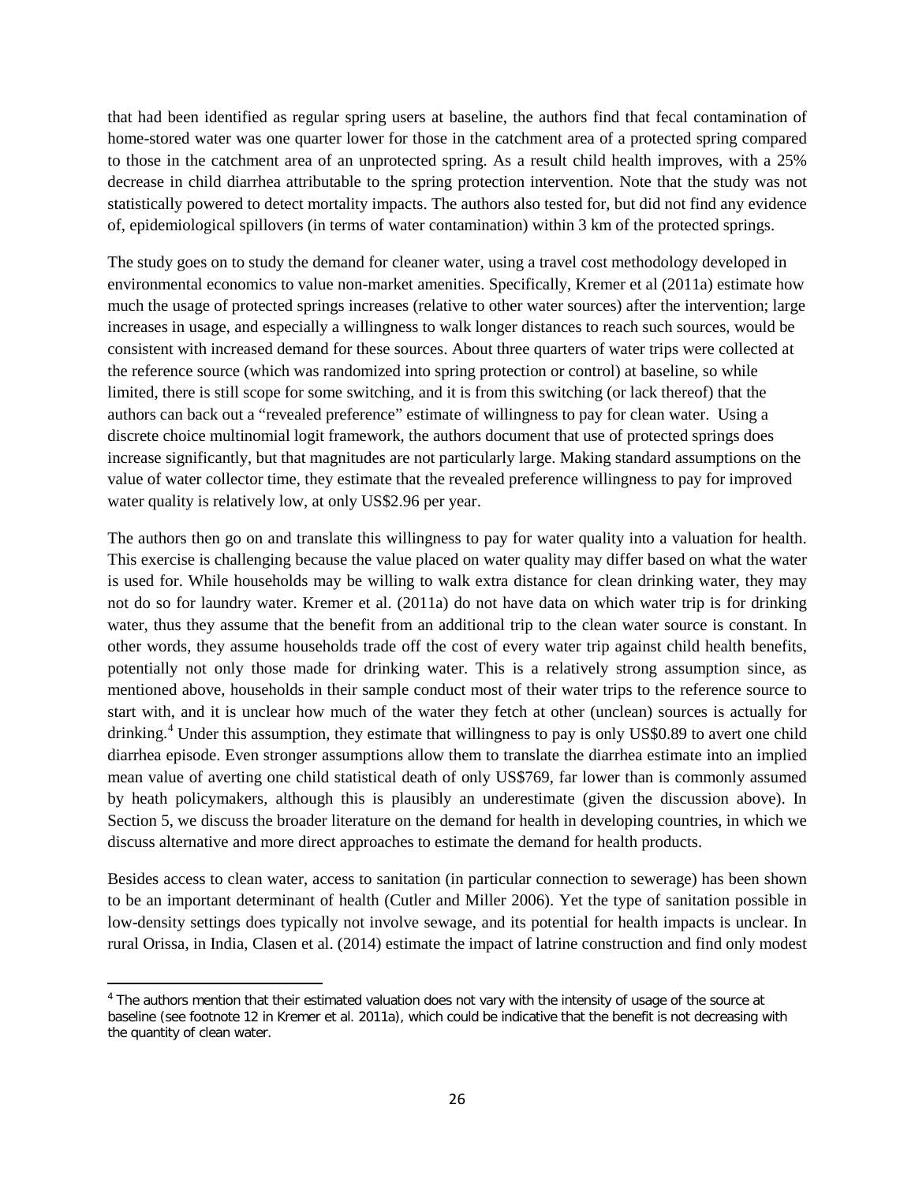that had been identified as regular spring users at baseline, the authors find that fecal contamination of home-stored water was one quarter lower for those in the catchment area of a protected spring compared to those in the catchment area of an unprotected spring. As a result child health improves, with a 25% decrease in child diarrhea attributable to the spring protection intervention. Note that the study was not statistically powered to detect mortality impacts. The authors also tested for, but did not find any evidence of, epidemiological spillovers (in terms of water contamination) within 3 km of the protected springs.

The study goes on to study the demand for cleaner water, using a travel cost methodology developed in environmental economics to value non-market amenities. Specifically, Kremer et al (2011a) estimate how much the usage of protected springs increases (relative to other water sources) after the intervention; large increases in usage, and especially a willingness to walk longer distances to reach such sources, would be consistent with increased demand for these sources. About three quarters of water trips were collected at the reference source (which was randomized into spring protection or control) at baseline, so while limited, there is still scope for some switching, and it is from this switching (or lack thereof) that the authors can back out a "revealed preference" estimate of willingness to pay for clean water. Using a discrete choice multinomial logit framework, the authors document that use of protected springs does increase significantly, but that magnitudes are not particularly large. Making standard assumptions on the value of water collector time, they estimate that the revealed preference willingness to pay for improved water quality is relatively low, at only US$2.96 per year.

The authors then go on and translate this willingness to pay for water quality into a valuation for health. This exercise is challenging because the value placed on water quality may differ based on what the water is used for. While households may be willing to walk extra distance for clean drinking water, they may not do so for laundry water. Kremer et al. (2011a) do not have data on which water trip is for drinking water, thus they assume that the benefit from an additional trip to the clean water source is constant. In other words, they assume households trade off the cost of every water trip against child health benefits, potentially not only those made for drinking water. This is a relatively strong assumption since, as mentioned above, households in their sample conduct most of their water trips to the reference source to start with, and it is unclear how much of the water they fetch at other (unclean) sources is actually for drinking.[4] Under this assumption, they estimate that willingness to pay is only US$0.89 to avert one child diarrhea episode. Even stronger assumptions allow them to translate the diarrhea estimate into an implied mean value of averting one child statistical death of only US$769, far lower than is commonly assumed by heath policymakers, although this is plausibly an underestimate (given the discussion above). In Section 5, we discuss the broader literature on the demand for health in developing countries, in which we discuss alternative and more direct approaches to estimate the demand for health products.

Besides access to clean water, access to sanitation (in particular connection to sewerage) has been shown to be an important determinant of health (Cutler and Miller 2006). Yet the type of sanitation possible in low-density settings does typically not involve sewage, and its potential for health impacts is unclear. In rural Orissa, in India, Clasen et al. (2014) estimate the impact of latrine construction and find only modest

[4] The authors mention that their estimated valuation does not vary with the intensity of usage of the source at baseline (see footnote 12 in Kremer et al. 2011a), which could be indicative that the benefit is not decreasing with the quantity of clean water.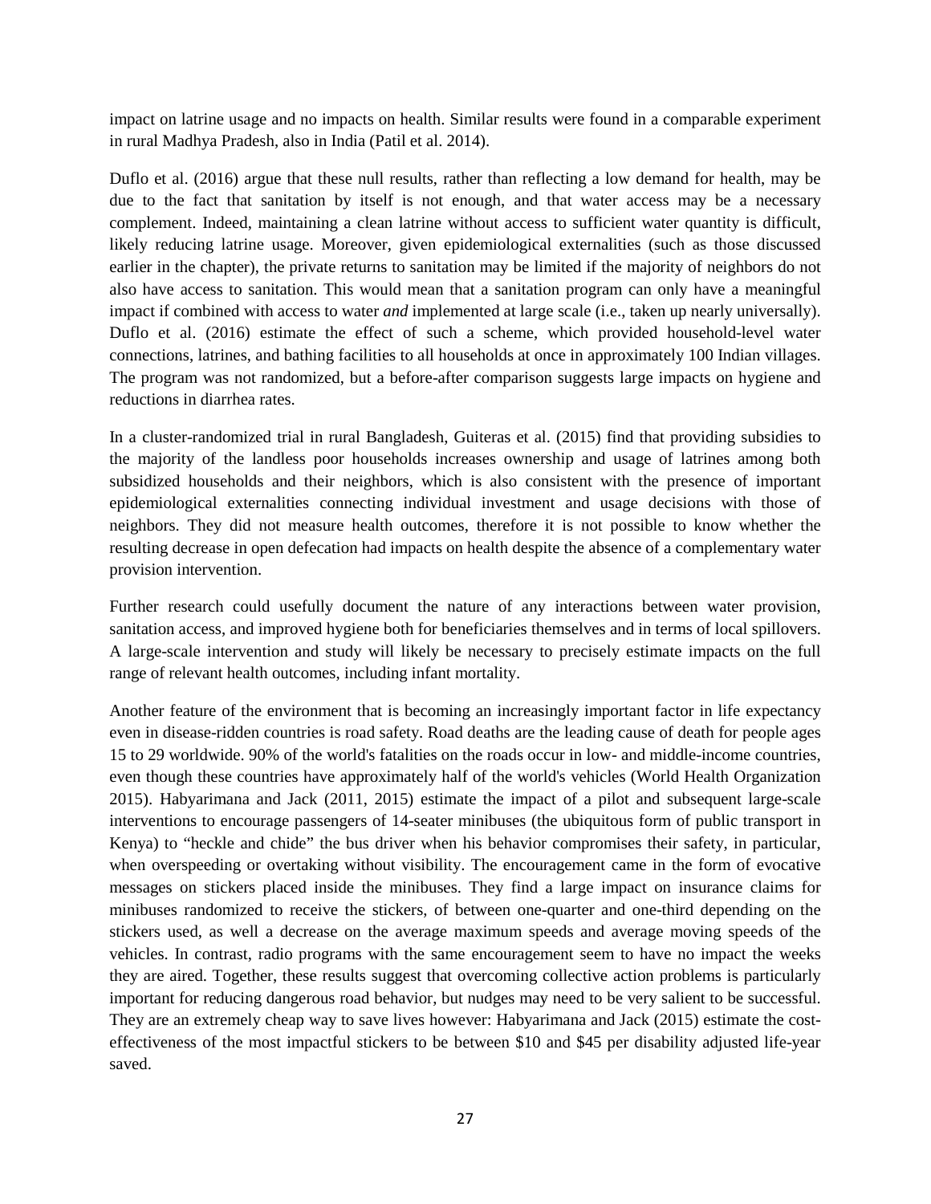impact on latrine usage and no impacts on health. Similar results were found in a comparable experiment in rural Madhya Pradesh, also in India (Patil et al. 2014).

Duflo et al. (2016) argue that these null results, rather than reflecting a low demand for health, may be due to the fact that sanitation by itself is not enough, and that water access may be a necessary complement. Indeed, maintaining a clean latrine without access to sufficient water quantity is difficult, likely reducing latrine usage. Moreover, given epidemiological externalities (such as those discussed earlier in the chapter), the private returns to sanitation may be limited if the majority of neighbors do not also have access to sanitation. This would mean that a sanitation program can only have a meaningful impact if combined with access to water *and* implemented at large scale (i.e., taken up nearly universally). Duflo et al. (2016) estimate the effect of such a scheme, which provided household-level water connections, latrines, and bathing facilities to all households at once in approximately 100 Indian villages. The program was not randomized, but a before-after comparison suggests large impacts on hygiene and reductions in diarrhea rates.

In a cluster-randomized trial in rural Bangladesh, Guiteras et al. (2015) find that providing subsidies to the majority of the landless poor households increases ownership and usage of latrines among both subsidized households and their neighbors, which is also consistent with the presence of important epidemiological externalities connecting individual investment and usage decisions with those of neighbors. They did not measure health outcomes, therefore it is not possible to know whether the resulting decrease in open defecation had impacts on health despite the absence of a complementary water provision intervention.

Further research could usefully document the nature of any interactions between water provision, sanitation access, and improved hygiene both for beneficiaries themselves and in terms of local spillovers. A large-scale intervention and study will likely be necessary to precisely estimate impacts on the full range of relevant health outcomes, including infant mortality.

Another feature of the environment that is becoming an increasingly important factor in life expectancy even in disease-ridden countries is road safety. Road deaths are the leading cause of death for people ages 15 to 29 worldwide. 90% of the world's fatalities on the roads occur in low- and middle-income countries, even though these countries have approximately half of the world's vehicles (World Health Organization 2015). Habyarimana and Jack (2011, 2015) estimate the impact of a pilot and subsequent large-scale interventions to encourage passengers of 14-seater minibuses (the ubiquitous form of public transport in Kenya) to "heckle and chide" the bus driver when his behavior compromises their safety, in particular, when overspeeding or overtaking without visibility. The encouragement came in the form of evocative messages on stickers placed inside the minibuses. They find a large impact on insurance claims for minibuses randomized to receive the stickers, of between one-quarter and one-third depending on the stickers used, as well a decrease on the average maximum speeds and average moving speeds of the vehicles. In contrast, radio programs with the same encouragement seem to have no impact the weeks they are aired. Together, these results suggest that overcoming collective action problems is particularly important for reducing dangerous road behavior, but nudges may need to be very salient to be successful. They are an extremely cheap way to save lives however: Habyarimana and Jack (2015) estimate the cost-effectiveness of the most impactful stickers to be between $10 and $45 per disability adjusted life-year saved.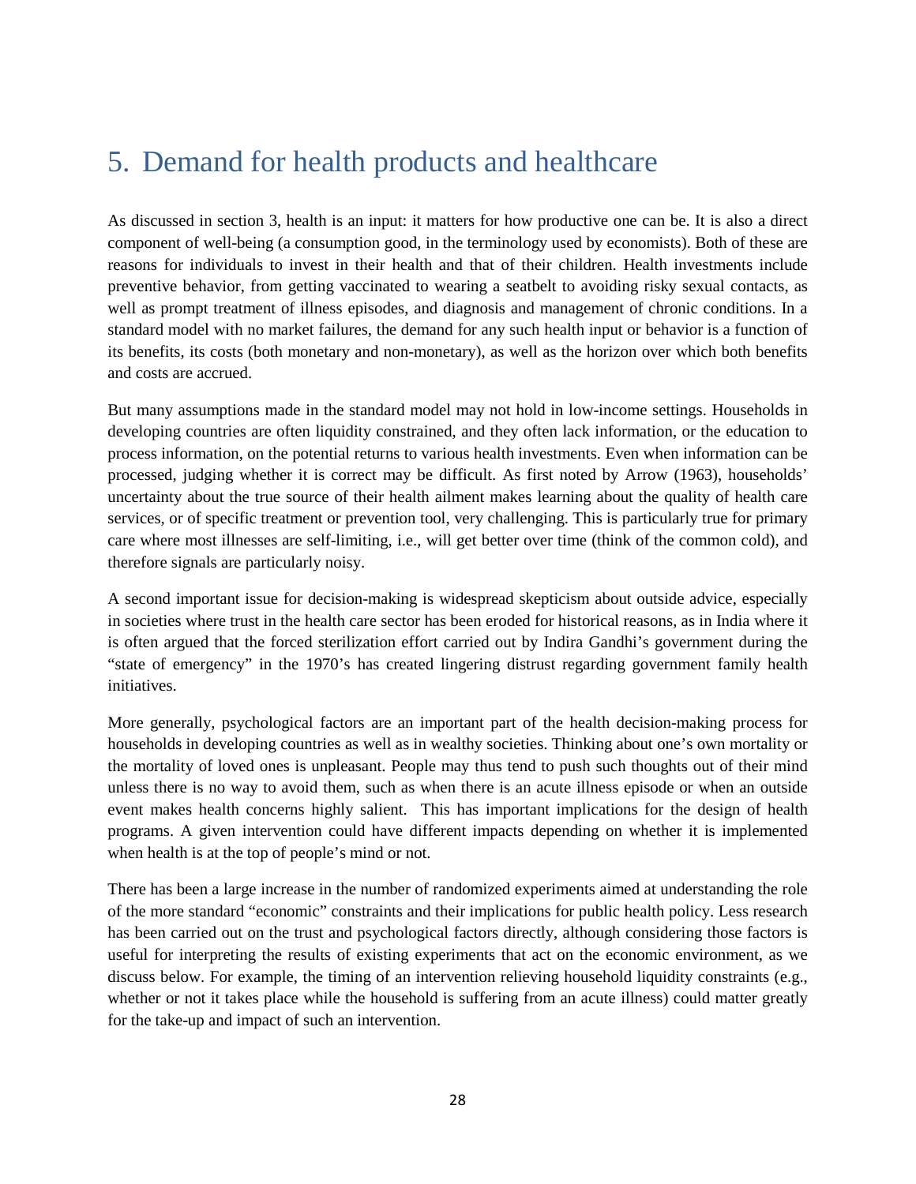# 5. Demand for health products and healthcare

As discussed in section 3, health is an input: it matters for how productive one can be. It is also a direct component of well-being (a consumption good, in the terminology used by economists). Both of these are reasons for individuals to invest in their health and that of their children. Health investments include preventive behavior, from getting vaccinated to wearing a seatbelt to avoiding risky sexual contacts, as well as prompt treatment of illness episodes, and diagnosis and management of chronic conditions. In a standard model with no market failures, the demand for any such health input or behavior is a function of its benefits, its costs (both monetary and non-monetary), as well as the horizon over which both benefits and costs are accrued.

But many assumptions made in the standard model may not hold in low-income settings. Households in developing countries are often liquidity constrained, and they often lack information, or the education to process information, on the potential returns to various health investments. Even when information can be processed, judging whether it is correct may be difficult. As first noted by Arrow (1963), households' uncertainty about the true source of their health ailment makes learning about the quality of health care services, or of specific treatment or prevention tool, very challenging. This is particularly true for primary care where most illnesses are self-limiting, i.e., will get better over time (think of the common cold), and therefore signals are particularly noisy.

A second important issue for decision-making is widespread skepticism about outside advice, especially in societies where trust in the health care sector has been eroded for historical reasons, as in India where it is often argued that the forced sterilization effort carried out by Indira Gandhi's government during the "state of emergency" in the 1970's has created lingering distrust regarding government family health initiatives.

More generally, psychological factors are an important part of the health decision-making process for households in developing countries as well as in wealthy societies. Thinking about one's own mortality or the mortality of loved ones is unpleasant. People may thus tend to push such thoughts out of their mind unless there is no way to avoid them, such as when there is an acute illness episode or when an outside event makes health concerns highly salient. This has important implications for the design of health programs. A given intervention could have different impacts depending on whether it is implemented when health is at the top of people's mind or not.

There has been a large increase in the number of randomized experiments aimed at understanding the role of the more standard "economic" constraints and their implications for public health policy. Less research has been carried out on the trust and psychological factors directly, although considering those factors is useful for interpreting the results of existing experiments that act on the economic environment, as we discuss below. For example, the timing of an intervention relieving household liquidity constraints (e.g., whether or not it takes place while the household is suffering from an acute illness) could matter greatly for the take-up and impact of such an intervention.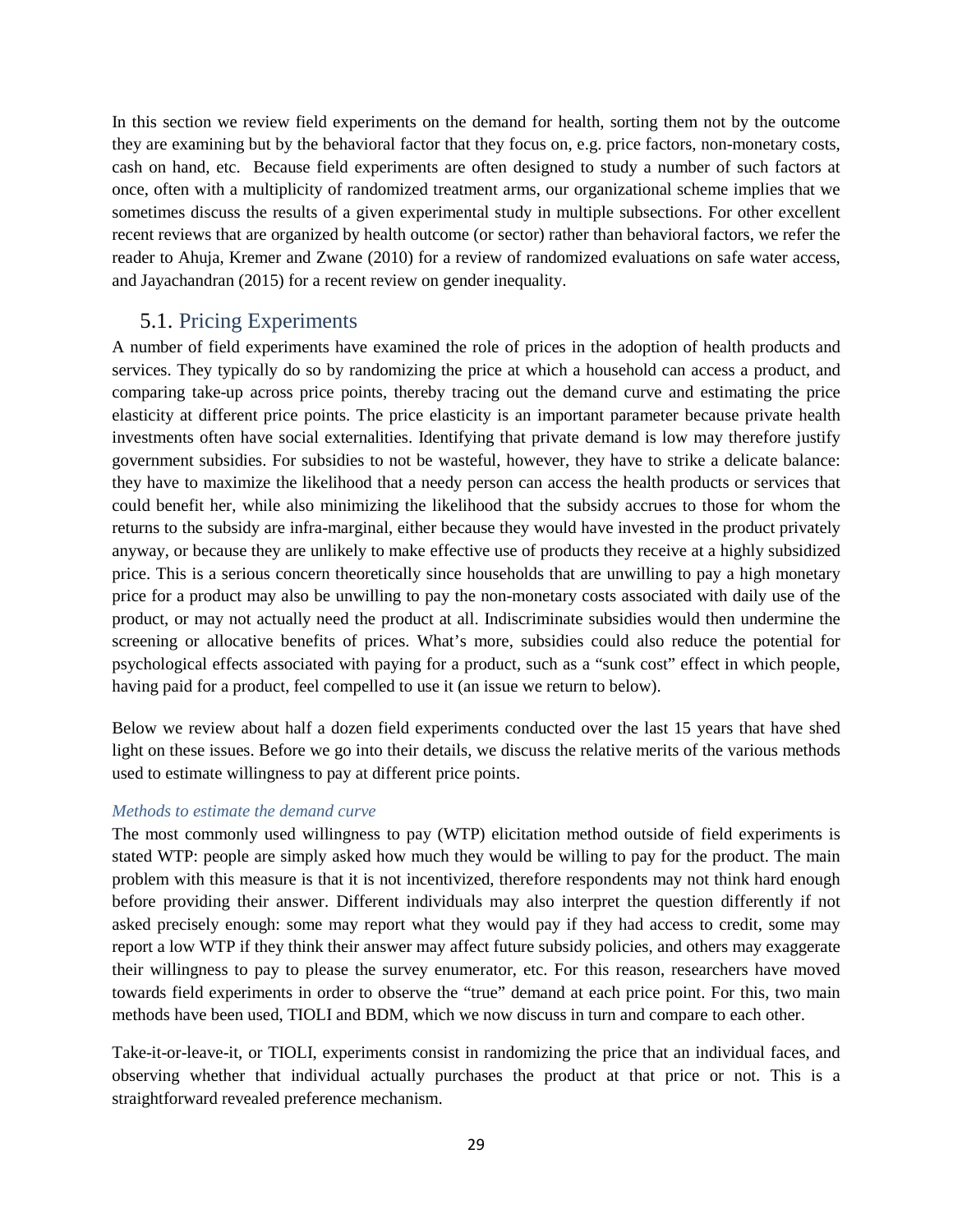In this section we review field experiments on the demand for health, sorting them not by the outcome they are examining but by the behavioral factor that they focus on, e.g. price factors, non-monetary costs, cash on hand, etc. Because field experiments are often designed to study a number of such factors at once, often with a multiplicity of randomized treatment arms, our organizational scheme implies that we sometimes discuss the results of a given experimental study in multiple subsections. For other excellent recent reviews that are organized by health outcome (or sector) rather than behavioral factors, we refer the reader to Ahuja, Kremer and Zwane (2010) for a review of randomized evaluations on safe water access, and Jayachandran (2015) for a recent review on gender inequality.

## 5.1. Pricing Experiments

A number of field experiments have examined the role of prices in the adoption of health products and services. They typically do so by randomizing the price at which a household can access a product, and comparing take-up across price points, thereby tracing out the demand curve and estimating the price elasticity at different price points. The price elasticity is an important parameter because private health investments often have social externalities. Identifying that private demand is low may therefore justify government subsidies. For subsidies to not be wasteful, however, they have to strike a delicate balance: they have to maximize the likelihood that a needy person can access the health products or services that could benefit her, while also minimizing the likelihood that the subsidy accrues to those for whom the returns to the subsidy are infra-marginal, either because they would have invested in the product privately anyway, or because they are unlikely to make effective use of products they receive at a highly subsidized price. This is a serious concern theoretically since households that are unwilling to pay a high monetary price for a product may also be unwilling to pay the non-monetary costs associated with daily use of the product, or may not actually need the product at all. Indiscriminate subsidies would then undermine the screening or allocative benefits of prices. What's more, subsidies could also reduce the potential for psychological effects associated with paying for a product, such as a "sunk cost" effect in which people, having paid for a product, feel compelled to use it (an issue we return to below).

Below we review about half a dozen field experiments conducted over the last 15 years that have shed light on these issues. Before we go into their details, we discuss the relative merits of the various methods used to estimate willingness to pay at different price points.

### *Methods to estimate the demand curve*

The most commonly used willingness to pay (WTP) elicitation method outside of field experiments is stated WTP: people are simply asked how much they would be willing to pay for the product. The main problem with this measure is that it is not incentivized, therefore respondents may not think hard enough before providing their answer. Different individuals may also interpret the question differently if not asked precisely enough: some may report what they would pay if they had access to credit, some may report a low WTP if they think their answer may affect future subsidy policies, and others may exaggerate their willingness to pay to please the survey enumerator, etc. For this reason, researchers have moved towards field experiments in order to observe the "true" demand at each price point. For this, two main methods have been used, TIOLI and BDM, which we now discuss in turn and compare to each other.

Take-it-or-leave-it, or TIOLI, experiments consist in randomizing the price that an individual faces, and observing whether that individual actually purchases the product at that price or not. This is a straightforward revealed preference mechanism.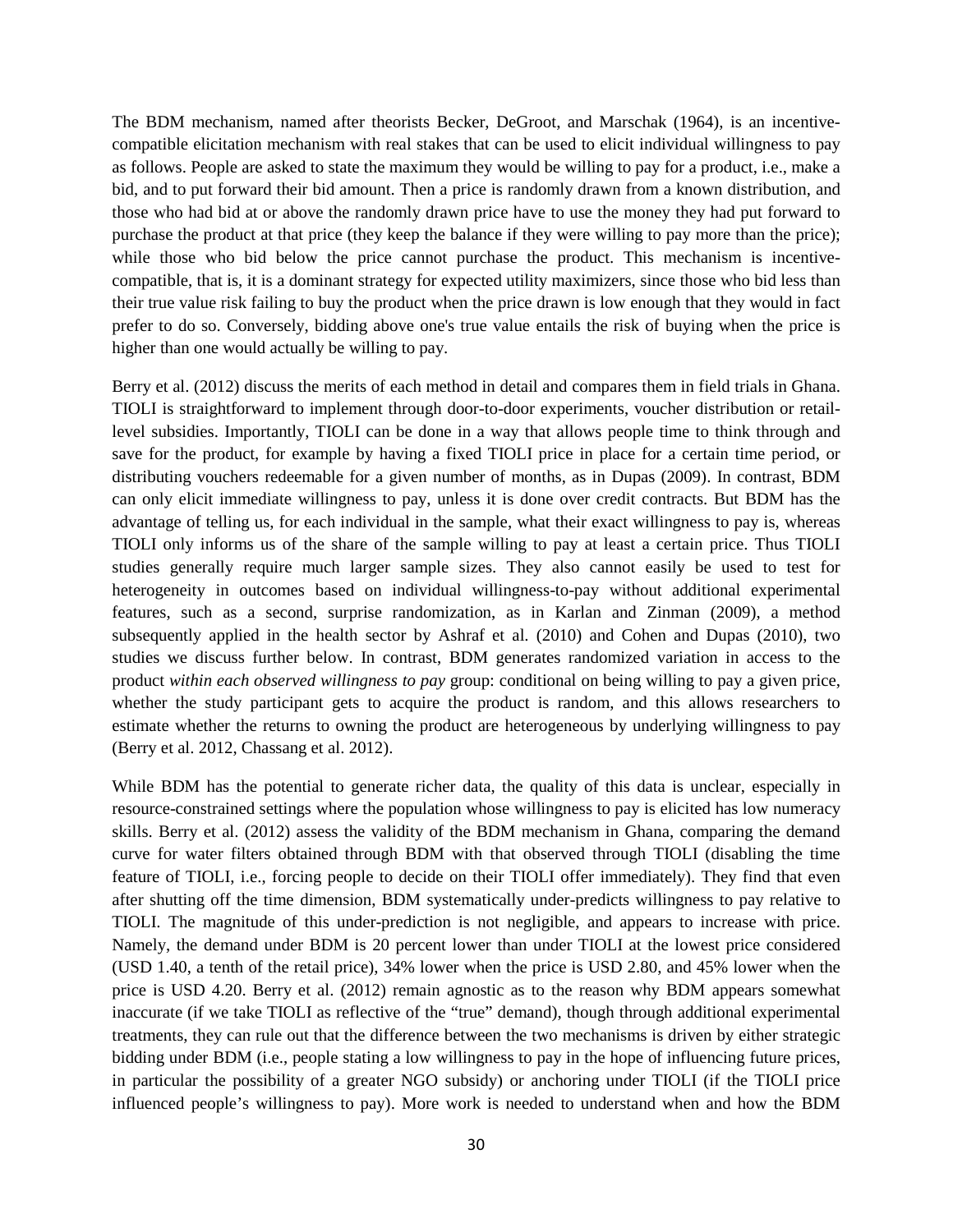The BDM mechanism, named after theorists Becker, DeGroot, and Marschak (1964), is an incentive-compatible elicitation mechanism with real stakes that can be used to elicit individual willingness to pay as follows. People are asked to state the maximum they would be willing to pay for a product, i.e., make a bid, and to put forward their bid amount. Then a price is randomly drawn from a known distribution, and those who had bid at or above the randomly drawn price have to use the money they had put forward to purchase the product at that price (they keep the balance if they were willing to pay more than the price); while those who bid below the price cannot purchase the product. This mechanism is incentive-compatible, that is, it is a dominant strategy for expected utility maximizers, since those who bid less than their true value risk failing to buy the product when the price drawn is low enough that they would in fact prefer to do so. Conversely, bidding above one's true value entails the risk of buying when the price is higher than one would actually be willing to pay.

Berry et al. (2012) discuss the merits of each method in detail and compares them in field trials in Ghana. TIOLI is straightforward to implement through door-to-door experiments, voucher distribution or retail-level subsidies. Importantly, TIOLI can be done in a way that allows people time to think through and save for the product, for example by having a fixed TIOLI price in place for a certain time period, or distributing vouchers redeemable for a given number of months, as in Dupas (2009). In contrast, BDM can only elicit immediate willingness to pay, unless it is done over credit contracts. But BDM has the advantage of telling us, for each individual in the sample, what their exact willingness to pay is, whereas TIOLI only informs us of the share of the sample willing to pay at least a certain price. Thus TIOLI studies generally require much larger sample sizes. They also cannot easily be used to test for heterogeneity in outcomes based on individual willingness-to-pay without additional experimental features, such as a second, surprise randomization, as in Karlan and Zinman (2009), a method subsequently applied in the health sector by Ashraf et al. (2010) and Cohen and Dupas (2010), two studies we discuss further below. In contrast, BDM generates randomized variation in access to the product *within each observed willingness to pay* group: conditional on being willing to pay a given price, whether the study participant gets to acquire the product is random, and this allows researchers to estimate whether the returns to owning the product are heterogeneous by underlying willingness to pay (Berry et al. 2012, Chassang et al. 2012).

While BDM has the potential to generate richer data, the quality of this data is unclear, especially in resource-constrained settings where the population whose willingness to pay is elicited has low numeracy skills. Berry et al. (2012) assess the validity of the BDM mechanism in Ghana, comparing the demand curve for water filters obtained through BDM with that observed through TIOLI (disabling the time feature of TIOLI, i.e., forcing people to decide on their TIOLI offer immediately). They find that even after shutting off the time dimension, BDM systematically under-predicts willingness to pay relative to TIOLI. The magnitude of this under-prediction is not negligible, and appears to increase with price. Namely, the demand under BDM is 20 percent lower than under TIOLI at the lowest price considered (USD 1.40, a tenth of the retail price), 34% lower when the price is USD 2.80, and 45% lower when the price is USD 4.20. Berry et al. (2012) remain agnostic as to the reason why BDM appears somewhat inaccurate (if we take TIOLI as reflective of the "true" demand), though through additional experimental treatments, they can rule out that the difference between the two mechanisms is driven by either strategic bidding under BDM (i.e., people stating a low willingness to pay in the hope of influencing future prices, in particular the possibility of a greater NGO subsidy) or anchoring under TIOLI (if the TIOLI price influenced people's willingness to pay). More work is needed to understand when and how the BDM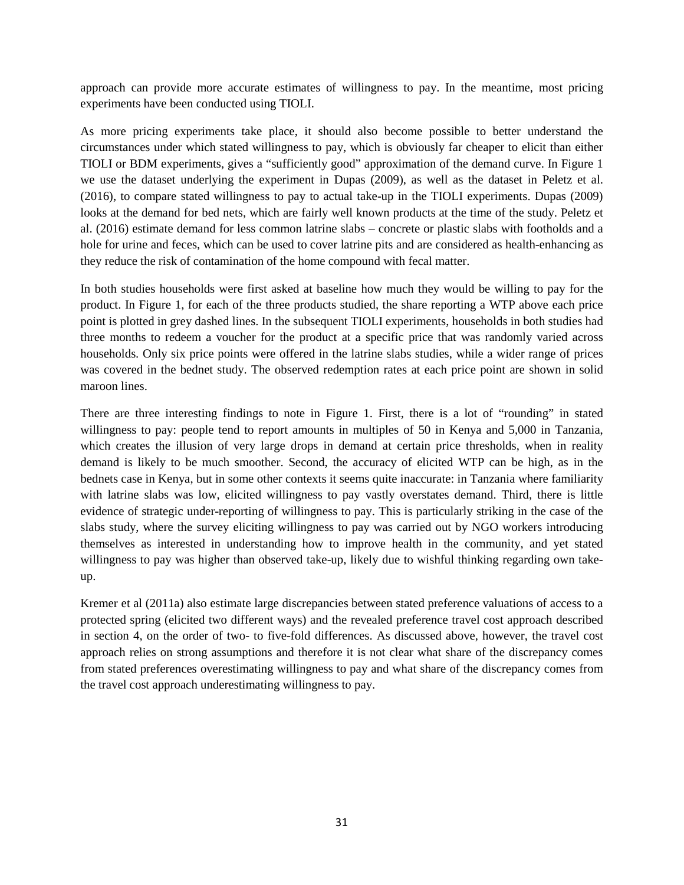approach can provide more accurate estimates of willingness to pay. In the meantime, most pricing experiments have been conducted using TIOLI.

As more pricing experiments take place, it should also become possible to better understand the circumstances under which stated willingness to pay, which is obviously far cheaper to elicit than either TIOLI or BDM experiments, gives a "sufficiently good" approximation of the demand curve. In Figure 1 we use the dataset underlying the experiment in Dupas (2009), as well as the dataset in Peletz et al. (2016), to compare stated willingness to pay to actual take-up in the TIOLI experiments. Dupas (2009) looks at the demand for bed nets, which are fairly well known products at the time of the study. Peletz et al. (2016) estimate demand for less common latrine slabs – concrete or plastic slabs with footholds and a hole for urine and feces, which can be used to cover latrine pits and are considered as health-enhancing as they reduce the risk of contamination of the home compound with fecal matter.

In both studies households were first asked at baseline how much they would be willing to pay for the product. In Figure 1, for each of the three products studied, the share reporting a WTP above each price point is plotted in grey dashed lines. In the subsequent TIOLI experiments, households in both studies had three months to redeem a voucher for the product at a specific price that was randomly varied across households. Only six price points were offered in the latrine slabs studies, while a wider range of prices was covered in the bednet study. The observed redemption rates at each price point are shown in solid maroon lines.

There are three interesting findings to note in Figure 1. First, there is a lot of "rounding" in stated willingness to pay: people tend to report amounts in multiples of 50 in Kenya and 5,000 in Tanzania, which creates the illusion of very large drops in demand at certain price thresholds, when in reality demand is likely to be much smoother. Second, the accuracy of elicited WTP can be high, as in the bednets case in Kenya, but in some other contexts it seems quite inaccurate: in Tanzania where familiarity with latrine slabs was low, elicited willingness to pay vastly overstates demand. Third, there is little evidence of strategic under-reporting of willingness to pay. This is particularly striking in the case of the slabs study, where the survey eliciting willingness to pay was carried out by NGO workers introducing themselves as interested in understanding how to improve health in the community, and yet stated willingness to pay was higher than observed take-up, likely due to wishful thinking regarding own take-up.

Kremer et al (2011a) also estimate large discrepancies between stated preference valuations of access to a protected spring (elicited two different ways) and the revealed preference travel cost approach described in section 4, on the order of two- to five-fold differences. As discussed above, however, the travel cost approach relies on strong assumptions and therefore it is not clear what share of the discrepancy comes from stated preferences overestimating willingness to pay and what share of the discrepancy comes from the travel cost approach underestimating willingness to pay.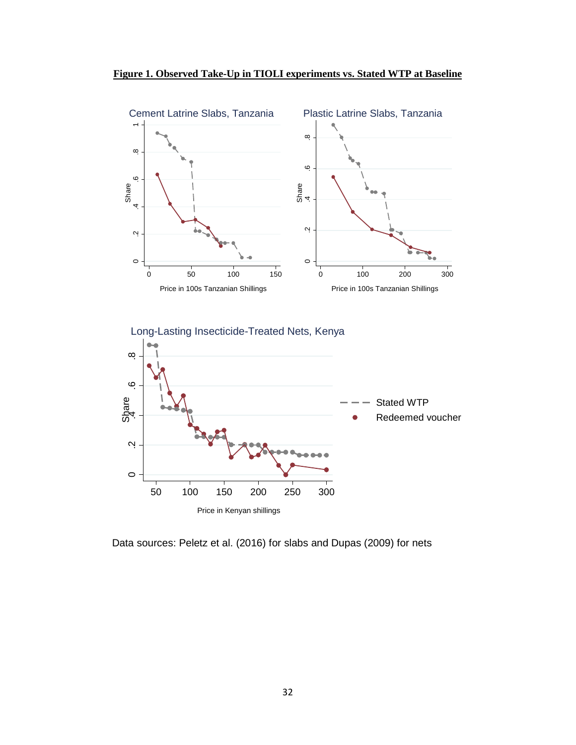**Figure 1. Observed Take-Up in TIOLI experiments vs. Stated WTP at Baseline**

Cement Latrine Slabs, Tanzania

Share

0
.2
.4
.6
.8
1

0
50
100
150

Price in 100s Tanzanian Shillings

Plastic Latrine Slabs, Tanzania

Share

0
.2
.4
.6
.8

0
100
200
300

Price in 100s Tanzanian Shillings

Long-Lasting Insecticide-Treated Nets, Kenya

Share

0
.2
.4
.6
.8

50
100
150
200
250
300

Price in Kenyan shillings

Stated WTP
Redeemed voucher

Data sources: Peletz et al. (2016) for slabs and Dupas (2009) for nets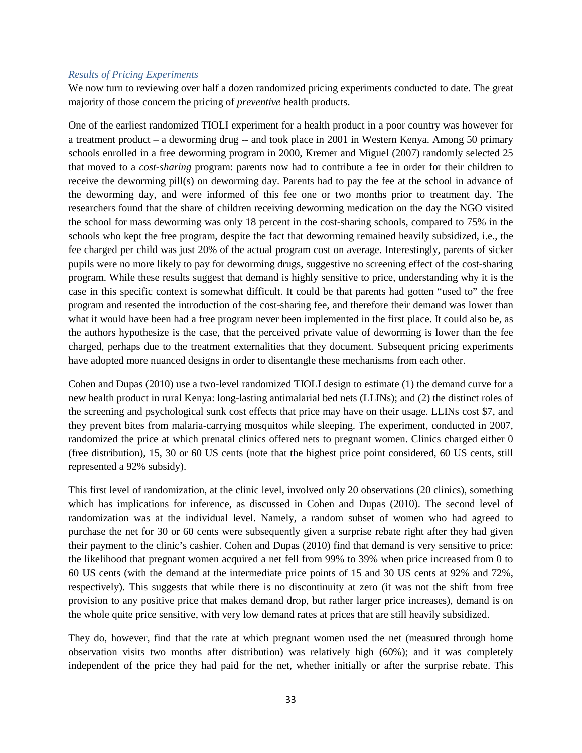### *Results of Pricing Experiments*

We now turn to reviewing over half a dozen randomized pricing experiments conducted to date. The great majority of those concern the pricing of *preventive* health products.

One of the earliest randomized TIOLI experiment for a health product in a poor country was however for a treatment product – a deworming drug -- and took place in 2001 in Western Kenya. Among 50 primary schools enrolled in a free deworming program in 2000, Kremer and Miguel (2007) randomly selected 25 that moved to a *cost-sharing* program: parents now had to contribute a fee in order for their children to receive the deworming pill(s) on deworming day. Parents had to pay the fee at the school in advance of the deworming day, and were informed of this fee one or two months prior to treatment day. The researchers found that the share of children receiving deworming medication on the day the NGO visited the school for mass deworming was only 18 percent in the cost-sharing schools, compared to 75% in the schools who kept the free program, despite the fact that deworming remained heavily subsidized, i.e., the fee charged per child was just 20% of the actual program cost on average. Interestingly, parents of sicker pupils were no more likely to pay for deworming drugs, suggestive no screening effect of the cost-sharing program. While these results suggest that demand is highly sensitive to price, understanding why it is the case in this specific context is somewhat difficult. It could be that parents had gotten "used to" the free program and resented the introduction of the cost-sharing fee, and therefore their demand was lower than what it would have been had a free program never been implemented in the first place. It could also be, as the authors hypothesize is the case, that the perceived private value of deworming is lower than the fee charged, perhaps due to the treatment externalities that they document. Subsequent pricing experiments have adopted more nuanced designs in order to disentangle these mechanisms from each other.

Cohen and Dupas (2010) use a two-level randomized TIOLI design to estimate (1) the demand curve for a new health product in rural Kenya: long-lasting antimalarial bed nets (LLINs); and (2) the distinct roles of the screening and psychological sunk cost effects that price may have on their usage. LLINs cost $7, and they prevent bites from malaria-carrying mosquitos while sleeping. The experiment, conducted in 2007, randomized the price at which prenatal clinics offered nets to pregnant women. Clinics charged either 0 (free distribution), 15, 30 or 60 US cents (note that the highest price point considered, 60 US cents, still represented a 92% subsidy).

This first level of randomization, at the clinic level, involved only 20 observations (20 clinics), something which has implications for inference, as discussed in Cohen and Dupas (2010). The second level of randomization was at the individual level. Namely, a random subset of women who had agreed to purchase the net for 30 or 60 cents were subsequently given a surprise rebate right after they had given their payment to the clinic's cashier. Cohen and Dupas (2010) find that demand is very sensitive to price: the likelihood that pregnant women acquired a net fell from 99% to 39% when price increased from 0 to 60 US cents (with the demand at the intermediate price points of 15 and 30 US cents at 92% and 72%, respectively). This suggests that while there is no discontinuity at zero (it was not the shift from free provision to any positive price that makes demand drop, but rather larger price increases), demand is on the whole quite price sensitive, with very low demand rates at prices that are still heavily subsidized.

They do, however, find that the rate at which pregnant women used the net (measured through home observation visits two months after distribution) was relatively high (60%); and it was completely independent of the price they had paid for the net, whether initially or after the surprise rebate. This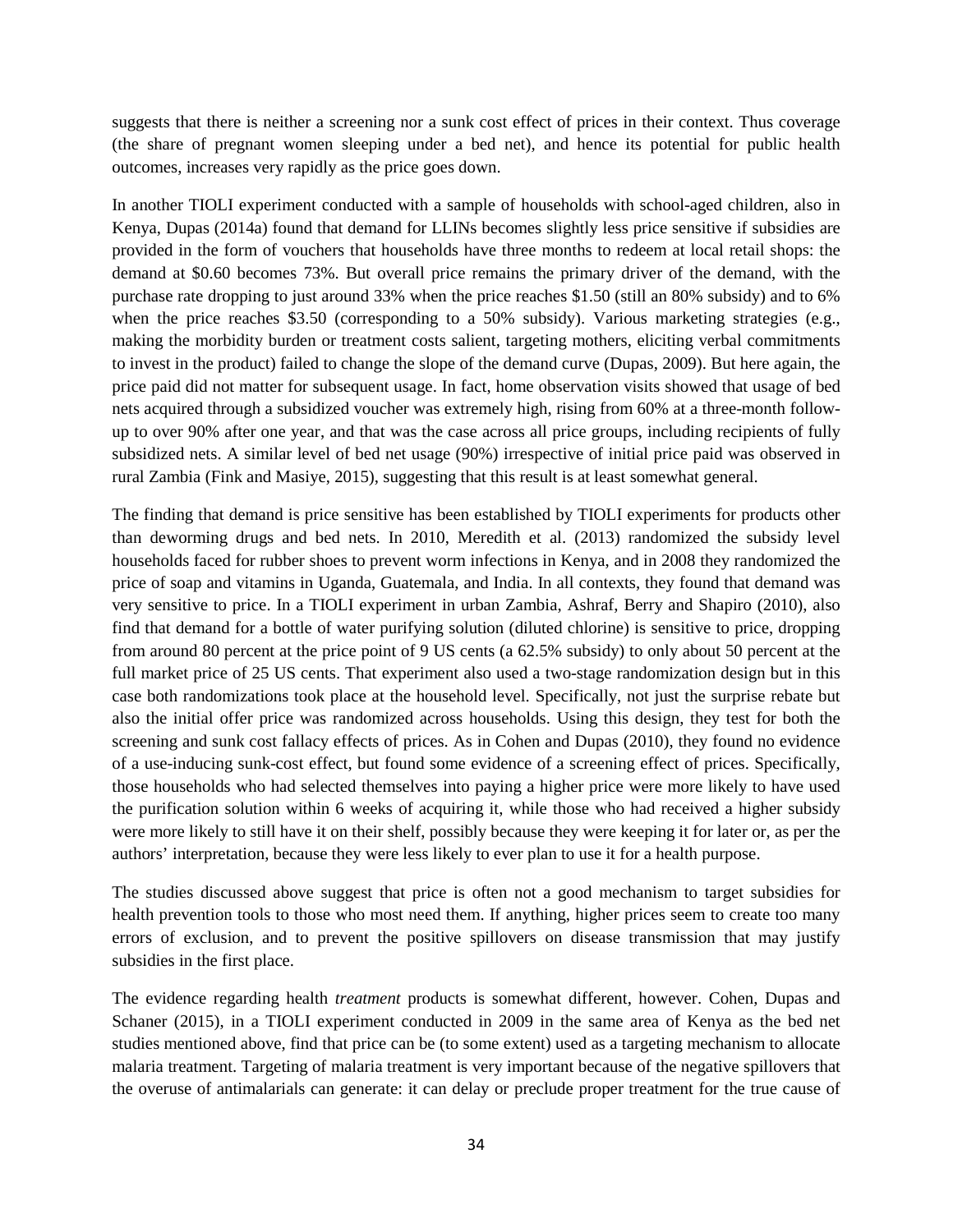suggests that there is neither a screening nor a sunk cost effect of prices in their context. Thus coverage (the share of pregnant women sleeping under a bed net), and hence its potential for public health outcomes, increases very rapidly as the price goes down.

In another TIOLI experiment conducted with a sample of households with school-aged children, also in Kenya, Dupas (2014a) found that demand for LLINs becomes slightly less price sensitive if subsidies are provided in the form of vouchers that households have three months to redeem at local retail shops: the demand at \$0.60 becomes 73%. But overall price remains the primary driver of the demand, with the purchase rate dropping to just around 33% when the price reaches \$1.50 (still an 80% subsidy) and to 6% when the price reaches \$3.50 (corresponding to a 50% subsidy). Various marketing strategies (e.g., making the morbidity burden or treatment costs salient, targeting mothers, eliciting verbal commitments to invest in the product) failed to change the slope of the demand curve (Dupas, 2009). But here again, the price paid did not matter for subsequent usage. In fact, home observation visits showed that usage of bed nets acquired through a subsidized voucher was extremely high, rising from 60% at a three-month follow-up to over 90% after one year, and that was the case across all price groups, including recipients of fully subsidized nets. A similar level of bed net usage (90%) irrespective of initial price paid was observed in rural Zambia (Fink and Masiye, 2015), suggesting that this result is at least somewhat general.

The finding that demand is price sensitive has been established by TIOLI experiments for products other than deworming drugs and bed nets. In 2010, Meredith et al. (2013) randomized the subsidy level households faced for rubber shoes to prevent worm infections in Kenya, and in 2008 they randomized the price of soap and vitamins in Uganda, Guatemala, and India. In all contexts, they found that demand was very sensitive to price. In a TIOLI experiment in urban Zambia, Ashraf, Berry and Shapiro (2010), also find that demand for a bottle of water purifying solution (diluted chlorine) is sensitive to price, dropping from around 80 percent at the price point of 9 US cents (a 62.5% subsidy) to only about 50 percent at the full market price of 25 US cents. That experiment also used a two-stage randomization design but in this case both randomizations took place at the household level. Specifically, not just the surprise rebate but also the initial offer price was randomized across households. Using this design, they test for both the screening and sunk cost fallacy effects of prices. As in Cohen and Dupas (2010), they found no evidence of a use-inducing sunk-cost effect, but found some evidence of a screening effect of prices. Specifically, those households who had selected themselves into paying a higher price were more likely to have used the purification solution within 6 weeks of acquiring it, while those who had received a higher subsidy were more likely to still have it on their shelf, possibly because they were keeping it for later or, as per the authors' interpretation, because they were less likely to ever plan to use it for a health purpose.

The studies discussed above suggest that price is often not a good mechanism to target subsidies for health prevention tools to those who most need them. If anything, higher prices seem to create too many errors of exclusion, and to prevent the positive spillovers on disease transmission that may justify subsidies in the first place.

The evidence regarding health *treatment* products is somewhat different, however. Cohen, Dupas and Schaner (2015), in a TIOLI experiment conducted in 2009 in the same area of Kenya as the bed net studies mentioned above, find that price can be (to some extent) used as a targeting mechanism to allocate malaria treatment. Targeting of malaria treatment is very important because of the negative spillovers that the overuse of antimalarials can generate: it can delay or preclude proper treatment for the true cause of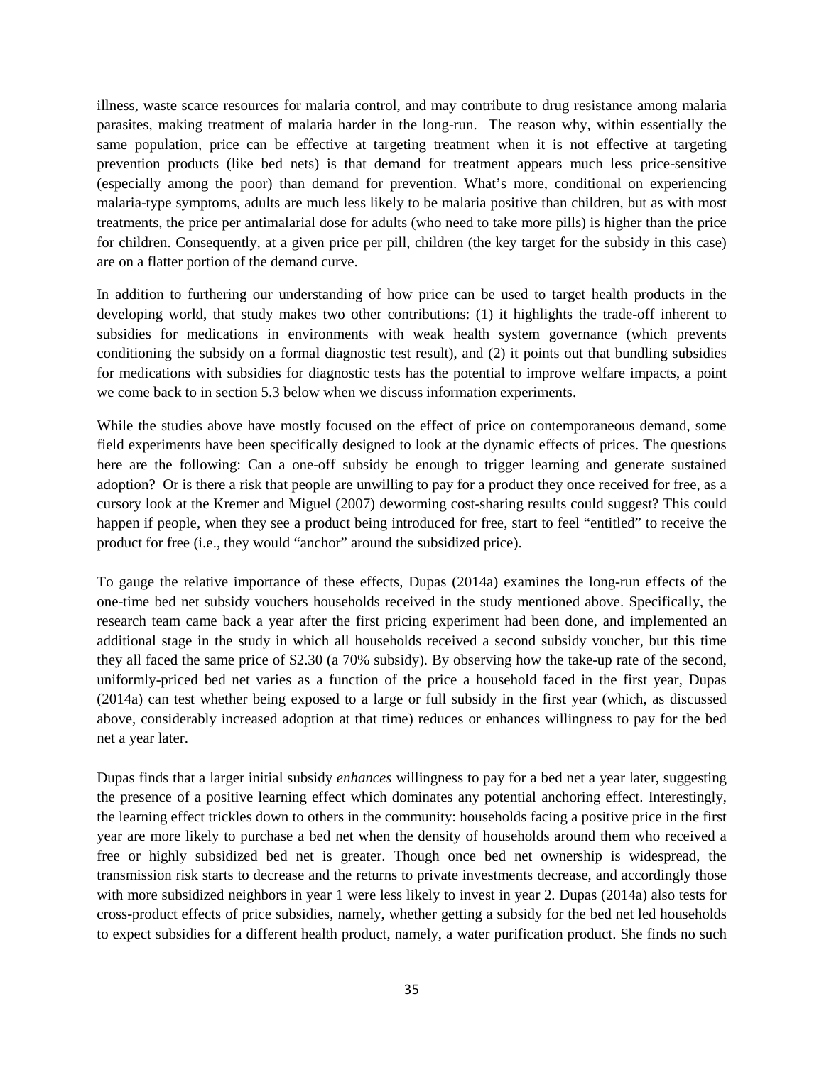illness, waste scarce resources for malaria control, and may contribute to drug resistance among malaria parasites, making treatment of malaria harder in the long-run. The reason why, within essentially the same population, price can be effective at targeting treatment when it is not effective at targeting prevention products (like bed nets) is that demand for treatment appears much less price-sensitive (especially among the poor) than demand for prevention. What's more, conditional on experiencing malaria-type symptoms, adults are much less likely to be malaria positive than children, but as with most treatments, the price per antimalarial dose for adults (who need to take more pills) is higher than the price for children. Consequently, at a given price per pill, children (the key target for the subsidy in this case) are on a flatter portion of the demand curve.

In addition to furthering our understanding of how price can be used to target health products in the developing world, that study makes two other contributions: (1) it highlights the trade-off inherent to subsidies for medications in environments with weak health system governance (which prevents conditioning the subsidy on a formal diagnostic test result), and (2) it points out that bundling subsidies for medications with subsidies for diagnostic tests has the potential to improve welfare impacts, a point we come back to in section 5.3 below when we discuss information experiments.

While the studies above have mostly focused on the effect of price on contemporaneous demand, some field experiments have been specifically designed to look at the dynamic effects of prices. The questions here are the following: Can a one-off subsidy be enough to trigger learning and generate sustained adoption? Or is there a risk that people are unwilling to pay for a product they once received for free, as a cursory look at the Kremer and Miguel (2007) deworming cost-sharing results could suggest? This could happen if people, when they see a product being introduced for free, start to feel "entitled" to receive the product for free (i.e., they would "anchor" around the subsidized price).

To gauge the relative importance of these effects, Dupas (2014a) examines the long-run effects of the one-time bed net subsidy vouchers households received in the study mentioned above. Specifically, the research team came back a year after the first pricing experiment had been done, and implemented an additional stage in the study in which all households received a second subsidy voucher, but this time they all faced the same price of \$2.30 (a 70% subsidy). By observing how the take-up rate of the second, uniformly-priced bed net varies as a function of the price a household faced in the first year, Dupas (2014a) can test whether being exposed to a large or full subsidy in the first year (which, as discussed above, considerably increased adoption at that time) reduces or enhances willingness to pay for the bed net a year later.

Dupas finds that a larger initial subsidy *enhances* willingness to pay for a bed net a year later, suggesting the presence of a positive learning effect which dominates any potential anchoring effect. Interestingly, the learning effect trickles down to others in the community: households facing a positive price in the first year are more likely to purchase a bed net when the density of households around them who received a free or highly subsidized bed net is greater. Though once bed net ownership is widespread, the transmission risk starts to decrease and the returns to private investments decrease, and accordingly those with more subsidized neighbors in year 1 were less likely to invest in year 2. Dupas (2014a) also tests for cross-product effects of price subsidies, namely, whether getting a subsidy for the bed net led households to expect subsidies for a different health product, namely, a water purification product. She finds no such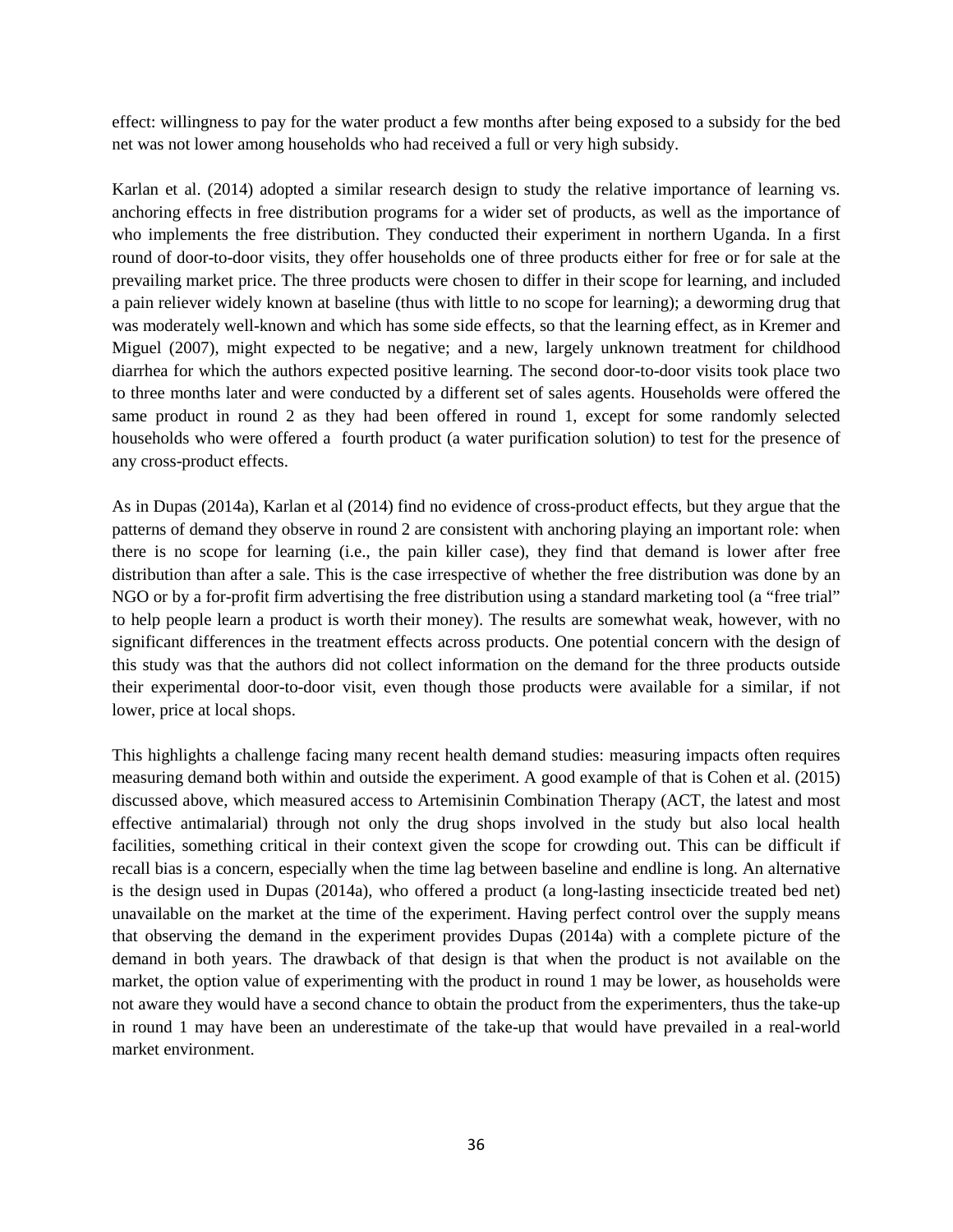effect: willingness to pay for the water product a few months after being exposed to a subsidy for the bed net was not lower among households who had received a full or very high subsidy.

Karlan et al. (2014) adopted a similar research design to study the relative importance of learning vs. anchoring effects in free distribution programs for a wider set of products, as well as the importance of who implements the free distribution. They conducted their experiment in northern Uganda. In a first round of door-to-door visits, they offer households one of three products either for free or for sale at the prevailing market price. The three products were chosen to differ in their scope for learning, and included a pain reliever widely known at baseline (thus with little to no scope for learning); a deworming drug that was moderately well-known and which has some side effects, so that the learning effect, as in Kremer and Miguel (2007), might expected to be negative; and a new, largely unknown treatment for childhood diarrhea for which the authors expected positive learning. The second door-to-door visits took place two to three months later and were conducted by a different set of sales agents. Households were offered the same product in round 2 as they had been offered in round 1, except for some randomly selected households who were offered a fourth product (a water purification solution) to test for the presence of any cross-product effects.

As in Dupas (2014a), Karlan et al (2014) find no evidence of cross-product effects, but they argue that the patterns of demand they observe in round 2 are consistent with anchoring playing an important role: when there is no scope for learning (i.e., the pain killer case), they find that demand is lower after free distribution than after a sale. This is the case irrespective of whether the free distribution was done by an NGO or by a for-profit firm advertising the free distribution using a standard marketing tool (a "free trial" to help people learn a product is worth their money). The results are somewhat weak, however, with no significant differences in the treatment effects across products. One potential concern with the design of this study was that the authors did not collect information on the demand for the three products outside their experimental door-to-door visit, even though those products were available for a similar, if not lower, price at local shops.

This highlights a challenge facing many recent health demand studies: measuring impacts often requires measuring demand both within and outside the experiment. A good example of that is Cohen et al. (2015) discussed above, which measured access to Artemisinin Combination Therapy (ACT, the latest and most effective antimalarial) through not only the drug shops involved in the study but also local health facilities, something critical in their context given the scope for crowding out. This can be difficult if recall bias is a concern, especially when the time lag between baseline and endline is long. An alternative is the design used in Dupas (2014a), who offered a product (a long-lasting insecticide treated bed net) unavailable on the market at the time of the experiment. Having perfect control over the supply means that observing the demand in the experiment provides Dupas (2014a) with a complete picture of the demand in both years. The drawback of that design is that when the product is not available on the market, the option value of experimenting with the product in round 1 may be lower, as households were not aware they would have a second chance to obtain the product from the experimenters, thus the take-up in round 1 may have been an underestimate of the take-up that would have prevailed in a real-world market environment.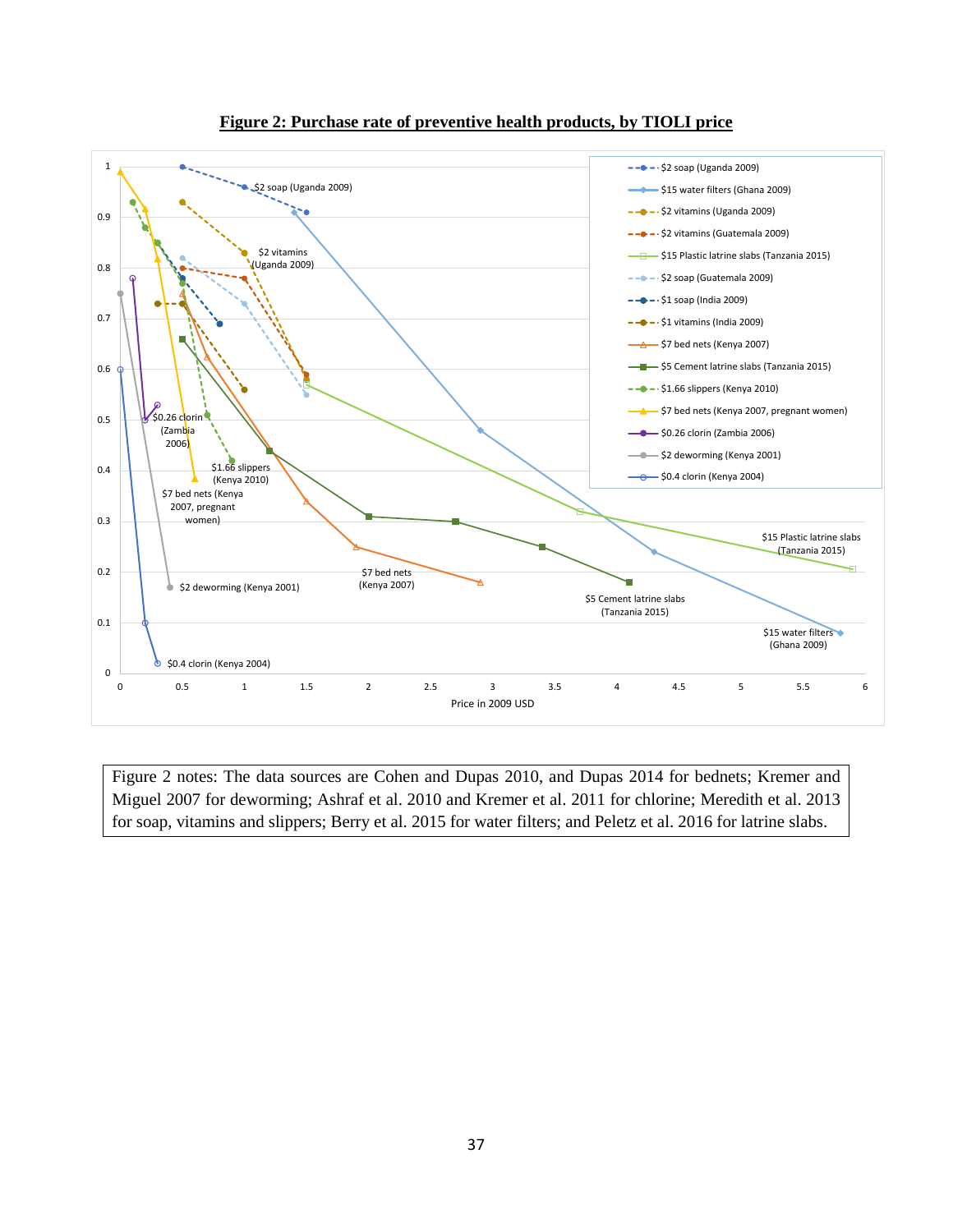**Figure 2: Purchase rate of preventive health products, by TIOLI price**

$2 soap (Uganda 2009)
$15 water filters (Ghana 2009)
$2 vitamins (Uganda 2009)
$2 vitamins (Guatemala 2009)
$15 Plastic latrine slabs (Tanzania 2015)
$2 soap (Guatemala 2009)
$1 soap (India 2009)
$1 vitamins (India 2009)
$7 bed nets (Kenya 2007)
$5 Cement latrine slabs (Tanzania 2015)
$1.66 slippers (Kenya 2010)
$7 bed nets (Kenya 2007, pregnant women)
$0.26 clorin (Zambia 2006)
$2 deworming (Kenya 2001)
$0.4 clorin (Kenya 2004)

$2 soap (Uganda 2009)
$2 vitamins (Uganda 2009)
$0.26 clorin (Zambia 2006)
$1.66 slippers (Kenya 2010)
$7 bed nets (Kenya 2007, pregnant women)
$2 deworming (Kenya 2001)
$0.4 clorin (Kenya 2004)
$7 bed nets (Kenya 2007)
$5 Cement latrine slabs (Tanzania 2015)
$15 Plastic latrine slabs (Tanzania 2015)
$15 water filters (Ghana 2009)

0, 0.1, 0.2, 0.3, 0.4, 0.5, 0.6, 0.7, 0.8, 0.9, 1

0, 0.5, 1, 1.5, 2, 2.5, 3, 3.5, 4, 4.5, 5, 5.5, 6

Price in 2009 USD

Figure 2 notes: The data sources are Cohen and Dupas 2010, and Dupas 2014 for bednets; Kremer and Miguel 2007 for deworming; Ashraf et al. 2010 and Kremer et al. 2011 for chlorine; Meredith et al. 2013 for soap, vitamins and slippers; Berry et al. 2015 for water filters; and Peletz et al. 2016 for latrine slabs.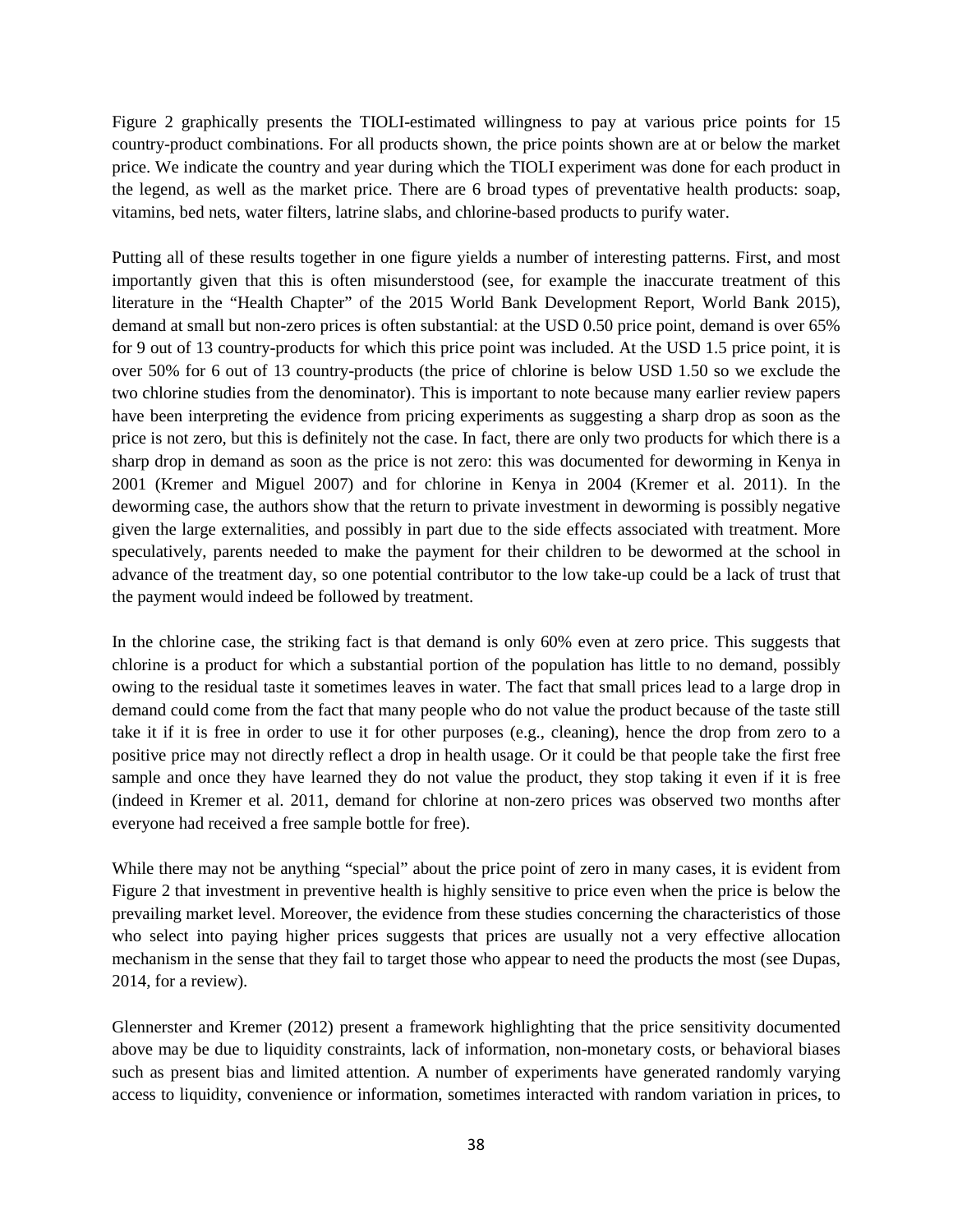Figure 2 graphically presents the TIOLI-estimated willingness to pay at various price points for 15 country-product combinations. For all products shown, the price points shown are at or below the market price. We indicate the country and year during which the TIOLI experiment was done for each product in the legend, as well as the market price. There are 6 broad types of preventative health products: soap, vitamins, bed nets, water filters, latrine slabs, and chlorine-based products to purify water.

Putting all of these results together in one figure yields a number of interesting patterns. First, and most importantly given that this is often misunderstood (see, for example the inaccurate treatment of this literature in the "Health Chapter" of the 2015 World Bank Development Report, World Bank 2015), demand at small but non-zero prices is often substantial: at the USD 0.50 price point, demand is over 65% for 9 out of 13 country-products for which this price point was included. At the USD 1.5 price point, it is over 50% for 6 out of 13 country-products (the price of chlorine is below USD 1.50 so we exclude the two chlorine studies from the denominator). This is important to note because many earlier review papers have been interpreting the evidence from pricing experiments as suggesting a sharp drop as soon as the price is not zero, but this is definitely not the case. In fact, there are only two products for which there is a sharp drop in demand as soon as the price is not zero: this was documented for deworming in Kenya in 2001 (Kremer and Miguel 2007) and for chlorine in Kenya in 2004 (Kremer et al. 2011). In the deworming case, the authors show that the return to private investment in deworming is possibly negative given the large externalities, and possibly in part due to the side effects associated with treatment. More speculatively, parents needed to make the payment for their children to be dewormed at the school in advance of the treatment day, so one potential contributor to the low take-up could be a lack of trust that the payment would indeed be followed by treatment.

In the chlorine case, the striking fact is that demand is only 60% even at zero price. This suggests that chlorine is a product for which a substantial portion of the population has little to no demand, possibly owing to the residual taste it sometimes leaves in water. The fact that small prices lead to a large drop in demand could come from the fact that many people who do not value the product because of the taste still take it if it is free in order to use it for other purposes (e.g., cleaning), hence the drop from zero to a positive price may not directly reflect a drop in health usage. Or it could be that people take the first free sample and once they have learned they do not value the product, they stop taking it even if it is free (indeed in Kremer et al. 2011, demand for chlorine at non-zero prices was observed two months after everyone had received a free sample bottle for free).

While there may not be anything "special" about the price point of zero in many cases, it is evident from Figure 2 that investment in preventive health is highly sensitive to price even when the price is below the prevailing market level. Moreover, the evidence from these studies concerning the characteristics of those who select into paying higher prices suggests that prices are usually not a very effective allocation mechanism in the sense that they fail to target those who appear to need the products the most (see Dupas, 2014, for a review).

Glennerster and Kremer (2012) present a framework highlighting that the price sensitivity documented above may be due to liquidity constraints, lack of information, non-monetary costs, or behavioral biases such as present bias and limited attention. A number of experiments have generated randomly varying access to liquidity, convenience or information, sometimes interacted with random variation in prices, to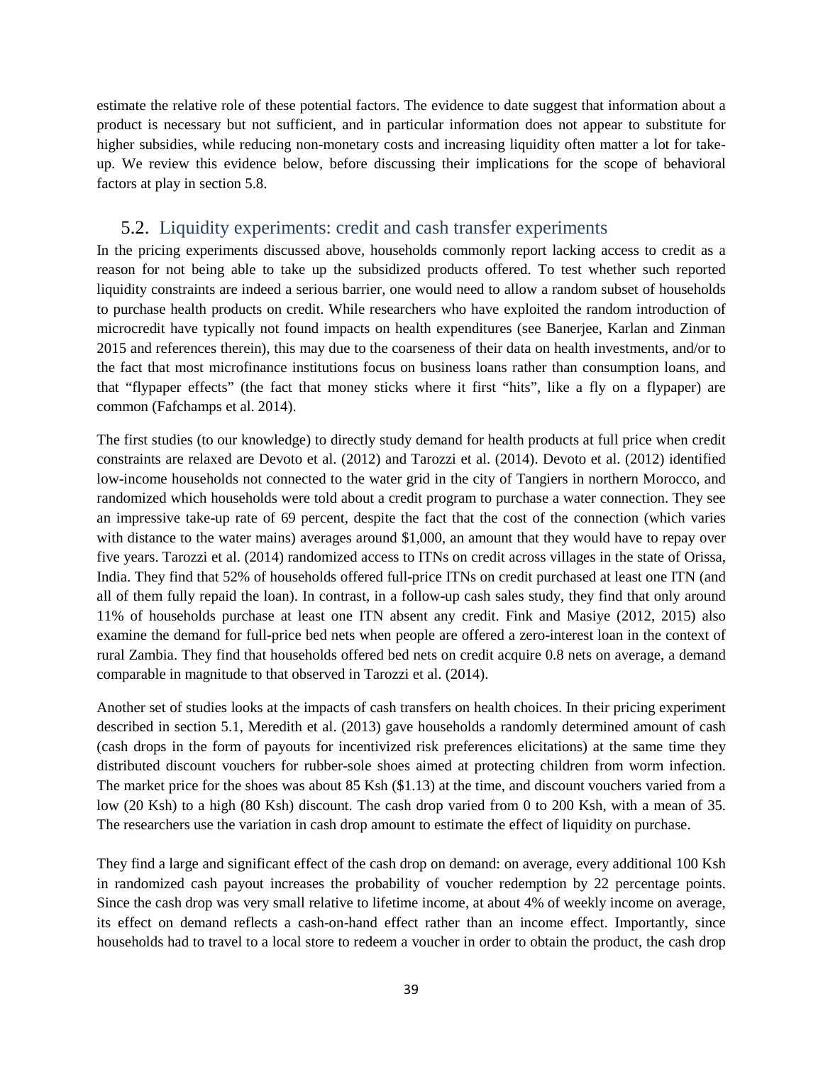estimate the relative role of these potential factors. The evidence to date suggest that information about a product is necessary but not sufficient, and in particular information does not appear to substitute for higher subsidies, while reducing non-monetary costs and increasing liquidity often matter a lot for take-up. We review this evidence below, before discussing their implications for the scope of behavioral factors at play in section 5.8.

## 5.2. Liquidity experiments: credit and cash transfer experiments

In the pricing experiments discussed above, households commonly report lacking access to credit as a reason for not being able to take up the subsidized products offered. To test whether such reported liquidity constraints are indeed a serious barrier, one would need to allow a random subset of households to purchase health products on credit. While researchers who have exploited the random introduction of microcredit have typically not found impacts on health expenditures (see Banerjee, Karlan and Zinman 2015 and references therein), this may due to the coarseness of their data on health investments, and/or to the fact that most microfinance institutions focus on business loans rather than consumption loans, and that "flypaper effects" (the fact that money sticks where it first "hits", like a fly on a flypaper) are common (Fafchamps et al. 2014).

The first studies (to our knowledge) to directly study demand for health products at full price when credit constraints are relaxed are Devoto et al. (2012) and Tarozzi et al. (2014). Devoto et al. (2012) identified low-income households not connected to the water grid in the city of Tangiers in northern Morocco, and randomized which households were told about a credit program to purchase a water connection. They see an impressive take-up rate of 69 percent, despite the fact that the cost of the connection (which varies with distance to the water mains) averages around $1,000, an amount that they would have to repay over five years. Tarozzi et al. (2014) randomized access to ITNs on credit across villages in the state of Orissa, India. They find that 52% of households offered full-price ITNs on credit purchased at least one ITN (and all of them fully repaid the loan). In contrast, in a follow-up cash sales study, they find that only around 11% of households purchase at least one ITN absent any credit. Fink and Masiye (2012, 2015) also examine the demand for full-price bed nets when people are offered a zero-interest loan in the context of rural Zambia. They find that households offered bed nets on credit acquire 0.8 nets on average, a demand comparable in magnitude to that observed in Tarozzi et al. (2014).

Another set of studies looks at the impacts of cash transfers on health choices. In their pricing experiment described in section 5.1, Meredith et al. (2013) gave households a randomly determined amount of cash (cash drops in the form of payouts for incentivized risk preferences elicitations) at the same time they distributed discount vouchers for rubber-sole shoes aimed at protecting children from worm infection. The market price for the shoes was about 85 Ksh ($1.13) at the time, and discount vouchers varied from a low (20 Ksh) to a high (80 Ksh) discount. The cash drop varied from 0 to 200 Ksh, with a mean of 35. The researchers use the variation in cash drop amount to estimate the effect of liquidity on purchase.

They find a large and significant effect of the cash drop on demand: on average, every additional 100 Ksh in randomized cash payout increases the probability of voucher redemption by 22 percentage points. Since the cash drop was very small relative to lifetime income, at about 4% of weekly income on average, its effect on demand reflects a cash-on-hand effect rather than an income effect. Importantly, since households had to travel to a local store to redeem a voucher in order to obtain the product, the cash drop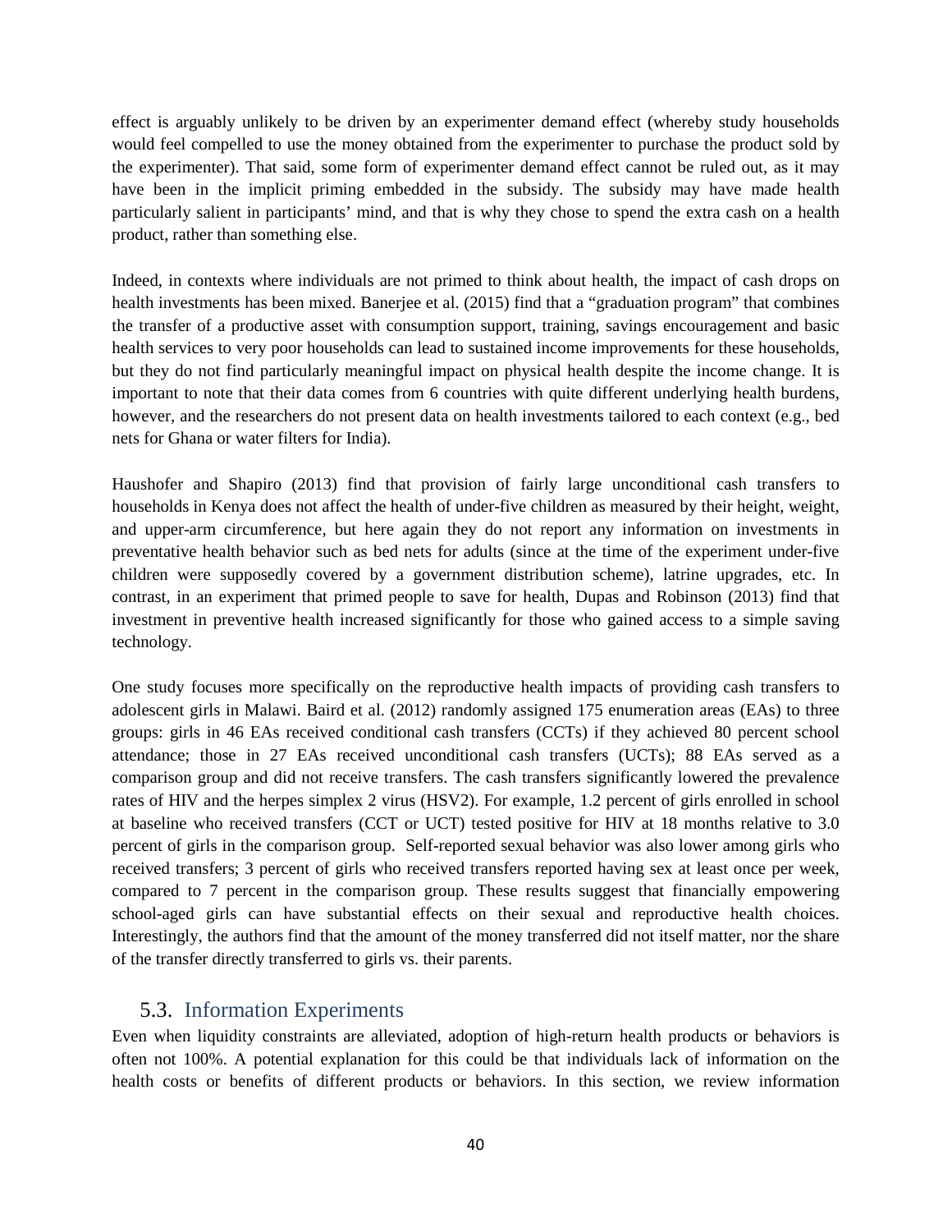effect is arguably unlikely to be driven by an experimenter demand effect (whereby study households would feel compelled to use the money obtained from the experimenter to purchase the product sold by the experimenter). That said, some form of experimenter demand effect cannot be ruled out, as it may have been in the implicit priming embedded in the subsidy. The subsidy may have made health particularly salient in participants' mind, and that is why they chose to spend the extra cash on a health product, rather than something else.

Indeed, in contexts where individuals are not primed to think about health, the impact of cash drops on health investments has been mixed. Banerjee et al. (2015) find that a "graduation program" that combines the transfer of a productive asset with consumption support, training, savings encouragement and basic health services to very poor households can lead to sustained income improvements for these households, but they do not find particularly meaningful impact on physical health despite the income change. It is important to note that their data comes from 6 countries with quite different underlying health burdens, however, and the researchers do not present data on health investments tailored to each context (e.g., bed nets for Ghana or water filters for India).

Haushofer and Shapiro (2013) find that provision of fairly large unconditional cash transfers to households in Kenya does not affect the health of under-five children as measured by their height, weight, and upper-arm circumference, but here again they do not report any information on investments in preventative health behavior such as bed nets for adults (since at the time of the experiment under-five children were supposedly covered by a government distribution scheme), latrine upgrades, etc. In contrast, in an experiment that primed people to save for health, Dupas and Robinson (2013) find that investment in preventive health increased significantly for those who gained access to a simple saving technology.

One study focuses more specifically on the reproductive health impacts of providing cash transfers to adolescent girls in Malawi. Baird et al. (2012) randomly assigned 175 enumeration areas (EAs) to three groups: girls in 46 EAs received conditional cash transfers (CCTs) if they achieved 80 percent school attendance; those in 27 EAs received unconditional cash transfers (UCTs); 88 EAs served as a comparison group and did not receive transfers. The cash transfers significantly lowered the prevalence rates of HIV and the herpes simplex 2 virus (HSV2). For example, 1.2 percent of girls enrolled in school at baseline who received transfers (CCT or UCT) tested positive for HIV at 18 months relative to 3.0 percent of girls in the comparison group. Self-reported sexual behavior was also lower among girls who received transfers; 3 percent of girls who received transfers reported having sex at least once per week, compared to 7 percent in the comparison group. These results suggest that financially empowering school-aged girls can have substantial effects on their sexual and reproductive health choices. Interestingly, the authors find that the amount of the money transferred did not itself matter, nor the share of the transfer directly transferred to girls vs. their parents.

### 5.3. Information Experiments

Even when liquidity constraints are alleviated, adoption of high-return health products or behaviors is often not 100%. A potential explanation for this could be that individuals lack of information on the health costs or benefits of different products or behaviors. In this section, we review information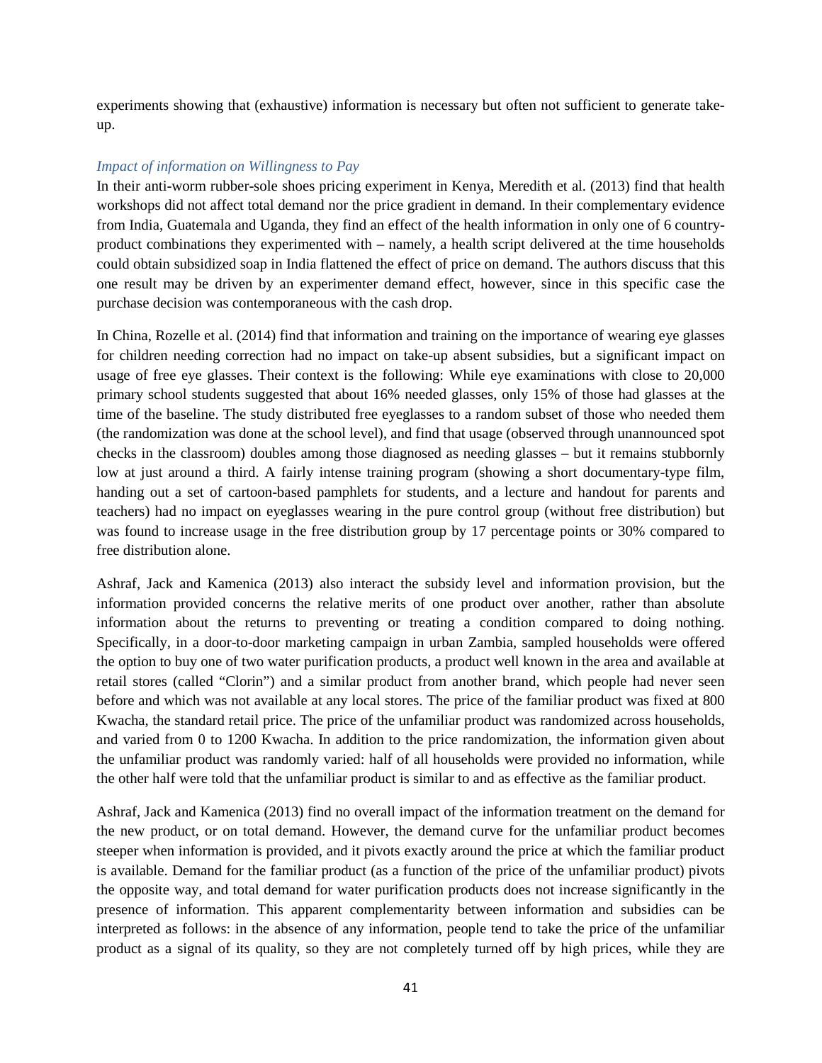experiments showing that (exhaustive) information is necessary but often not sufficient to generate take-up.

### *Impact of information on Willingness to Pay*

In their anti-worm rubber-sole shoes pricing experiment in Kenya, Meredith et al. (2013) find that health workshops did not affect total demand nor the price gradient in demand. In their complementary evidence from India, Guatemala and Uganda, they find an effect of the health information in only one of 6 country-product combinations they experimented with – namely, a health script delivered at the time households could obtain subsidized soap in India flattened the effect of price on demand. The authors discuss that this one result may be driven by an experimenter demand effect, however, since in this specific case the purchase decision was contemporaneous with the cash drop.

In China, Rozelle et al. (2014) find that information and training on the importance of wearing eye glasses for children needing correction had no impact on take-up absent subsidies, but a significant impact on usage of free eye glasses. Their context is the following: While eye examinations with close to 20,000 primary school students suggested that about 16% needed glasses, only 15% of those had glasses at the time of the baseline. The study distributed free eyeglasses to a random subset of those who needed them (the randomization was done at the school level), and find that usage (observed through unannounced spot checks in the classroom) doubles among those diagnosed as needing glasses – but it remains stubbornly low at just around a third. A fairly intense training program (showing a short documentary-type film, handing out a set of cartoon-based pamphlets for students, and a lecture and handout for parents and teachers) had no impact on eyeglasses wearing in the pure control group (without free distribution) but was found to increase usage in the free distribution group by 17 percentage points or 30% compared to free distribution alone.

Ashraf, Jack and Kamenica (2013) also interact the subsidy level and information provision, but the information provided concerns the relative merits of one product over another, rather than absolute information about the returns to preventing or treating a condition compared to doing nothing. Specifically, in a door-to-door marketing campaign in urban Zambia, sampled households were offered the option to buy one of two water purification products, a product well known in the area and available at retail stores (called "Clorin") and a similar product from another brand, which people had never seen before and which was not available at any local stores. The price of the familiar product was fixed at 800 Kwacha, the standard retail price. The price of the unfamiliar product was randomized across households, and varied from 0 to 1200 Kwacha. In addition to the price randomization, the information given about the unfamiliar product was randomly varied: half of all households were provided no information, while the other half were told that the unfamiliar product is similar to and as effective as the familiar product.

Ashraf, Jack and Kamenica (2013) find no overall impact of the information treatment on the demand for the new product, or on total demand. However, the demand curve for the unfamiliar product becomes steeper when information is provided, and it pivots exactly around the price at which the familiar product is available. Demand for the familiar product (as a function of the price of the unfamiliar product) pivots the opposite way, and total demand for water purification products does not increase significantly in the presence of information. This apparent complementarity between information and subsidies can be interpreted as follows: in the absence of any information, people tend to take the price of the unfamiliar product as a signal of its quality, so they are not completely turned off by high prices, while they are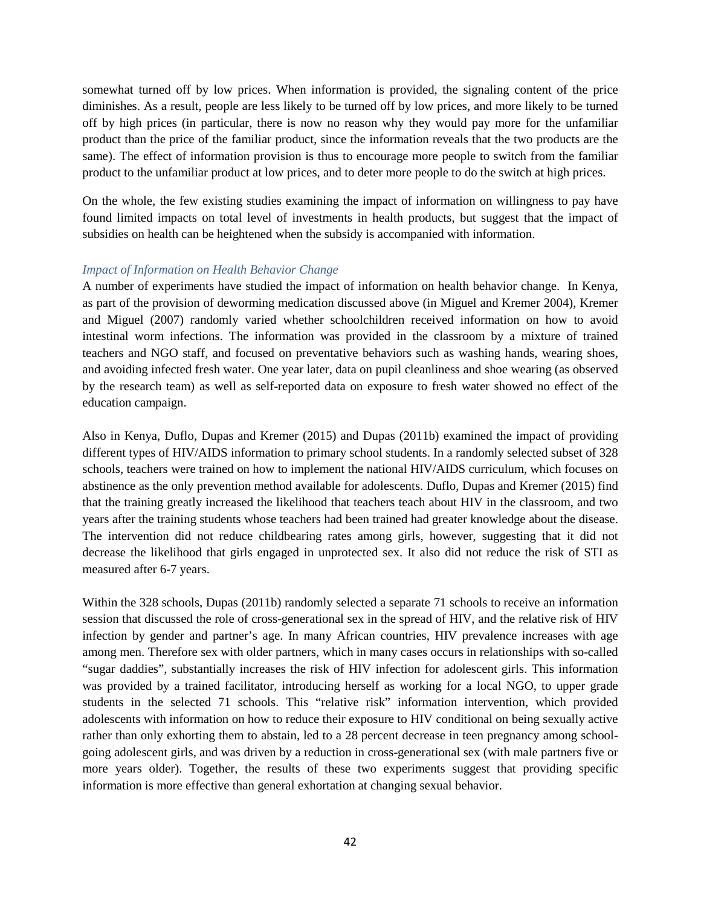somewhat turned off by low prices. When information is provided, the signaling content of the price diminishes. As a result, people are less likely to be turned off by low prices, and more likely to be turned off by high prices (in particular, there is now no reason why they would pay more for the unfamiliar product than the price of the familiar product, since the information reveals that the two products are the same). The effect of information provision is thus to encourage more people to switch from the familiar product to the unfamiliar product at low prices, and to deter more people to do the switch at high prices.

On the whole, the few existing studies examining the impact of information on willingness to pay have found limited impacts on total level of investments in health products, but suggest that the impact of subsidies on health can be heightened when the subsidy is accompanied with information.

### *Impact of Information on Health Behavior Change*

A number of experiments have studied the impact of information on health behavior change. In Kenya, as part of the provision of deworming medication discussed above (in Miguel and Kremer 2004), Kremer and Miguel (2007) randomly varied whether schoolchildren received information on how to avoid intestinal worm infections. The information was provided in the classroom by a mixture of trained teachers and NGO staff, and focused on preventative behaviors such as washing hands, wearing shoes, and avoiding infected fresh water. One year later, data on pupil cleanliness and shoe wearing (as observed by the research team) as well as self-reported data on exposure to fresh water showed no effect of the education campaign.

Also in Kenya, Duflo, Dupas and Kremer (2015) and Dupas (2011b) examined the impact of providing different types of HIV/AIDS information to primary school students. In a randomly selected subset of 328 schools, teachers were trained on how to implement the national HIV/AIDS curriculum, which focuses on abstinence as the only prevention method available for adolescents. Duflo, Dupas and Kremer (2015) find that the training greatly increased the likelihood that teachers teach about HIV in the classroom, and two years after the training students whose teachers had been trained had greater knowledge about the disease. The intervention did not reduce childbearing rates among girls, however, suggesting that it did not decrease the likelihood that girls engaged in unprotected sex. It also did not reduce the risk of STI as measured after 6-7 years.

Within the 328 schools, Dupas (2011b) randomly selected a separate 71 schools to receive an information session that discussed the role of cross-generational sex in the spread of HIV, and the relative risk of HIV infection by gender and partner's age. In many African countries, HIV prevalence increases with age among men. Therefore sex with older partners, which in many cases occurs in relationships with so-called "sugar daddies", substantially increases the risk of HIV infection for adolescent girls. This information was provided by a trained facilitator, introducing herself as working for a local NGO, to upper grade students in the selected 71 schools. This "relative risk" information intervention, which provided adolescents with information on how to reduce their exposure to HIV conditional on being sexually active rather than only exhorting them to abstain, led to a 28 percent decrease in teen pregnancy among school-going adolescent girls, and was driven by a reduction in cross-generational sex (with male partners five or more years older). Together, the results of these two experiments suggest that providing specific information is more effective than general exhortation at changing sexual behavior.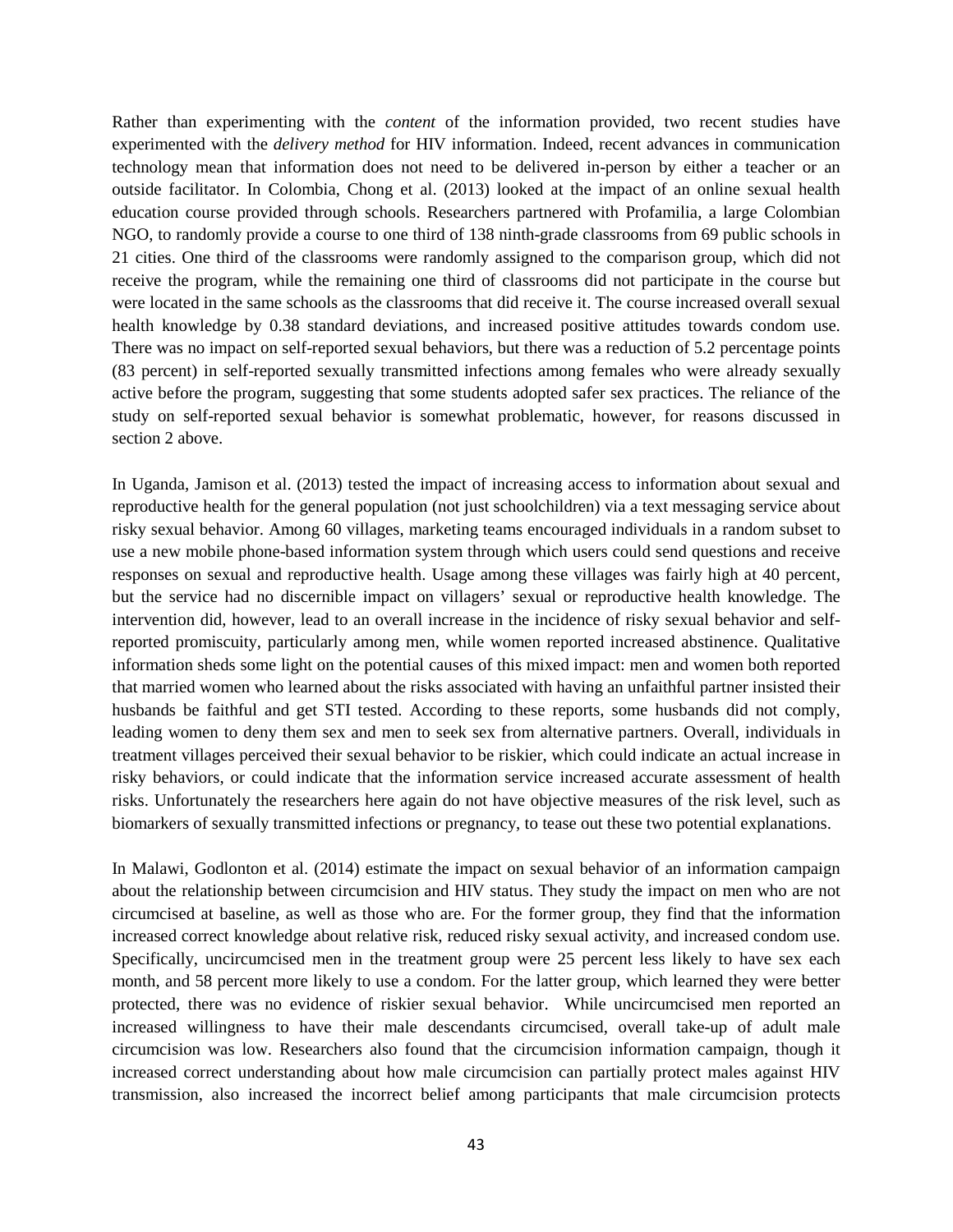Rather than experimenting with the *content* of the information provided, two recent studies have experimented with the *delivery method* for HIV information. Indeed, recent advances in communication technology mean that information does not need to be delivered in-person by either a teacher or an outside facilitator. In Colombia, Chong et al. (2013) looked at the impact of an online sexual health education course provided through schools. Researchers partnered with Profamilia, a large Colombian NGO, to randomly provide a course to one third of 138 ninth-grade classrooms from 69 public schools in 21 cities. One third of the classrooms were randomly assigned to the comparison group, which did not receive the program, while the remaining one third of classrooms did not participate in the course but were located in the same schools as the classrooms that did receive it. The course increased overall sexual health knowledge by 0.38 standard deviations, and increased positive attitudes towards condom use. There was no impact on self-reported sexual behaviors, but there was a reduction of 5.2 percentage points (83 percent) in self-reported sexually transmitted infections among females who were already sexually active before the program, suggesting that some students adopted safer sex practices. The reliance of the study on self-reported sexual behavior is somewhat problematic, however, for reasons discussed in section 2 above.

In Uganda, Jamison et al. (2013) tested the impact of increasing access to information about sexual and reproductive health for the general population (not just schoolchildren) via a text messaging service about risky sexual behavior. Among 60 villages, marketing teams encouraged individuals in a random subset to use a new mobile phone-based information system through which users could send questions and receive responses on sexual and reproductive health. Usage among these villages was fairly high at 40 percent, but the service had no discernible impact on villagers' sexual or reproductive health knowledge. The intervention did, however, lead to an overall increase in the incidence of risky sexual behavior and self-reported promiscuity, particularly among men, while women reported increased abstinence. Qualitative information sheds some light on the potential causes of this mixed impact: men and women both reported that married women who learned about the risks associated with having an unfaithful partner insisted their husbands be faithful and get STI tested. According to these reports, some husbands did not comply, leading women to deny them sex and men to seek sex from alternative partners. Overall, individuals in treatment villages perceived their sexual behavior to be riskier, which could indicate an actual increase in risky behaviors, or could indicate that the information service increased accurate assessment of health risks. Unfortunately the researchers here again do not have objective measures of the risk level, such as biomarkers of sexually transmitted infections or pregnancy, to tease out these two potential explanations.

In Malawi, Godlonton et al. (2014) estimate the impact on sexual behavior of an information campaign about the relationship between circumcision and HIV status. They study the impact on men who are not circumcised at baseline, as well as those who are. For the former group, they find that the information increased correct knowledge about relative risk, reduced risky sexual activity, and increased condom use. Specifically, uncircumcised men in the treatment group were 25 percent less likely to have sex each month, and 58 percent more likely to use a condom. For the latter group, which learned they were better protected, there was no evidence of riskier sexual behavior. While uncircumcised men reported an increased willingness to have their male descendants circumcised, overall take-up of adult male circumcision was low. Researchers also found that the circumcision information campaign, though it increased correct understanding about how male circumcision can partially protect males against HIV transmission, also increased the incorrect belief among participants that male circumcision protects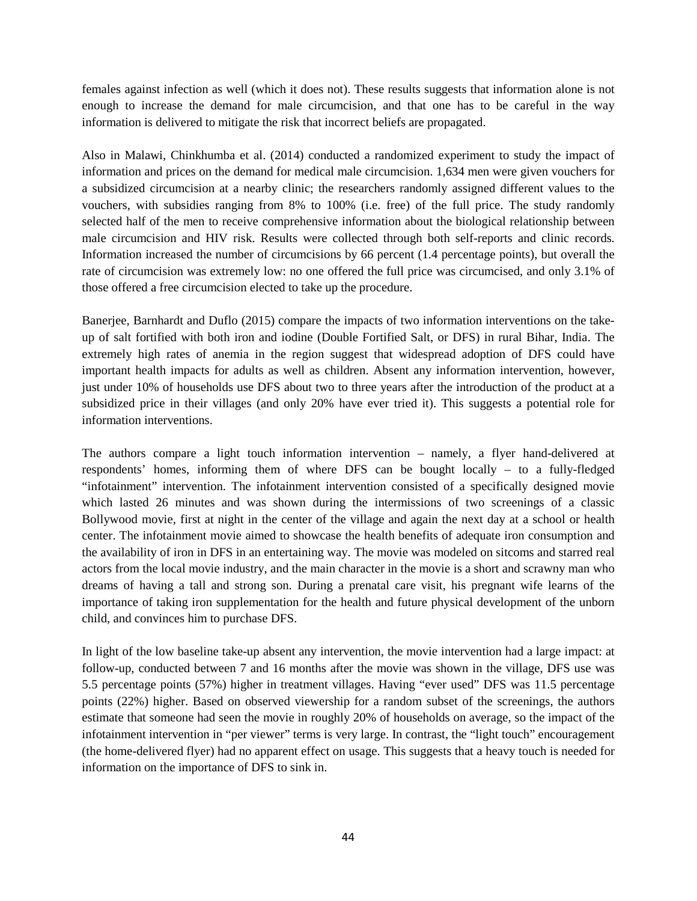females against infection as well (which it does not). These results suggests that information alone is not enough to increase the demand for male circumcision, and that one has to be careful in the way information is delivered to mitigate the risk that incorrect beliefs are propagated.

Also in Malawi, Chinkhumba et al. (2014) conducted a randomized experiment to study the impact of information and prices on the demand for medical male circumcision. 1,634 men were given vouchers for a subsidized circumcision at a nearby clinic; the researchers randomly assigned different values to the vouchers, with subsidies ranging from 8% to 100% (i.e. free) of the full price. The study randomly selected half of the men to receive comprehensive information about the biological relationship between male circumcision and HIV risk. Results were collected through both self-reports and clinic records. Information increased the number of circumcisions by 66 percent (1.4 percentage points), but overall the rate of circumcision was extremely low: no one offered the full price was circumcised, and only 3.1% of those offered a free circumcision elected to take up the procedure.

Banerjee, Barnhardt and Duflo (2015) compare the impacts of two information interventions on the take-up of salt fortified with both iron and iodine (Double Fortified Salt, or DFS) in rural Bihar, India. The extremely high rates of anemia in the region suggest that widespread adoption of DFS could have important health impacts for adults as well as children. Absent any information intervention, however, just under 10% of households use DFS about two to three years after the introduction of the product at a subsidized price in their villages (and only 20% have ever tried it). This suggests a potential role for information interventions.

The authors compare a light touch information intervention – namely, a flyer hand-delivered at respondents' homes, informing them of where DFS can be bought locally – to a fully-fledged "infotainment" intervention. The infotainment intervention consisted of a specifically designed movie which lasted 26 minutes and was shown during the intermissions of two screenings of a classic Bollywood movie, first at night in the center of the village and again the next day at a school or health center. The infotainment movie aimed to showcase the health benefits of adequate iron consumption and the availability of iron in DFS in an entertaining way. The movie was modeled on sitcoms and starred real actors from the local movie industry, and the main character in the movie is a short and scrawny man who dreams of having a tall and strong son. During a prenatal care visit, his pregnant wife learns of the importance of taking iron supplementation for the health and future physical development of the unborn child, and convinces him to purchase DFS.

In light of the low baseline take-up absent any intervention, the movie intervention had a large impact: at follow-up, conducted between 7 and 16 months after the movie was shown in the village, DFS use was 5.5 percentage points (57%) higher in treatment villages. Having "ever used" DFS was 11.5 percentage points (22%) higher. Based on observed viewership for a random subset of the screenings, the authors estimate that someone had seen the movie in roughly 20% of households on average, so the impact of the infotainment intervention in "per viewer" terms is very large. In contrast, the "light touch" encouragement (the home-delivered flyer) had no apparent effect on usage. This suggests that a heavy touch is needed for information on the importance of DFS to sink in.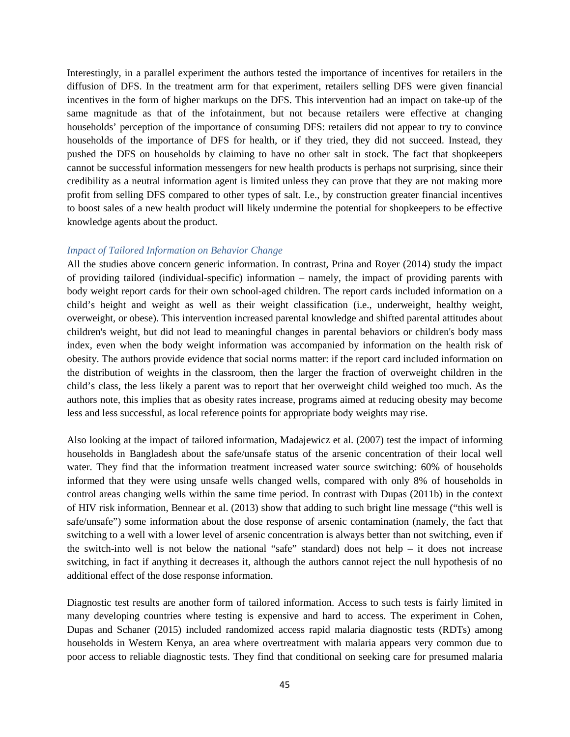Interestingly, in a parallel experiment the authors tested the importance of incentives for retailers in the diffusion of DFS. In the treatment arm for that experiment, retailers selling DFS were given financial incentives in the form of higher markups on the DFS. This intervention had an impact on take-up of the same magnitude as that of the infotainment, but not because retailers were effective at changing households' perception of the importance of consuming DFS: retailers did not appear to try to convince households of the importance of DFS for health, or if they tried, they did not succeed. Instead, they pushed the DFS on households by claiming to have no other salt in stock. The fact that shopkeepers cannot be successful information messengers for new health products is perhaps not surprising, since their credibility as a neutral information agent is limited unless they can prove that they are not making more profit from selling DFS compared to other types of salt. I.e., by construction greater financial incentives to boost sales of a new health product will likely undermine the potential for shopkeepers to be effective knowledge agents about the product.

### *Impact of Tailored Information on Behavior Change*

All the studies above concern generic information. In contrast, Prina and Royer (2014) study the impact of providing tailored (individual-specific) information – namely, the impact of providing parents with body weight report cards for their own school-aged children. The report cards included information on a child's height and weight as well as their weight classification (i.e., underweight, healthy weight, overweight, or obese). This intervention increased parental knowledge and shifted parental attitudes about children's weight, but did not lead to meaningful changes in parental behaviors or children's body mass index, even when the body weight information was accompanied by information on the health risk of obesity. The authors provide evidence that social norms matter: if the report card included information on the distribution of weights in the classroom, then the larger the fraction of overweight children in the child's class, the less likely a parent was to report that her overweight child weighed too much. As the authors note, this implies that as obesity rates increase, programs aimed at reducing obesity may become less and less successful, as local reference points for appropriate body weights may rise.

Also looking at the impact of tailored information, Madajewicz et al. (2007) test the impact of informing households in Bangladesh about the safe/unsafe status of the arsenic concentration of their local well water. They find that the information treatment increased water source switching: 60% of households informed that they were using unsafe wells changed wells, compared with only 8% of households in control areas changing wells within the same time period. In contrast with Dupas (2011b) in the context of HIV risk information, Bennear et al. (2013) show that adding to such bright line message ("this well is safe/unsafe") some information about the dose response of arsenic contamination (namely, the fact that switching to a well with a lower level of arsenic concentration is always better than not switching, even if the switch-into well is not below the national "safe" standard) does not help – it does not increase switching, in fact if anything it decreases it, although the authors cannot reject the null hypothesis of no additional effect of the dose response information.

Diagnostic test results are another form of tailored information. Access to such tests is fairly limited in many developing countries where testing is expensive and hard to access. The experiment in Cohen, Dupas and Schaner (2015) included randomized access rapid malaria diagnostic tests (RDTs) among households in Western Kenya, an area where overtreatment with malaria appears very common due to poor access to reliable diagnostic tests. They find that conditional on seeking care for presumed malaria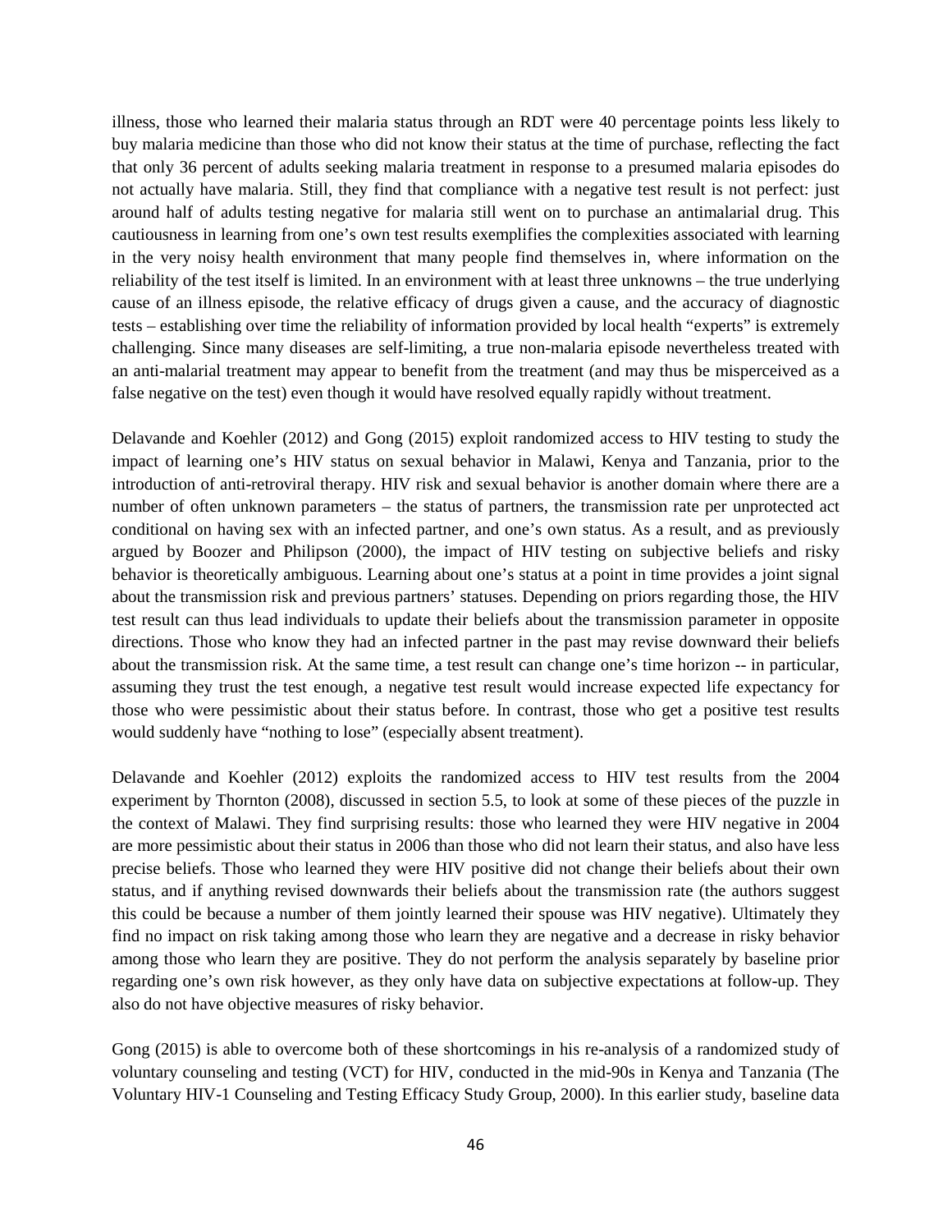illness, those who learned their malaria status through an RDT were 40 percentage points less likely to buy malaria medicine than those who did not know their status at the time of purchase, reflecting the fact that only 36 percent of adults seeking malaria treatment in response to a presumed malaria episodes do not actually have malaria. Still, they find that compliance with a negative test result is not perfect: just around half of adults testing negative for malaria still went on to purchase an antimalarial drug. This cautiousness in learning from one's own test results exemplifies the complexities associated with learning in the very noisy health environment that many people find themselves in, where information on the reliability of the test itself is limited. In an environment with at least three unknowns – the true underlying cause of an illness episode, the relative efficacy of drugs given a cause, and the accuracy of diagnostic tests – establishing over time the reliability of information provided by local health "experts" is extremely challenging. Since many diseases are self-limiting, a true non-malaria episode nevertheless treated with an anti-malarial treatment may appear to benefit from the treatment (and may thus be misperceived as a false negative on the test) even though it would have resolved equally rapidly without treatment.

Delavande and Koehler (2012) and Gong (2015) exploit randomized access to HIV testing to study the impact of learning one's HIV status on sexual behavior in Malawi, Kenya and Tanzania, prior to the introduction of anti-retroviral therapy. HIV risk and sexual behavior is another domain where there are a number of often unknown parameters – the status of partners, the transmission rate per unprotected act conditional on having sex with an infected partner, and one's own status. As a result, and as previously argued by Boozer and Philipson (2000), the impact of HIV testing on subjective beliefs and risky behavior is theoretically ambiguous. Learning about one's status at a point in time provides a joint signal about the transmission risk and previous partners' statuses. Depending on priors regarding those, the HIV test result can thus lead individuals to update their beliefs about the transmission parameter in opposite directions. Those who know they had an infected partner in the past may revise downward their beliefs about the transmission risk. At the same time, a test result can change one's time horizon -- in particular, assuming they trust the test enough, a negative test result would increase expected life expectancy for those who were pessimistic about their status before. In contrast, those who get a positive test results would suddenly have "nothing to lose" (especially absent treatment).

Delavande and Koehler (2012) exploits the randomized access to HIV test results from the 2004 experiment by Thornton (2008), discussed in section 5.5, to look at some of these pieces of the puzzle in the context of Malawi. They find surprising results: those who learned they were HIV negative in 2004 are more pessimistic about their status in 2006 than those who did not learn their status, and also have less precise beliefs. Those who learned they were HIV positive did not change their beliefs about their own status, and if anything revised downwards their beliefs about the transmission rate (the authors suggest this could be because a number of them jointly learned their spouse was HIV negative). Ultimately they find no impact on risk taking among those who learn they are negative and a decrease in risky behavior among those who learn they are positive. They do not perform the analysis separately by baseline prior regarding one's own risk however, as they only have data on subjective expectations at follow-up. They also do not have objective measures of risky behavior.

Gong (2015) is able to overcome both of these shortcomings in his re-analysis of a randomized study of voluntary counseling and testing (VCT) for HIV, conducted in the mid-90s in Kenya and Tanzania (The Voluntary HIV-1 Counseling and Testing Efficacy Study Group, 2000). In this earlier study, baseline data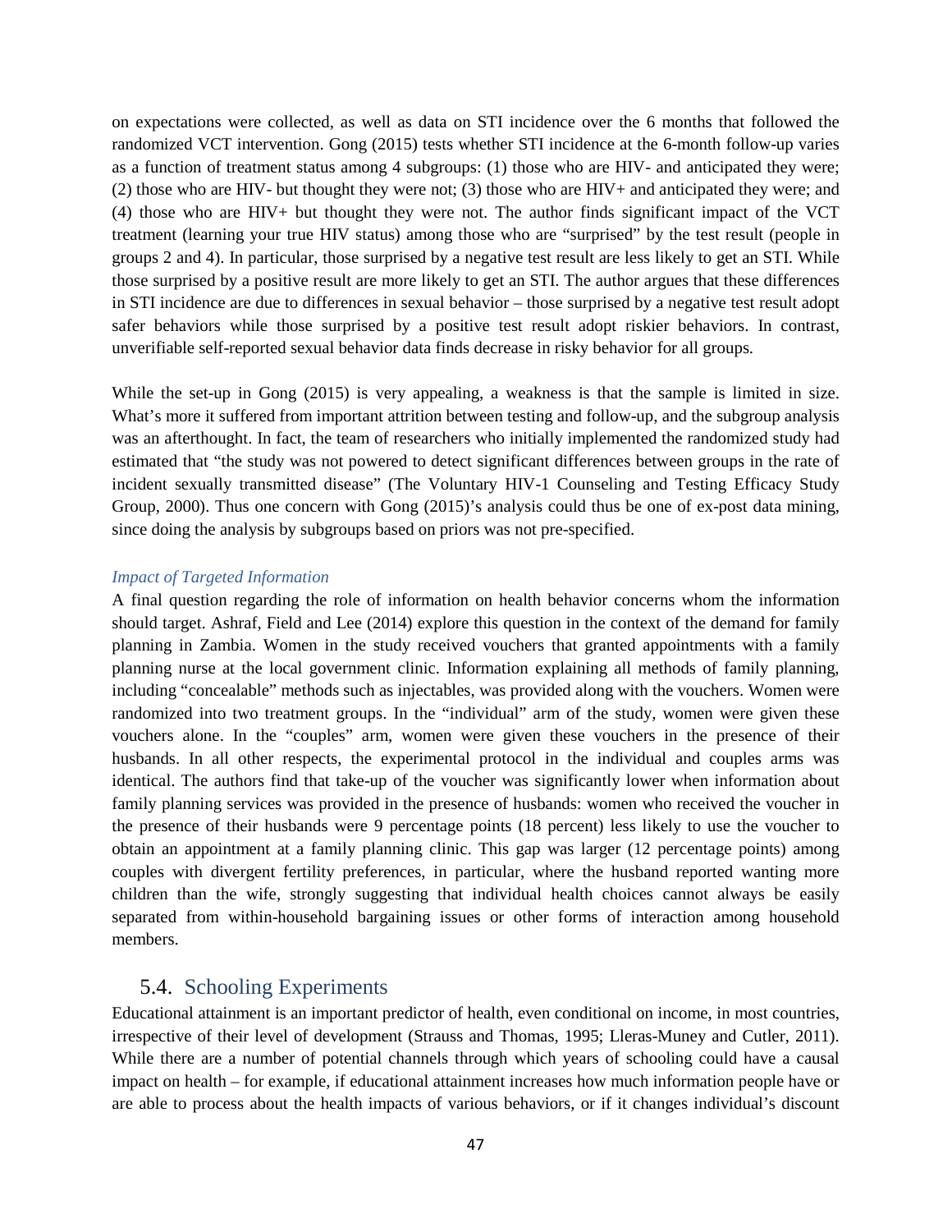on expectations were collected, as well as data on STI incidence over the 6 months that followed the randomized VCT intervention. Gong (2015) tests whether STI incidence at the 6-month follow-up varies as a function of treatment status among 4 subgroups: (1) those who are HIV- and anticipated they were; (2) those who are HIV- but thought they were not; (3) those who are HIV+ and anticipated they were; and (4) those who are HIV+ but thought they were not. The author finds significant impact of the VCT treatment (learning your true HIV status) among those who are "surprised" by the test result (people in groups 2 and 4). In particular, those surprised by a negative test result are less likely to get an STI. While those surprised by a positive result are more likely to get an STI. The author argues that these differences in STI incidence are due to differences in sexual behavior – those surprised by a negative test result adopt safer behaviors while those surprised by a positive test result adopt riskier behaviors. In contrast, unverifiable self-reported sexual behavior data finds decrease in risky behavior for all groups.

While the set-up in Gong (2015) is very appealing, a weakness is that the sample is limited in size. What's more it suffered from important attrition between testing and follow-up, and the subgroup analysis was an afterthought. In fact, the team of researchers who initially implemented the randomized study had estimated that "the study was not powered to detect significant differences between groups in the rate of incident sexually transmitted disease" (The Voluntary HIV-1 Counseling and Testing Efficacy Study Group, 2000). Thus one concern with Gong (2015)'s analysis could thus be one of ex-post data mining, since doing the analysis by subgroups based on priors was not pre-specified.

#### *Impact of Targeted Information*

A final question regarding the role of information on health behavior concerns whom the information should target. Ashraf, Field and Lee (2014) explore this question in the context of the demand for family planning in Zambia. Women in the study received vouchers that granted appointments with a family planning nurse at the local government clinic. Information explaining all methods of family planning, including "concealable" methods such as injectables, was provided along with the vouchers. Women were randomized into two treatment groups. In the "individual" arm of the study, women were given these vouchers alone. In the "couples" arm, women were given these vouchers in the presence of their husbands. In all other respects, the experimental protocol in the individual and couples arms was identical. The authors find that take-up of the voucher was significantly lower when information about family planning services was provided in the presence of husbands: women who received the voucher in the presence of their husbands were 9 percentage points (18 percent) less likely to use the voucher to obtain an appointment at a family planning clinic. This gap was larger (12 percentage points) among couples with divergent fertility preferences, in particular, where the husband reported wanting more children than the wife, strongly suggesting that individual health choices cannot always be easily separated from within-household bargaining issues or other forms of interaction among household members.

### 5.4. Schooling Experiments

Educational attainment is an important predictor of health, even conditional on income, in most countries, irrespective of their level of development (Strauss and Thomas, 1995; Lleras-Muney and Cutler, 2011). While there are a number of potential channels through which years of schooling could have a causal impact on health – for example, if educational attainment increases how much information people have or are able to process about the health impacts of various behaviors, or if it changes individual's discount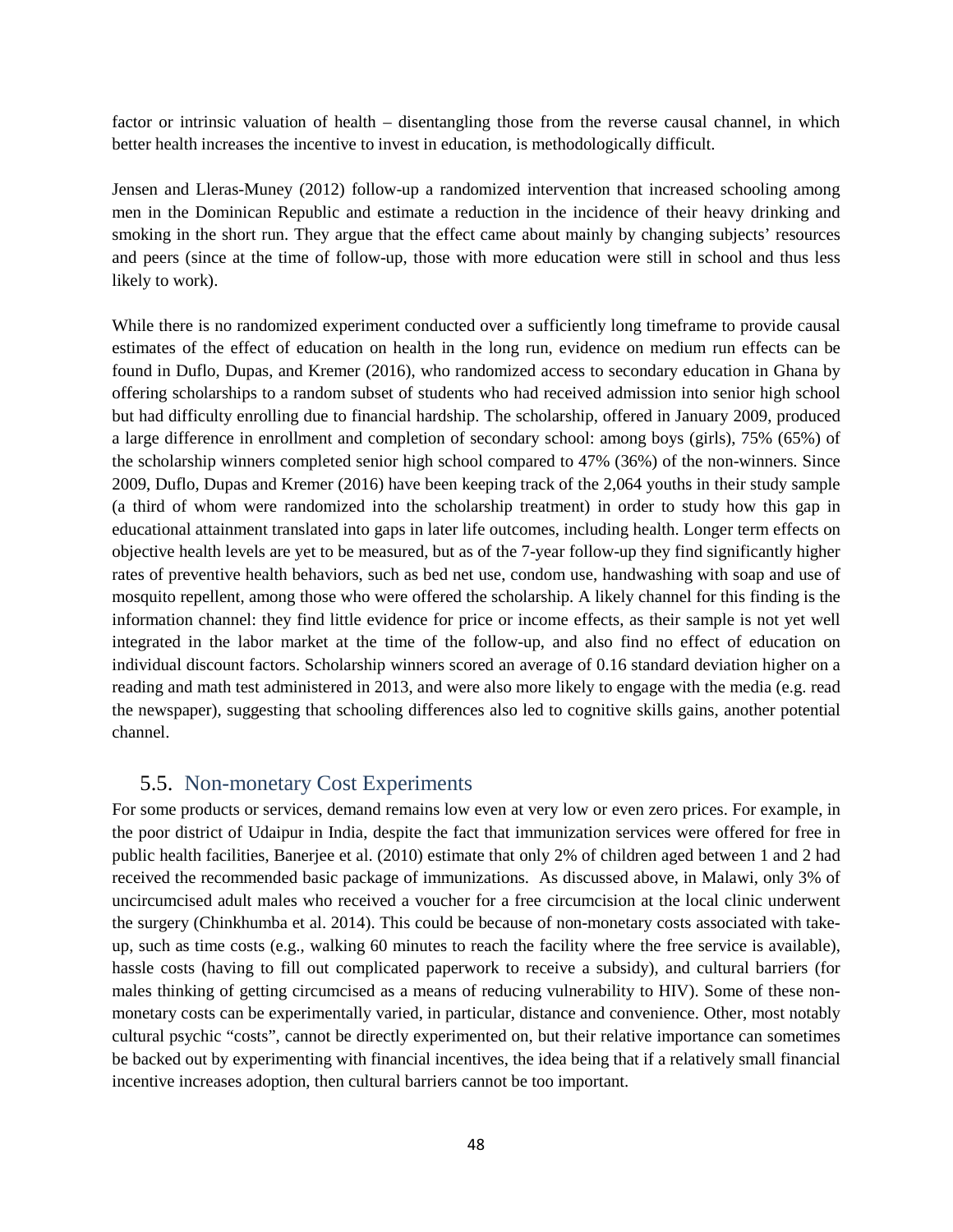factor or intrinsic valuation of health – disentangling those from the reverse causal channel, in which better health increases the incentive to invest in education, is methodologically difficult.

Jensen and Lleras-Muney (2012) follow-up a randomized intervention that increased schooling among men in the Dominican Republic and estimate a reduction in the incidence of their heavy drinking and smoking in the short run. They argue that the effect came about mainly by changing subjects' resources and peers (since at the time of follow-up, those with more education were still in school and thus less likely to work).

While there is no randomized experiment conducted over a sufficiently long timeframe to provide causal estimates of the effect of education on health in the long run, evidence on medium run effects can be found in Duflo, Dupas, and Kremer (2016), who randomized access to secondary education in Ghana by offering scholarships to a random subset of students who had received admission into senior high school but had difficulty enrolling due to financial hardship. The scholarship, offered in January 2009, produced a large difference in enrollment and completion of secondary school: among boys (girls), 75% (65%) of the scholarship winners completed senior high school compared to 47% (36%) of the non-winners. Since 2009, Duflo, Dupas and Kremer (2016) have been keeping track of the 2,064 youths in their study sample (a third of whom were randomized into the scholarship treatment) in order to study how this gap in educational attainment translated into gaps in later life outcomes, including health. Longer term effects on objective health levels are yet to be measured, but as of the 7-year follow-up they find significantly higher rates of preventive health behaviors, such as bed net use, condom use, handwashing with soap and use of mosquito repellent, among those who were offered the scholarship. A likely channel for this finding is the information channel: they find little evidence for price or income effects, as their sample is not yet well integrated in the labor market at the time of the follow-up, and also find no effect of education on individual discount factors. Scholarship winners scored an average of 0.16 standard deviation higher on a reading and math test administered in 2013, and were also more likely to engage with the media (e.g. read the newspaper), suggesting that schooling differences also led to cognitive skills gains, another potential channel.

## 5.5. Non-monetary Cost Experiments

For some products or services, demand remains low even at very low or even zero prices. For example, in the poor district of Udaipur in India, despite the fact that immunization services were offered for free in public health facilities, Banerjee et al. (2010) estimate that only 2% of children aged between 1 and 2 had received the recommended basic package of immunizations. As discussed above, in Malawi, only 3% of uncircumcised adult males who received a voucher for a free circumcision at the local clinic underwent the surgery (Chinkhumba et al. 2014). This could be because of non-monetary costs associated with take-up, such as time costs (e.g., walking 60 minutes to reach the facility where the free service is available), hassle costs (having to fill out complicated paperwork to receive a subsidy), and cultural barriers (for males thinking of getting circumcised as a means of reducing vulnerability to HIV). Some of these non-monetary costs can be experimentally varied, in particular, distance and convenience. Other, most notably cultural psychic "costs", cannot be directly experimented on, but their relative importance can sometimes be backed out by experimenting with financial incentives, the idea being that if a relatively small financial incentive increases adoption, then cultural barriers cannot be too important.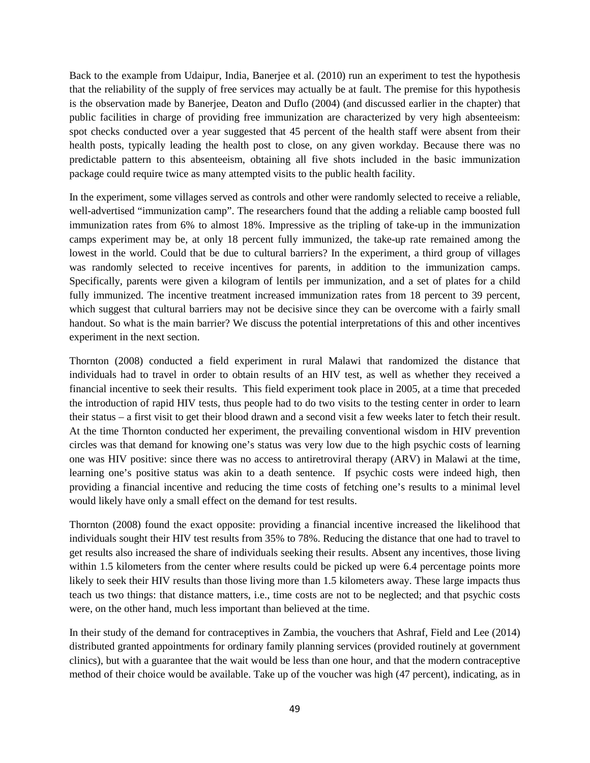Back to the example from Udaipur, India, Banerjee et al. (2010) run an experiment to test the hypothesis that the reliability of the supply of free services may actually be at fault. The premise for this hypothesis is the observation made by Banerjee, Deaton and Duflo (2004) (and discussed earlier in the chapter) that public facilities in charge of providing free immunization are characterized by very high absenteeism: spot checks conducted over a year suggested that 45 percent of the health staff were absent from their health posts, typically leading the health post to close, on any given workday. Because there was no predictable pattern to this absenteeism, obtaining all five shots included in the basic immunization package could require twice as many attempted visits to the public health facility.

In the experiment, some villages served as controls and other were randomly selected to receive a reliable, well-advertised "immunization camp". The researchers found that the adding a reliable camp boosted full immunization rates from 6% to almost 18%. Impressive as the tripling of take-up in the immunization camps experiment may be, at only 18 percent fully immunized, the take-up rate remained among the lowest in the world. Could that be due to cultural barriers? In the experiment, a third group of villages was randomly selected to receive incentives for parents, in addition to the immunization camps. Specifically, parents were given a kilogram of lentils per immunization, and a set of plates for a child fully immunized. The incentive treatment increased immunization rates from 18 percent to 39 percent, which suggest that cultural barriers may not be decisive since they can be overcome with a fairly small handout. So what is the main barrier? We discuss the potential interpretations of this and other incentives experiment in the next section.

Thornton (2008) conducted a field experiment in rural Malawi that randomized the distance that individuals had to travel in order to obtain results of an HIV test, as well as whether they received a financial incentive to seek their results. This field experiment took place in 2005, at a time that preceded the introduction of rapid HIV tests, thus people had to do two visits to the testing center in order to learn their status – a first visit to get their blood drawn and a second visit a few weeks later to fetch their result. At the time Thornton conducted her experiment, the prevailing conventional wisdom in HIV prevention circles was that demand for knowing one's status was very low due to the high psychic costs of learning one was HIV positive: since there was no access to antiretroviral therapy (ARV) in Malawi at the time, learning one's positive status was akin to a death sentence. If psychic costs were indeed high, then providing a financial incentive and reducing the time costs of fetching one's results to a minimal level would likely have only a small effect on the demand for test results.

Thornton (2008) found the exact opposite: providing a financial incentive increased the likelihood that individuals sought their HIV test results from 35% to 78%. Reducing the distance that one had to travel to get results also increased the share of individuals seeking their results. Absent any incentives, those living within 1.5 kilometers from the center where results could be picked up were 6.4 percentage points more likely to seek their HIV results than those living more than 1.5 kilometers away. These large impacts thus teach us two things: that distance matters, i.e., time costs are not to be neglected; and that psychic costs were, on the other hand, much less important than believed at the time.

In their study of the demand for contraceptives in Zambia, the vouchers that Ashraf, Field and Lee (2014) distributed granted appointments for ordinary family planning services (provided routinely at government clinics), but with a guarantee that the wait would be less than one hour, and that the modern contraceptive method of their choice would be available. Take up of the voucher was high (47 percent), indicating, as in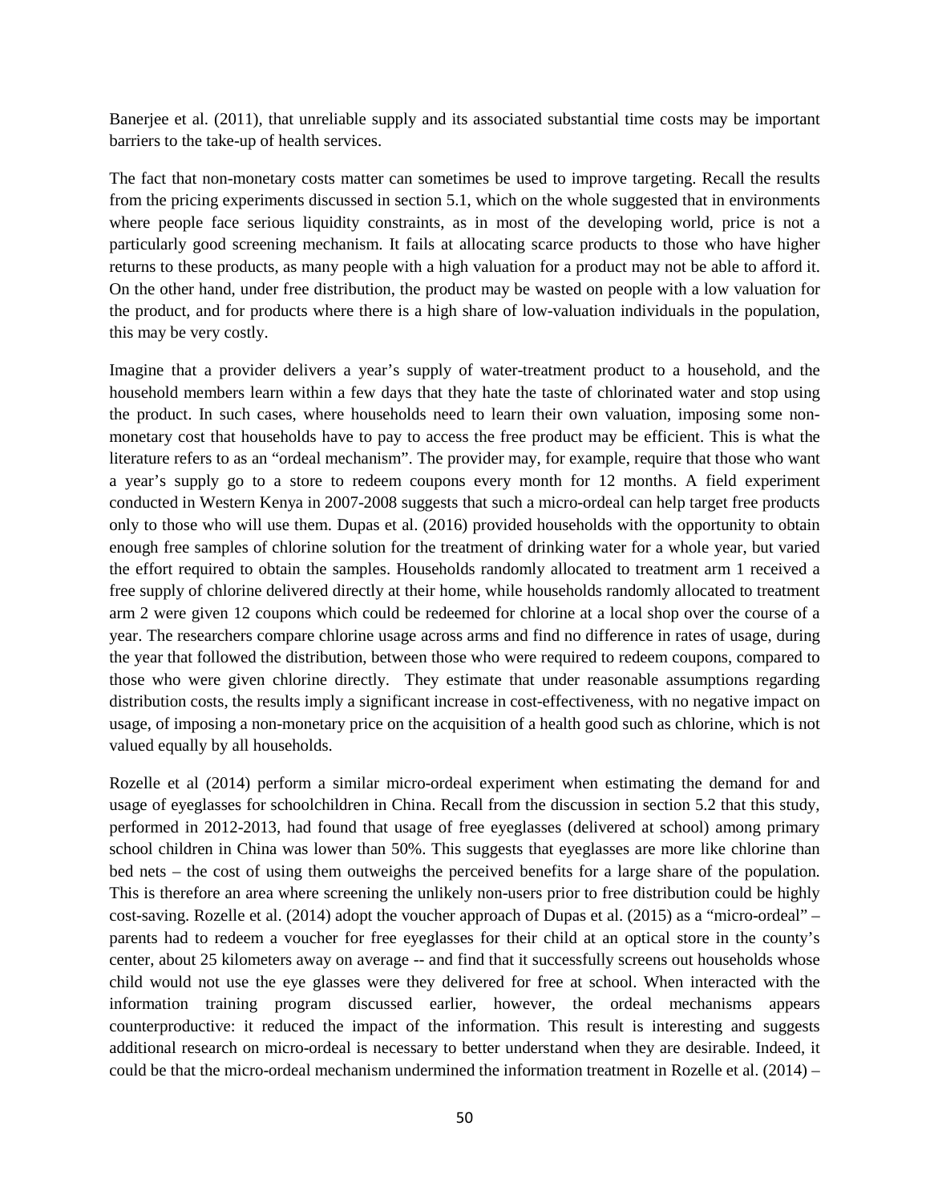Banerjee et al. (2011), that unreliable supply and its associated substantial time costs may be important barriers to the take-up of health services.

The fact that non-monetary costs matter can sometimes be used to improve targeting. Recall the results from the pricing experiments discussed in section 5.1, which on the whole suggested that in environments where people face serious liquidity constraints, as in most of the developing world, price is not a particularly good screening mechanism. It fails at allocating scarce products to those who have higher returns to these products, as many people with a high valuation for a product may not be able to afford it. On the other hand, under free distribution, the product may be wasted on people with a low valuation for the product, and for products where there is a high share of low-valuation individuals in the population, this may be very costly.

Imagine that a provider delivers a year's supply of water-treatment product to a household, and the household members learn within a few days that they hate the taste of chlorinated water and stop using the product. In such cases, where households need to learn their own valuation, imposing some non-monetary cost that households have to pay to access the free product may be efficient. This is what the literature refers to as an "ordeal mechanism". The provider may, for example, require that those who want a year's supply go to a store to redeem coupons every month for 12 months. A field experiment conducted in Western Kenya in 2007-2008 suggests that such a micro-ordeal can help target free products only to those who will use them. Dupas et al. (2016) provided households with the opportunity to obtain enough free samples of chlorine solution for the treatment of drinking water for a whole year, but varied the effort required to obtain the samples. Households randomly allocated to treatment arm 1 received a free supply of chlorine delivered directly at their home, while households randomly allocated to treatment arm 2 were given 12 coupons which could be redeemed for chlorine at a local shop over the course of a year. The researchers compare chlorine usage across arms and find no difference in rates of usage, during the year that followed the distribution, between those who were required to redeem coupons, compared to those who were given chlorine directly. They estimate that under reasonable assumptions regarding distribution costs, the results imply a significant increase in cost-effectiveness, with no negative impact on usage, of imposing a non-monetary price on the acquisition of a health good such as chlorine, which is not valued equally by all households.

Rozelle et al (2014) perform a similar micro-ordeal experiment when estimating the demand for and usage of eyeglasses for schoolchildren in China. Recall from the discussion in section 5.2 that this study, performed in 2012-2013, had found that usage of free eyeglasses (delivered at school) among primary school children in China was lower than 50%. This suggests that eyeglasses are more like chlorine than bed nets – the cost of using them outweighs the perceived benefits for a large share of the population. This is therefore an area where screening the unlikely non-users prior to free distribution could be highly cost-saving. Rozelle et al. (2014) adopt the voucher approach of Dupas et al. (2015) as a "micro-ordeal" – parents had to redeem a voucher for free eyeglasses for their child at an optical store in the county's center, about 25 kilometers away on average -- and find that it successfully screens out households whose child would not use the eye glasses were they delivered for free at school. When interacted with the information training program discussed earlier, however, the ordeal mechanisms appears counterproductive: it reduced the impact of the information. This result is interesting and suggests additional research on micro-ordeal is necessary to better understand when they are desirable. Indeed, it could be that the micro-ordeal mechanism undermined the information treatment in Rozelle et al. (2014) –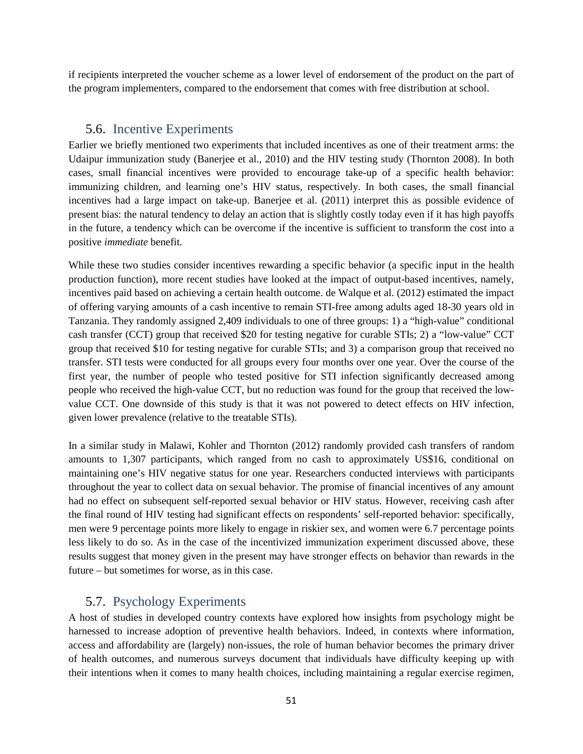if recipients interpreted the voucher scheme as a lower level of endorsement of the product on the part of the program implementers, compared to the endorsement that comes with free distribution at school.

## 5.6. Incentive Experiments

Earlier we briefly mentioned two experiments that included incentives as one of their treatment arms: the Udaipur immunization study (Banerjee et al., 2010) and the HIV testing study (Thornton 2008). In both cases, small financial incentives were provided to encourage take-up of a specific health behavior: immunizing children, and learning one's HIV status, respectively. In both cases, the small financial incentives had a large impact on take-up. Banerjee et al. (2011) interpret this as possible evidence of present bias: the natural tendency to delay an action that is slightly costly today even if it has high payoffs in the future, a tendency which can be overcome if the incentive is sufficient to transform the cost into a positive *immediate* benefit.

While these two studies consider incentives rewarding a specific behavior (a specific input in the health production function), more recent studies have looked at the impact of output-based incentives, namely, incentives paid based on achieving a certain health outcome. de Walque et al. (2012) estimated the impact of offering varying amounts of a cash incentive to remain STI-free among adults aged 18-30 years old in Tanzania. They randomly assigned 2,409 individuals to one of three groups: 1) a "high-value" conditional cash transfer (CCT) group that received $20 for testing negative for curable STIs; 2) a "low-value" CCT group that received $10 for testing negative for curable STIs; and 3) a comparison group that received no transfer. STI tests were conducted for all groups every four months over one year. Over the course of the first year, the number of people who tested positive for STI infection significantly decreased among people who received the high-value CCT, but no reduction was found for the group that received the low-value CCT. One downside of this study is that it was not powered to detect effects on HIV infection, given lower prevalence (relative to the treatable STIs).

In a similar study in Malawi, Kohler and Thornton (2012) randomly provided cash transfers of random amounts to 1,307 participants, which ranged from no cash to approximately US$16, conditional on maintaining one's HIV negative status for one year. Researchers conducted interviews with participants throughout the year to collect data on sexual behavior. The promise of financial incentives of any amount had no effect on subsequent self-reported sexual behavior or HIV status. However, receiving cash after the final round of HIV testing had significant effects on respondents' self-reported behavior: specifically, men were 9 percentage points more likely to engage in riskier sex, and women were 6.7 percentage points less likely to do so. As in the case of the incentivized immunization experiment discussed above, these results suggest that money given in the present may have stronger effects on behavior than rewards in the future – but sometimes for worse, as in this case.

## 5.7. Psychology Experiments

A host of studies in developed country contexts have explored how insights from psychology might be harnessed to increase adoption of preventive health behaviors. Indeed, in contexts where information, access and affordability are (largely) non-issues, the role of human behavior becomes the primary driver of health outcomes, and numerous surveys document that individuals have difficulty keeping up with their intentions when it comes to many health choices, including maintaining a regular exercise regimen,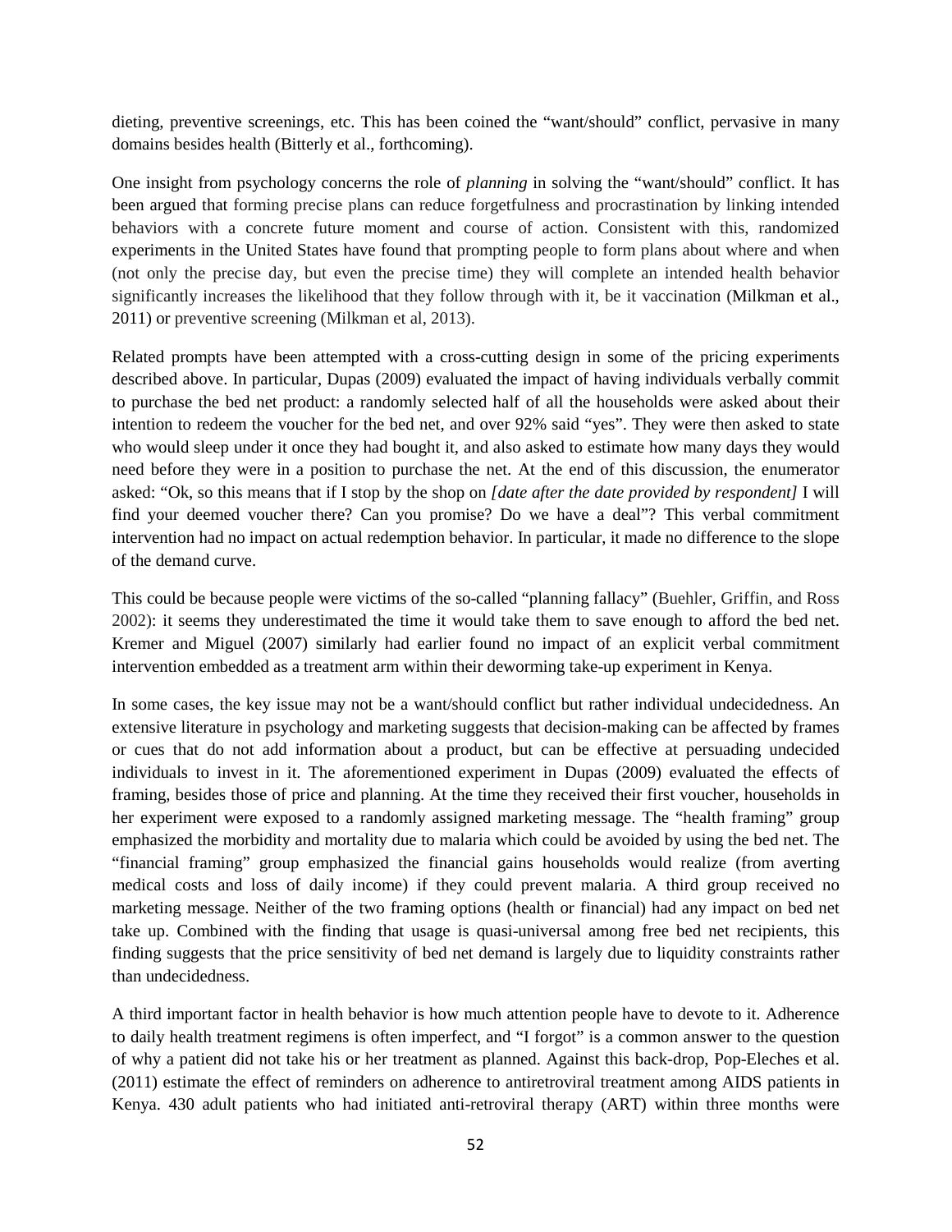dieting, preventive screenings, etc. This has been coined the "want/should" conflict, pervasive in many domains besides health (Bitterly et al., forthcoming).

One insight from psychology concerns the role of *planning* in solving the "want/should" conflict. It has been argued that forming precise plans can reduce forgetfulness and procrastination by linking intended behaviors with a concrete future moment and course of action. Consistent with this, randomized experiments in the United States have found that prompting people to form plans about where and when (not only the precise day, but even the precise time) they will complete an intended health behavior significantly increases the likelihood that they follow through with it, be it vaccination (Milkman et al., 2011) or preventive screening (Milkman et al, 2013).

Related prompts have been attempted with a cross-cutting design in some of the pricing experiments described above. In particular, Dupas (2009) evaluated the impact of having individuals verbally commit to purchase the bed net product: a randomly selected half of all the households were asked about their intention to redeem the voucher for the bed net, and over 92% said "yes". They were then asked to state who would sleep under it once they had bought it, and also asked to estimate how many days they would need before they were in a position to purchase the net. At the end of this discussion, the enumerator asked: "Ok, so this means that if I stop by the shop on *[date after the date provided by respondent]* I will find your deemed voucher there? Can you promise? Do we have a deal"? This verbal commitment intervention had no impact on actual redemption behavior. In particular, it made no difference to the slope of the demand curve.

This could be because people were victims of the so-called "planning fallacy" (Buehler, Griffin, and Ross 2002): it seems they underestimated the time it would take them to save enough to afford the bed net. Kremer and Miguel (2007) similarly had earlier found no impact of an explicit verbal commitment intervention embedded as a treatment arm within their deworming take-up experiment in Kenya.

In some cases, the key issue may not be a want/should conflict but rather individual undecidedness. An extensive literature in psychology and marketing suggests that decision-making can be affected by frames or cues that do not add information about a product, but can be effective at persuading undecided individuals to invest in it. The aforementioned experiment in Dupas (2009) evaluated the effects of framing, besides those of price and planning. At the time they received their first voucher, households in her experiment were exposed to a randomly assigned marketing message. The "health framing" group emphasized the morbidity and mortality due to malaria which could be avoided by using the bed net. The "financial framing" group emphasized the financial gains households would realize (from averting medical costs and loss of daily income) if they could prevent malaria. A third group received no marketing message. Neither of the two framing options (health or financial) had any impact on bed net take up. Combined with the finding that usage is quasi-universal among free bed net recipients, this finding suggests that the price sensitivity of bed net demand is largely due to liquidity constraints rather than undecidedness.

A third important factor in health behavior is how much attention people have to devote to it. Adherence to daily health treatment regimens is often imperfect, and "I forgot" is a common answer to the question of why a patient did not take his or her treatment as planned. Against this back-drop, Pop-Eleches et al. (2011) estimate the effect of reminders on adherence to antiretroviral treatment among AIDS patients in Kenya. 430 adult patients who had initiated anti-retroviral therapy (ART) within three months were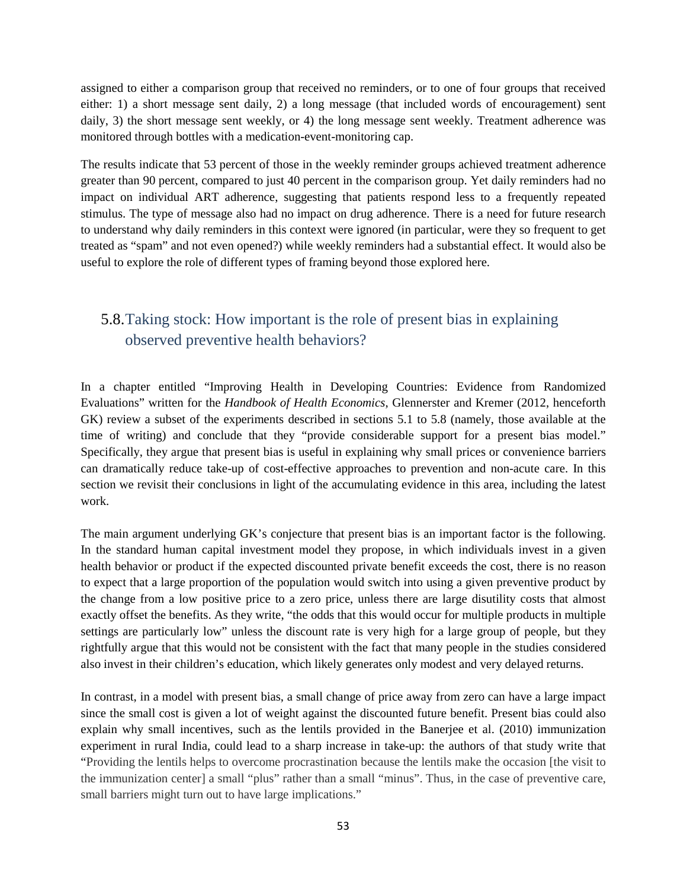assigned to either a comparison group that received no reminders, or to one of four groups that received either: 1) a short message sent daily, 2) a long message (that included words of encouragement) sent daily, 3) the short message sent weekly, or 4) the long message sent weekly. Treatment adherence was monitored through bottles with a medication-event-monitoring cap.

The results indicate that 53 percent of those in the weekly reminder groups achieved treatment adherence greater than 90 percent, compared to just 40 percent in the comparison group. Yet daily reminders had no impact on individual ART adherence, suggesting that patients respond less to a frequently repeated stimulus. The type of message also had no impact on drug adherence. There is a need for future research to understand why daily reminders in this context were ignored (in particular, were they so frequent to get treated as "spam" and not even opened?) while weekly reminders had a substantial effect. It would also be useful to explore the role of different types of framing beyond those explored here.

## 5.8. Taking stock: How important is the role of present bias in explaining observed preventive health behaviors?

In a chapter entitled "Improving Health in Developing Countries: Evidence from Randomized Evaluations" written for the *Handbook of Health Economics*, Glennerster and Kremer (2012, henceforth GK) review a subset of the experiments described in sections 5.1 to 5.8 (namely, those available at the time of writing) and conclude that they "provide considerable support for a present bias model." Specifically, they argue that present bias is useful in explaining why small prices or convenience barriers can dramatically reduce take-up of cost-effective approaches to prevention and non-acute care. In this section we revisit their conclusions in light of the accumulating evidence in this area, including the latest work.

The main argument underlying GK's conjecture that present bias is an important factor is the following. In the standard human capital investment model they propose, in which individuals invest in a given health behavior or product if the expected discounted private benefit exceeds the cost, there is no reason to expect that a large proportion of the population would switch into using a given preventive product by the change from a low positive price to a zero price, unless there are large disutility costs that almost exactly offset the benefits. As they write, "the odds that this would occur for multiple products in multiple settings are particularly low" unless the discount rate is very high for a large group of people, but they rightfully argue that this would not be consistent with the fact that many people in the studies considered also invest in their children's education, which likely generates only modest and very delayed returns.

In contrast, in a model with present bias, a small change of price away from zero can have a large impact since the small cost is given a lot of weight against the discounted future benefit. Present bias could also explain why small incentives, such as the lentils provided in the Banerjee et al. (2010) immunization experiment in rural India, could lead to a sharp increase in take-up: the authors of that study write that "Providing the lentils helps to overcome procrastination because the lentils make the occasion [the visit to the immunization center] a small "plus" rather than a small "minus". Thus, in the case of preventive care, small barriers might turn out to have large implications."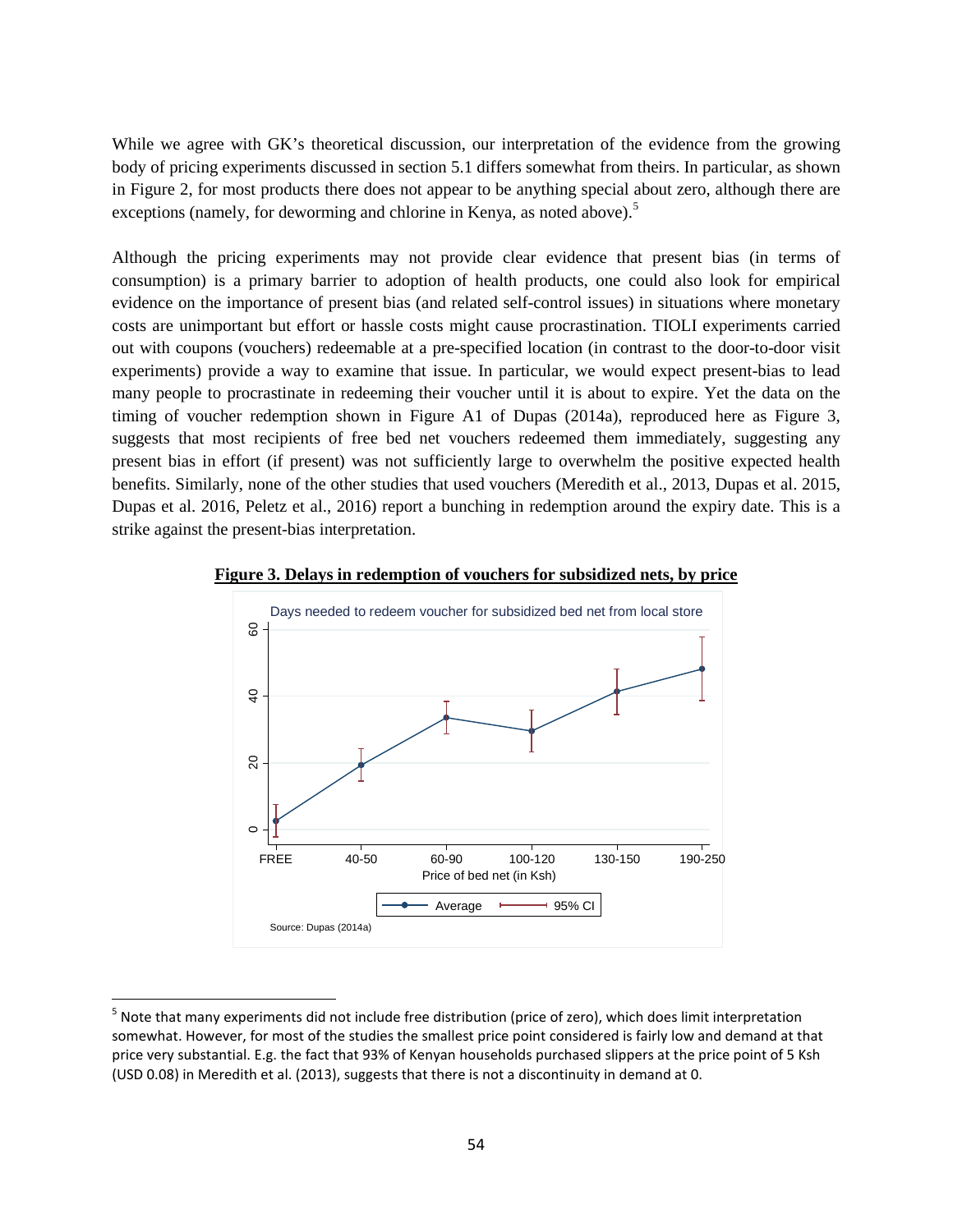While we agree with GK's theoretical discussion, our interpretation of the evidence from the growing body of pricing experiments discussed in section 5.1 differs somewhat from theirs. In particular, as shown in Figure 2, for most products there does not appear to be anything special about zero, although there are exceptions (namely, for deworming and chlorine in Kenya, as noted above).[5]

Although the pricing experiments may not provide clear evidence that present bias (in terms of consumption) is a primary barrier to adoption of health products, one could also look for empirical evidence on the importance of present bias (and related self-control issues) in situations where monetary costs are unimportant but effort or hassle costs might cause procrastination. TIOLI experiments carried out with coupons (vouchers) redeemable at a pre-specified location (in contrast to the door-to-door visit experiments) provide a way to examine that issue. In particular, we would expect present-bias to lead many people to procrastinate in redeeming their voucher until it is about to expire. Yet the data on the timing of voucher redemption shown in Figure A1 of Dupas (2014a), reproduced here as Figure 3, suggests that most recipients of free bed net vouchers redeemed them immediately, suggesting any present bias in effort (if present) was not sufficiently large to overwhelm the positive expected health benefits. Similarly, none of the other studies that used vouchers (Meredith et al., 2013, Dupas et al. 2015, Dupas et al. 2016, Peletz et al., 2016) report a bunching in redemption around the expiry date. This is a strike against the present-bias interpretation.

**Figure 3. Delays in redemption of vouchers for subsidized nets, by price**

Days needed to redeem voucher for subsidized bed net from local store

60
40
20
0

FREE
40-50
60-90
100-120
130-150
190-250

Price of bed net (in Ksh)

Average
95% CI

Source: Dupas (2014a)

[5] Note that many experiments did not include free distribution (price of zero), which does limit interpretation somewhat. However, for most of the studies the smallest price point considered is fairly low and demand at that price very substantial. E.g. the fact that 93% of Kenyan households purchased slippers at the price point of 5 Ksh (USD 0.08) in Meredith et al. (2013), suggests that there is not a discontinuity in demand at 0.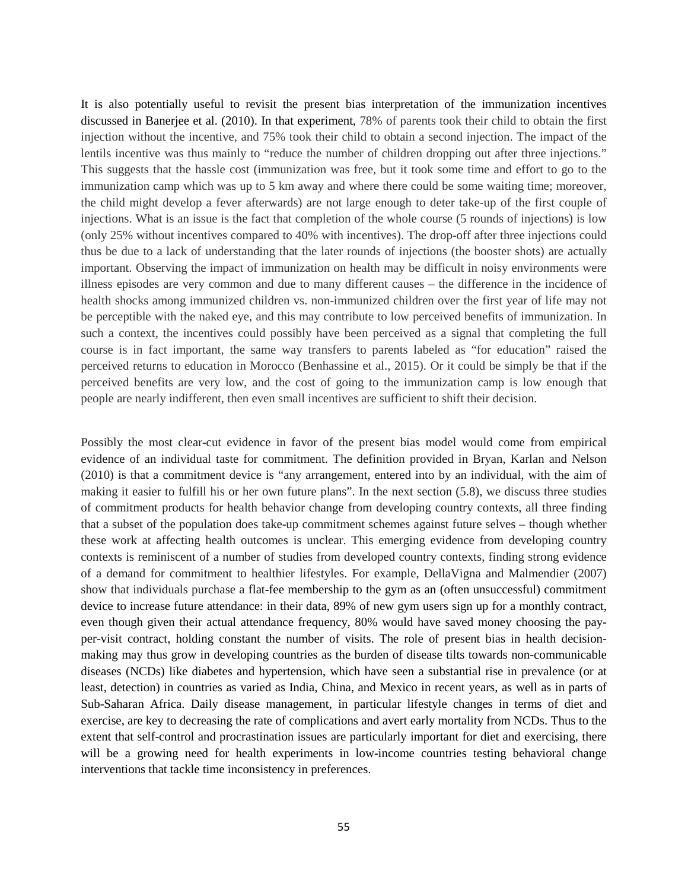It is also potentially useful to revisit the present bias interpretation of the immunization incentives discussed in Banerjee et al. (2010). In that experiment, 78% of parents took their child to obtain the first injection without the incentive, and 75% took their child to obtain a second injection. The impact of the lentils incentive was thus mainly to "reduce the number of children dropping out after three injections." This suggests that the hassle cost (immunization was free, but it took some time and effort to go to the immunization camp which was up to 5 km away and where there could be some waiting time; moreover, the child might develop a fever afterwards) are not large enough to deter take-up of the first couple of injections. What is an issue is the fact that completion of the whole course (5 rounds of injections) is low (only 25% without incentives compared to 40% with incentives). The drop-off after three injections could thus be due to a lack of understanding that the later rounds of injections (the booster shots) are actually important. Observing the impact of immunization on health may be difficult in noisy environments were illness episodes are very common and due to many different causes – the difference in the incidence of health shocks among immunized children vs. non-immunized children over the first year of life may not be perceptible with the naked eye, and this may contribute to low perceived benefits of immunization. In such a context, the incentives could possibly have been perceived as a signal that completing the full course is in fact important, the same way transfers to parents labeled as "for education" raised the perceived returns to education in Morocco (Benhassine et al., 2015). Or it could be simply be that if the perceived benefits are very low, and the cost of going to the immunization camp is low enough that people are nearly indifferent, then even small incentives are sufficient to shift their decision.

Possibly the most clear-cut evidence in favor of the present bias model would come from empirical evidence of an individual taste for commitment. The definition provided in Bryan, Karlan and Nelson (2010) is that a commitment device is "any arrangement, entered into by an individual, with the aim of making it easier to fulfill his or her own future plans". In the next section (5.8), we discuss three studies of commitment products for health behavior change from developing country contexts, all three finding that a subset of the population does take-up commitment schemes against future selves – though whether these work at affecting health outcomes is unclear. This emerging evidence from developing country contexts is reminiscent of a number of studies from developed country contexts, finding strong evidence of a demand for commitment to healthier lifestyles. For example, DellaVigna and Malmendier (2007) show that individuals purchase a flat-fee membership to the gym as an (often unsuccessful) commitment device to increase future attendance: in their data, 89% of new gym users sign up for a monthly contract, even though given their actual attendance frequency, 80% would have saved money choosing the pay-per-visit contract, holding constant the number of visits. The role of present bias in health decision-making may thus grow in developing countries as the burden of disease tilts towards non-communicable diseases (NCDs) like diabetes and hypertension, which have seen a substantial rise in prevalence (or at least, detection) in countries as varied as India, China, and Mexico in recent years, as well as in parts of Sub-Saharan Africa. Daily disease management, in particular lifestyle changes in terms of diet and exercise, are key to decreasing the rate of complications and avert early mortality from NCDs. Thus to the extent that self-control and procrastination issues are particularly important for diet and exercising, there will be a growing need for health experiments in low-income countries testing behavioral change interventions that tackle time inconsistency in preferences.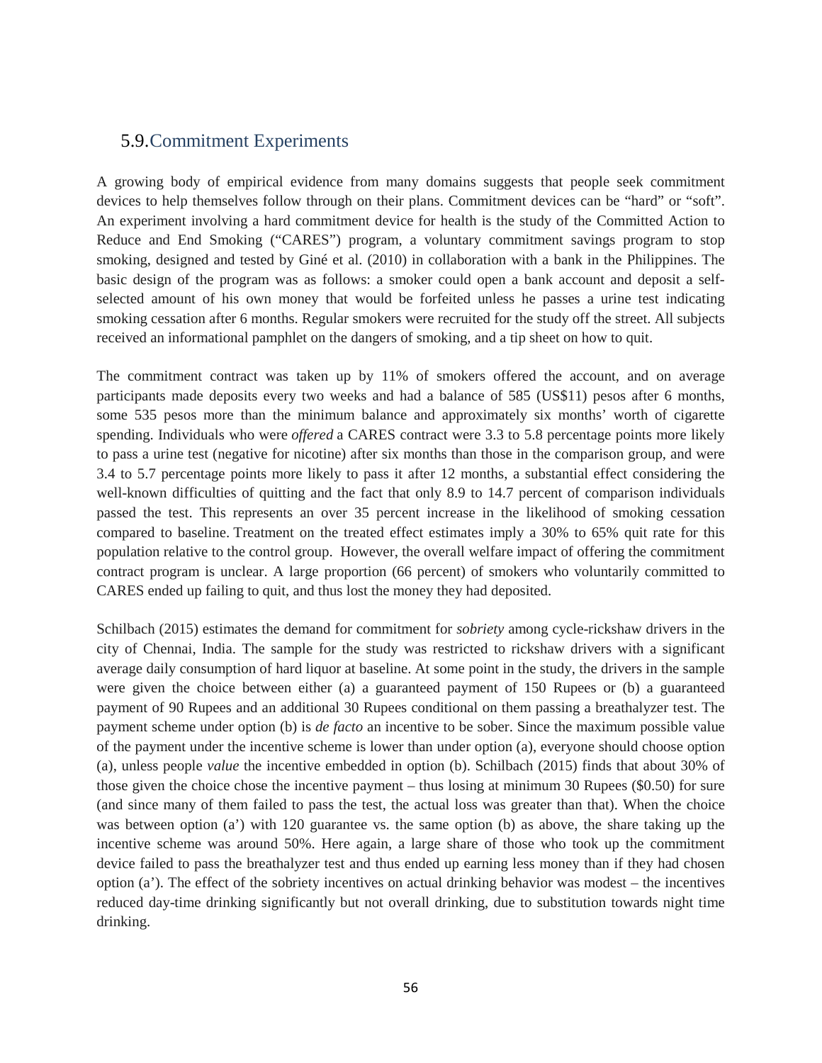## 5.9. Commitment Experiments

A growing body of empirical evidence from many domains suggests that people seek commitment devices to help themselves follow through on their plans. Commitment devices can be "hard" or "soft". An experiment involving a hard commitment device for health is the study of the Committed Action to Reduce and End Smoking ("CARES") program, a voluntary commitment savings program to stop smoking, designed and tested by Giné et al. (2010) in collaboration with a bank in the Philippines. The basic design of the program was as follows: a smoker could open a bank account and deposit a self-selected amount of his own money that would be forfeited unless he passes a urine test indicating smoking cessation after 6 months. Regular smokers were recruited for the study off the street. All subjects received an informational pamphlet on the dangers of smoking, and a tip sheet on how to quit.

The commitment contract was taken up by 11% of smokers offered the account, and on average participants made deposits every two weeks and had a balance of 585 (US$11) pesos after 6 months, some 535 pesos more than the minimum balance and approximately six months' worth of cigarette spending. Individuals who were *offered* a CARES contract were 3.3 to 5.8 percentage points more likely to pass a urine test (negative for nicotine) after six months than those in the comparison group, and were 3.4 to 5.7 percentage points more likely to pass it after 12 months, a substantial effect considering the well-known difficulties of quitting and the fact that only 8.9 to 14.7 percent of comparison individuals passed the test. This represents an over 35 percent increase in the likelihood of smoking cessation compared to baseline. Treatment on the treated effect estimates imply a 30% to 65% quit rate for this population relative to the control group. However, the overall welfare impact of offering the commitment contract program is unclear. A large proportion (66 percent) of smokers who voluntarily committed to CARES ended up failing to quit, and thus lost the money they had deposited.

Schilbach (2015) estimates the demand for commitment for *sobriety* among cycle-rickshaw drivers in the city of Chennai, India. The sample for the study was restricted to rickshaw drivers with a significant average daily consumption of hard liquor at baseline. At some point in the study, the drivers in the sample were given the choice between either (a) a guaranteed payment of 150 Rupees or (b) a guaranteed payment of 90 Rupees and an additional 30 Rupees conditional on them passing a breathalyzer test. The payment scheme under option (b) is *de facto* an incentive to be sober. Since the maximum possible value of the payment under the incentive scheme is lower than under option (a), everyone should choose option (a), unless people *value* the incentive embedded in option (b). Schilbach (2015) finds that about 30% of those given the choice chose the incentive payment – thus losing at minimum 30 Rupees ($0.50) for sure (and since many of them failed to pass the test, the actual loss was greater than that). When the choice was between option (a') with 120 guarantee vs. the same option (b) as above, the share taking up the incentive scheme was around 50%. Here again, a large share of those who took up the commitment device failed to pass the breathalyzer test and thus ended up earning less money than if they had chosen option (a'). The effect of the sobriety incentives on actual drinking behavior was modest – the incentives reduced day-time drinking significantly but not overall drinking, due to substitution towards night time drinking.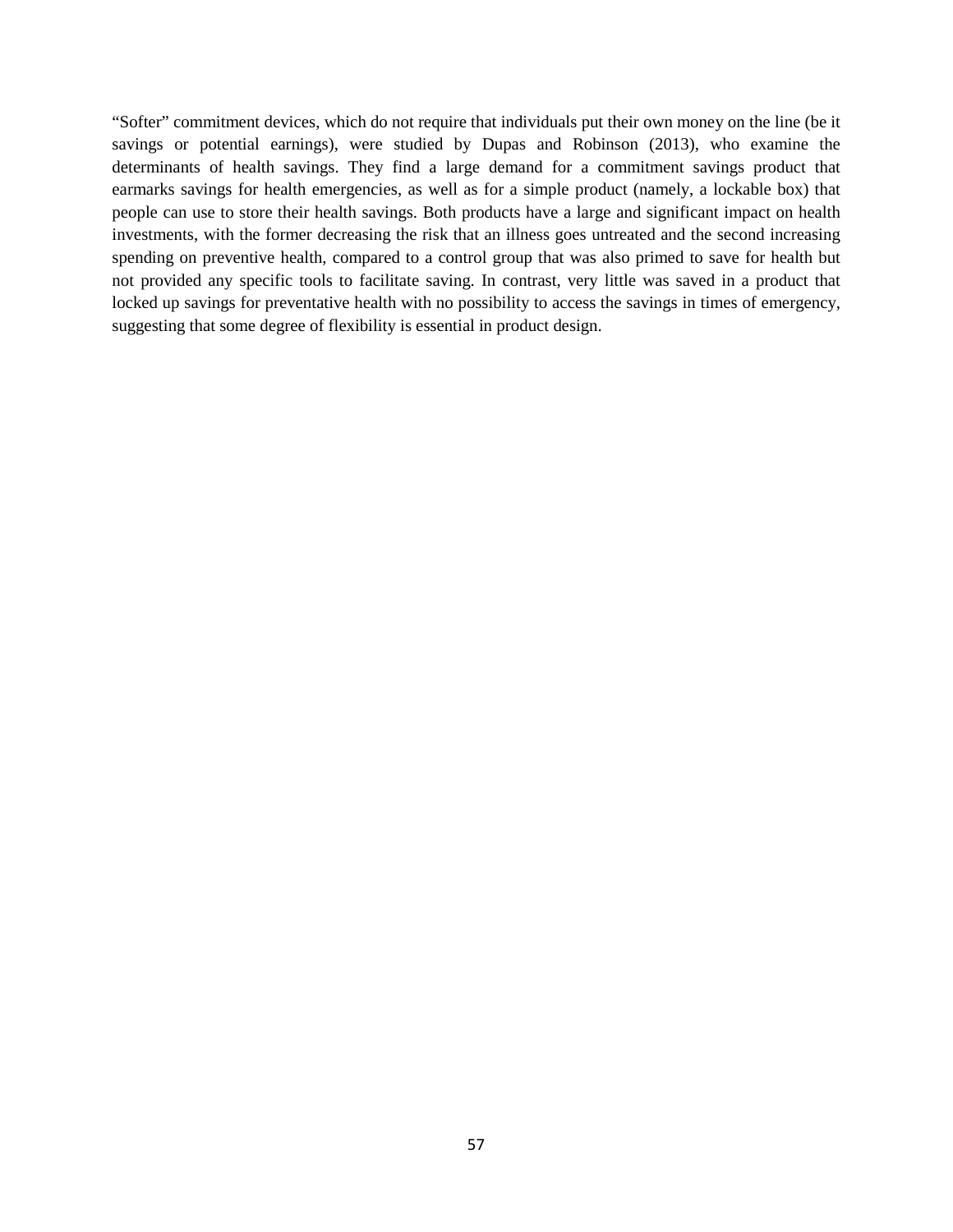"Softer" commitment devices, which do not require that individuals put their own money on the line (be it savings or potential earnings), were studied by Dupas and Robinson (2013), who examine the determinants of health savings. They find a large demand for a commitment savings product that earmarks savings for health emergencies, as well as for a simple product (namely, a lockable box) that people can use to store their health savings. Both products have a large and significant impact on health investments, with the former decreasing the risk that an illness goes untreated and the second increasing spending on preventive health, compared to a control group that was also primed to save for health but not provided any specific tools to facilitate saving. In contrast, very little was saved in a product that locked up savings for preventative health with no possibility to access the savings in times of emergency, suggesting that some degree of flexibility is essential in product design.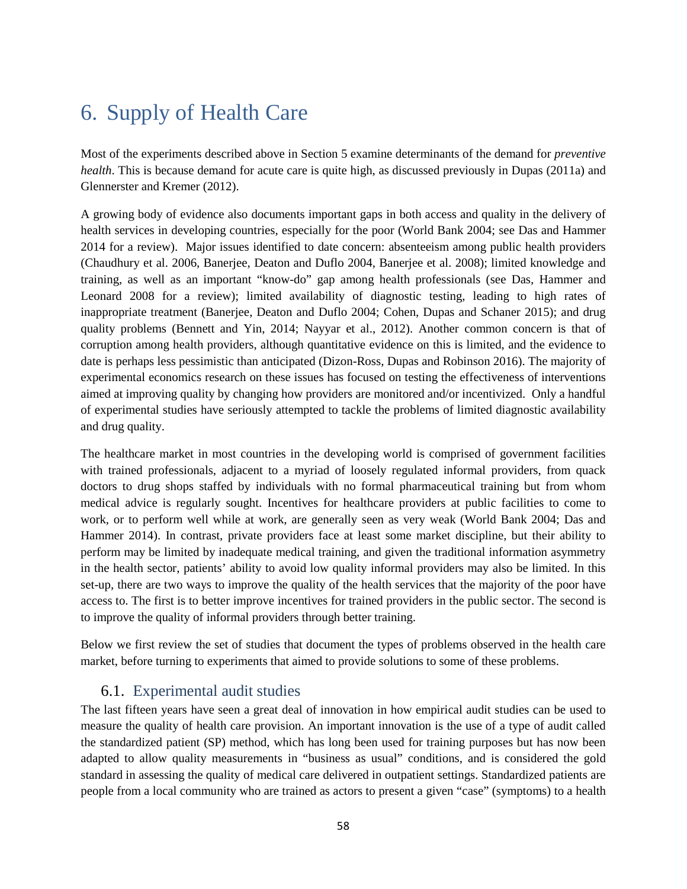# 6. Supply of Health Care

Most of the experiments described above in Section 5 examine determinants of the demand for *preventive health*. This is because demand for acute care is quite high, as discussed previously in Dupas (2011a) and Glennerster and Kremer (2012).

A growing body of evidence also documents important gaps in both access and quality in the delivery of health services in developing countries, especially for the poor (World Bank 2004; see Das and Hammer 2014 for a review). Major issues identified to date concern: absenteeism among public health providers (Chaudhury et al. 2006, Banerjee, Deaton and Duflo 2004, Banerjee et al. 2008); limited knowledge and training, as well as an important "know-do" gap among health professionals (see Das, Hammer and Leonard 2008 for a review); limited availability of diagnostic testing, leading to high rates of inappropriate treatment (Banerjee, Deaton and Duflo 2004; Cohen, Dupas and Schaner 2015); and drug quality problems (Bennett and Yin, 2014; Nayyar et al., 2012). Another common concern is that of corruption among health providers, although quantitative evidence on this is limited, and the evidence to date is perhaps less pessimistic than anticipated (Dizon-Ross, Dupas and Robinson 2016). The majority of experimental economics research on these issues has focused on testing the effectiveness of interventions aimed at improving quality by changing how providers are monitored and/or incentivized. Only a handful of experimental studies have seriously attempted to tackle the problems of limited diagnostic availability and drug quality.

The healthcare market in most countries in the developing world is comprised of government facilities with trained professionals, adjacent to a myriad of loosely regulated informal providers, from quack doctors to drug shops staffed by individuals with no formal pharmaceutical training but from whom medical advice is regularly sought. Incentives for healthcare providers at public facilities to come to work, or to perform well while at work, are generally seen as very weak (World Bank 2004; Das and Hammer 2014). In contrast, private providers face at least some market discipline, but their ability to perform may be limited by inadequate medical training, and given the traditional information asymmetry in the health sector, patients' ability to avoid low quality informal providers may also be limited. In this set-up, there are two ways to improve the quality of the health services that the majority of the poor have access to. The first is to better improve incentives for trained providers in the public sector. The second is to improve the quality of informal providers through better training.

Below we first review the set of studies that document the types of problems observed in the health care market, before turning to experiments that aimed to provide solutions to some of these problems.

## 6.1. Experimental audit studies

The last fifteen years have seen a great deal of innovation in how empirical audit studies can be used to measure the quality of health care provision. An important innovation is the use of a type of audit called the standardized patient (SP) method, which has long been used for training purposes but has now been adapted to allow quality measurements in "business as usual" conditions, and is considered the gold standard in assessing the quality of medical care delivered in outpatient settings. Standardized patients are people from a local community who are trained as actors to present a given "case" (symptoms) to a health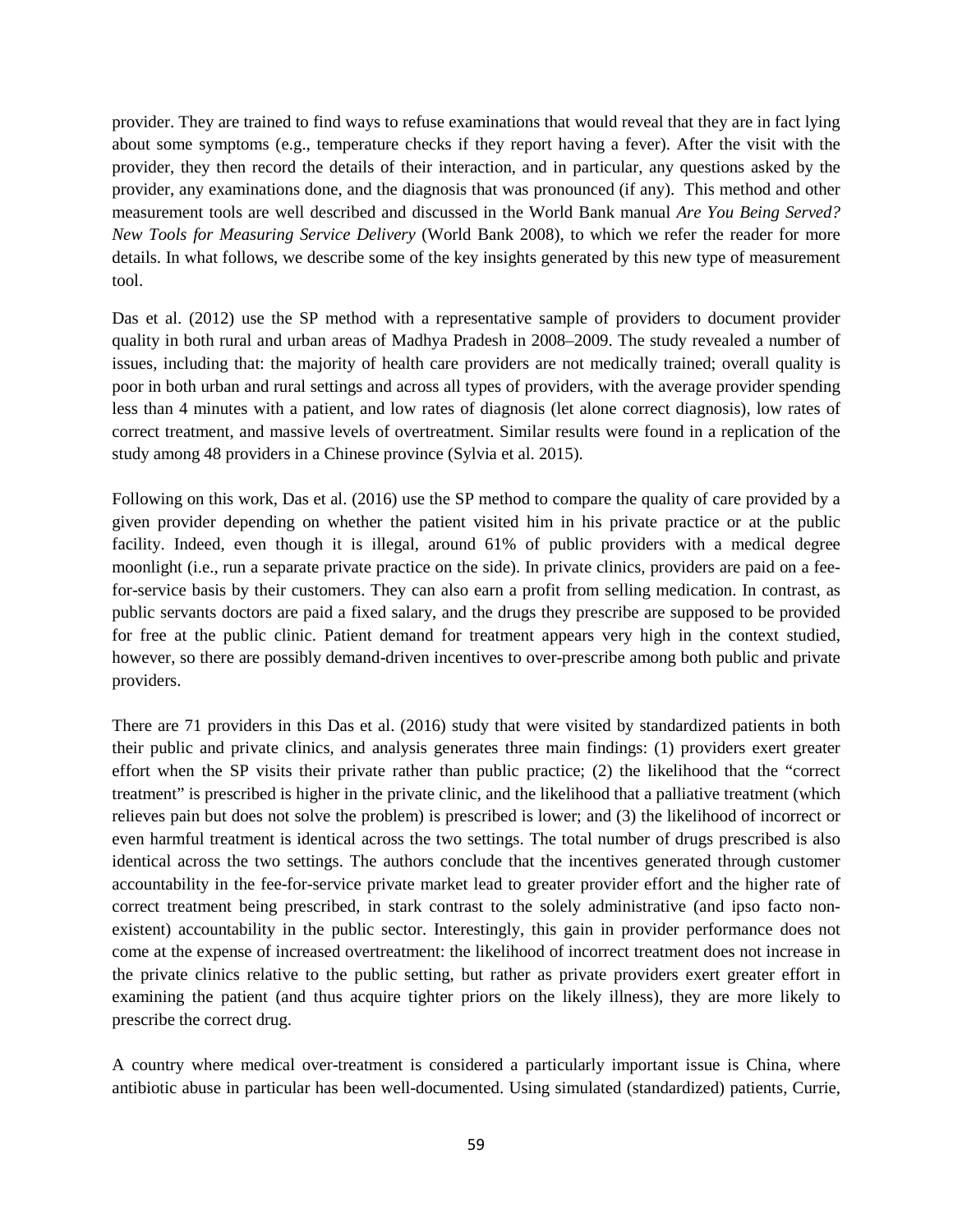provider. They are trained to find ways to refuse examinations that would reveal that they are in fact lying about some symptoms (e.g., temperature checks if they report having a fever). After the visit with the provider, they then record the details of their interaction, and in particular, any questions asked by the provider, any examinations done, and the diagnosis that was pronounced (if any). This method and other measurement tools are well described and discussed in the World Bank manual *Are You Being Served? New Tools for Measuring Service Delivery* (World Bank 2008), to which we refer the reader for more details. In what follows, we describe some of the key insights generated by this new type of measurement tool.

Das et al. (2012) use the SP method with a representative sample of providers to document provider quality in both rural and urban areas of Madhya Pradesh in 2008–2009. The study revealed a number of issues, including that: the majority of health care providers are not medically trained; overall quality is poor in both urban and rural settings and across all types of providers, with the average provider spending less than 4 minutes with a patient, and low rates of diagnosis (let alone correct diagnosis), low rates of correct treatment, and massive levels of overtreatment. Similar results were found in a replication of the study among 48 providers in a Chinese province (Sylvia et al. 2015).

Following on this work, Das et al. (2016) use the SP method to compare the quality of care provided by a given provider depending on whether the patient visited him in his private practice or at the public facility. Indeed, even though it is illegal, around 61% of public providers with a medical degree moonlight (i.e., run a separate private practice on the side). In private clinics, providers are paid on a fee-for-service basis by their customers. They can also earn a profit from selling medication. In contrast, as public servants doctors are paid a fixed salary, and the drugs they prescribe are supposed to be provided for free at the public clinic. Patient demand for treatment appears very high in the context studied, however, so there are possibly demand-driven incentives to over-prescribe among both public and private providers.

There are 71 providers in this Das et al. (2016) study that were visited by standardized patients in both their public and private clinics, and analysis generates three main findings: (1) providers exert greater effort when the SP visits their private rather than public practice; (2) the likelihood that the "correct treatment" is prescribed is higher in the private clinic, and the likelihood that a palliative treatment (which relieves pain but does not solve the problem) is prescribed is lower; and (3) the likelihood of incorrect or even harmful treatment is identical across the two settings. The total number of drugs prescribed is also identical across the two settings. The authors conclude that the incentives generated through customer accountability in the fee-for-service private market lead to greater provider effort and the higher rate of correct treatment being prescribed, in stark contrast to the solely administrative (and ipso facto non-existent) accountability in the public sector. Interestingly, this gain in provider performance does not come at the expense of increased overtreatment: the likelihood of incorrect treatment does not increase in the private clinics relative to the public setting, but rather as private providers exert greater effort in examining the patient (and thus acquire tighter priors on the likely illness), they are more likely to prescribe the correct drug.

A country where medical over-treatment is considered a particularly important issue is China, where antibiotic abuse in particular has been well-documented. Using simulated (standardized) patients, Currie,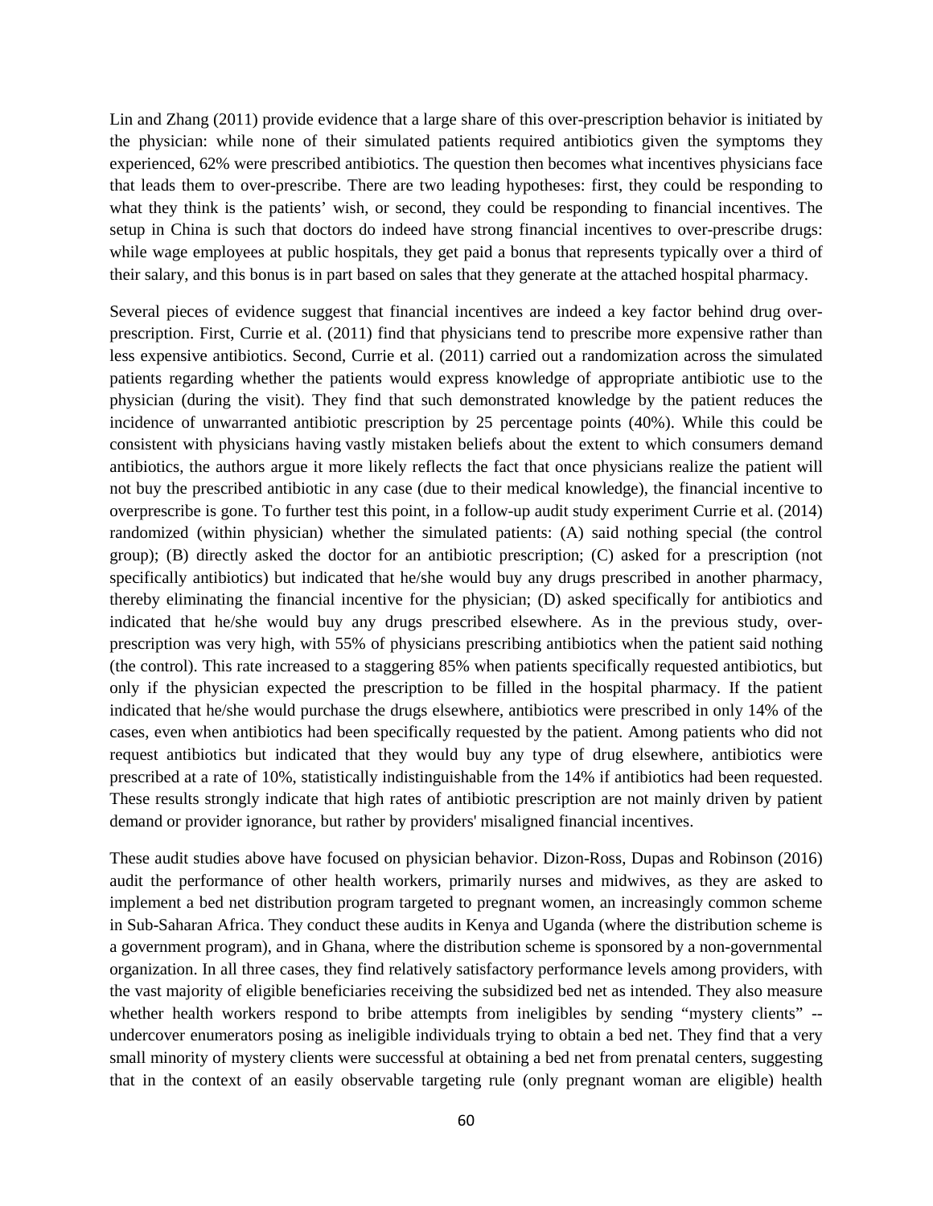Lin and Zhang (2011) provide evidence that a large share of this over-prescription behavior is initiated by the physician: while none of their simulated patients required antibiotics given the symptoms they experienced, 62% were prescribed antibiotics. The question then becomes what incentives physicians face that leads them to over-prescribe. There are two leading hypotheses: first, they could be responding to what they think is the patients' wish, or second, they could be responding to financial incentives. The setup in China is such that doctors do indeed have strong financial incentives to over-prescribe drugs: while wage employees at public hospitals, they get paid a bonus that represents typically over a third of their salary, and this bonus is in part based on sales that they generate at the attached hospital pharmacy.

Several pieces of evidence suggest that financial incentives are indeed a key factor behind drug over-prescription. First, Currie et al. (2011) find that physicians tend to prescribe more expensive rather than less expensive antibiotics. Second, Currie et al. (2011) carried out a randomization across the simulated patients regarding whether the patients would express knowledge of appropriate antibiotic use to the physician (during the visit). They find that such demonstrated knowledge by the patient reduces the incidence of unwarranted antibiotic prescription by 25 percentage points (40%). While this could be consistent with physicians having vastly mistaken beliefs about the extent to which consumers demand antibiotics, the authors argue it more likely reflects the fact that once physicians realize the patient will not buy the prescribed antibiotic in any case (due to their medical knowledge), the financial incentive to overprescribe is gone. To further test this point, in a follow-up audit study experiment Currie et al. (2014) randomized (within physician) whether the simulated patients: (A) said nothing special (the control group); (B) directly asked the doctor for an antibiotic prescription; (C) asked for a prescription (not specifically antibiotics) but indicated that he/she would buy any drugs prescribed in another pharmacy, thereby eliminating the financial incentive for the physician; (D) asked specifically for antibiotics and indicated that he/she would buy any drugs prescribed elsewhere. As in the previous study, over-prescription was very high, with 55% of physicians prescribing antibiotics when the patient said nothing (the control). This rate increased to a staggering 85% when patients specifically requested antibiotics, but only if the physician expected the prescription to be filled in the hospital pharmacy. If the patient indicated that he/she would purchase the drugs elsewhere, antibiotics were prescribed in only 14% of the cases, even when antibiotics had been specifically requested by the patient. Among patients who did not request antibiotics but indicated that they would buy any type of drug elsewhere, antibiotics were prescribed at a rate of 10%, statistically indistinguishable from the 14% if antibiotics had been requested. These results strongly indicate that high rates of antibiotic prescription are not mainly driven by patient demand or provider ignorance, but rather by providers' misaligned financial incentives.

These audit studies above have focused on physician behavior. Dizon-Ross, Dupas and Robinson (2016) audit the performance of other health workers, primarily nurses and midwives, as they are asked to implement a bed net distribution program targeted to pregnant women, an increasingly common scheme in Sub-Saharan Africa. They conduct these audits in Kenya and Uganda (where the distribution scheme is a government program), and in Ghana, where the distribution scheme is sponsored by a non-governmental organization. In all three cases, they find relatively satisfactory performance levels among providers, with the vast majority of eligible beneficiaries receiving the subsidized bed net as intended. They also measure whether health workers respond to bribe attempts from ineligibles by sending "mystery clients" -- undercover enumerators posing as ineligible individuals trying to obtain a bed net. They find that a very small minority of mystery clients were successful at obtaining a bed net from prenatal centers, suggesting that in the context of an easily observable targeting rule (only pregnant woman are eligible) health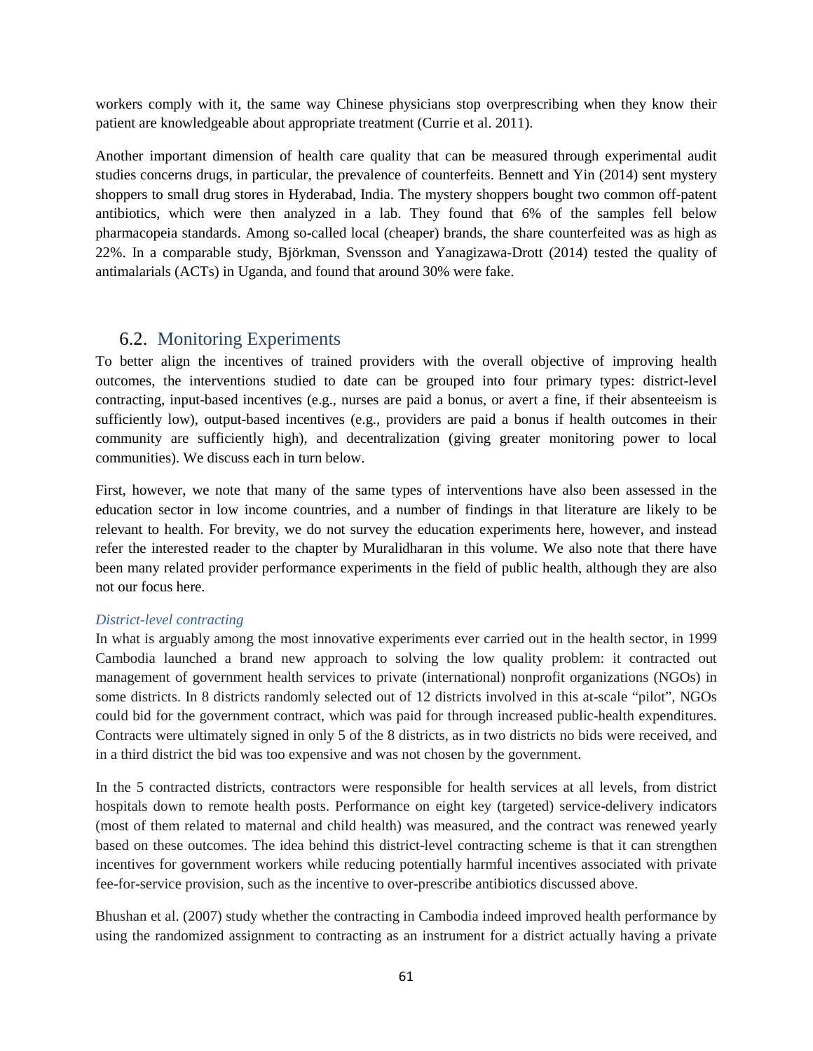workers comply with it, the same way Chinese physicians stop overprescribing when they know their patient are knowledgeable about appropriate treatment (Currie et al. 2011).

Another important dimension of health care quality that can be measured through experimental audit studies concerns drugs, in particular, the prevalence of counterfeits. Bennett and Yin (2014) sent mystery shoppers to small drug stores in Hyderabad, India. The mystery shoppers bought two common off-patent antibiotics, which were then analyzed in a lab. They found that 6% of the samples fell below pharmacopeia standards. Among so-called local (cheaper) brands, the share counterfeited was as high as 22%. In a comparable study, Björkman, Svensson and Yanagizawa-Drott (2014) tested the quality of antimalarials (ACTs) in Uganda, and found that around 30% were fake.

## 6.2. Monitoring Experiments

To better align the incentives of trained providers with the overall objective of improving health outcomes, the interventions studied to date can be grouped into four primary types: district-level contracting, input-based incentives (e.g., nurses are paid a bonus, or avert a fine, if their absenteeism is sufficiently low), output-based incentives (e.g., providers are paid a bonus if health outcomes in their community are sufficiently high), and decentralization (giving greater monitoring power to local communities). We discuss each in turn below.

First, however, we note that many of the same types of interventions have also been assessed in the education sector in low income countries, and a number of findings in that literature are likely to be relevant to health. For brevity, we do not survey the education experiments here, however, and instead refer the interested reader to the chapter by Muralidharan in this volume. We also note that there have been many related provider performance experiments in the field of public health, although they are also not our focus here.

### *District-level contracting*

In what is arguably among the most innovative experiments ever carried out in the health sector, in 1999 Cambodia launched a brand new approach to solving the low quality problem: it contracted out management of government health services to private (international) nonprofit organizations (NGOs) in some districts. In 8 districts randomly selected out of 12 districts involved in this at-scale "pilot", NGOs could bid for the government contract, which was paid for through increased public-health expenditures. Contracts were ultimately signed in only 5 of the 8 districts, as in two districts no bids were received, and in a third district the bid was too expensive and was not chosen by the government.

In the 5 contracted districts, contractors were responsible for health services at all levels, from district hospitals down to remote health posts. Performance on eight key (targeted) service-delivery indicators (most of them related to maternal and child health) was measured, and the contract was renewed yearly based on these outcomes. The idea behind this district-level contracting scheme is that it can strengthen incentives for government workers while reducing potentially harmful incentives associated with private fee-for-service provision, such as the incentive to over-prescribe antibiotics discussed above.

Bhushan et al. (2007) study whether the contracting in Cambodia indeed improved health performance by using the randomized assignment to contracting as an instrument for a district actually having a private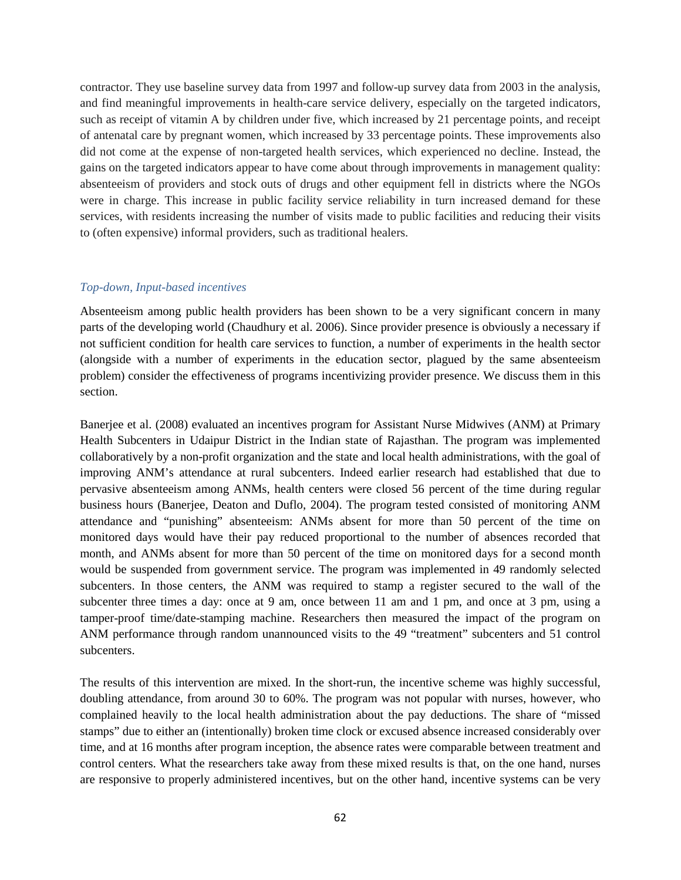contractor. They use baseline survey data from 1997 and follow-up survey data from 2003 in the analysis, and find meaningful improvements in health-care service delivery, especially on the targeted indicators, such as receipt of vitamin A by children under five, which increased by 21 percentage points, and receipt of antenatal care by pregnant women, which increased by 33 percentage points. These improvements also did not come at the expense of non-targeted health services, which experienced no decline. Instead, the gains on the targeted indicators appear to have come about through improvements in management quality: absenteeism of providers and stock outs of drugs and other equipment fell in districts where the NGOs were in charge. This increase in public facility service reliability in turn increased demand for these services, with residents increasing the number of visits made to public facilities and reducing their visits to (often expensive) informal providers, such as traditional healers.

### *Top-down, Input-based incentives*

Absenteeism among public health providers has been shown to be a very significant concern in many parts of the developing world (Chaudhury et al. 2006). Since provider presence is obviously a necessary if not sufficient condition for health care services to function, a number of experiments in the health sector (alongside with a number of experiments in the education sector, plagued by the same absenteeism problem) consider the effectiveness of programs incentivizing provider presence. We discuss them in this section.

Banerjee et al. (2008) evaluated an incentives program for Assistant Nurse Midwives (ANM) at Primary Health Subcenters in Udaipur District in the Indian state of Rajasthan. The program was implemented collaboratively by a non-profit organization and the state and local health administrations, with the goal of improving ANM's attendance at rural subcenters. Indeed earlier research had established that due to pervasive absenteeism among ANMs, health centers were closed 56 percent of the time during regular business hours (Banerjee, Deaton and Duflo, 2004). The program tested consisted of monitoring ANM attendance and "punishing" absenteeism: ANMs absent for more than 50 percent of the time on monitored days would have their pay reduced proportional to the number of absences recorded that month, and ANMs absent for more than 50 percent of the time on monitored days for a second month would be suspended from government service. The program was implemented in 49 randomly selected subcenters. In those centers, the ANM was required to stamp a register secured to the wall of the subcenter three times a day: once at 9 am, once between 11 am and 1 pm, and once at 3 pm, using a tamper-proof time/date-stamping machine. Researchers then measured the impact of the program on ANM performance through random unannounced visits to the 49 "treatment" subcenters and 51 control subcenters.

The results of this intervention are mixed. In the short-run, the incentive scheme was highly successful, doubling attendance, from around 30 to 60%. The program was not popular with nurses, however, who complained heavily to the local health administration about the pay deductions. The share of "missed stamps" due to either an (intentionally) broken time clock or excused absence increased considerably over time, and at 16 months after program inception, the absence rates were comparable between treatment and control centers. What the researchers take away from these mixed results is that, on the one hand, nurses are responsive to properly administered incentives, but on the other hand, incentive systems can be very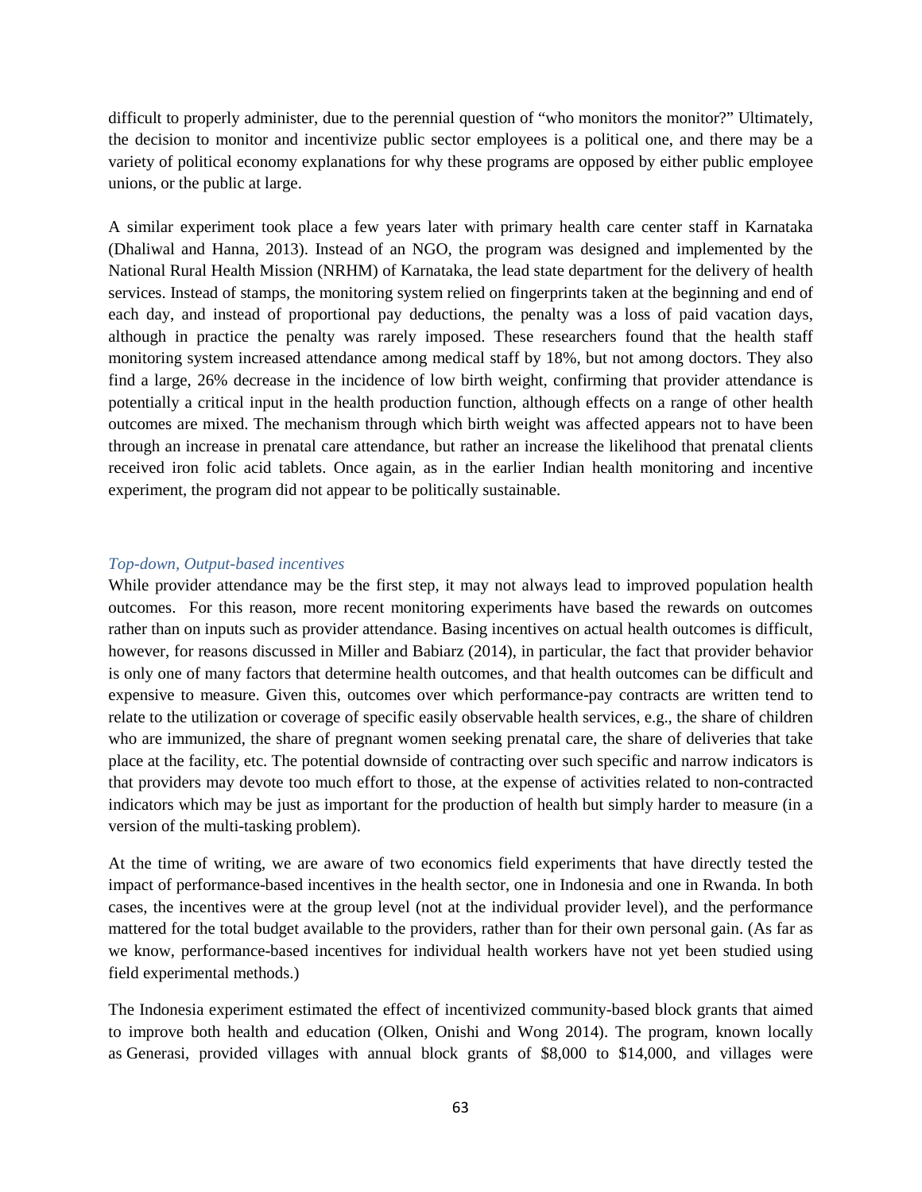difficult to properly administer, due to the perennial question of "who monitors the monitor?" Ultimately, the decision to monitor and incentivize public sector employees is a political one, and there may be a variety of political economy explanations for why these programs are opposed by either public employee unions, or the public at large.

A similar experiment took place a few years later with primary health care center staff in Karnataka (Dhaliwal and Hanna, 2013). Instead of an NGO, the program was designed and implemented by the National Rural Health Mission (NRHM) of Karnataka, the lead state department for the delivery of health services. Instead of stamps, the monitoring system relied on fingerprints taken at the beginning and end of each day, and instead of proportional pay deductions, the penalty was a loss of paid vacation days, although in practice the penalty was rarely imposed. These researchers found that the health staff monitoring system increased attendance among medical staff by 18%, but not among doctors. They also find a large, 26% decrease in the incidence of low birth weight, confirming that provider attendance is potentially a critical input in the health production function, although effects on a range of other health outcomes are mixed. The mechanism through which birth weight was affected appears not to have been through an increase in prenatal care attendance, but rather an increase the likelihood that prenatal clients received iron folic acid tablets. Once again, as in the earlier Indian health monitoring and incentive experiment, the program did not appear to be politically sustainable.

### *Top-down, Output-based incentives*

While provider attendance may be the first step, it may not always lead to improved population health outcomes. For this reason, more recent monitoring experiments have based the rewards on outcomes rather than on inputs such as provider attendance. Basing incentives on actual health outcomes is difficult, however, for reasons discussed in Miller and Babiarz (2014), in particular, the fact that provider behavior is only one of many factors that determine health outcomes, and that health outcomes can be difficult and expensive to measure. Given this, outcomes over which performance-pay contracts are written tend to relate to the utilization or coverage of specific easily observable health services, e.g., the share of children who are immunized, the share of pregnant women seeking prenatal care, the share of deliveries that take place at the facility, etc. The potential downside of contracting over such specific and narrow indicators is that providers may devote too much effort to those, at the expense of activities related to non-contracted indicators which may be just as important for the production of health but simply harder to measure (in a version of the multi-tasking problem).

At the time of writing, we are aware of two economics field experiments that have directly tested the impact of performance-based incentives in the health sector, one in Indonesia and one in Rwanda. In both cases, the incentives were at the group level (not at the individual provider level), and the performance mattered for the total budget available to the providers, rather than for their own personal gain. (As far as we know, performance-based incentives for individual health workers have not yet been studied using field experimental methods.)

The Indonesia experiment estimated the effect of incentivized community-based block grants that aimed to improve both health and education (Olken, Onishi and Wong 2014). The program, known locally as Generasi, provided villages with annual block grants of $8,000 to $14,000, and villages were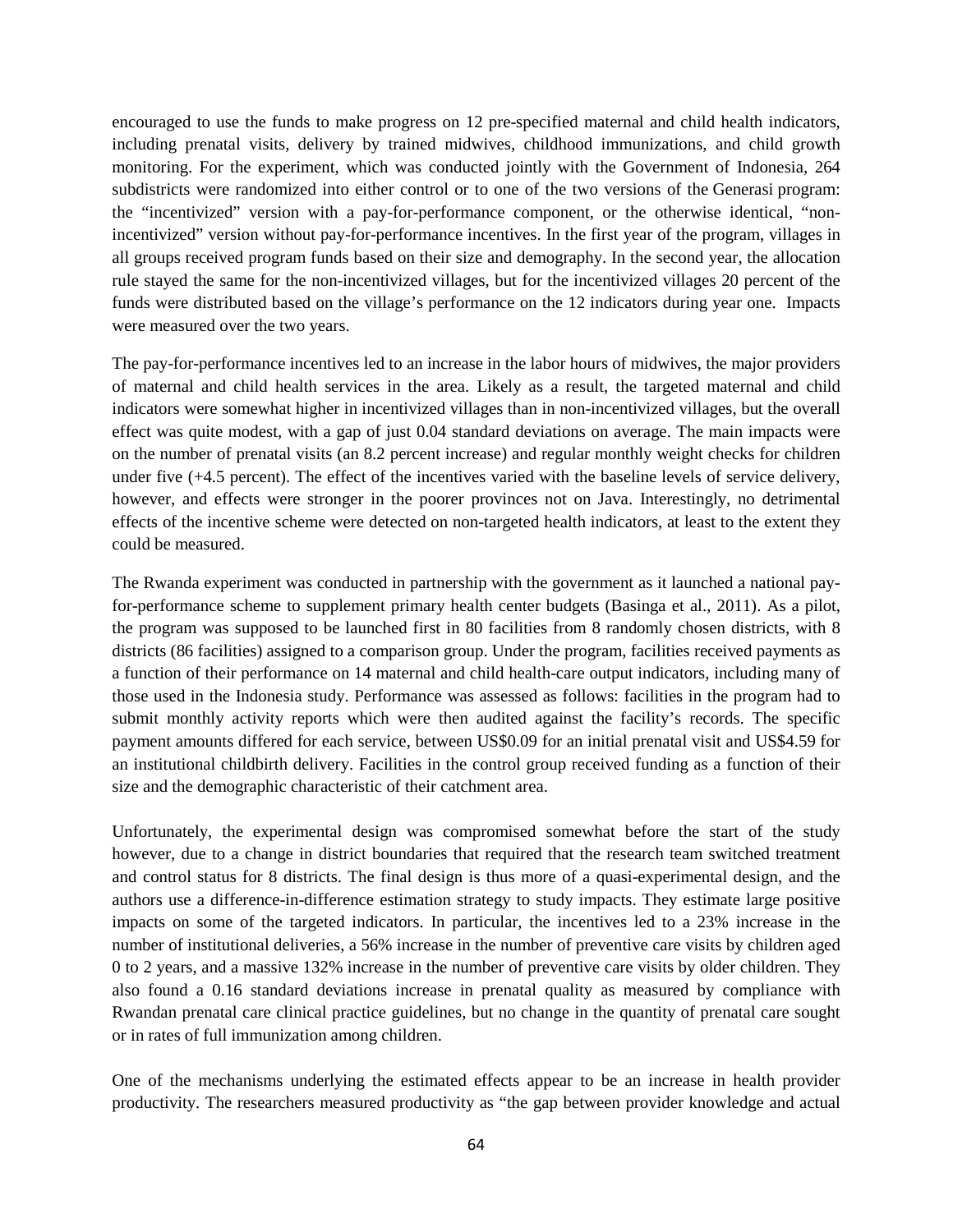encouraged to use the funds to make progress on 12 pre-specified maternal and child health indicators, including prenatal visits, delivery by trained midwives, childhood immunizations, and child growth monitoring. For the experiment, which was conducted jointly with the Government of Indonesia, 264 subdistricts were randomized into either control or to one of the two versions of the Generasi program: the "incentivized" version with a pay-for-performance component, or the otherwise identical, "non-incentivized" version without pay-for-performance incentives. In the first year of the program, villages in all groups received program funds based on their size and demography. In the second year, the allocation rule stayed the same for the non-incentivized villages, but for the incentivized villages 20 percent of the funds were distributed based on the village's performance on the 12 indicators during year one. Impacts were measured over the two years.

The pay-for-performance incentives led to an increase in the labor hours of midwives, the major providers of maternal and child health services in the area. Likely as a result, the targeted maternal and child indicators were somewhat higher in incentivized villages than in non-incentivized villages, but the overall effect was quite modest, with a gap of just 0.04 standard deviations on average. The main impacts were on the number of prenatal visits (an 8.2 percent increase) and regular monthly weight checks for children under five (+4.5 percent). The effect of the incentives varied with the baseline levels of service delivery, however, and effects were stronger in the poorer provinces not on Java. Interestingly, no detrimental effects of the incentive scheme were detected on non-targeted health indicators, at least to the extent they could be measured.

The Rwanda experiment was conducted in partnership with the government as it launched a national pay-for-performance scheme to supplement primary health center budgets (Basinga et al., 2011). As a pilot, the program was supposed to be launched first in 80 facilities from 8 randomly chosen districts, with 8 districts (86 facilities) assigned to a comparison group. Under the program, facilities received payments as a function of their performance on 14 maternal and child health-care output indicators, including many of those used in the Indonesia study. Performance was assessed as follows: facilities in the program had to submit monthly activity reports which were then audited against the facility's records. The specific payment amounts differed for each service, between US$0.09 for an initial prenatal visit and US$4.59 for an institutional childbirth delivery. Facilities in the control group received funding as a function of their size and the demographic characteristic of their catchment area.

Unfortunately, the experimental design was compromised somewhat before the start of the study however, due to a change in district boundaries that required that the research team switched treatment and control status for 8 districts. The final design is thus more of a quasi-experimental design, and the authors use a difference-in-difference estimation strategy to study impacts. They estimate large positive impacts on some of the targeted indicators. In particular, the incentives led to a 23% increase in the number of institutional deliveries, a 56% increase in the number of preventive care visits by children aged 0 to 2 years, and a massive 132% increase in the number of preventive care visits by older children. They also found a 0.16 standard deviations increase in prenatal quality as measured by compliance with Rwandan prenatal care clinical practice guidelines, but no change in the quantity of prenatal care sought or in rates of full immunization among children.

One of the mechanisms underlying the estimated effects appear to be an increase in health provider productivity. The researchers measured productivity as "the gap between provider knowledge and actual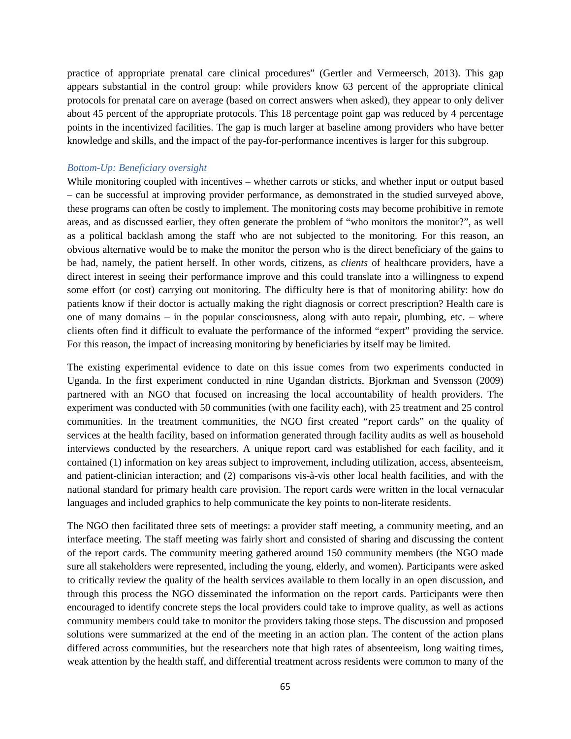practice of appropriate prenatal care clinical procedures" (Gertler and Vermeersch, 2013). This gap appears substantial in the control group: while providers know 63 percent of the appropriate clinical protocols for prenatal care on average (based on correct answers when asked), they appear to only deliver about 45 percent of the appropriate protocols. This 18 percentage point gap was reduced by 4 percentage points in the incentivized facilities. The gap is much larger at baseline among providers who have better knowledge and skills, and the impact of the pay-for-performance incentives is larger for this subgroup.

*Bottom-Up: Beneficiary oversight*

While monitoring coupled with incentives – whether carrots or sticks, and whether input or output based – can be successful at improving provider performance, as demonstrated in the studied surveyed above, these programs can often be costly to implement. The monitoring costs may become prohibitive in remote areas, and as discussed earlier, they often generate the problem of "who monitors the monitor?", as well as a political backlash among the staff who are not subjected to the monitoring. For this reason, an obvious alternative would be to make the monitor the person who is the direct beneficiary of the gains to be had, namely, the patient herself. In other words, citizens, as *clients* of healthcare providers, have a direct interest in seeing their performance improve and this could translate into a willingness to expend some effort (or cost) carrying out monitoring. The difficulty here is that of monitoring ability: how do patients know if their doctor is actually making the right diagnosis or correct prescription? Health care is one of many domains – in the popular consciousness, along with auto repair, plumbing, etc. – where clients often find it difficult to evaluate the performance of the informed "expert" providing the service. For this reason, the impact of increasing monitoring by beneficiaries by itself may be limited.

The existing experimental evidence to date on this issue comes from two experiments conducted in Uganda. In the first experiment conducted in nine Ugandan districts, Bjorkman and Svensson (2009) partnered with an NGO that focused on increasing the local accountability of health providers. The experiment was conducted with 50 communities (with one facility each), with 25 treatment and 25 control communities. In the treatment communities, the NGO first created "report cards" on the quality of services at the health facility, based on information generated through facility audits as well as household interviews conducted by the researchers. A unique report card was established for each facility, and it contained (1) information on key areas subject to improvement, including utilization, access, absenteeism, and patient-clinician interaction; and (2) comparisons vis-à-vis other local health facilities, and with the national standard for primary health care provision. The report cards were written in the local vernacular languages and included graphics to help communicate the key points to non-literate residents.

The NGO then facilitated three sets of meetings: a provider staff meeting, a community meeting, and an interface meeting. The staff meeting was fairly short and consisted of sharing and discussing the content of the report cards. The community meeting gathered around 150 community members (the NGO made sure all stakeholders were represented, including the young, elderly, and women). Participants were asked to critically review the quality of the health services available to them locally in an open discussion, and through this process the NGO disseminated the information on the report cards. Participants were then encouraged to identify concrete steps the local providers could take to improve quality, as well as actions community members could take to monitor the providers taking those steps. The discussion and proposed solutions were summarized at the end of the meeting in an action plan. The content of the action plans differed across communities, but the researchers note that high rates of absenteeism, long waiting times, weak attention by the health staff, and differential treatment across residents were common to many of the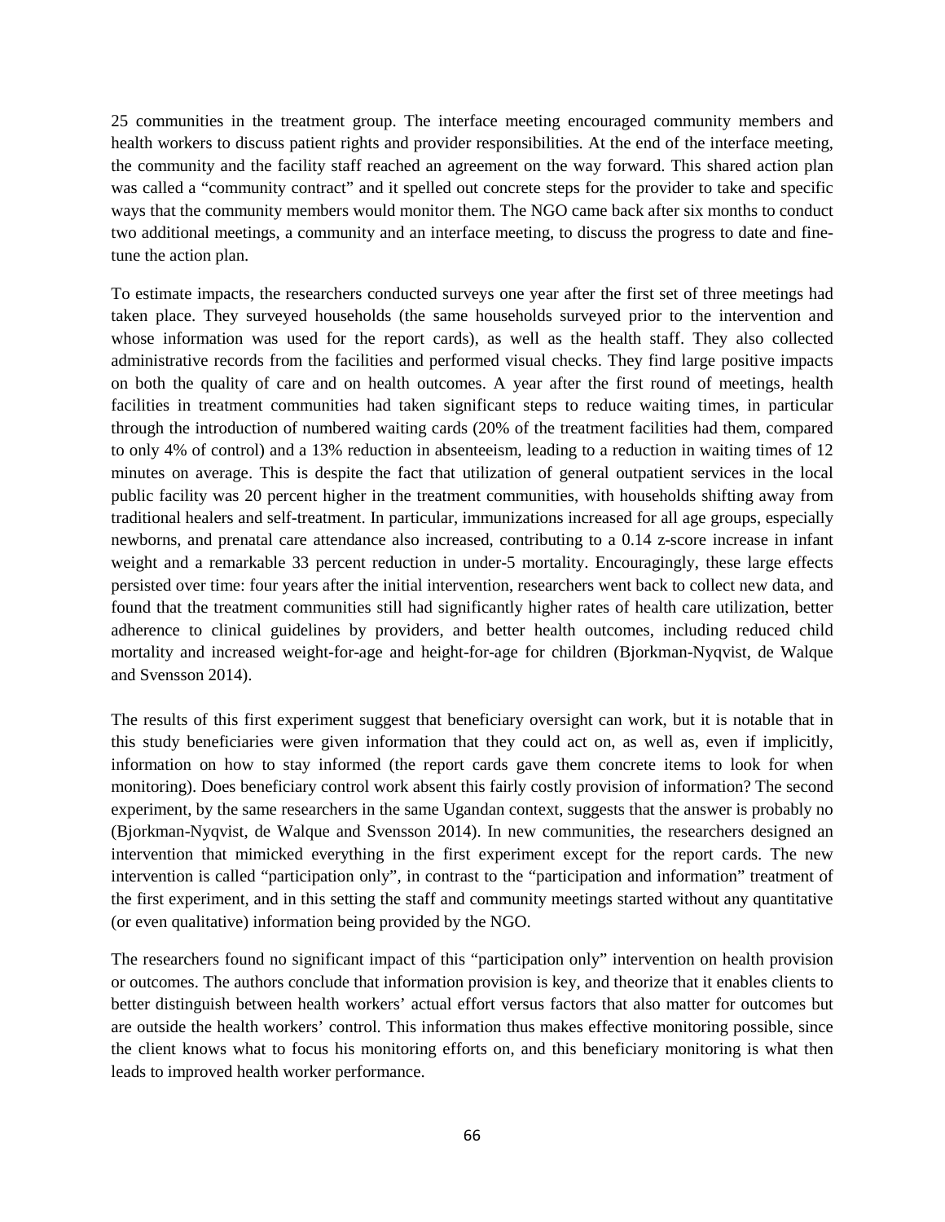25 communities in the treatment group. The interface meeting encouraged community members and health workers to discuss patient rights and provider responsibilities. At the end of the interface meeting, the community and the facility staff reached an agreement on the way forward. This shared action plan was called a "community contract" and it spelled out concrete steps for the provider to take and specific ways that the community members would monitor them. The NGO came back after six months to conduct two additional meetings, a community and an interface meeting, to discuss the progress to date and fine-tune the action plan.

To estimate impacts, the researchers conducted surveys one year after the first set of three meetings had taken place. They surveyed households (the same households surveyed prior to the intervention and whose information was used for the report cards), as well as the health staff. They also collected administrative records from the facilities and performed visual checks. They find large positive impacts on both the quality of care and on health outcomes. A year after the first round of meetings, health facilities in treatment communities had taken significant steps to reduce waiting times, in particular through the introduction of numbered waiting cards (20% of the treatment facilities had them, compared to only 4% of control) and a 13% reduction in absenteeism, leading to a reduction in waiting times of 12 minutes on average. This is despite the fact that utilization of general outpatient services in the local public facility was 20 percent higher in the treatment communities, with households shifting away from traditional healers and self-treatment. In particular, immunizations increased for all age groups, especially newborns, and prenatal care attendance also increased, contributing to a 0.14 z-score increase in infant weight and a remarkable 33 percent reduction in under-5 mortality. Encouragingly, these large effects persisted over time: four years after the initial intervention, researchers went back to collect new data, and found that the treatment communities still had significantly higher rates of health care utilization, better adherence to clinical guidelines by providers, and better health outcomes, including reduced child mortality and increased weight-for-age and height-for-age for children (Bjorkman-Nyqvist, de Walque and Svensson 2014).

The results of this first experiment suggest that beneficiary oversight can work, but it is notable that in this study beneficiaries were given information that they could act on, as well as, even if implicitly, information on how to stay informed (the report cards gave them concrete items to look for when monitoring). Does beneficiary control work absent this fairly costly provision of information? The second experiment, by the same researchers in the same Ugandan context, suggests that the answer is probably no (Bjorkman-Nyqvist, de Walque and Svensson 2014). In new communities, the researchers designed an intervention that mimicked everything in the first experiment except for the report cards. The new intervention is called "participation only", in contrast to the "participation and information" treatment of the first experiment, and in this setting the staff and community meetings started without any quantitative (or even qualitative) information being provided by the NGO.

The researchers found no significant impact of this "participation only" intervention on health provision or outcomes. The authors conclude that information provision is key, and theorize that it enables clients to better distinguish between health workers' actual effort versus factors that also matter for outcomes but are outside the health workers' control. This information thus makes effective monitoring possible, since the client knows what to focus his monitoring efforts on, and this beneficiary monitoring is what then leads to improved health worker performance.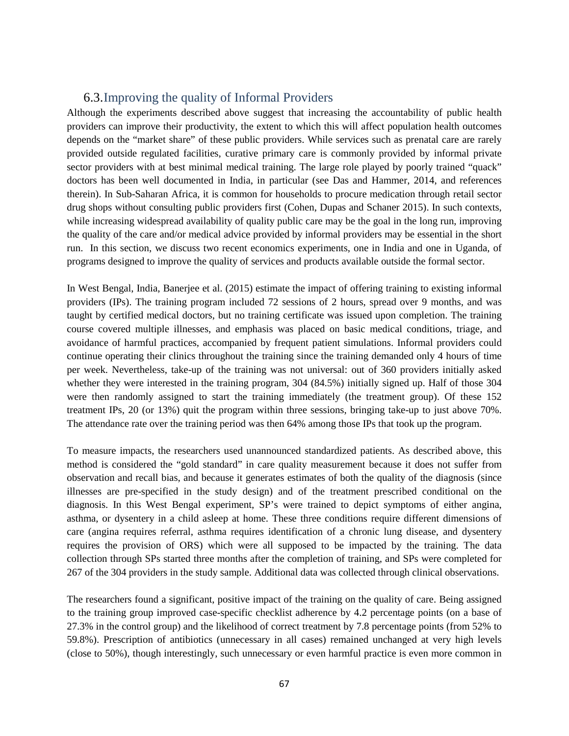## 6.3. Improving the quality of Informal Providers

Although the experiments described above suggest that increasing the accountability of public health providers can improve their productivity, the extent to which this will affect population health outcomes depends on the "market share" of these public providers. While services such as prenatal care are rarely provided outside regulated facilities, curative primary care is commonly provided by informal private sector providers with at best minimal medical training. The large role played by poorly trained "quack" doctors has been well documented in India, in particular (see Das and Hammer, 2014, and references therein). In Sub-Saharan Africa, it is common for households to procure medication through retail sector drug shops without consulting public providers first (Cohen, Dupas and Schaner 2015). In such contexts, while increasing widespread availability of quality public care may be the goal in the long run, improving the quality of the care and/or medical advice provided by informal providers may be essential in the short run. In this section, we discuss two recent economics experiments, one in India and one in Uganda, of programs designed to improve the quality of services and products available outside the formal sector.

In West Bengal, India, Banerjee et al. (2015) estimate the impact of offering training to existing informal providers (IPs). The training program included 72 sessions of 2 hours, spread over 9 months, and was taught by certified medical doctors, but no training certificate was issued upon completion. The training course covered multiple illnesses, and emphasis was placed on basic medical conditions, triage, and avoidance of harmful practices, accompanied by frequent patient simulations. Informal providers could continue operating their clinics throughout the training since the training demanded only 4 hours of time per week. Nevertheless, take-up of the training was not universal: out of 360 providers initially asked whether they were interested in the training program, 304 (84.5%) initially signed up. Half of those 304 were then randomly assigned to start the training immediately (the treatment group). Of these 152 treatment IPs, 20 (or 13%) quit the program within three sessions, bringing take-up to just above 70%. The attendance rate over the training period was then 64% among those IPs that took up the program.

To measure impacts, the researchers used unannounced standardized patients. As described above, this method is considered the "gold standard" in care quality measurement because it does not suffer from observation and recall bias, and because it generates estimates of both the quality of the diagnosis (since illnesses are pre-specified in the study design) and of the treatment prescribed conditional on the diagnosis. In this West Bengal experiment, SP's were trained to depict symptoms of either angina, asthma, or dysentery in a child asleep at home. These three conditions require different dimensions of care (angina requires referral, asthma requires identification of a chronic lung disease, and dysentery requires the provision of ORS) which were all supposed to be impacted by the training. The data collection through SPs started three months after the completion of training, and SPs were completed for 267 of the 304 providers in the study sample. Additional data was collected through clinical observations.

The researchers found a significant, positive impact of the training on the quality of care. Being assigned to the training group improved case-specific checklist adherence by 4.2 percentage points (on a base of 27.3% in the control group) and the likelihood of correct treatment by 7.8 percentage points (from 52% to 59.8%). Prescription of antibiotics (unnecessary in all cases) remained unchanged at very high levels (close to 50%), though interestingly, such unnecessary or even harmful practice is even more common in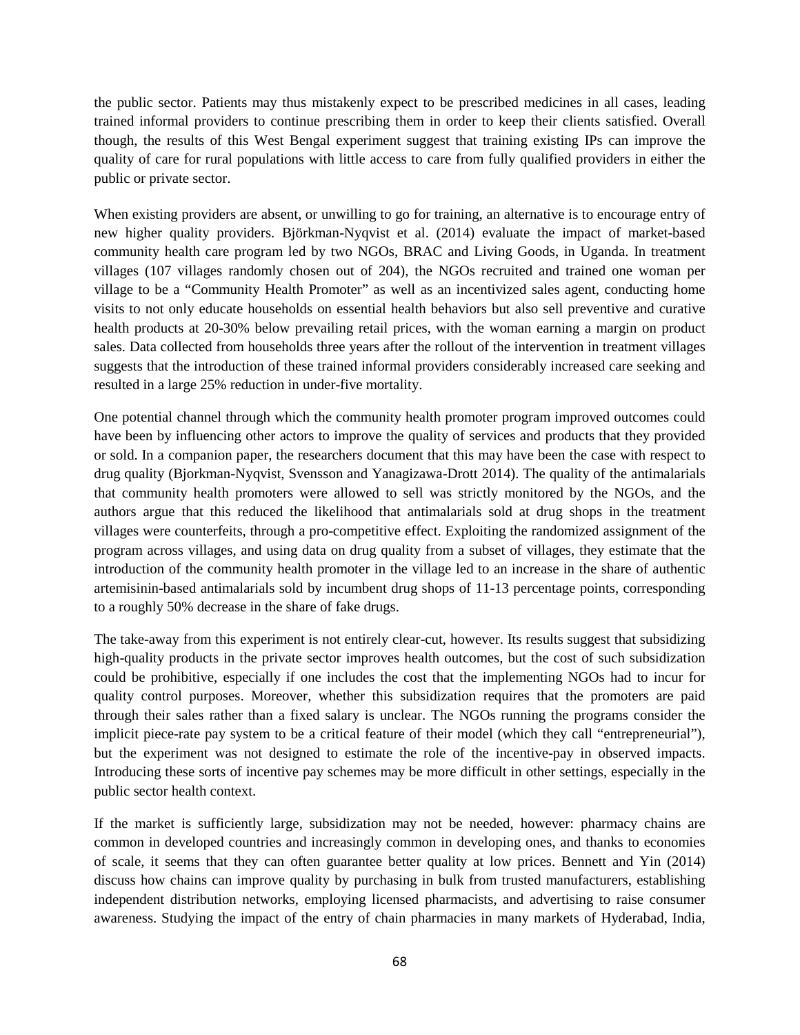the public sector. Patients may thus mistakenly expect to be prescribed medicines in all cases, leading trained informal providers to continue prescribing them in order to keep their clients satisfied. Overall though, the results of this West Bengal experiment suggest that training existing IPs can improve the quality of care for rural populations with little access to care from fully qualified providers in either the public or private sector.

When existing providers are absent, or unwilling to go for training, an alternative is to encourage entry of new higher quality providers. Björkman-Nyqvist et al. (2014) evaluate the impact of market-based community health care program led by two NGOs, BRAC and Living Goods, in Uganda. In treatment villages (107 villages randomly chosen out of 204), the NGOs recruited and trained one woman per village to be a "Community Health Promoter" as well as an incentivized sales agent, conducting home visits to not only educate households on essential health behaviors but also sell preventive and curative health products at 20-30% below prevailing retail prices, with the woman earning a margin on product sales. Data collected from households three years after the rollout of the intervention in treatment villages suggests that the introduction of these trained informal providers considerably increased care seeking and resulted in a large 25% reduction in under-five mortality.

One potential channel through which the community health promoter program improved outcomes could have been by influencing other actors to improve the quality of services and products that they provided or sold. In a companion paper, the researchers document that this may have been the case with respect to drug quality (Bjorkman-Nyqvist, Svensson and Yanagizawa-Drott 2014). The quality of the antimalarials that community health promoters were allowed to sell was strictly monitored by the NGOs, and the authors argue that this reduced the likelihood that antimalarials sold at drug shops in the treatment villages were counterfeits, through a pro-competitive effect. Exploiting the randomized assignment of the program across villages, and using data on drug quality from a subset of villages, they estimate that the introduction of the community health promoter in the village led to an increase in the share of authentic artemisinin-based antimalarials sold by incumbent drug shops of 11-13 percentage points, corresponding to a roughly 50% decrease in the share of fake drugs.

The take-away from this experiment is not entirely clear-cut, however. Its results suggest that subsidizing high-quality products in the private sector improves health outcomes, but the cost of such subsidization could be prohibitive, especially if one includes the cost that the implementing NGOs had to incur for quality control purposes. Moreover, whether this subsidization requires that the promoters are paid through their sales rather than a fixed salary is unclear. The NGOs running the programs consider the implicit piece-rate pay system to be a critical feature of their model (which they call "entrepreneurial"), but the experiment was not designed to estimate the role of the incentive-pay in observed impacts. Introducing these sorts of incentive pay schemes may be more difficult in other settings, especially in the public sector health context.

If the market is sufficiently large, subsidization may not be needed, however: pharmacy chains are common in developed countries and increasingly common in developing ones, and thanks to economies of scale, it seems that they can often guarantee better quality at low prices. Bennett and Yin (2014) discuss how chains can improve quality by purchasing in bulk from trusted manufacturers, establishing independent distribution networks, employing licensed pharmacists, and advertising to raise consumer awareness. Studying the impact of the entry of chain pharmacies in many markets of Hyderabad, India,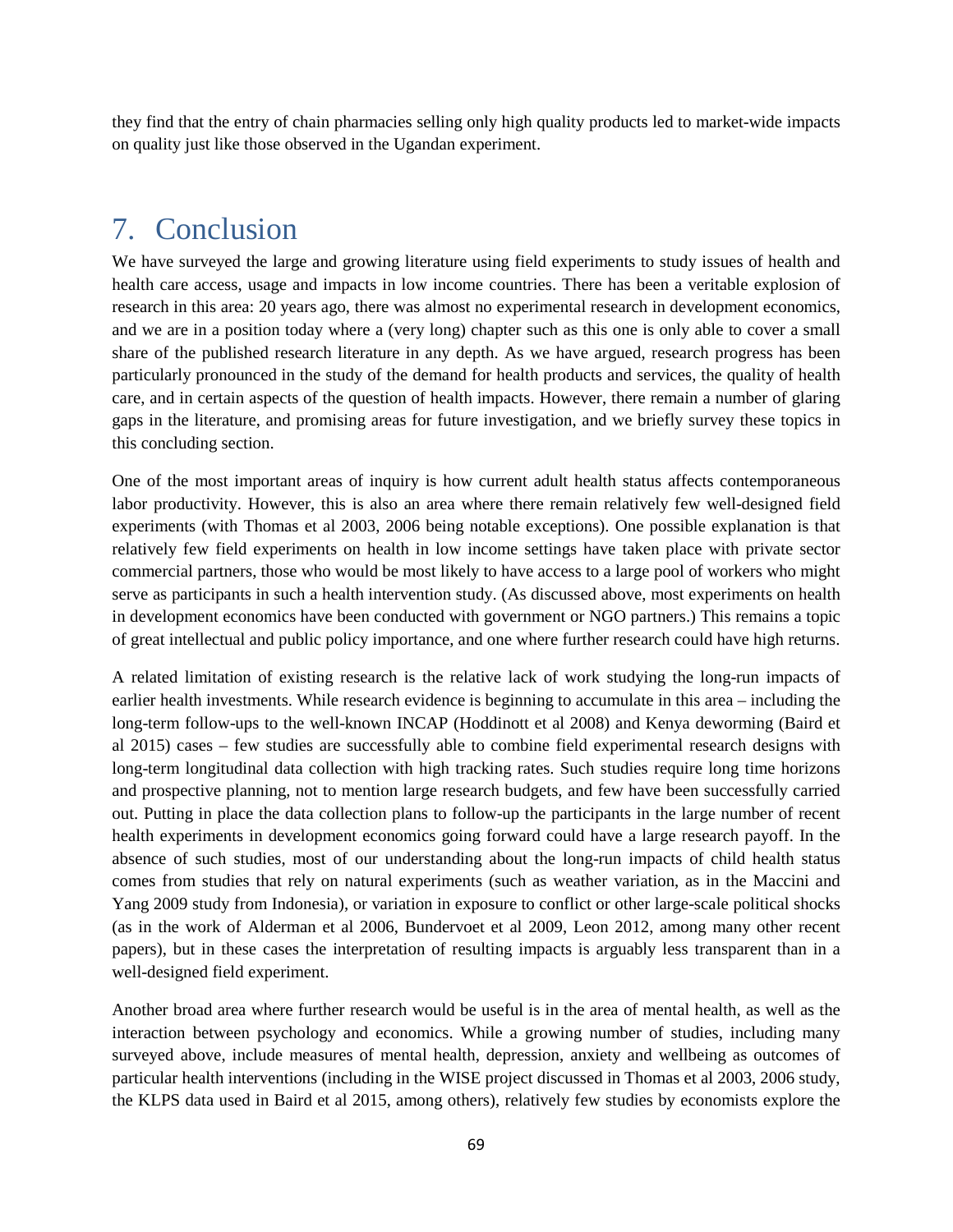they find that the entry of chain pharmacies selling only high quality products led to market-wide impacts on quality just like those observed in the Ugandan experiment.

# 7. Conclusion

We have surveyed the large and growing literature using field experiments to study issues of health and health care access, usage and impacts in low income countries. There has been a veritable explosion of research in this area: 20 years ago, there was almost no experimental research in development economics, and we are in a position today where a (very long) chapter such as this one is only able to cover a small share of the published research literature in any depth. As we have argued, research progress has been particularly pronounced in the study of the demand for health products and services, the quality of health care, and in certain aspects of the question of health impacts. However, there remain a number of glaring gaps in the literature, and promising areas for future investigation, and we briefly survey these topics in this concluding section.

One of the most important areas of inquiry is how current adult health status affects contemporaneous labor productivity. However, this is also an area where there remain relatively few well-designed field experiments (with Thomas et al 2003, 2006 being notable exceptions). One possible explanation is that relatively few field experiments on health in low income settings have taken place with private sector commercial partners, those who would be most likely to have access to a large pool of workers who might serve as participants in such a health intervention study. (As discussed above, most experiments on health in development economics have been conducted with government or NGO partners.) This remains a topic of great intellectual and public policy importance, and one where further research could have high returns.

A related limitation of existing research is the relative lack of work studying the long-run impacts of earlier health investments. While research evidence is beginning to accumulate in this area – including the long-term follow-ups to the well-known INCAP (Hoddinott et al 2008) and Kenya deworming (Baird et al 2015) cases – few studies are successfully able to combine field experimental research designs with long-term longitudinal data collection with high tracking rates. Such studies require long time horizons and prospective planning, not to mention large research budgets, and few have been successfully carried out. Putting in place the data collection plans to follow-up the participants in the large number of recent health experiments in development economics going forward could have a large research payoff. In the absence of such studies, most of our understanding about the long-run impacts of child health status comes from studies that rely on natural experiments (such as weather variation, as in the Maccini and Yang 2009 study from Indonesia), or variation in exposure to conflict or other large-scale political shocks (as in the work of Alderman et al 2006, Bundervoet et al 2009, Leon 2012, among many other recent papers), but in these cases the interpretation of resulting impacts is arguably less transparent than in a well-designed field experiment.

Another broad area where further research would be useful is in the area of mental health, as well as the interaction between psychology and economics. While a growing number of studies, including many surveyed above, include measures of mental health, depression, anxiety and wellbeing as outcomes of particular health interventions (including in the WISE project discussed in Thomas et al 2003, 2006 study, the KLPS data used in Baird et al 2015, among others), relatively few studies by economists explore the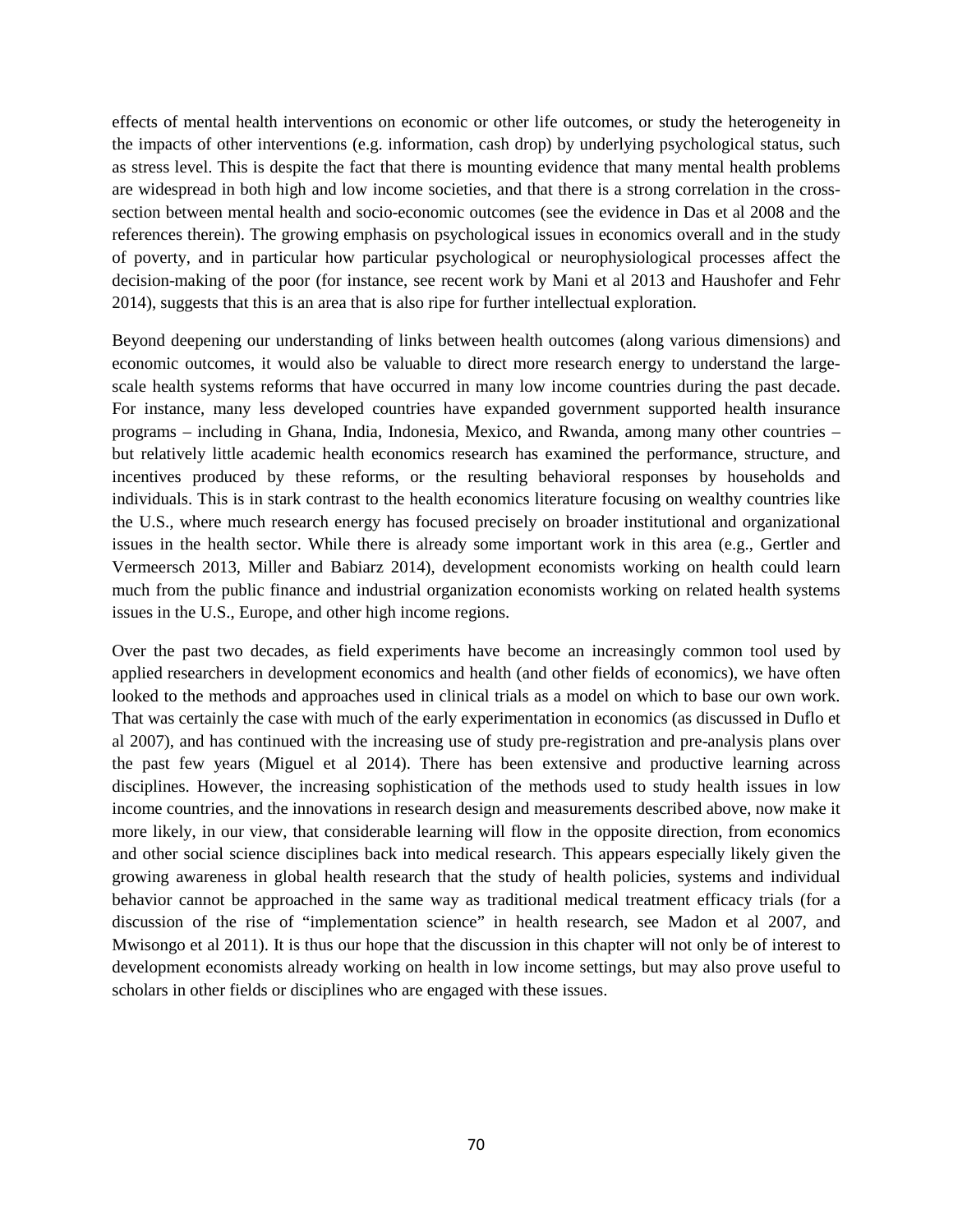effects of mental health interventions on economic or other life outcomes, or study the heterogeneity in the impacts of other interventions (e.g. information, cash drop) by underlying psychological status, such as stress level. This is despite the fact that there is mounting evidence that many mental health problems are widespread in both high and low income societies, and that there is a strong correlation in the cross-section between mental health and socio-economic outcomes (see the evidence in Das et al 2008 and the references therein). The growing emphasis on psychological issues in economics overall and in the study of poverty, and in particular how particular psychological or neurophysiological processes affect the decision-making of the poor (for instance, see recent work by Mani et al 2013 and Haushofer and Fehr 2014), suggests that this is an area that is also ripe for further intellectual exploration.

Beyond deepening our understanding of links between health outcomes (along various dimensions) and economic outcomes, it would also be valuable to direct more research energy to understand the large-scale health systems reforms that have occurred in many low income countries during the past decade. For instance, many less developed countries have expanded government supported health insurance programs – including in Ghana, India, Indonesia, Mexico, and Rwanda, among many other countries – but relatively little academic health economics research has examined the performance, structure, and incentives produced by these reforms, or the resulting behavioral responses by households and individuals. This is in stark contrast to the health economics literature focusing on wealthy countries like the U.S., where much research energy has focused precisely on broader institutional and organizational issues in the health sector. While there is already some important work in this area (e.g., Gertler and Vermeersch 2013, Miller and Babiarz 2014), development economists working on health could learn much from the public finance and industrial organization economists working on related health systems issues in the U.S., Europe, and other high income regions.

Over the past two decades, as field experiments have become an increasingly common tool used by applied researchers in development economics and health (and other fields of economics), we have often looked to the methods and approaches used in clinical trials as a model on which to base our own work. That was certainly the case with much of the early experimentation in economics (as discussed in Duflo et al 2007), and has continued with the increasing use of study pre-registration and pre-analysis plans over the past few years (Miguel et al 2014). There has been extensive and productive learning across disciplines. However, the increasing sophistication of the methods used to study health issues in low income countries, and the innovations in research design and measurements described above, now make it more likely, in our view, that considerable learning will flow in the opposite direction, from economics and other social science disciplines back into medical research. This appears especially likely given the growing awareness in global health research that the study of health policies, systems and individual behavior cannot be approached in the same way as traditional medical treatment efficacy trials (for a discussion of the rise of "implementation science" in health research, see Madon et al 2007, and Mwisongo et al 2011). It is thus our hope that the discussion in this chapter will not only be of interest to development economists already working on health in low income settings, but may also prove useful to scholars in other fields or disciplines who are engaged with these issues.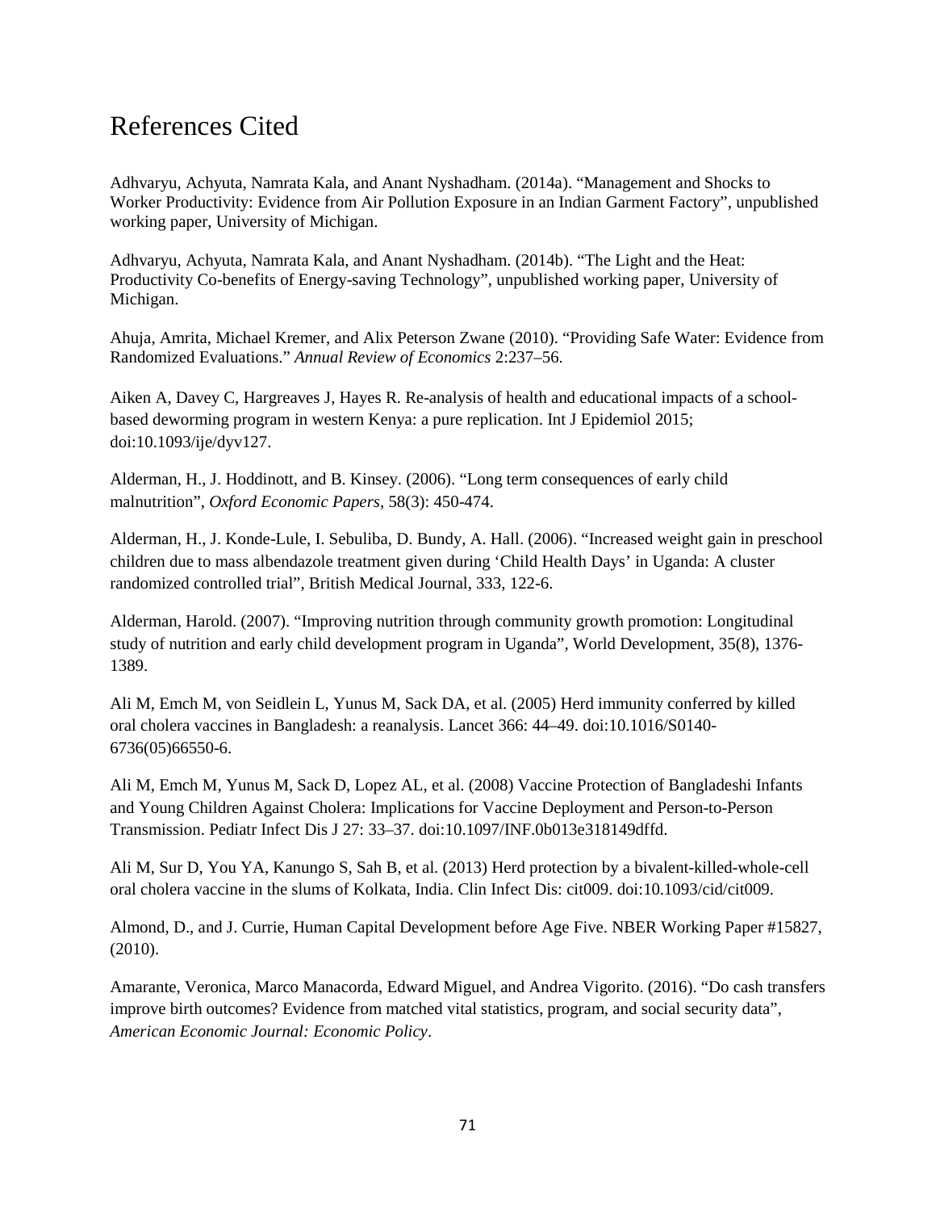# References Cited

Adhvaryu, Achyuta, Namrata Kala, and Anant Nyshadham. (2014a). "Management and Shocks to Worker Productivity: Evidence from Air Pollution Exposure in an Indian Garment Factory", unpublished working paper, University of Michigan.

Adhvaryu, Achyuta, Namrata Kala, and Anant Nyshadham. (2014b). "The Light and the Heat: Productivity Co-benefits of Energy-saving Technology", unpublished working paper, University of Michigan.

Ahuja, Amrita, Michael Kremer, and Alix Peterson Zwane (2010). "Providing Safe Water: Evidence from Randomized Evaluations." *Annual Review of Economics* 2:237–56.

Aiken A, Davey C, Hargreaves J, Hayes R. Re-analysis of health and educational impacts of a school-based deworming program in western Kenya: a pure replication. Int J Epidemiol 2015; doi:10.1093/ije/dyv127.

Alderman, H., J. Hoddinott, and B. Kinsey. (2006). "Long term consequences of early child malnutrition", *Oxford Economic Papers*, 58(3): 450-474.

Alderman, H., J. Konde-Lule, I. Sebuliba, D. Bundy, A. Hall. (2006). "Increased weight gain in preschool children due to mass albendazole treatment given during 'Child Health Days' in Uganda: A cluster randomized controlled trial", British Medical Journal, 333, 122-6.

Alderman, Harold. (2007). "Improving nutrition through community growth promotion: Longitudinal study of nutrition and early child development program in Uganda", World Development, 35(8), 1376-1389.

Ali M, Emch M, von Seidlein L, Yunus M, Sack DA, et al. (2005) Herd immunity conferred by killed oral cholera vaccines in Bangladesh: a reanalysis. Lancet 366: 44–49. doi:10.1016/S0140-6736(05)66550-6.

Ali M, Emch M, Yunus M, Sack D, Lopez AL, et al. (2008) Vaccine Protection of Bangladeshi Infants and Young Children Against Cholera: Implications for Vaccine Deployment and Person-to-Person Transmission. Pediatr Infect Dis J 27: 33–37. doi:10.1097/INF.0b013e318149dffd.

Ali M, Sur D, You YA, Kanungo S, Sah B, et al. (2013) Herd protection by a bivalent-killed-whole-cell oral cholera vaccine in the slums of Kolkata, India. Clin Infect Dis: cit009. doi:10.1093/cid/cit009.

Almond, D., and J. Currie, Human Capital Development before Age Five. NBER Working Paper #15827, (2010).

Amarante, Veronica, Marco Manacorda, Edward Miguel, and Andrea Vigorito. (2016). "Do cash transfers improve birth outcomes? Evidence from matched vital statistics, program, and social security data", *American Economic Journal: Economic Policy*.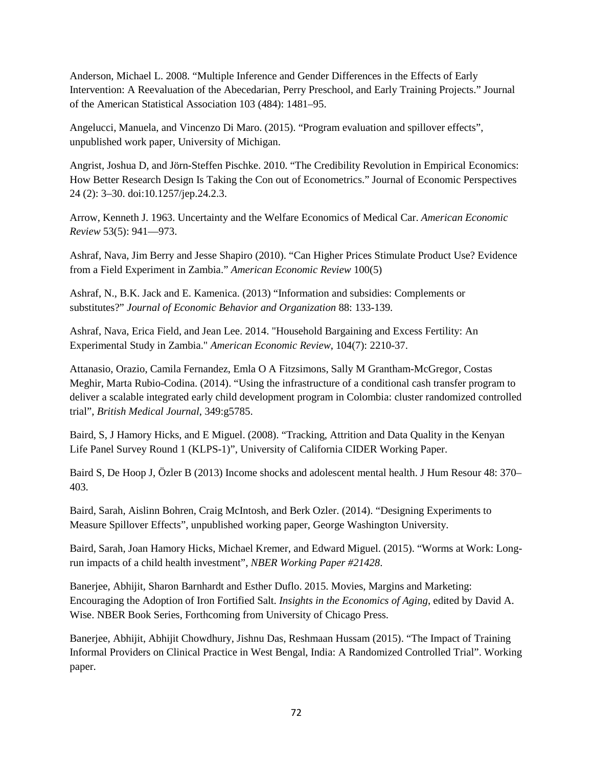Anderson, Michael L. 2008. "Multiple Inference and Gender Differences in the Effects of Early Intervention: A Reevaluation of the Abecedarian, Perry Preschool, and Early Training Projects." Journal of the American Statistical Association 103 (484): 1481–95.

Angelucci, Manuela, and Vincenzo Di Maro. (2015). "Program evaluation and spillover effects", unpublished work paper, University of Michigan.

Angrist, Joshua D, and Jörn-Steffen Pischke. 2010. "The Credibility Revolution in Empirical Economics: How Better Research Design Is Taking the Con out of Econometrics." Journal of Economic Perspectives 24 (2): 3–30. doi:10.1257/jep.24.2.3.

Arrow, Kenneth J. 1963. Uncertainty and the Welfare Economics of Medical Car. *American Economic Review* 53(5): 941—973.

Ashraf, Nava, Jim Berry and Jesse Shapiro (2010). "Can Higher Prices Stimulate Product Use? Evidence from a Field Experiment in Zambia." *American Economic Review* 100(5)

Ashraf, N., B.K. Jack and E. Kamenica. (2013) "Information and subsidies: Complements or substitutes?" *Journal of Economic Behavior and Organization* 88: 133-139.

Ashraf, Nava, Erica Field, and Jean Lee. 2014. "Household Bargaining and Excess Fertility: An Experimental Study in Zambia." *American Economic Review*, 104(7): 2210-37.

Attanasio, Orazio, Camila Fernandez, Emla O A Fitzsimons, Sally M Grantham-McGregor, Costas Meghir, Marta Rubio-Codina. (2014). "Using the infrastructure of a conditional cash transfer program to deliver a scalable integrated early child development program in Colombia: cluster randomized controlled trial", *British Medical Journal*, 349:g5785.

Baird, S, J Hamory Hicks, and E Miguel. (2008). "Tracking, Attrition and Data Quality in the Kenyan Life Panel Survey Round 1 (KLPS-1)", University of California CIDER Working Paper.

Baird S, De Hoop J, Özler B (2013) Income shocks and adolescent mental health. J Hum Resour 48: 370–403.

Baird, Sarah, Aislinn Bohren, Craig McIntosh, and Berk Ozler. (2014). "Designing Experiments to Measure Spillover Effects", unpublished working paper, George Washington University.

Baird, Sarah, Joan Hamory Hicks, Michael Kremer, and Edward Miguel. (2015). "Worms at Work: Long-run impacts of a child health investment", *NBER Working Paper #21428*.

Banerjee, Abhijit, Sharon Barnhardt and Esther Duflo. 2015. Movies, Margins and Marketing: Encouraging the Adoption of Iron Fortified Salt. *Insights in the Economics of Aging*, edited by David A. Wise. NBER Book Series, Forthcoming from University of Chicago Press.

Banerjee, Abhijit, Abhijit Chowdhury, Jishnu Das, Reshmaan Hussam (2015). "The Impact of Training Informal Providers on Clinical Practice in West Bengal, India: A Randomized Controlled Trial". Working paper.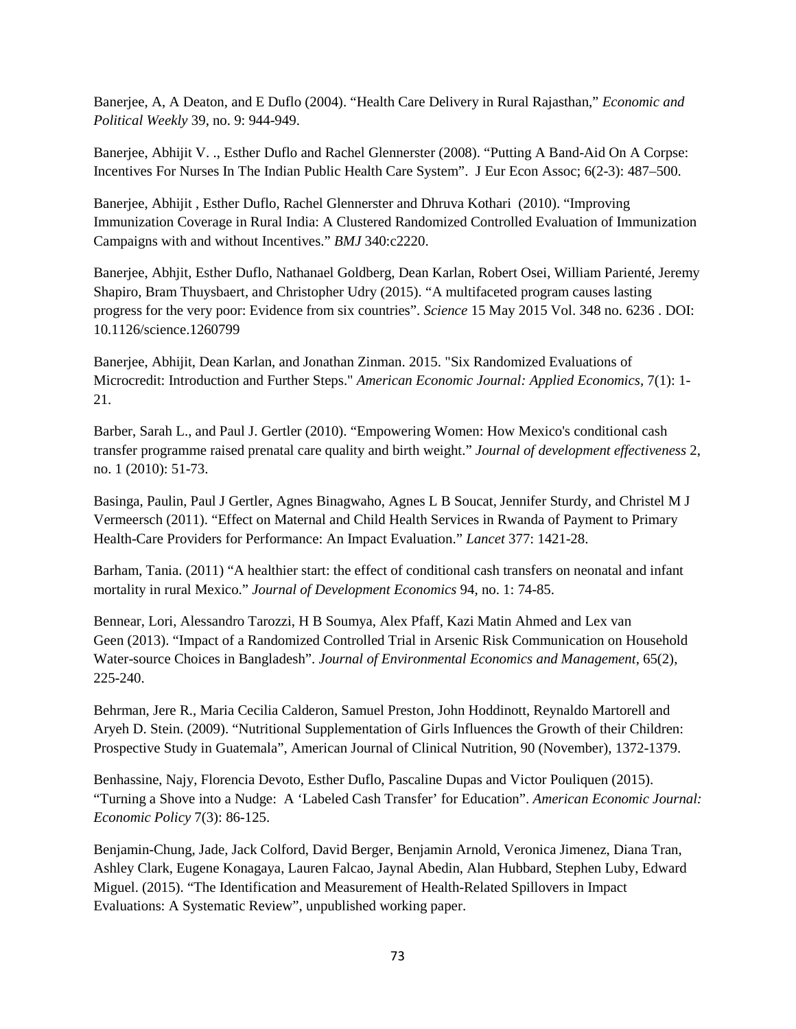Banerjee, A, A Deaton, and E Duflo (2004). "Health Care Delivery in Rural Rajasthan," *Economic and Political Weekly* 39, no. 9: 944-949.

Banerjee, Abhijit V. ., Esther Duflo and Rachel Glennerster (2008). "Putting A Band-Aid On A Corpse: Incentives For Nurses In The Indian Public Health Care System". J Eur Econ Assoc; 6(2-3): 487–500.

Banerjee, Abhijit , Esther Duflo, Rachel Glennerster and Dhruva Kothari (2010). "Improving Immunization Coverage in Rural India: A Clustered Randomized Controlled Evaluation of Immunization Campaigns with and without Incentives." *BMJ* 340:c2220.

Banerjee, Abhjit, Esther Duflo, Nathanael Goldberg, Dean Karlan, Robert Osei, William Parienté, Jeremy Shapiro, Bram Thuysbaert, and Christopher Udry (2015). "A multifaceted program causes lasting progress for the very poor: Evidence from six countries". *Science* 15 May 2015 Vol. 348 no. 6236 . DOI: 10.1126/science.1260799

Banerjee, Abhijit, Dean Karlan, and Jonathan Zinman. 2015. "Six Randomized Evaluations of Microcredit: Introduction and Further Steps." *American Economic Journal: Applied Economics*, 7(1): 1-21.

Barber, Sarah L., and Paul J. Gertler (2010). "Empowering Women: How Mexico's conditional cash transfer programme raised prenatal care quality and birth weight." *Journal of development effectiveness* 2, no. 1 (2010): 51-73.

Basinga, Paulin, Paul J Gertler, Agnes Binagwaho, Agnes L B Soucat, Jennifer Sturdy, and Christel M J Vermeersch (2011). "Effect on Maternal and Child Health Services in Rwanda of Payment to Primary Health-Care Providers for Performance: An Impact Evaluation." *Lancet* 377: 1421-28.

Barham, Tania. (2011) "A healthier start: the effect of conditional cash transfers on neonatal and infant mortality in rural Mexico." *Journal of Development Economics* 94, no. 1: 74-85.

Bennear, Lori, Alessandro Tarozzi, H B Soumya, Alex Pfaff, Kazi Matin Ahmed and Lex van Geen (2013). "Impact of a Randomized Controlled Trial in Arsenic Risk Communication on Household Water-source Choices in Bangladesh". *Journal of Environmental Economics and Management*, 65(2), 225-240.

Behrman, Jere R., Maria Cecilia Calderon, Samuel Preston, John Hoddinott, Reynaldo Martorell and Aryeh D. Stein. (2009). "Nutritional Supplementation of Girls Influences the Growth of their Children: Prospective Study in Guatemala", American Journal of Clinical Nutrition, 90 (November), 1372-1379.

Benhassine, Najy, Florencia Devoto, Esther Duflo, Pascaline Dupas and Victor Pouliquen (2015). "Turning a Shove into a Nudge: A 'Labeled Cash Transfer' for Education". *American Economic Journal: Economic Policy* 7(3): 86-125.

Benjamin-Chung, Jade, Jack Colford, David Berger, Benjamin Arnold, Veronica Jimenez, Diana Tran, Ashley Clark, Eugene Konagaya, Lauren Falcao, Jaynal Abedin, Alan Hubbard, Stephen Luby, Edward Miguel. (2015). "The Identification and Measurement of Health-Related Spillovers in Impact Evaluations: A Systematic Review", unpublished working paper.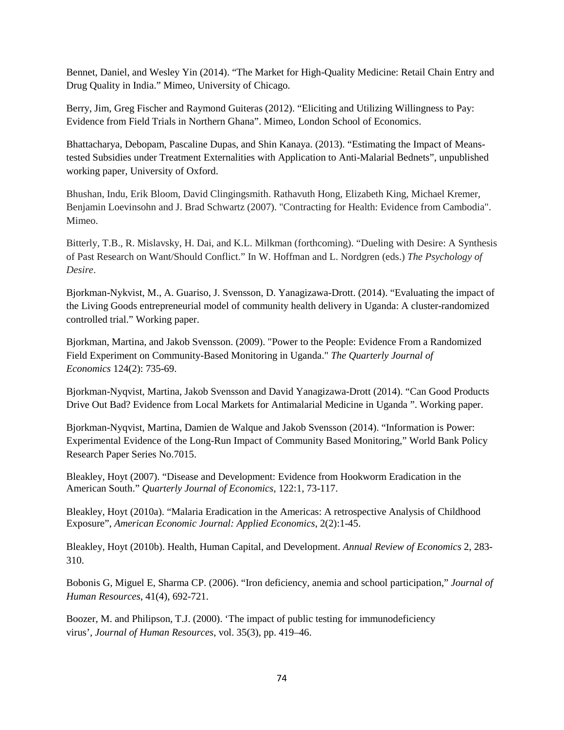Bennet, Daniel, and Wesley Yin (2014). "The Market for High-Quality Medicine: Retail Chain Entry and Drug Quality in India." Mimeo, University of Chicago.

Berry, Jim, Greg Fischer and Raymond Guiteras (2012). "Eliciting and Utilizing Willingness to Pay: Evidence from Field Trials in Northern Ghana". Mimeo, London School of Economics.

Bhattacharya, Debopam, Pascaline Dupas, and Shin Kanaya. (2013). "Estimating the Impact of Means-tested Subsidies under Treatment Externalities with Application to Anti-Malarial Bednets", unpublished working paper, University of Oxford.

Bhushan, Indu, Erik Bloom, David Clingingsmith. Rathavuth Hong, Elizabeth King, Michael Kremer, Benjamin Loevinsohn and J. Brad Schwartz (2007). "Contracting for Health: Evidence from Cambodia". Mimeo.

Bitterly, T.B., R. Mislavsky, H. Dai, and K.L. Milkman (forthcoming). "Dueling with Desire: A Synthesis of Past Research on Want/Should Conflict." In W. Hoffman and L. Nordgren (eds.) *The Psychology of Desire*.

Bjorkman-Nykvist, M., A. Guariso, J. Svensson, D. Yanagizawa-Drott. (2014). "Evaluating the impact of the Living Goods entrepreneurial model of community health delivery in Uganda: A cluster-randomized controlled trial." Working paper.

Bjorkman, Martina, and Jakob Svensson. (2009). "Power to the People: Evidence From a Randomized Field Experiment on Community-Based Monitoring in Uganda." *The Quarterly Journal of Economics* 124(2): 735-69.

Bjorkman-Nyqvist, Martina, Jakob Svensson and David Yanagizawa-Drott (2014). "Can Good Products Drive Out Bad? Evidence from Local Markets for Antimalarial Medicine in Uganda ". Working paper.

Bjorkman-Nyqvist, Martina, Damien de Walque and Jakob Svensson (2014). "Information is Power: Experimental Evidence of the Long-Run Impact of Community Based Monitoring," World Bank Policy Research Paper Series No.7015.

Bleakley, Hoyt (2007). "Disease and Development: Evidence from Hookworm Eradication in the American South." *Quarterly Journal of Economics*, 122:1, 73-117.

Bleakley, Hoyt (2010a). "Malaria Eradication in the Americas: A retrospective Analysis of Childhood Exposure", *American Economic Journal: Applied Economics*, 2(2):1-45.

Bleakley, Hoyt (2010b). Health, Human Capital, and Development. *Annual Review of Economics* 2, 283-310.

Bobonis G, Miguel E, Sharma CP. (2006). "Iron deficiency, anemia and school participation," *Journal of Human Resources*, 41(4), 692-721.

Boozer, M. and Philipson, T.J. (2000). 'The impact of public testing for immunodeficiency virus', *Journal of Human Resources*, vol. 35(3), pp. 419–46.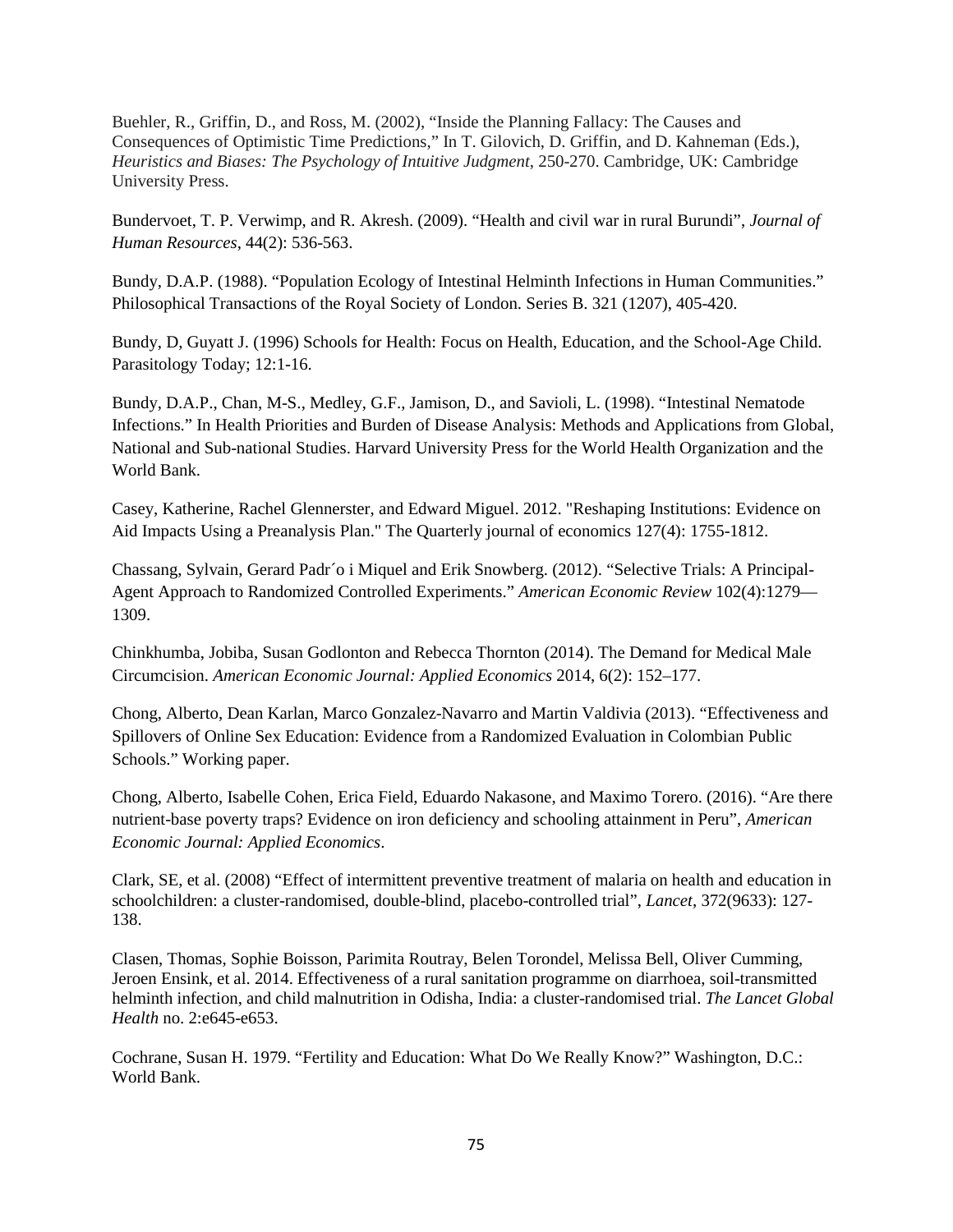Buehler, R., Griffin, D., and Ross, M. (2002), “Inside the Planning Fallacy: The Causes and Consequences of Optimistic Time Predictions,” In T. Gilovich, D. Griffin, and D. Kahneman (Eds.), *Heuristics and Biases: The Psychology of Intuitive Judgment*, 250-270. Cambridge, UK: Cambridge University Press.

Bundervoet, T. P. Verwimp, and R. Akresh. (2009). “Health and civil war in rural Burundi”, *Journal of Human Resources*, 44(2): 536-563.

Bundy, D.A.P. (1988). “Population Ecology of Intestinal Helminth Infections in Human Communities.” Philosophical Transactions of the Royal Society of London. Series B. 321 (1207), 405-420.

Bundy, D, Guyatt J. (1996) Schools for Health: Focus on Health, Education, and the School-Age Child. Parasitology Today; 12:1-16.

Bundy, D.A.P., Chan, M-S., Medley, G.F., Jamison, D., and Savioli, L. (1998). “Intestinal Nematode Infections.” In Health Priorities and Burden of Disease Analysis: Methods and Applications from Global, National and Sub-national Studies. Harvard University Press for the World Health Organization and the World Bank.

Casey, Katherine, Rachel Glennerster, and Edward Miguel. 2012. "Reshaping Institutions: Evidence on Aid Impacts Using a Preanalysis Plan." The Quarterly journal of economics 127(4): 1755-1812.

Chassang, Sylvain, Gerard Padr´o i Miquel and Erik Snowberg. (2012). “Selective Trials: A Principal-Agent Approach to Randomized Controlled Experiments.” *American Economic Review* 102(4):1279—1309.

Chinkhumba, Jobiba, Susan Godlonton and Rebecca Thornton (2014). The Demand for Medical Male Circumcision. *American Economic Journal: Applied Economics* 2014, 6(2): 152–177.

Chong, Alberto, Dean Karlan, Marco Gonzalez-Navarro and Martin Valdivia (2013). “Effectiveness and Spillovers of Online Sex Education: Evidence from a Randomized Evaluation in Colombian Public Schools.” Working paper.

Chong, Alberto, Isabelle Cohen, Erica Field, Eduardo Nakasone, and Maximo Torero. (2016). “Are there nutrient-base poverty traps? Evidence on iron deficiency and schooling attainment in Peru”, *American Economic Journal: Applied Economics*.

Clark, SE, et al. (2008) “Effect of intermittent preventive treatment of malaria on health and education in schoolchildren: a cluster-randomised, double-blind, placebo-controlled trial”, *Lancet*, 372(9633): 127-138.

Clasen, Thomas, Sophie Boisson, Parimita Routray, Belen Torondel, Melissa Bell, Oliver Cumming, Jeroen Ensink, et al. 2014. Effectiveness of a rural sanitation programme on diarrhoea, soil-transmitted helminth infection, and child malnutrition in Odisha, India: a cluster-randomised trial. *The Lancet Global Health* no. 2:e645-e653.

Cochrane, Susan H. 1979. “Fertility and Education: What Do We Really Know?” Washington, D.C.: World Bank.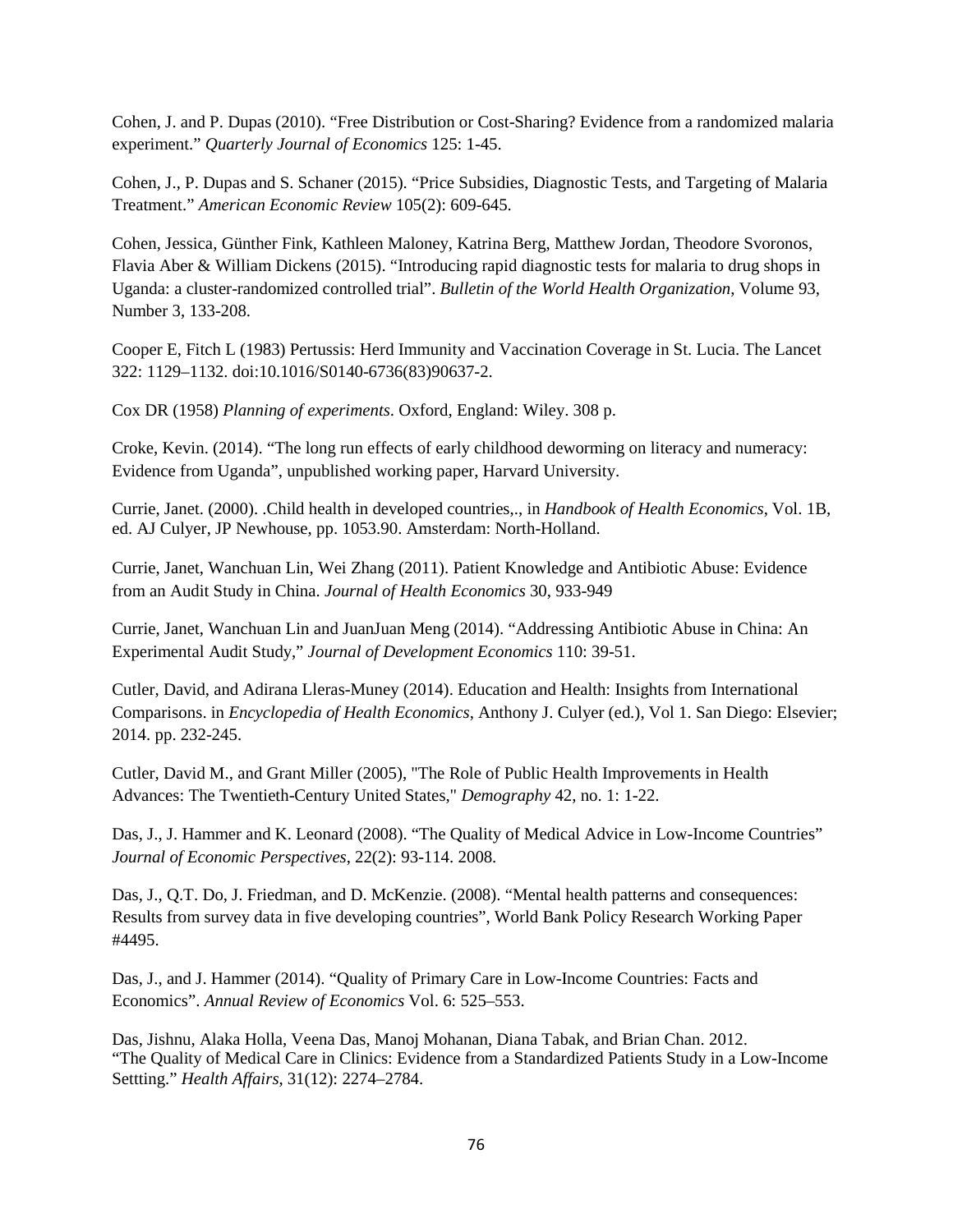Cohen, J. and P. Dupas (2010). “Free Distribution or Cost-Sharing? Evidence from a randomized malaria experiment.” *Quarterly Journal of Economics* 125: 1-45.

Cohen, J., P. Dupas and S. Schaner (2015). “Price Subsidies, Diagnostic Tests, and Targeting of Malaria Treatment.” *American Economic Review* 105(2): 609-645.

Cohen, Jessica, Günther Fink, Kathleen Maloney, Katrina Berg, Matthew Jordan, Theodore Svoronos, Flavia Aber & William Dickens (2015). “Introducing rapid diagnostic tests for malaria to drug shops in Uganda: a cluster-randomized controlled trial”. *Bulletin of the World Health Organization*, Volume 93, Number 3, 133-208.

Cooper E, Fitch L (1983) Pertussis: Herd Immunity and Vaccination Coverage in St. Lucia. The Lancet 322: 1129–1132. doi:10.1016/S0140-6736(83)90637-2.

Cox DR (1958) *Planning of experiments*. Oxford, England: Wiley. 308 p.

Croke, Kevin. (2014). “The long run effects of early childhood deworming on literacy and numeracy: Evidence from Uganda”, unpublished working paper, Harvard University.

Currie, Janet. (2000). .Child health in developed countries,., in *Handbook of Health Economics*, Vol. 1B, ed. AJ Culyer, JP Newhouse, pp. 1053.90. Amsterdam: North-Holland.

Currie, Janet, Wanchuan Lin, Wei Zhang (2011). Patient Knowledge and Antibiotic Abuse: Evidence from an Audit Study in China. *Journal of Health Economics* 30, 933-949

Currie, Janet, Wanchuan Lin and JuanJuan Meng (2014). “Addressing Antibiotic Abuse in China: An Experimental Audit Study,” *Journal of Development Economics* 110: 39-51.

Cutler, David, and Adirana Lleras-Muney (2014). Education and Health: Insights from International Comparisons. in *Encyclopedia of Health Economics*, Anthony J. Culyer (ed.), Vol 1. San Diego: Elsevier; 2014. pp. 232-245.

Cutler, David M., and Grant Miller (2005), "The Role of Public Health Improvements in Health Advances: The Twentieth-Century United States," *Demography* 42, no. 1: 1-22.

Das, J., J. Hammer and K. Leonard (2008). “The Quality of Medical Advice in Low-Income Countries” *Journal of Economic Perspectives*, 22(2): 93-114. 2008.

Das, J., Q.T. Do, J. Friedman, and D. McKenzie. (2008). “Mental health patterns and consequences: Results from survey data in five developing countries”, World Bank Policy Research Working Paper #4495.

Das, J., and J. Hammer (2014). “Quality of Primary Care in Low-Income Countries: Facts and Economics”. *Annual Review of Economics* Vol. 6: 525–553.

Das, Jishnu, Alaka Holla, Veena Das, Manoj Mohanan, Diana Tabak, and Brian Chan. 2012. “The Quality of Medical Care in Clinics: Evidence from a Standardized Patients Study in a Low-Income Settting.” *Health Affairs*, 31(12): 2274–2784.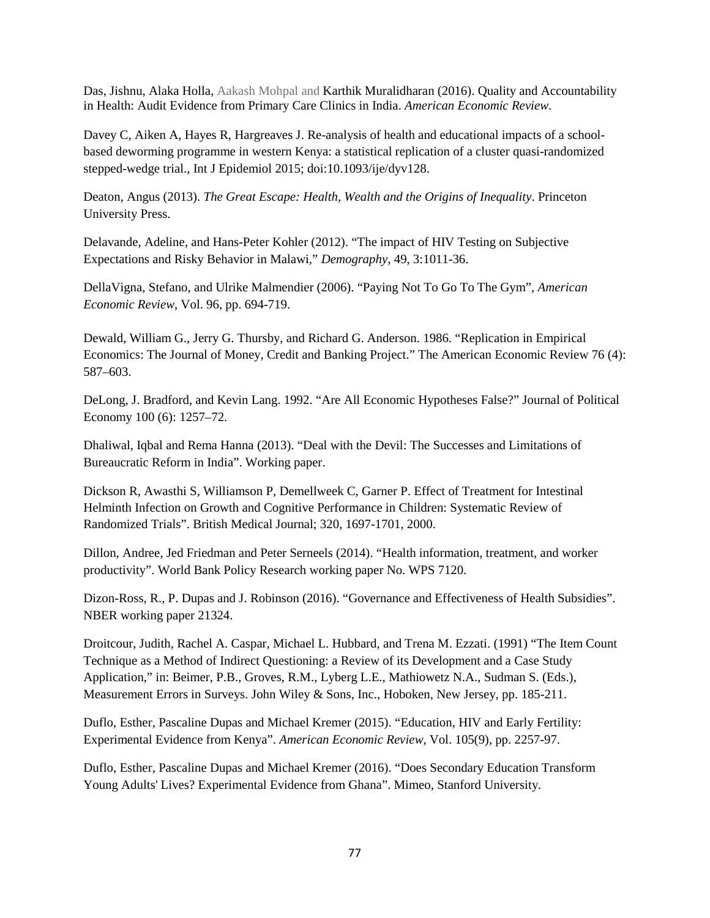Das, Jishnu, Alaka Holla, Aakash Mohpal and Karthik Muralidharan (2016). Quality and Accountability in Health: Audit Evidence from Primary Care Clinics in India. *American Economic Review*.

Davey C, Aiken A, Hayes R, Hargreaves J. Re-analysis of health and educational impacts of a school-based deworming programme in western Kenya: a statistical replication of a cluster quasi-randomized stepped-wedge trial., Int J Epidemiol 2015; doi:10.1093/ije/dyv128.

Deaton, Angus (2013). *The Great Escape: Health, Wealth and the Origins of Inequality*. Princeton University Press.

Delavande, Adeline, and Hans-Peter Kohler (2012). "The impact of HIV Testing on Subjective Expectations and Risky Behavior in Malawi," *Demography*, 49, 3:1011-36.

DellaVigna, Stefano, and Ulrike Malmendier (2006). "Paying Not To Go To The Gym", *American Economic Review*, Vol. 96, pp. 694-719.

Dewald, William G., Jerry G. Thursby, and Richard G. Anderson. 1986. "Replication in Empirical Economics: The Journal of Money, Credit and Banking Project." The American Economic Review 76 (4): 587–603.

DeLong, J. Bradford, and Kevin Lang. 1992. "Are All Economic Hypotheses False?" Journal of Political Economy 100 (6): 1257–72.

Dhaliwal, Iqbal and Rema Hanna (2013). "Deal with the Devil: The Successes and Limitations of Bureaucratic Reform in India". Working paper.

Dickson R, Awasthi S, Williamson P, Demellweek C, Garner P. Effect of Treatment for Intestinal Helminth Infection on Growth and Cognitive Performance in Children: Systematic Review of Randomized Trials". British Medical Journal; 320, 1697-1701, 2000.

Dillon, Andree, Jed Friedman and Peter Serneels (2014). "Health information, treatment, and worker productivity". World Bank Policy Research working paper No. WPS 7120.

Dizon-Ross, R., P. Dupas and J. Robinson (2016). "Governance and Effectiveness of Health Subsidies". NBER working paper 21324.

Droitcour, Judith, Rachel A. Caspar, Michael L. Hubbard, and Trena M. Ezzati. (1991) "The Item Count Technique as a Method of Indirect Questioning: a Review of its Development and a Case Study Application," in: Beimer, P.B., Groves, R.M., Lyberg L.E., Mathiowetz N.A., Sudman S. (Eds.), Measurement Errors in Surveys. John Wiley & Sons, Inc., Hoboken, New Jersey, pp. 185-211.

Duflo, Esther, Pascaline Dupas and Michael Kremer (2015). "Education, HIV and Early Fertility: Experimental Evidence from Kenya". *American Economic Review*, Vol. 105(9), pp. 2257-97.

Duflo, Esther, Pascaline Dupas and Michael Kremer (2016). "Does Secondary Education Transform Young Adults' Lives? Experimental Evidence from Ghana". Mimeo, Stanford University.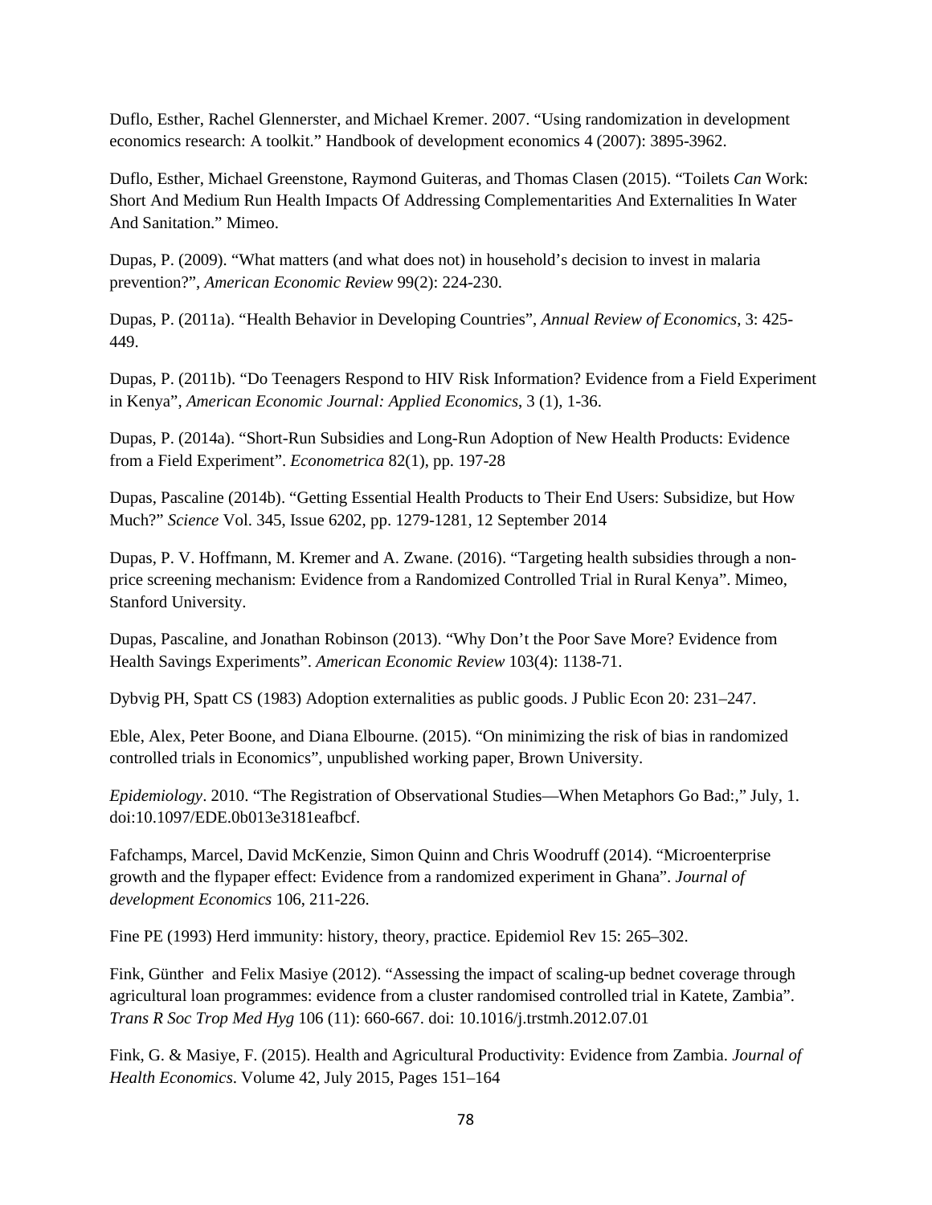Duflo, Esther, Rachel Glennerster, and Michael Kremer. 2007. "Using randomization in development economics research: A toolkit." Handbook of development economics 4 (2007): 3895-3962.

Duflo, Esther, Michael Greenstone, Raymond Guiteras, and Thomas Clasen (2015). "Toilets *Can* Work: Short And Medium Run Health Impacts Of Addressing Complementarities And Externalities In Water And Sanitation." Mimeo.

Dupas, P. (2009). "What matters (and what does not) in household's decision to invest in malaria prevention?", *American Economic Review* 99(2): 224-230.

Dupas, P. (2011a). "Health Behavior in Developing Countries", *Annual Review of Economics*, 3: 425-449.

Dupas, P. (2011b). "Do Teenagers Respond to HIV Risk Information? Evidence from a Field Experiment in Kenya", *American Economic Journal: Applied Economics*, 3 (1), 1-36.

Dupas, P. (2014a). "Short-Run Subsidies and Long-Run Adoption of New Health Products: Evidence from a Field Experiment". *Econometrica* 82(1), pp. 197-28

Dupas, Pascaline (2014b). "Getting Essential Health Products to Their End Users: Subsidize, but How Much?" *Science* Vol. 345, Issue 6202, pp. 1279-1281, 12 September 2014

Dupas, P. V. Hoffmann, M. Kremer and A. Zwane. (2016). "Targeting health subsidies through a non-price screening mechanism: Evidence from a Randomized Controlled Trial in Rural Kenya". Mimeo, Stanford University.

Dupas, Pascaline, and Jonathan Robinson (2013). "Why Don't the Poor Save More? Evidence from Health Savings Experiments". *American Economic Review* 103(4): 1138-71.

Dybvig PH, Spatt CS (1983) Adoption externalities as public goods. J Public Econ 20: 231–247.

Eble, Alex, Peter Boone, and Diana Elbourne. (2015). "On minimizing the risk of bias in randomized controlled trials in Economics", unpublished working paper, Brown University.

*Epidemiology*. 2010. "The Registration of Observational Studies—When Metaphors Go Bad:," July, 1. doi:10.1097/EDE.0b013e3181eafbcf.

Fafchamps, Marcel, David McKenzie, Simon Quinn and Chris Woodruff (2014). "Microenterprise growth and the flypaper effect: Evidence from a randomized experiment in Ghana". *Journal of development Economics* 106, 211-226.

Fine PE (1993) Herd immunity: history, theory, practice. Epidemiol Rev 15: 265–302.

Fink, Günther and Felix Masiye (2012). "Assessing the impact of scaling-up bednet coverage through agricultural loan programmes: evidence from a cluster randomised controlled trial in Katete, Zambia". *Trans R Soc Trop Med Hyg* 106 (11): 660-667. doi: 10.1016/j.trstmh.2012.07.01

Fink, G. & Masiye, F. (2015). Health and Agricultural Productivity: Evidence from Zambia. *Journal of Health Economics*. Volume 42, July 2015, Pages 151–164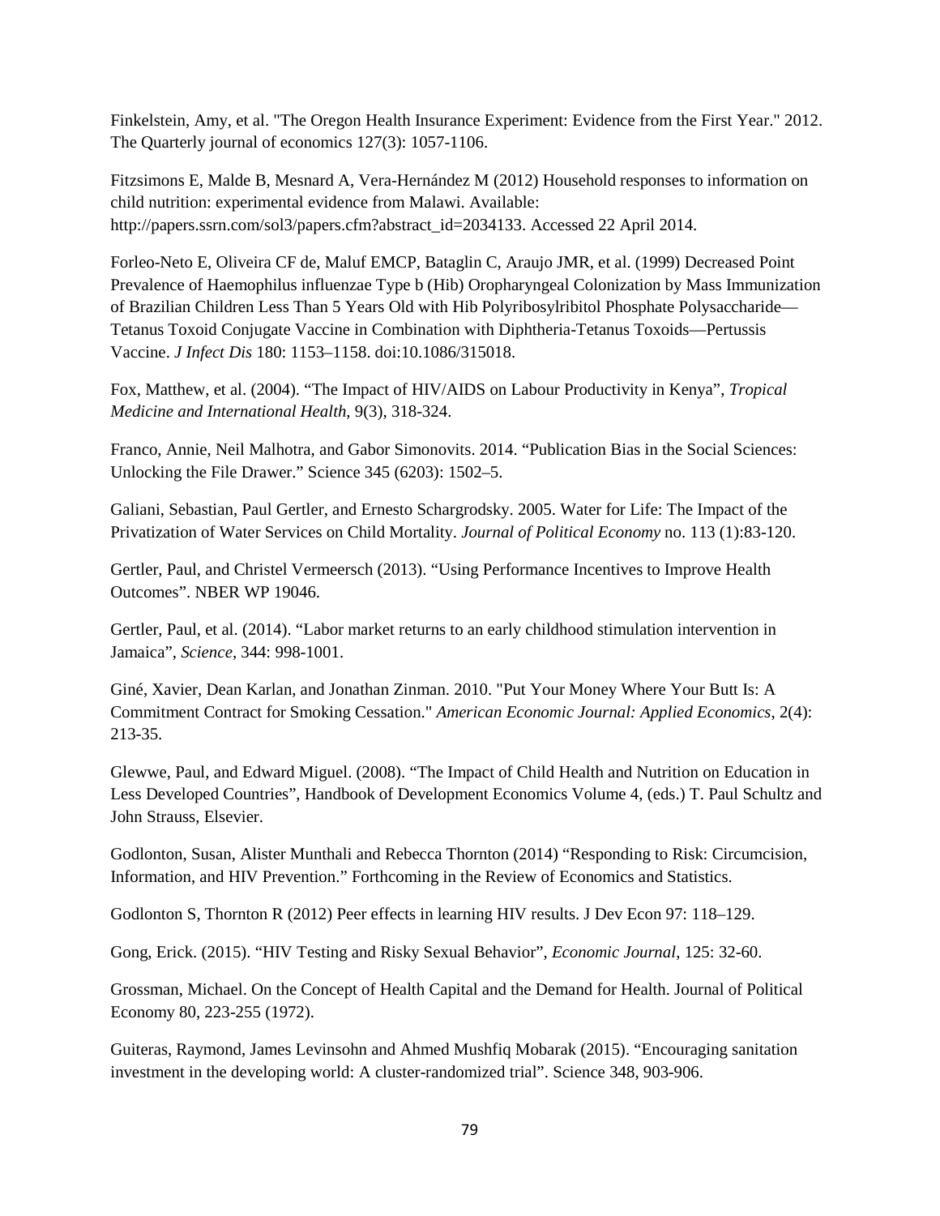Finkelstein, Amy, et al. "The Oregon Health Insurance Experiment: Evidence from the First Year." 2012. The Quarterly journal of economics 127(3): 1057-1106.

Fitzsimons E, Malde B, Mesnard A, Vera-Hernández M (2012) Household responses to information on child nutrition: experimental evidence from Malawi. Available: http://papers.ssrn.com/sol3/papers.cfm?abstract_id=2034133. Accessed 22 April 2014.

Forleo-Neto E, Oliveira CF de, Maluf EMCP, Bataglin C, Araujo JMR, et al. (1999) Decreased Point Prevalence of Haemophilus influenzae Type b (Hib) Oropharyngeal Colonization by Mass Immunization of Brazilian Children Less Than 5 Years Old with Hib Polyribosylribitol Phosphate Polysaccharide—Tetanus Toxoid Conjugate Vaccine in Combination with Diphtheria-Tetanus Toxoids—Pertussis Vaccine. *J Infect Dis* 180: 1153–1158. doi:10.1086/315018.

Fox, Matthew, et al. (2004). "The Impact of HIV/AIDS on Labour Productivity in Kenya", *Tropical Medicine and International Health*, 9(3), 318-324.

Franco, Annie, Neil Malhotra, and Gabor Simonovits. 2014. "Publication Bias in the Social Sciences: Unlocking the File Drawer." Science 345 (6203): 1502–5.

Galiani, Sebastian, Paul Gertler, and Ernesto Schargrodsky. 2005. Water for Life: The Impact of the Privatization of Water Services on Child Mortality. *Journal of Political Economy* no. 113 (1):83-120.

Gertler, Paul, and Christel Vermeersch (2013). "Using Performance Incentives to Improve Health Outcomes". NBER WP 19046.

Gertler, Paul, et al. (2014). "Labor market returns to an early childhood stimulation intervention in Jamaica", *Science*, 344: 998-1001.

Giné, Xavier, Dean Karlan, and Jonathan Zinman. 2010. "Put Your Money Where Your Butt Is: A Commitment Contract for Smoking Cessation." *American Economic Journal: Applied Economics*, 2(4): 213-35.

Glewwe, Paul, and Edward Miguel. (2008). "The Impact of Child Health and Nutrition on Education in Less Developed Countries", Handbook of Development Economics Volume 4, (eds.) T. Paul Schultz and John Strauss, Elsevier.

Godlonton, Susan, Alister Munthali and Rebecca Thornton (2014) "Responding to Risk: Circumcision, Information, and HIV Prevention." Forthcoming in the Review of Economics and Statistics.

Godlonton S, Thornton R (2012) Peer effects in learning HIV results. J Dev Econ 97: 118–129.

Gong, Erick. (2015). "HIV Testing and Risky Sexual Behavior", *Economic Journal*, 125: 32-60.

Grossman, Michael. On the Concept of Health Capital and the Demand for Health. Journal of Political Economy 80, 223-255 (1972).

Guiteras, Raymond, James Levinsohn and Ahmed Mushfiq Mobarak (2015). "Encouraging sanitation investment in the developing world: A cluster-randomized trial". Science 348, 903-906.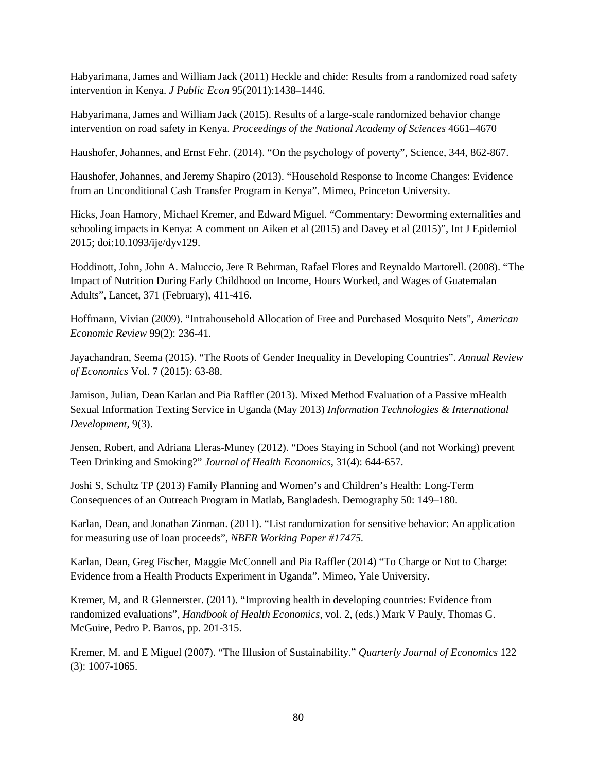Habyarimana, James and William Jack (2011) Heckle and chide: Results from a randomized road safety intervention in Kenya. *J Public Econ* 95(2011):1438–1446.

Habyarimana, James and William Jack (2015). Results of a large-scale randomized behavior change intervention on road safety in Kenya. *Proceedings of the National Academy of Sciences* 4661–4670

Haushofer, Johannes, and Ernst Fehr. (2014). "On the psychology of poverty", Science, 344, 862-867.

Haushofer, Johannes, and Jeremy Shapiro (2013). "Household Response to Income Changes: Evidence from an Unconditional Cash Transfer Program in Kenya". Mimeo, Princeton University.

Hicks, Joan Hamory, Michael Kremer, and Edward Miguel. "Commentary: Deworming externalities and schooling impacts in Kenya: A comment on Aiken et al (2015) and Davey et al (2015)", Int J Epidemiol 2015; doi:10.1093/ije/dyv129.

Hoddinott, John, John A. Maluccio, Jere R Behrman, Rafael Flores and Reynaldo Martorell. (2008). "The Impact of Nutrition During Early Childhood on Income, Hours Worked, and Wages of Guatemalan Adults", Lancet, 371 (February), 411-416.

Hoffmann, Vivian (2009). "Intrahousehold Allocation of Free and Purchased Mosquito Nets", *American Economic Review* 99(2): 236-41.

Jayachandran, Seema (2015). "The Roots of Gender Inequality in Developing Countries". *Annual Review of Economics* Vol. 7 (2015): 63-88.

Jamison, Julian, Dean Karlan and Pia Raffler (2013). Mixed Method Evaluation of a Passive mHealth Sexual Information Texting Service in Uganda (May 2013) *Information Technologies & International Development*, 9(3).

Jensen, Robert, and Adriana Lleras-Muney (2012). "Does Staying in School (and not Working) prevent Teen Drinking and Smoking?" *Journal of Health Economics*, 31(4): 644-657.

Joshi S, Schultz TP (2013) Family Planning and Women's and Children's Health: Long-Term Consequences of an Outreach Program in Matlab, Bangladesh. Demography 50: 149–180.

Karlan, Dean, and Jonathan Zinman. (2011). "List randomization for sensitive behavior: An application for measuring use of loan proceeds", *NBER Working Paper #17475*.

Karlan, Dean, Greg Fischer, Maggie McConnell and Pia Raffler (2014) "To Charge or Not to Charge: Evidence from a Health Products Experiment in Uganda". Mimeo, Yale University.

Kremer, M, and R Glennerster. (2011). "Improving health in developing countries: Evidence from randomized evaluations", *Handbook of Health Economics*, vol. 2, (eds.) Mark V Pauly, Thomas G. McGuire, Pedro P. Barros, pp. 201-315.

Kremer, M. and E Miguel (2007). "The Illusion of Sustainability." *Quarterly Journal of Economics* 122 (3): 1007-1065.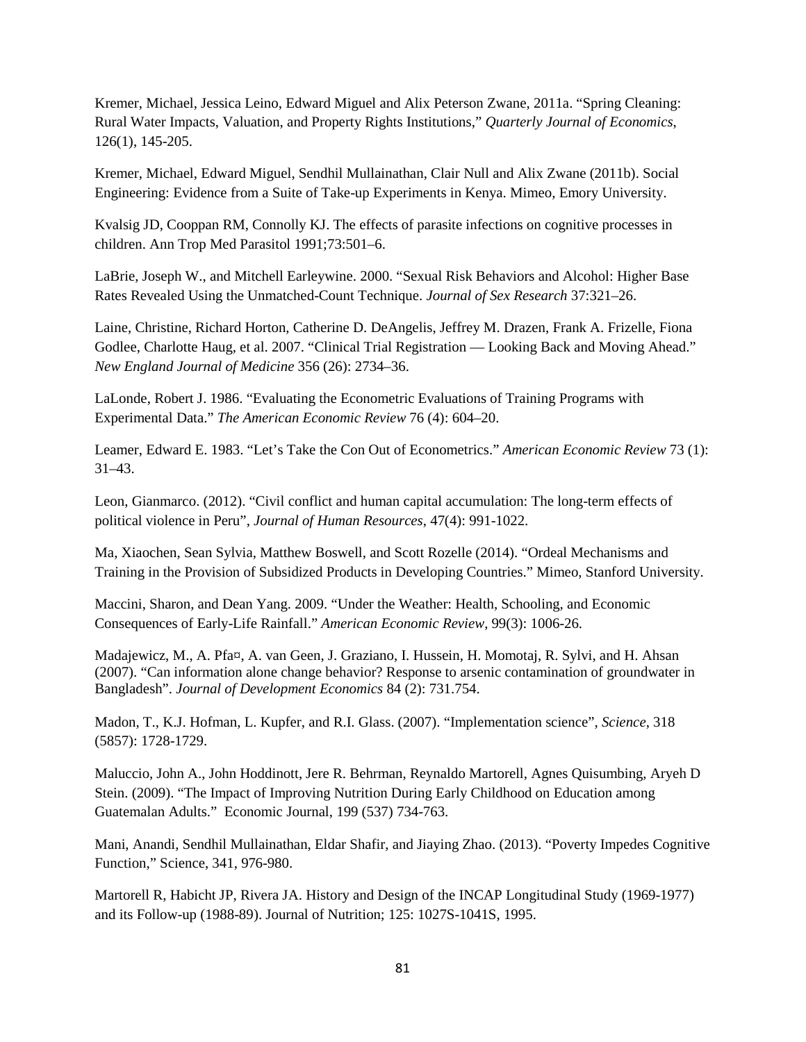Kremer, Michael, Jessica Leino, Edward Miguel and Alix Peterson Zwane, 2011a. "Spring Cleaning: Rural Water Impacts, Valuation, and Property Rights Institutions," *Quarterly Journal of Economics*, 126(1), 145-205.

Kremer, Michael, Edward Miguel, Sendhil Mullainathan, Clair Null and Alix Zwane (2011b). Social Engineering: Evidence from a Suite of Take-up Experiments in Kenya. Mimeo, Emory University.

Kvalsig JD, Cooppan RM, Connolly KJ. The effects of parasite infections on cognitive processes in children. Ann Trop Med Parasitol 1991;73:501–6.

LaBrie, Joseph W., and Mitchell Earleywine. 2000. "Sexual Risk Behaviors and Alcohol: Higher Base Rates Revealed Using the Unmatched-Count Technique. *Journal of Sex Research* 37:321–26.

Laine, Christine, Richard Horton, Catherine D. DeAngelis, Jeffrey M. Drazen, Frank A. Frizelle, Fiona Godlee, Charlotte Haug, et al. 2007. "Clinical Trial Registration — Looking Back and Moving Ahead." *New England Journal of Medicine* 356 (26): 2734–36.

LaLonde, Robert J. 1986. "Evaluating the Econometric Evaluations of Training Programs with Experimental Data." *The American Economic Review* 76 (4): 604–20.

Leamer, Edward E. 1983. "Let's Take the Con Out of Econometrics." *American Economic Review* 73 (1): 31–43.

Leon, Gianmarco. (2012). "Civil conflict and human capital accumulation: The long-term effects of political violence in Peru", *Journal of Human Resources*, 47(4): 991-1022.

Ma, Xiaochen, Sean Sylvia, Matthew Boswell, and Scott Rozelle (2014). "Ordeal Mechanisms and Training in the Provision of Subsidized Products in Developing Countries." Mimeo, Stanford University.

Maccini, Sharon, and Dean Yang. 2009. "Under the Weather: Health, Schooling, and Economic Consequences of Early-Life Rainfall." *American Economic Review*, 99(3): 1006-26.

Madajewicz, M., A. Pfa¤, A. van Geen, J. Graziano, I. Hussein, H. Momotaj, R. Sylvi, and H. Ahsan (2007). "Can information alone change behavior? Response to arsenic contamination of groundwater in Bangladesh". *Journal of Development Economics* 84 (2): 731.754.

Madon, T., K.J. Hofman, L. Kupfer, and R.I. Glass. (2007). "Implementation science", *Science*, 318 (5857): 1728-1729.

Maluccio, John A., John Hoddinott, Jere R. Behrman, Reynaldo Martorell, Agnes Quisumbing, Aryeh D Stein. (2009). "The Impact of Improving Nutrition During Early Childhood on Education among Guatemalan Adults." Economic Journal, 199 (537) 734-763.

Mani, Anandi, Sendhil Mullainathan, Eldar Shafir, and Jiaying Zhao. (2013). "Poverty Impedes Cognitive Function," Science, 341, 976-980.

Martorell R, Habicht JP, Rivera JA. History and Design of the INCAP Longitudinal Study (1969-1977) and its Follow-up (1988-89). Journal of Nutrition; 125: 1027S-1041S, 1995.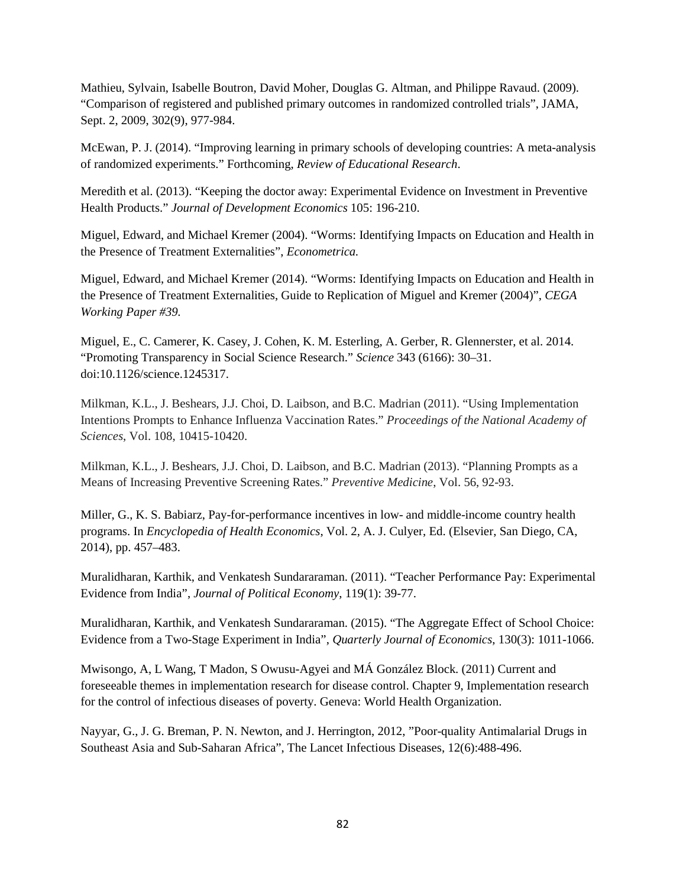Mathieu, Sylvain, Isabelle Boutron, David Moher, Douglas G. Altman, and Philippe Ravaud. (2009). "Comparison of registered and published primary outcomes in randomized controlled trials", JAMA, Sept. 2, 2009, 302(9), 977-984.

McEwan, P. J. (2014). "Improving learning in primary schools of developing countries: A meta-analysis of randomized experiments." Forthcoming, *Review of Educational Research*.

Meredith et al. (2013). "Keeping the doctor away: Experimental Evidence on Investment in Preventive Health Products." *Journal of Development Economics* 105: 196-210.

Miguel, Edward, and Michael Kremer (2004). "Worms: Identifying Impacts on Education and Health in the Presence of Treatment Externalities", *Econometrica.*

Miguel, Edward, and Michael Kremer (2014). "Worms: Identifying Impacts on Education and Health in the Presence of Treatment Externalities, Guide to Replication of Miguel and Kremer (2004)", *CEGA Working Paper #39.*

Miguel, E., C. Camerer, K. Casey, J. Cohen, K. M. Esterling, A. Gerber, R. Glennerster, et al. 2014. "Promoting Transparency in Social Science Research." *Science* 343 (6166): 30–31. doi:10.1126/science.1245317.

Milkman, K.L., J. Beshears, J.J. Choi, D. Laibson, and B.C. Madrian (2011). "Using Implementation Intentions Prompts to Enhance Influenza Vaccination Rates." *Proceedings of the National Academy of Sciences*, Vol. 108, 10415-10420.

Milkman, K.L., J. Beshears, J.J. Choi, D. Laibson, and B.C. Madrian (2013). "Planning Prompts as a Means of Increasing Preventive Screening Rates." *Preventive Medicine*, Vol. 56, 92-93.

Miller, G., K. S. Babiarz, Pay-for-performance incentives in low- and middle-income country health programs. In *Encyclopedia of Health Economics*, Vol. 2, A. J. Culyer, Ed. (Elsevier, San Diego, CA, 2014), pp. 457–483.

Muralidharan, Karthik, and Venkatesh Sundararaman. (2011). "Teacher Performance Pay: Experimental Evidence from India", *Journal of Political Economy*, 119(1): 39-77.

Muralidharan, Karthik, and Venkatesh Sundararaman. (2015). "The Aggregate Effect of School Choice: Evidence from a Two-Stage Experiment in India", *Quarterly Journal of Economics*, 130(3): 1011-1066.

Mwisongo, A, L Wang, T Madon, S Owusu-Agyei and MÁ González Block. (2011) Current and foreseeable themes in implementation research for disease control. Chapter 9, Implementation research for the control of infectious diseases of poverty. Geneva: World Health Organization.

Nayyar, G., J. G. Breman, P. N. Newton, and J. Herrington, 2012, "Poor-quality Antimalarial Drugs in Southeast Asia and Sub-Saharan Africa", The Lancet Infectious Diseases, 12(6):488-496.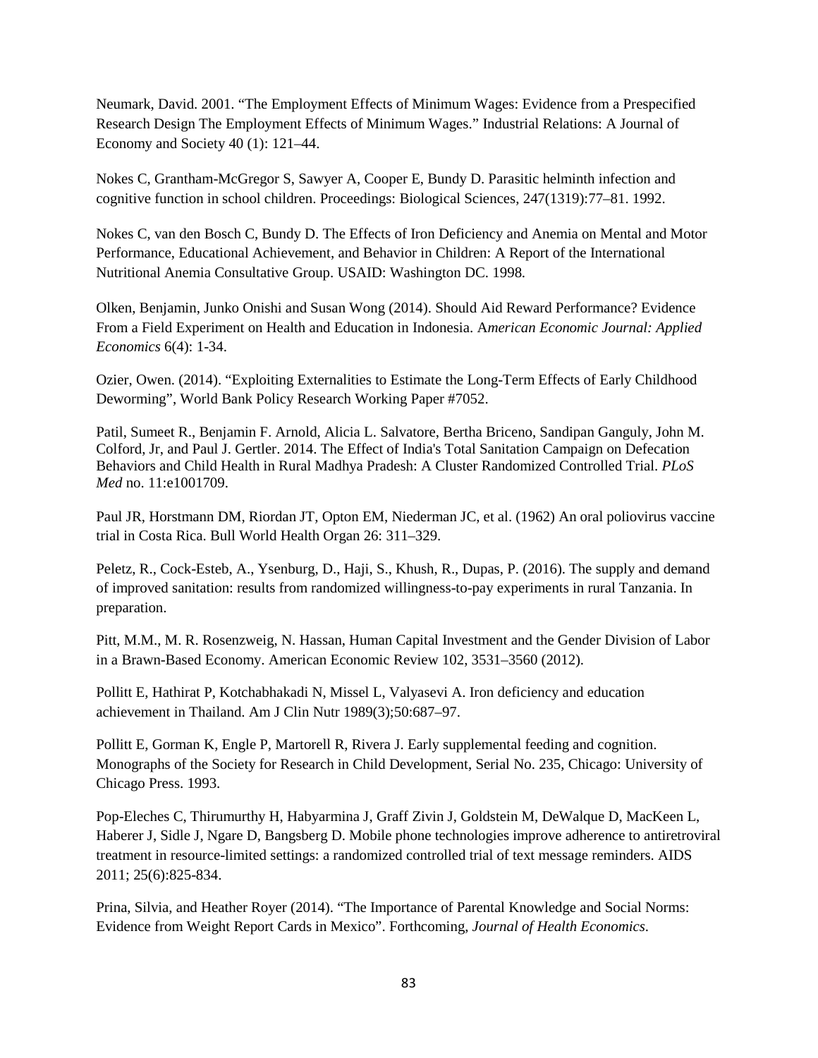Neumark, David. 2001. "The Employment Effects of Minimum Wages: Evidence from a Prespecified Research Design The Employment Effects of Minimum Wages." Industrial Relations: A Journal of Economy and Society 40 (1): 121–44.

Nokes C, Grantham-McGregor S, Sawyer A, Cooper E, Bundy D. Parasitic helminth infection and cognitive function in school children. Proceedings: Biological Sciences, 247(1319):77–81. 1992.

Nokes C, van den Bosch C, Bundy D. The Effects of Iron Deficiency and Anemia on Mental and Motor Performance, Educational Achievement, and Behavior in Children: A Report of the International Nutritional Anemia Consultative Group. USAID: Washington DC. 1998.

Olken, Benjamin, Junko Onishi and Susan Wong (2014). Should Aid Reward Performance? Evidence From a Field Experiment on Health and Education in Indonesia. A*merican Economic Journal: Applied Economics* 6(4): 1-34.

Ozier, Owen. (2014). "Exploiting Externalities to Estimate the Long-Term Effects of Early Childhood Deworming", World Bank Policy Research Working Paper #7052.

Patil, Sumeet R., Benjamin F. Arnold, Alicia L. Salvatore, Bertha Briceno, Sandipan Ganguly, John M. Colford, Jr, and Paul J. Gertler. 2014. The Effect of India's Total Sanitation Campaign on Defecation Behaviors and Child Health in Rural Madhya Pradesh: A Cluster Randomized Controlled Trial. *PLoS Med* no. 11:e1001709.

Paul JR, Horstmann DM, Riordan JT, Opton EM, Niederman JC, et al. (1962) An oral poliovirus vaccine trial in Costa Rica. Bull World Health Organ 26: 311–329.

Peletz, R., Cock-Esteb, A., Ysenburg, D., Haji, S., Khush, R., Dupas, P. (2016). The supply and demand of improved sanitation: results from randomized willingness-to-pay experiments in rural Tanzania. In preparation.

Pitt, M.M., M. R. Rosenzweig, N. Hassan, Human Capital Investment and the Gender Division of Labor in a Brawn-Based Economy. American Economic Review 102, 3531–3560 (2012).

Pollitt E, Hathirat P, Kotchabhakadi N, Missel L, Valyasevi A. Iron deficiency and education achievement in Thailand. Am J Clin Nutr 1989(3);50:687–97.

Pollitt E, Gorman K, Engle P, Martorell R, Rivera J. Early supplemental feeding and cognition. Monographs of the Society for Research in Child Development, Serial No. 235, Chicago: University of Chicago Press. 1993.

Pop-Eleches C, Thirumurthy H, Habyarmina J, Graff Zivin J, Goldstein M, DeWalque D, MacKeen L, Haberer J, Sidle J, Ngare D, Bangsberg D. Mobile phone technologies improve adherence to antiretroviral treatment in resource-limited settings: a randomized controlled trial of text message reminders. AIDS 2011; 25(6):825-834.

Prina, Silvia, and Heather Royer (2014). "The Importance of Parental Knowledge and Social Norms: Evidence from Weight Report Cards in Mexico". Forthcoming, *Journal of Health Economics*.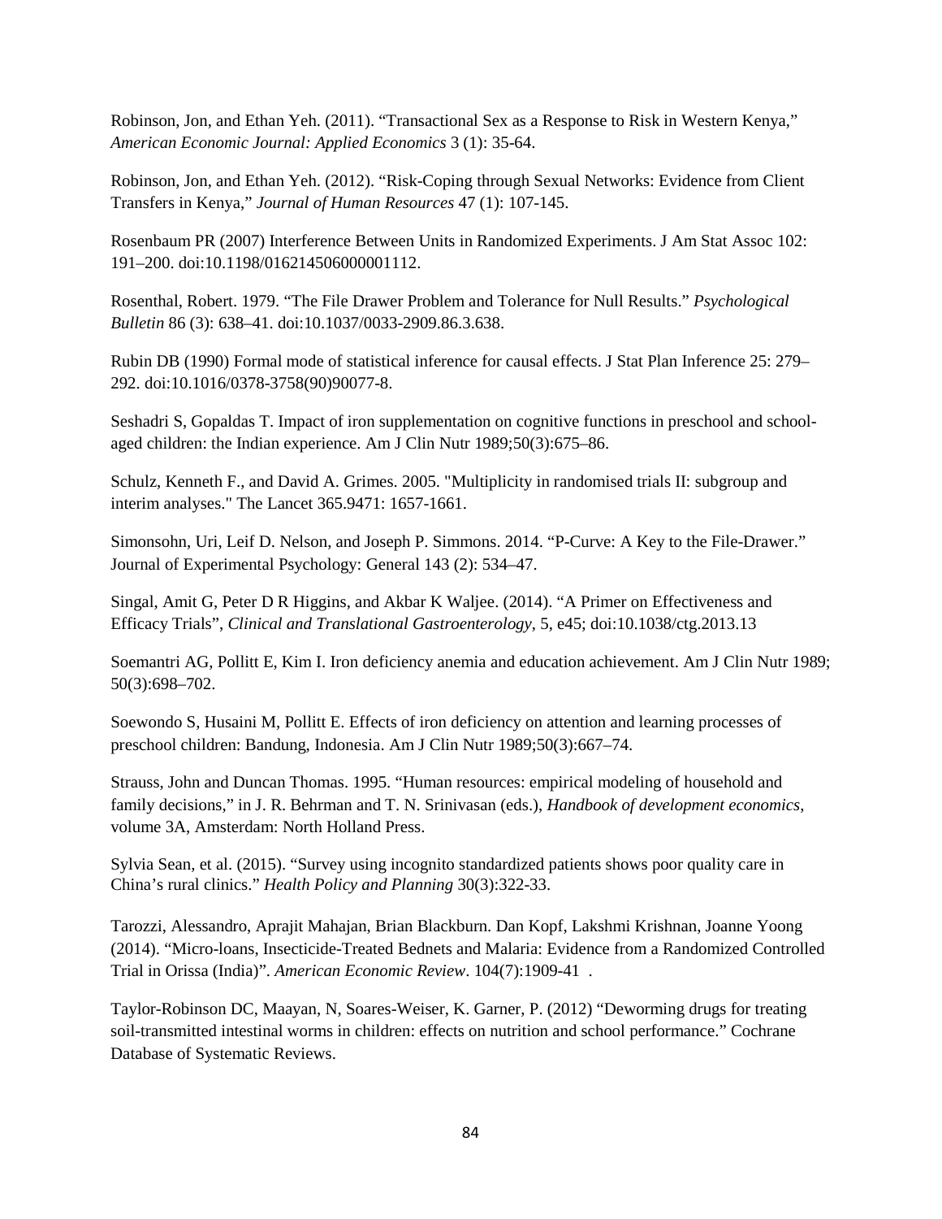Robinson, Jon, and Ethan Yeh. (2011). "Transactional Sex as a Response to Risk in Western Kenya," *American Economic Journal: Applied Economics* 3 (1): 35-64.

Robinson, Jon, and Ethan Yeh. (2012). "Risk-Coping through Sexual Networks: Evidence from Client Transfers in Kenya," *Journal of Human Resources* 47 (1): 107-145.

Rosenbaum PR (2007) Interference Between Units in Randomized Experiments. J Am Stat Assoc 102: 191–200. doi:10.1198/016214506000001112.

Rosenthal, Robert. 1979. "The File Drawer Problem and Tolerance for Null Results." *Psychological Bulletin* 86 (3): 638–41. doi:10.1037/0033-2909.86.3.638.

Rubin DB (1990) Formal mode of statistical inference for causal effects. J Stat Plan Inference 25: 279–292. doi:10.1016/0378-3758(90)90077-8.

Seshadri S, Gopaldas T. Impact of iron supplementation on cognitive functions in preschool and school-aged children: the Indian experience. Am J Clin Nutr 1989;50(3):675–86.

Schulz, Kenneth F., and David A. Grimes. 2005. "Multiplicity in randomised trials II: subgroup and interim analyses." The Lancet 365.9471: 1657-1661.

Simonsohn, Uri, Leif D. Nelson, and Joseph P. Simmons. 2014. "P-Curve: A Key to the File-Drawer." Journal of Experimental Psychology: General 143 (2): 534–47.

Singal, Amit G, Peter D R Higgins, and Akbar K Waljee. (2014). "A Primer on Effectiveness and Efficacy Trials", *Clinical and Translational Gastroenterology*, 5, e45; doi:10.1038/ctg.2013.13

Soemantri AG, Pollitt E, Kim I. Iron deficiency anemia and education achievement. Am J Clin Nutr 1989; 50(3):698–702.

Soewondo S, Husaini M, Pollitt E. Effects of iron deficiency on attention and learning processes of preschool children: Bandung, Indonesia. Am J Clin Nutr 1989;50(3):667–74.

Strauss, John and Duncan Thomas. 1995. "Human resources: empirical modeling of household and family decisions," in J. R. Behrman and T. N. Srinivasan (eds.), *Handbook of development economics*, volume 3A, Amsterdam: North Holland Press.

Sylvia Sean, et al. (2015). "Survey using incognito standardized patients shows poor quality care in China's rural clinics." *Health Policy and Planning* 30(3):322-33.

Tarozzi, Alessandro, Aprajit Mahajan, Brian Blackburn. Dan Kopf, Lakshmi Krishnan, Joanne Yoong (2014). "Micro-loans, Insecticide-Treated Bednets and Malaria: Evidence from a Randomized Controlled Trial in Orissa (India)". *American Economic Review*. 104(7):1909-41 .

Taylor-Robinson DC, Maayan, N, Soares-Weiser, K. Garner, P. (2012) "Deworming drugs for treating soil-transmitted intestinal worms in children: effects on nutrition and school performance." Cochrane Database of Systematic Reviews.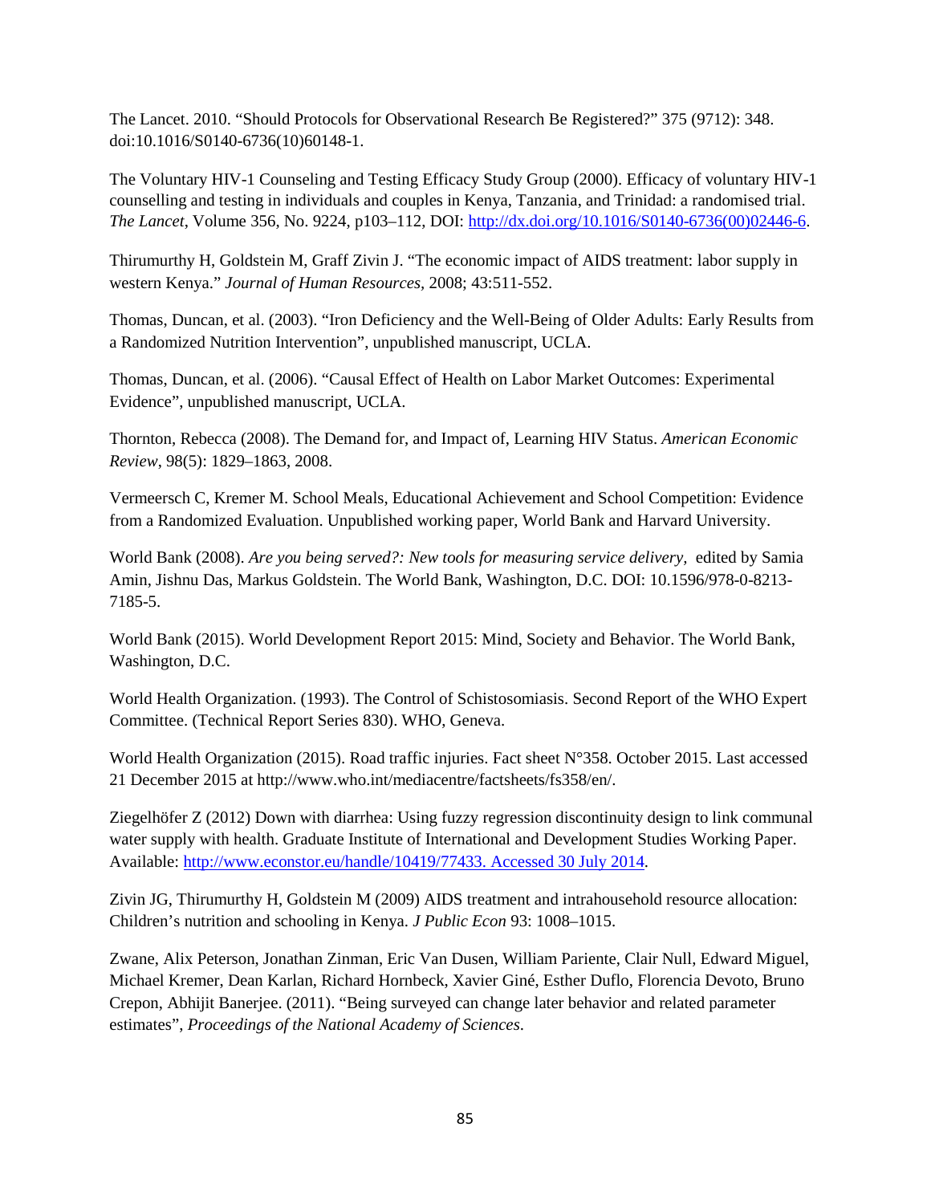The Lancet. 2010. "Should Protocols for Observational Research Be Registered?" 375 (9712): 348. doi:10.1016/S0140-6736(10)60148-1.

The Voluntary HIV-1 Counseling and Testing Efficacy Study Group (2000). Efficacy of voluntary HIV-1 counselling and testing in individuals and couples in Kenya, Tanzania, and Trinidad: a randomised trial. *The Lancet*, Volume 356, No. 9224, p103–112, DOI: [http://dx.doi.org/10.1016/S0140-6736(00)02446-6](http://dx.doi.org/10.1016/S0140-6736(00)02446-6).

Thirumurthy H, Goldstein M, Graff Zivin J. "The economic impact of AIDS treatment: labor supply in western Kenya." *Journal of Human Resources*, 2008; 43:511-552.

Thomas, Duncan, et al. (2003). "Iron Deficiency and the Well-Being of Older Adults: Early Results from a Randomized Nutrition Intervention", unpublished manuscript, UCLA.

Thomas, Duncan, et al. (2006). "Causal Effect of Health on Labor Market Outcomes: Experimental Evidence", unpublished manuscript, UCLA.

Thornton, Rebecca (2008). The Demand for, and Impact of, Learning HIV Status. *American Economic Review*, 98(5): 1829–1863, 2008.

Vermeersch C, Kremer M. School Meals, Educational Achievement and School Competition: Evidence from a Randomized Evaluation. Unpublished working paper, World Bank and Harvard University.

World Bank (2008). *Are you being served?: New tools for measuring service delivery*, edited by Samia Amin, Jishnu Das, Markus Goldstein. The World Bank, Washington, D.C. DOI: 10.1596/978-0-8213-7185-5.

World Bank (2015). World Development Report 2015: Mind, Society and Behavior. The World Bank, Washington, D.C.

World Health Organization. (1993). The Control of Schistosomiasis. Second Report of the WHO Expert Committee. (Technical Report Series 830). WHO, Geneva.

World Health Organization (2015). Road traffic injuries. Fact sheet N°358. October 2015. Last accessed 21 December 2015 at http://www.who.int/mediacentre/factsheets/fs358/en/.

Ziegelhöfer Z (2012) Down with diarrhea: Using fuzzy regression discontinuity design to link communal water supply with health. Graduate Institute of International and Development Studies Working Paper. Available: [http://www.econstor.eu/handle/10419/77433. Accessed 30 July 2014](http://www.econstor.eu/handle/10419/77433).

Zivin JG, Thirumurthy H, Goldstein M (2009) AIDS treatment and intrahousehold resource allocation: Children's nutrition and schooling in Kenya. *J Public Econ* 93: 1008–1015.

Zwane, Alix Peterson, Jonathan Zinman, Eric Van Dusen, William Pariente, Clair Null, Edward Miguel, Michael Kremer, Dean Karlan, Richard Hornbeck, Xavier Giné, Esther Duflo, Florencia Devoto, Bruno Crepon, Abhijit Banerjee. (2011). "Being surveyed can change later behavior and related parameter estimates", *Proceedings of the National Academy of Sciences*.